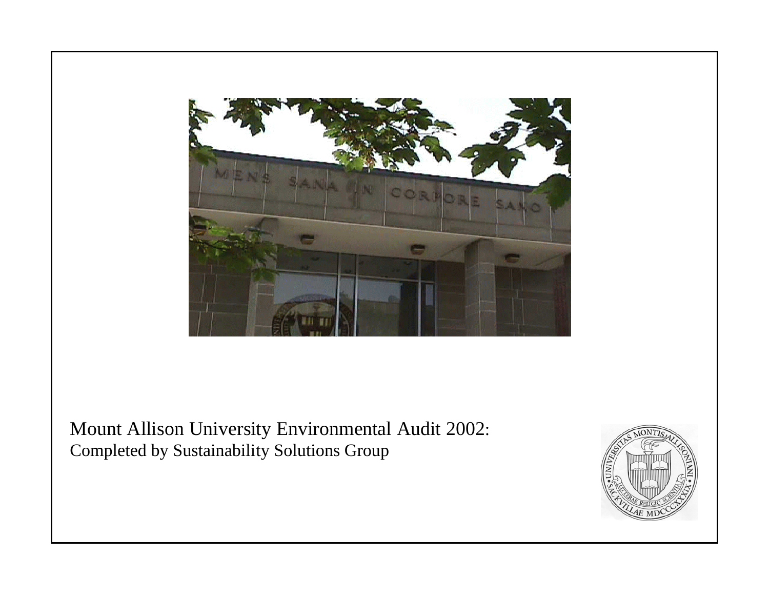Mount Allison University Environmental Audit 2002:

Completed by Sustainability Solutions Group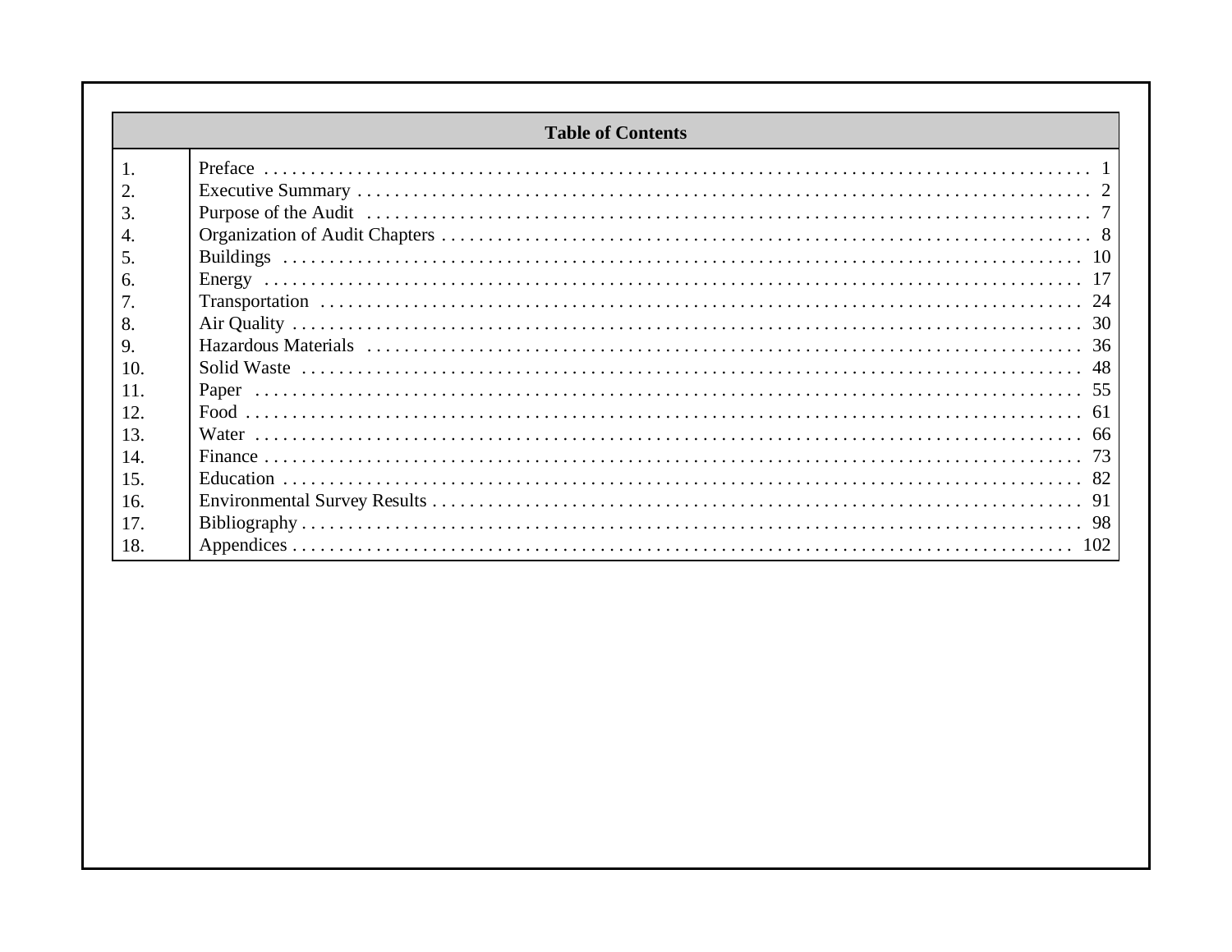## Table of Contents

| # | Section | Page |
|---|---|---|
| 1. | Preface | 1 |
| 2. | Executive Summary | 2 |
| 3. | Purpose of the Audit | 7 |
| 4. | Organization of Audit Chapters | 8 |
| 5. | Buildings | 10 |
| 6. | Energy | 17 |
| 7. | Transportation | 24 |
| 8. | Air Quality | 30 |
| 9. | Hazardous Materials | 36 |
| 10. | Solid Waste | 48 |
| 11. | Paper | 55 |
| 12. | Food | 61 |
| 13. | Water | 66 |
| 14. | Finance | 73 |
| 15. | Education | 82 |
| 16. | Environmental Survey Results | 91 |
| 17. | Bibliography | 98 |
| 18. | Appendices | 102 |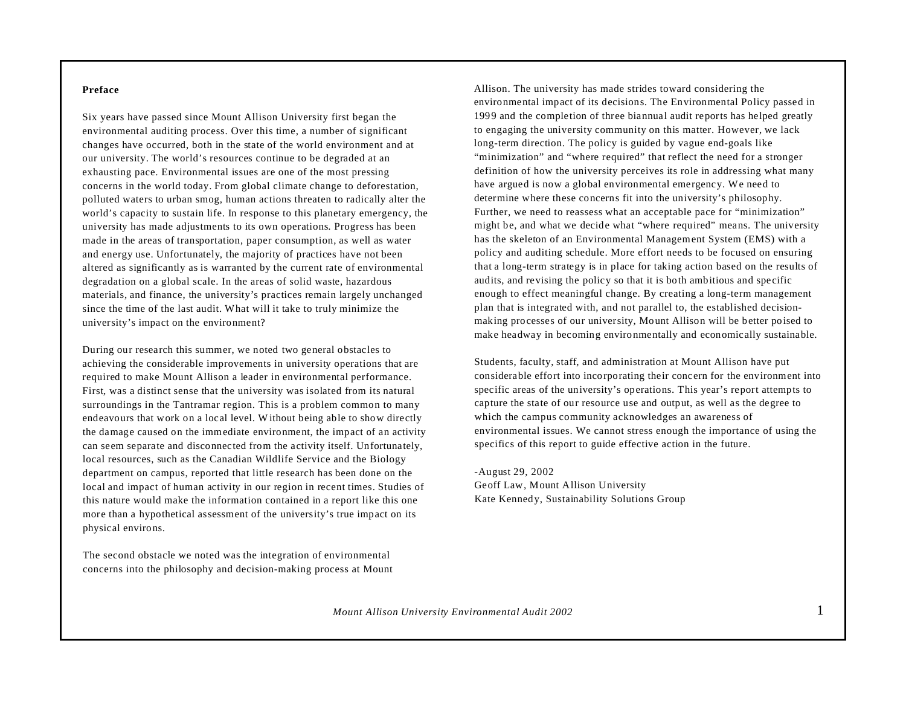## Preface

Six years have passed since Mount Allison University first began the environmental auditing process. Over this time, a number of significant changes have occurred, both in the state of the world environment and at our university. The world's resources continue to be degraded at an exhausting pace. Environmental issues are one of the most pressing concerns in the world today. From global climate change to deforestation, polluted waters to urban smog, human actions threaten to radically alter the world's capacity to sustain life. In response to this planetary emergency, the university has made adjustments to its own operations. Progress has been made in the areas of transportation, paper consumption, as well as water and energy use. Unfortunately, the majority of practices have not been altered as significantly as is warranted by the current rate of environmental degradation on a global scale. In the areas of solid waste, hazardous materials, and finance, the university's practices remain largely unchanged since the time of the last audit. What will it take to truly minimize the university's impact on the environment?

During our research this summer, we noted two general obstacles to achieving the considerable improvements in university operations that are required to make Mount Allison a leader in environmental performance. First, was a distinct sense that the university was isolated from its natural surroundings in the Tantramar region. This is a problem common to many endeavours that work on a local level. Without being able to show directly the damage caused on the immediate environment, the impact of an activity can seem separate and disconnected from the activity itself. Unfortunately, local resources, such as the Canadian Wildlife Service and the Biology department on campus, reported that little research has been done on the local and impact of human activity in our region in recent times. Studies of this nature would make the information contained in a report like this one more than a hypothetical assessment of the university's true impact on its physical environs.

The second obstacle we noted was the integration of environmental concerns into the philosophy and decision-making process at Mount Allison. The university has made strides toward considering the environmental impact of its decisions. The Environmental Policy passed in 1999 and the completion of three biannual audit reports has helped greatly to engaging the university community on this matter. However, we lack long-term direction. The policy is guided by vague end-goals like "minimization" and "where required" that reflect the need for a stronger definition of how the university perceives its role in addressing what many have argued is now a global environmental emergency. We need to determine where these concerns fit into the university's philosophy. Further, we need to reassess what an acceptable pace for "minimization" might be, and what we decide what "where required" means. The university has the skeleton of an Environmental Management System (EMS) with a policy and auditing schedule. More effort needs to be focused on ensuring that a long-term strategy is in place for taking action based on the results of audits, and revising the policy so that it is both ambitious and specific enough to effect meaningful change. By creating a long-term management plan that is integrated with, and not parallel to, the established decision-making processes of our university, Mount Allison will be better poised to make headway in becoming environmentally and economically sustainable.

Students, faculty, staff, and administration at Mount Allison have put considerable effort into incorporating their concern for the environment into specific areas of the university's operations. This year's report attempts to capture the state of our resource use and output, as well as the degree to which the campus community acknowledges an awareness of environmental issues. We cannot stress enough the importance of using the specifics of this report to guide effective action in the future.

-August 29, 2002
Geoff Law, Mount Allison University
Kate Kennedy, Sustainability Solutions Group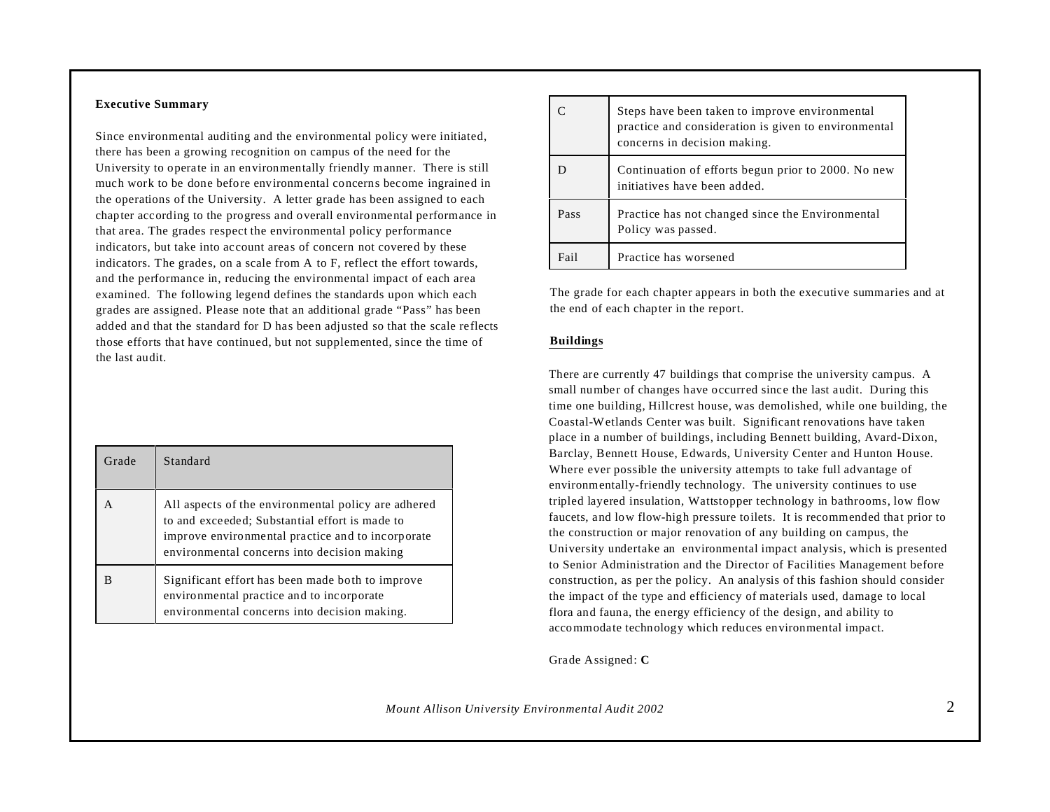**Executive Summary**

Since environmental auditing and the environmental policy were initiated, there has been a growing recognition on campus of the need for the University to operate in an environmentally friendly manner. There is still much work to be done before environmental concerns become ingrained in the operations of the University. A letter grade has been assigned to each chapter according to the progress and overall environmental performance in that area. The grades respect the environmental policy performance indicators, but take into account areas of concern not covered by these indicators. The grades, on a scale from A to F, reflect the effort towards, and the performance in, reducing the environmental impact of each area examined. The following legend defines the standards upon which each grades are assigned. Please note that an additional grade "Pass" has been added and that the standard for D has been adjusted so that the scale reflects those efforts that have continued, but not supplemented, since the time of the last audit.

| Grade | Standard |
|---|---|
| A | All aspects of the environmental policy are adhered to and exceeded; Substantial effort is made to improve environmental practice and to incorporate environmental concerns into decision making |
| B | Significant effort has been made both to improve environmental practice and to incorporate environmental concerns into decision making. |
| C | Steps have been taken to improve environmental practice and consideration is given to environmental concerns in decision making. |
| D | Continuation of efforts begun prior to 2000. No new initiatives have been added. |
| Pass | Practice has not changed since the Environmental Policy was passed. |
| Fail | Practice has worsened |

The grade for each chapter appears in both the executive summaries and at the end of each chapter in the report.

**Buildings**

There are currently 47 buildings that comprise the university campus. A small number of changes have occurred since the last audit. During this time one building, Hillcrest house, was demolished, while one building, the Coastal-Wetlands Center was built. Significant renovations have taken place in a number of buildings, including Bennett building, Avard-Dixon, Barclay, Bennett House, Edwards, University Center and Hunton House. Where ever possible the university attempts to take full advantage of environmentally-friendly technology. The university continues to use tripled layered insulation, Wattstopper technology in bathrooms, low flow faucets, and low flow-high pressure toilets. It is recommended that prior to the construction or major renovation of any building on campus, the University undertake an environmental impact analysis, which is presented to Senior Administration and the Director of Facilities Management before construction, as per the policy. An analysis of this fashion should consider the impact of the type and efficiency of materials used, damage to local flora and fauna, the energy efficiency of the design, and ability to accommodate technology which reduces environmental impact.

Grade Assigned: **C**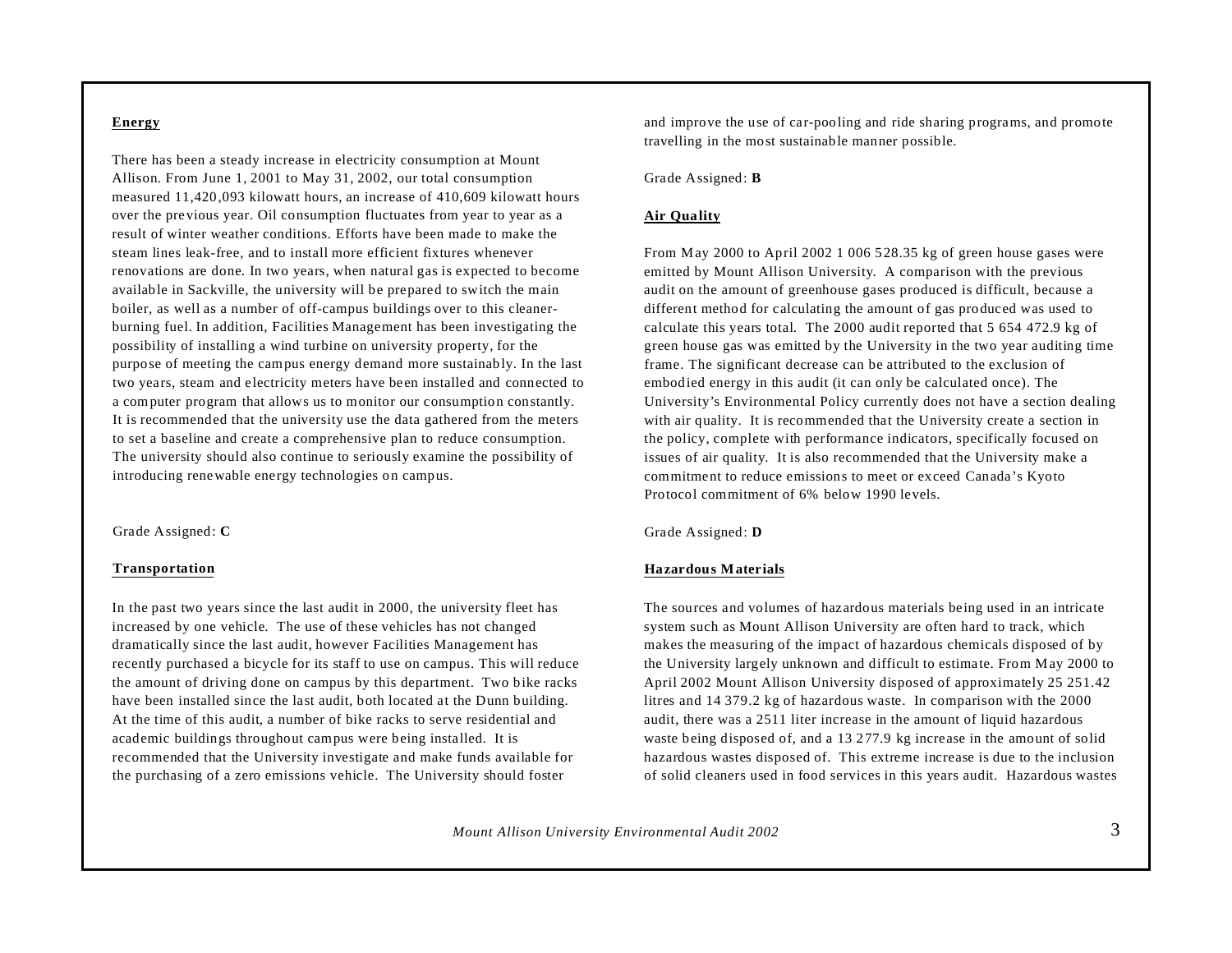**Energy**

There has been a steady increase in electricity consumption at Mount Allison. From June 1, 2001 to May 31, 2002, our total consumption measured 11,420,093 kilowatt hours, an increase of 410,609 kilowatt hours over the previous year. Oil consumption fluctuates from year to year as a result of winter weather conditions. Efforts have been made to make the steam lines leak-free, and to install more efficient fixtures whenever renovations are done. In two years, when natural gas is expected to become available in Sackville, the university will be prepared to switch the main boiler, as well as a number of off-campus buildings over to this cleaner-burning fuel. In addition, Facilities Management has been investigating the possibility of installing a wind turbine on university property, for the purpose of meeting the campus energy demand more sustainably. In the last two years, steam and electricity meters have been installed and connected to a computer program that allows us to monitor our consumption constantly. It is recommended that the university use the data gathered from the meters to set a baseline and create a comprehensive plan to reduce consumption. The university should also continue to seriously examine the possibility of introducing renewable energy technologies on campus.

Grade Assigned: **C**

**Transportation**

In the past two years since the last audit in 2000, the university fleet has increased by one vehicle. The use of these vehicles has not changed dramatically since the last audit, however Facilities Management has recently purchased a bicycle for its staff to use on campus. This will reduce the amount of driving done on campus by this department. Two bike racks have been installed since the last audit, both located at the Dunn building. At the time of this audit, a number of bike racks to serve residential and academic buildings throughout campus were being installed. It is recommended that the University investigate and make funds available for the purchasing of a zero emissions vehicle. The University should foster and improve the use of car-pooling and ride sharing programs, and promote travelling in the most sustainable manner possible.

Grade Assigned: **B**

**Air Quality**

From May 2000 to April 2002 1 006 528.35 kg of green house gases were emitted by Mount Allison University. A comparison with the previous audit on the amount of greenhouse gases produced is difficult, because a different method for calculating the amount of gas produced was used to calculate this years total. The 2000 audit reported that 5 654 472.9 kg of green house gas was emitted by the University in the two year auditing time frame. The significant decrease can be attributed to the exclusion of embodied energy in this audit (it can only be calculated once). The University's Environmental Policy currently does not have a section dealing with air quality. It is recommended that the University create a section in the policy, complete with performance indicators, specifically focused on issues of air quality. It is also recommended that the University make a commitment to reduce emissions to meet or exceed Canada's Kyoto Protocol commitment of 6% below 1990 levels.

Grade Assigned: **D**

**Hazardous Materials**

The sources and volumes of hazardous materials being used in an intricate system such as Mount Allison University are often hard to track, which makes the measuring of the impact of hazardous chemicals disposed of by the University largely unknown and difficult to estimate. From May 2000 to April 2002 Mount Allison University disposed of approximately 25 251.42 litres and 14 379.2 kg of hazardous waste. In comparison with the 2000 audit, there was a 2511 liter increase in the amount of liquid hazardous waste being disposed of, and a 13 277.9 kg increase in the amount of solid hazardous wastes disposed of. This extreme increase is due to the inclusion of solid cleaners used in food services in this years audit. Hazardous wastes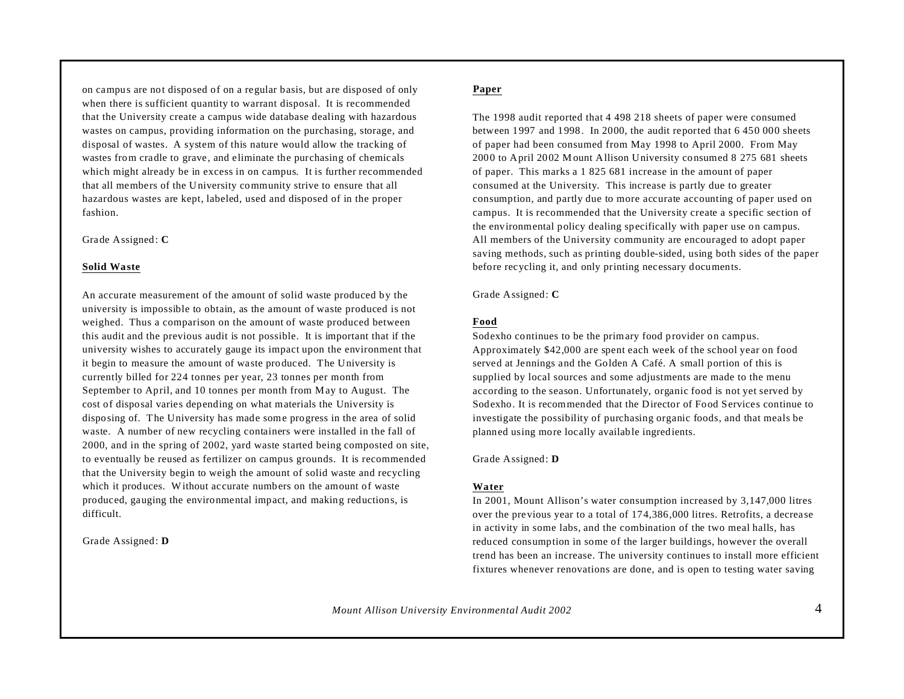on campus are not disposed of on a regular basis, but are disposed of only when there is sufficient quantity to warrant disposal. It is recommended that the University create a campus wide database dealing with hazardous wastes on campus, providing information on the purchasing, storage, and disposal of wastes. A system of this nature would allow the tracking of wastes from cradle to grave, and eliminate the purchasing of chemicals which might already be in excess in on campus. It is further recommended that all members of the University community strive to ensure that all hazardous wastes are kept, labeled, used and disposed of in the proper fashion.

Grade Assigned: **C**

**Solid Waste**

An accurate measurement of the amount of solid waste produced by the university is impossible to obtain, as the amount of waste produced is not weighed. Thus a comparison on the amount of waste produced between this audit and the previous audit is not possible. It is important that if the university wishes to accurately gauge its impact upon the environment that it begin to measure the amount of waste produced. The University is currently billed for 224 tonnes per year, 23 tonnes per month from September to April, and 10 tonnes per month from May to August. The cost of disposal varies depending on what materials the University is disposing of. The University has made some progress in the area of solid waste. A number of new recycling containers were installed in the fall of 2000, and in the spring of 2002, yard waste started being composted on site, to eventually be reused as fertilizer on campus grounds. It is recommended that the University begin to weigh the amount of solid waste and recycling which it produces. Without accurate numbers on the amount of waste produced, gauging the environmental impact, and making reductions, is difficult.

Grade Assigned: **D**

**Paper**

The 1998 audit reported that 4 498 218 sheets of paper were consumed between 1997 and 1998. In 2000, the audit reported that 6 450 000 sheets of paper had been consumed from May 1998 to April 2000. From May 2000 to April 2002 Mount Allison University consumed 8 275 681 sheets of paper. This marks a 1 825 681 increase in the amount of paper consumed at the University. This increase is partly due to greater consumption, and partly due to more accurate accounting of paper used on campus. It is recommended that the University create a specific section of the environmental policy dealing specifically with paper use on campus. All members of the University community are encouraged to adopt paper saving methods, such as printing double-sided, using both sides of the paper before recycling it, and only printing necessary documents.

Grade Assigned: **C**

**Food**

Sodexho continues to be the primary food provider on campus. Approximately $42,000 are spent each week of the school year on food served at Jennings and the Golden A Café. A small portion of this is supplied by local sources and some adjustments are made to the menu according to the season. Unfortunately, organic food is not yet served by Sodexho. It is recommended that the Director of Food Services continue to investigate the possibility of purchasing organic foods, and that meals be planned using more locally available ingredients.

Grade Assigned: **D**

**Water**

In 2001, Mount Allison's water consumption increased by 3,147,000 litres over the previous year to a total of 174,386,000 litres. Retrofits, a decrease in activity in some labs, and the combination of the two meal halls, has reduced consumption in some of the larger buildings, however the overall trend has been an increase. The university continues to install more efficient fixtures whenever renovations are done, and is open to testing water saving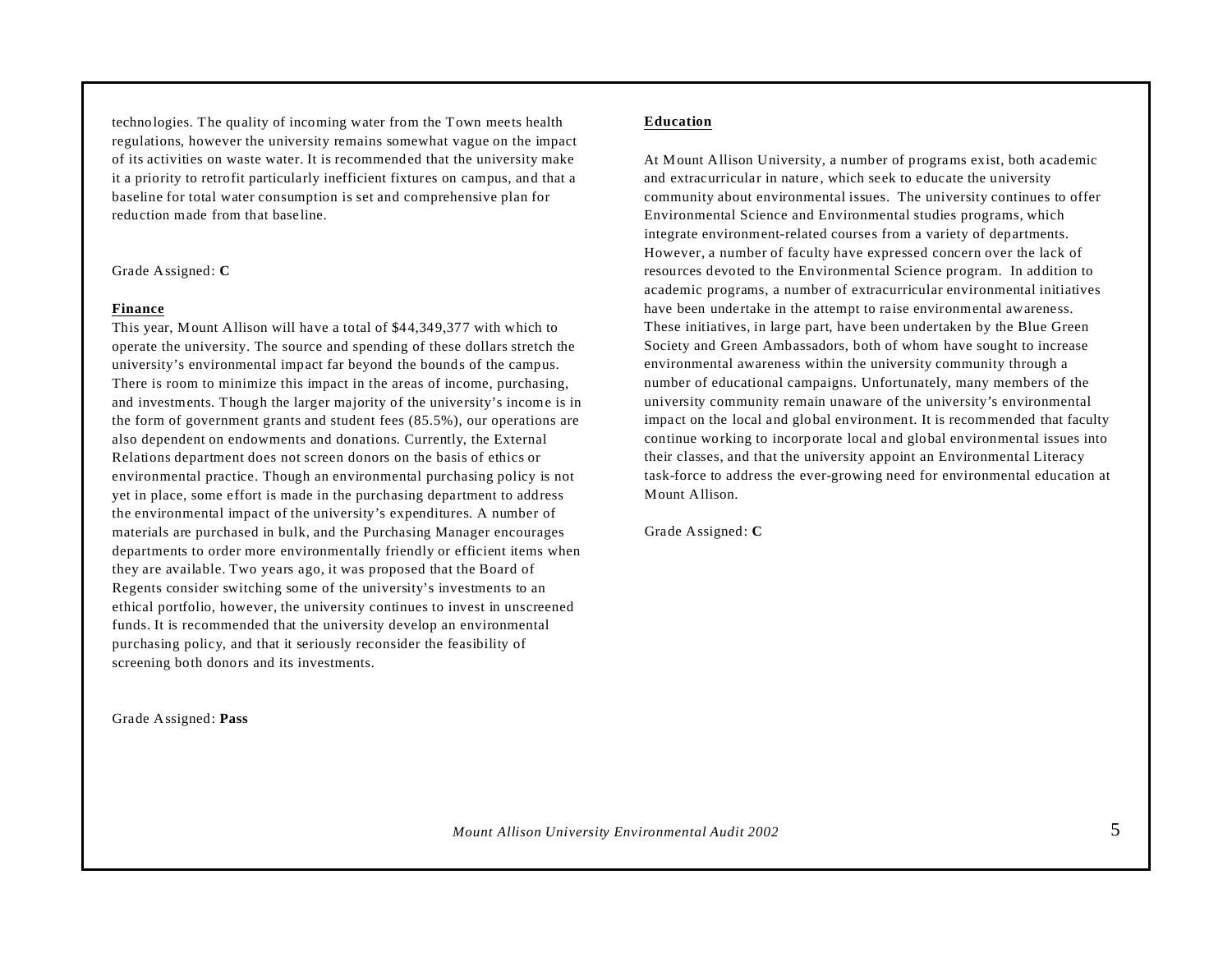technologies. The quality of incoming water from the Town meets health regulations, however the university remains somewhat vague on the impact of its activities on waste water. It is recommended that the university make it a priority to retrofit particularly inefficient fixtures on campus, and that a baseline for total water consumption is set and comprehensive plan for reduction made from that baseline.

Grade Assigned: **C**

## Finance

This year, Mount Allison will have a total of $44,349,377 with which to operate the university. The source and spending of these dollars stretch the university's environmental impact far beyond the bounds of the campus. There is room to minimize this impact in the areas of income, purchasing, and investments. Though the larger majority of the university's income is in the form of government grants and student fees (85.5%), our operations are also dependent on endowments and donations. Currently, the External Relations department does not screen donors on the basis of ethics or environmental practice. Though an environmental purchasing policy is not yet in place, some effort is made in the purchasing department to address the environmental impact of the university's expenditures. A number of materials are purchased in bulk, and the Purchasing Manager encourages departments to order more environmentally friendly or efficient items when they are available. Two years ago, it was proposed that the Board of Regents consider switching some of the university's investments to an ethical portfolio, however, the university continues to invest in unscreened funds. It is recommended that the university develop an environmental purchasing policy, and that it seriously reconsider the feasibility of screening both donors and its investments.

Grade Assigned: **Pass**

## Education

At Mount Allison University, a number of programs exist, both academic and extracurricular in nature, which seek to educate the university community about environmental issues. The university continues to offer Environmental Science and Environmental studies programs, which integrate environment-related courses from a variety of departments. However, a number of faculty have expressed concern over the lack of resources devoted to the Environmental Science program. In addition to academic programs, a number of extracurricular environmental initiatives have been undertake in the attempt to raise environmental awareness. These initiatives, in large part, have been undertaken by the Blue Green Society and Green Ambassadors, both of whom have sought to increase environmental awareness within the university community through a number of educational campaigns. Unfortunately, many members of the university community remain unaware of the university's environmental impact on the local and global environment. It is recommended that faculty continue working to incorporate local and global environmental issues into their classes, and that the university appoint an Environmental Literacy task-force to address the ever-growing need for environmental education at Mount Allison.

Grade Assigned: **C**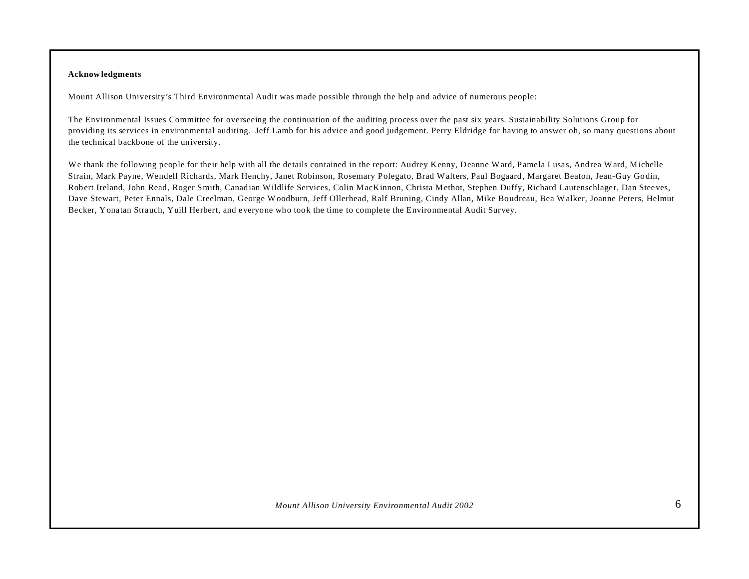**Acknowledgments**

Mount Allison University's Third Environmental Audit was made possible through the help and advice of numerous people:

The Environmental Issues Committee for overseeing the continuation of the auditing process over the past six years. Sustainability Solutions Group for providing its services in environmental auditing. Jeff Lamb for his advice and good judgement. Perry Eldridge for having to answer oh, so many questions about the technical backbone of the university.

We thank the following people for their help with all the details contained in the report: Audrey Kenny, Deanne Ward, Pamela Lusas, Andrea Ward, Michelle Strain, Mark Payne, Wendell Richards, Mark Henchy, Janet Robinson, Rosemary Polegato, Brad Walters, Paul Bogaard, Margaret Beaton, Jean-Guy Godin, Robert Ireland, John Read, Roger Smith, Canadian Wildlife Services, Colin MacKinnon, Christa Methot, Stephen Duffy, Richard Lautenschlager, Dan Steeves, Dave Stewart, Peter Ennals, Dale Creelman, George Woodburn, Jeff Ollerhead, Ralf Bruning, Cindy Allan, Mike Boudreau, Bea Walker, Joanne Peters, Helmut Becker, Yonatan Strauch, Yuill Herbert, and everyone who took the time to complete the Environmental Audit Survey.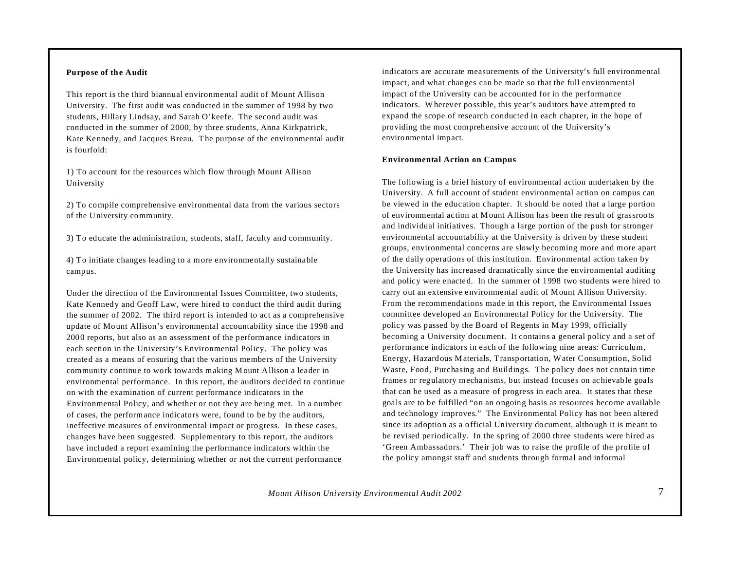**Purpose of the Audit**

This report is the third biannual environmental audit of Mount Allison University. The first audit was conducted in the summer of 1998 by two students, Hillary Lindsay, and Sarah O'keefe. The second audit was conducted in the summer of 2000, by three students, Anna Kirkpatrick, Kate Kennedy, and Jacques Breau. The purpose of the environmental audit is fourfold:

1) To account for the resources which flow through Mount Allison University

2) To compile comprehensive environmental data from the various sectors of the University community.

3) To educate the administration, students, staff, faculty and community.

4) To initiate changes leading to a more environmentally sustainable campus.

Under the direction of the Environmental Issues Committee, two students, Kate Kennedy and Geoff Law, were hired to conduct the third audit during the summer of 2002. The third report is intended to act as a comprehensive update of Mount Allison's environmental accountability since the 1998 and 2000 reports, but also as an assessment of the performance indicators in each section in the University's Environmental Policy. The policy was created as a means of ensuring that the various members of the University community continue to work towards making Mount Allison a leader in environmental performance. In this report, the auditors decided to continue on with the examination of current performance indicators in the Environmental Policy, and whether or not they are being met. In a number of cases, the performance indicators were, found to be by the auditors, ineffective measures of environmental impact or progress. In these cases, changes have been suggested. Supplementary to this report, the auditors have included a report examining the performance indicators within the Environmental policy, determining whether or not the current performance indicators are accurate measurements of the University's full environmental impact, and what changes can be made so that the full environmental impact of the University can be accounted for in the performance indicators. Wherever possible, this year's auditors have attempted to expand the scope of research conducted in each chapter, in the hope of providing the most comprehensive account of the University's environmental impact.

**Environmental Action on Campus**

The following is a brief history of environmental action undertaken by the University. A full account of student environmental action on campus can be viewed in the education chapter. It should be noted that a large portion of environmental action at Mount Allison has been the result of grassroots and individual initiatives. Though a large portion of the push for stronger environmental accountability at the University is driven by these student groups, environmental concerns are slowly becoming more and more apart of the daily operations of this institution. Environmental action taken by the University has increased dramatically since the environmental auditing and policy were enacted. In the summer of 1998 two students were hired to carry out an extensive environmental audit of Mount Allison University. From the recommendations made in this report, the Environmental Issues committee developed an Environmental Policy for the University. The policy was passed by the Board of Regents in May 1999, officially becoming a University document. It contains a general policy and a set of performance indicators in each of the following nine areas: Curriculum, Energy, Hazardous Materials, Transportation, Water Consumption, Solid Waste, Food, Purchasing and Buildings. The policy does not contain time frames or regulatory mechanisms, but instead focuses on achievable goals that can be used as a measure of progress in each area. It states that these goals are to be fulfilled "on an ongoing basis as resources become available and technology improves." The Environmental Policy has not been altered since its adoption as a official University document, although it is meant to be revised periodically. In the spring of 2000 three students were hired as 'Green Ambassadors.' Their job was to raise the profile of the profile of the policy amongst staff and students through formal and informal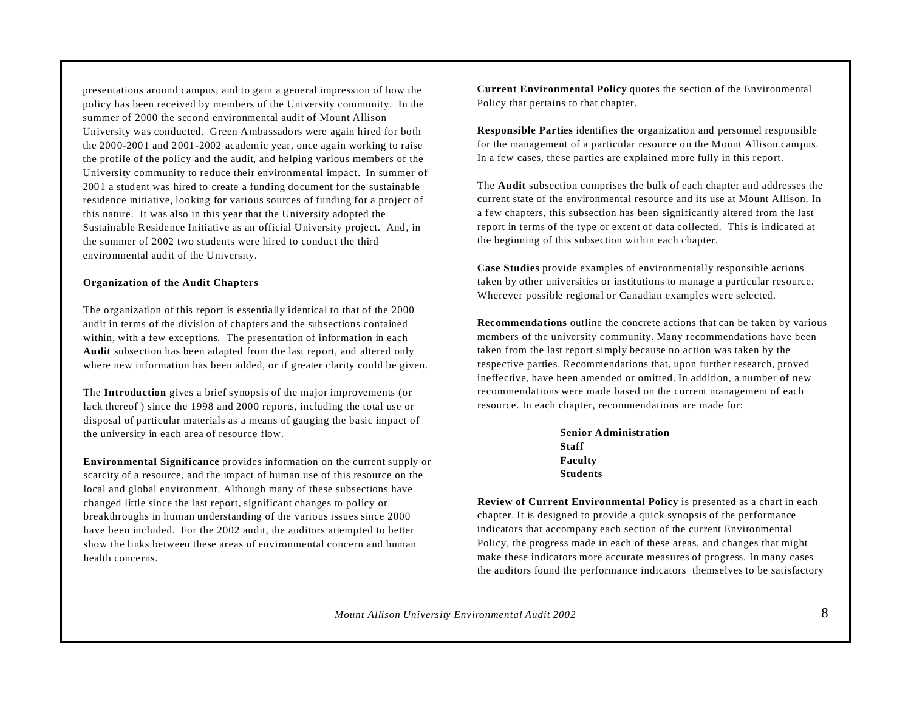presentations around campus, and to gain a general impression of how the policy has been received by members of the University community. In the summer of 2000 the second environmental audit of Mount Allison University was conducted. Green Ambassadors were again hired for both the 2000-2001 and 2001-2002 academic year, once again working to raise the profile of the policy and the audit, and helping various members of the University community to reduce their environmental impact. In summer of 2001 a student was hired to create a funding document for the sustainable residence initiative, looking for various sources of funding for a project of this nature. It was also in this year that the University adopted the Sustainable Residence Initiative as an official University project. And, in the summer of 2002 two students were hired to conduct the third environmental audit of the University.

**Organization of the Audit Chapters**

The organization of this report is essentially identical to that of the 2000 audit in terms of the division of chapters and the subsections contained within, with a few exceptions. The presentation of information in each **Audit** subsection has been adapted from the last report, and altered only where new information has been added, or if greater clarity could be given.

The **Introduction** gives a brief synopsis of the major improvements (or lack thereof ) since the 1998 and 2000 reports, including the total use or disposal of particular materials as a means of gauging the basic impact of the university in each area of resource flow.

**Environmental Significance** provides information on the current supply or scarcity of a resource, and the impact of human use of this resource on the local and global environment. Although many of these subsections have changed little since the last report, significant changes to policy or breakthroughs in human understanding of the various issues since 2000 have been included. For the 2002 audit, the auditors attempted to better show the links between these areas of environmental concern and human health concerns.

**Current Environmental Policy** quotes the section of the Environmental Policy that pertains to that chapter.

**Responsible Parties** identifies the organization and personnel responsible for the management of a particular resource on the Mount Allison campus. In a few cases, these parties are explained more fully in this report.

The **Audit** subsection comprises the bulk of each chapter and addresses the current state of the environmental resource and its use at Mount Allison. In a few chapters, this subsection has been significantly altered from the last report in terms of the type or extent of data collected. This is indicated at the beginning of this subsection within each chapter.

**Case Studies** provide examples of environmentally responsible actions taken by other universities or institutions to manage a particular resource. Wherever possible regional or Canadian examples were selected.

**Recommendations** outline the concrete actions that can be taken by various members of the university community. Many recommendations have been taken from the last report simply because no action was taken by the respective parties. Recommendations that, upon further research, proved ineffective, have been amended or omitted. In addition, a number of new recommendations were made based on the current management of each resource. In each chapter, recommendations are made for:

**Senior Administration**
**Staff**
**Faculty**
**Students**

**Review of Current Environmental Policy** is presented as a chart in each chapter. It is designed to provide a quick synopsis of the performance indicators that accompany each section of the current Environmental Policy, the progress made in each of these areas, and changes that might make these indicators more accurate measures of progress. In many cases the auditors found the performance indicators themselves to be satisfactory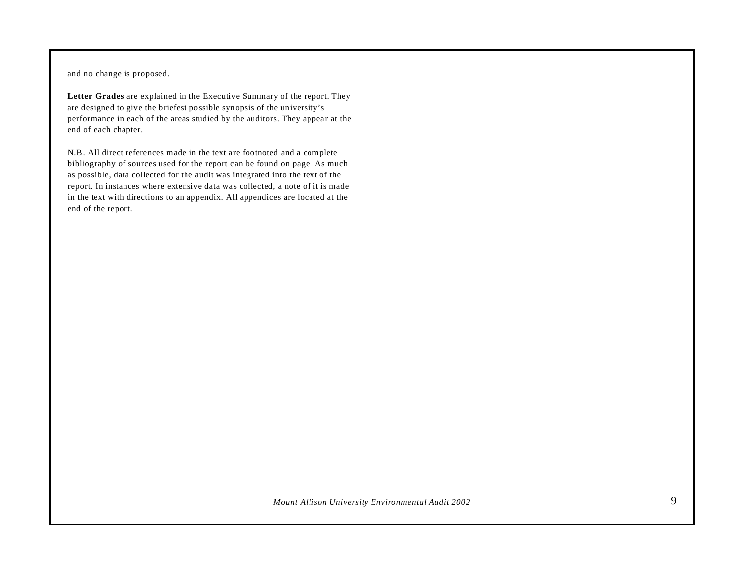and no change is proposed.

**Letter Grades** are explained in the Executive Summary of the report. They are designed to give the briefest possible synopsis of the university's performance in each of the areas studied by the auditors. They appear at the end of each chapter.

N.B. All direct references made in the text are footnoted and a complete bibliography of sources used for the report can be found on page  As much as possible, data collected for the audit was integrated into the text of the report. In instances where extensive data was collected, a note of it is made in the text with directions to an appendix. All appendices are located at the end of the report.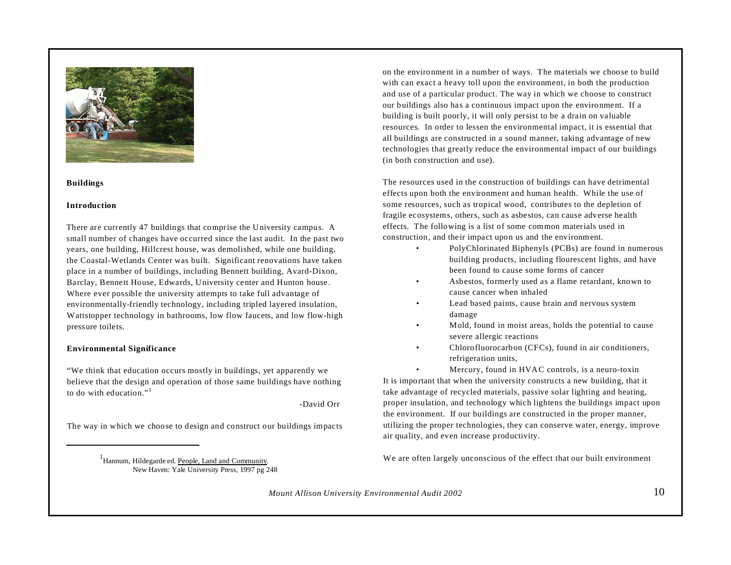## Buildings

### Introduction

There are currently 47 buildings that comprise the University campus. A small number of changes have occurred since the last audit. In the past two years, one building, Hillcrest house, was demolished, while one building, the Coastal-Wetlands Center was built. Significant renovations have taken place in a number of buildings, including Bennett building, Avard-Dixon, Barclay, Bennett House, Edwards, University center and Hunton house. Where ever possible the university attempts to take full advantage of environmentally-friendly technology, including tripled layered insulation, Wattstopper technology in bathrooms, low flow faucets, and low flow-high pressure toilets.

### Environmental Significance

"We think that education occurs mostly in buildings, yet apparently we believe that the design and operation of those same buildings have nothing to do with education."[1]

-David Orr

The way in which we choose to design and construct our buildings impacts on the environment in a number of ways. The materials we choose to build with can exact a heavy toll upon the environment, in both the production and use of a particular product. The way in which we choose to construct our buildings also has a continuous impact upon the environment. If a building is built poorly, it will only persist to be a drain on valuable resources. In order to lessen the environmental impact, it is essential that all buildings are constructed in a sound manner, taking advantage of new technologies that greatly reduce the environmental impact of our buildings (in both construction and use).

The resources used in the construction of buildings can have detrimental effects upon both the environment and human health. While the use of some resources, such as tropical wood, contributes to the depletion of fragile ecosystems, others, such as asbestos, can cause adverse health effects. The following is a list of some common materials used in construction, and their impact upon us and the environment.

- PolyChlorinated Biphenyls (PCBs) are found in numerous building products, including flourescent lights, and have been found to cause some forms of cancer
- Asbestos, formerly used as a flame retardant, known to cause cancer when inhaled
- Lead based paints, cause brain and nervous system damage
- Mold, found in moist areas, holds the potential to cause severe allergic reactions
- Chlorofluorocarbon (CFCs), found in air conditioners, refrigeration units,
- Mercury, found in HVAC controls, is a neuro-toxin

It is important that when the university constructs a new building, that it take advantage of recycled materials, passive solar lighting and heating, proper insulation, and technology which lightens the buildings impact upon the environment. If our buildings are constructed in the proper manner, utilizing the proper technologies, they can conserve water, energy, improve air quality, and even increase productivity.

We are often largely unconscious of the effect that our built environment

---

[1] Hannum, Hildegarde ed. People, Land and Community. New Haven: Yale University Press, 1997 pg 248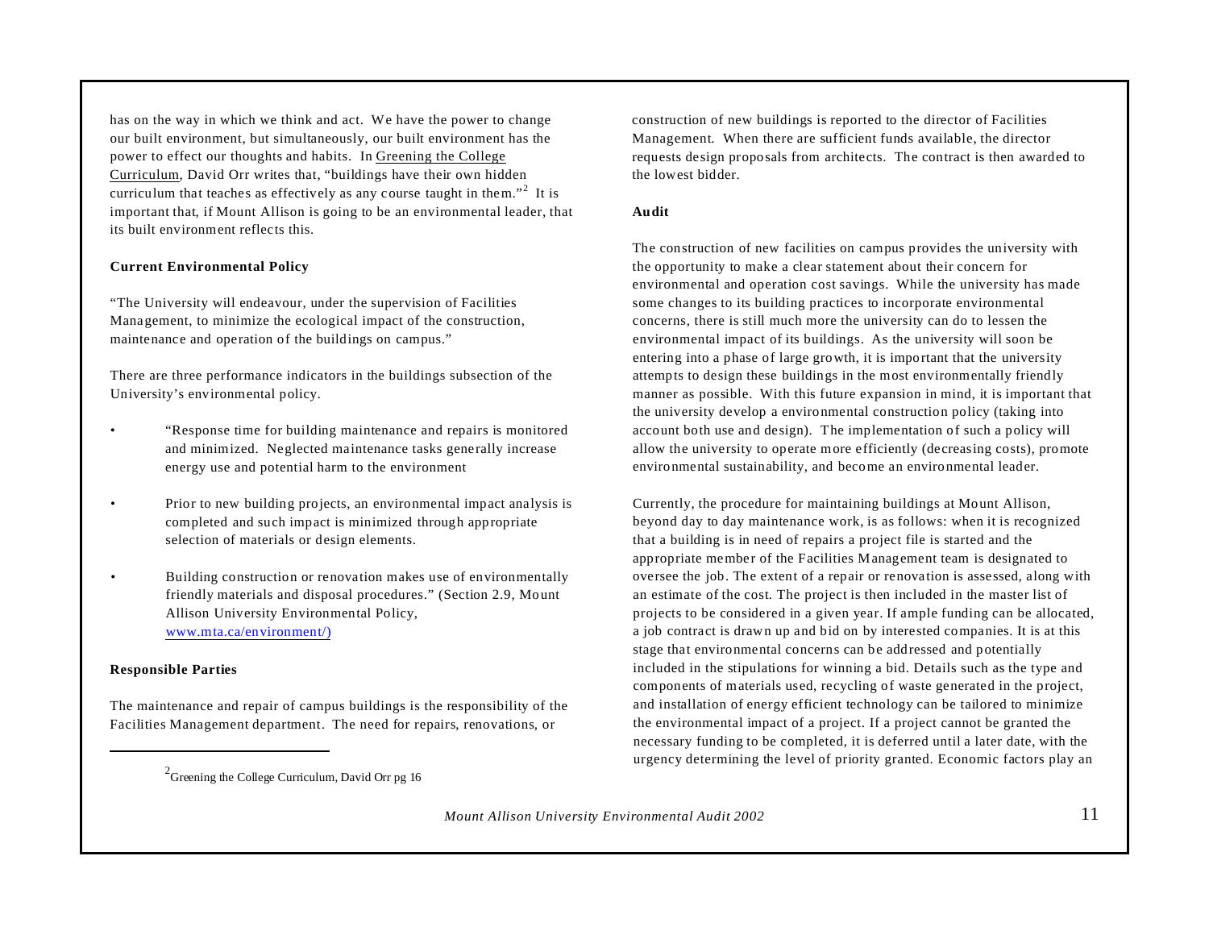has on the way in which we think and act. We have the power to change our built environment, but simultaneously, our built environment has the power to effect our thoughts and habits. In Greening the College Curriculum, David Orr writes that, "buildings have their own hidden curriculum that teaches as effectively as any course taught in them."[2] It is important that, if Mount Allison is going to be an environmental leader, that its built environment reflects this.

**Current Environmental Policy**

"The University will endeavour, under the supervision of Facilities Management, to minimize the ecological impact of the construction, maintenance and operation of the buildings on campus."

There are three performance indicators in the buildings subsection of the University's environmental policy.

- "Response time for building maintenance and repairs is monitored and minimized. Neglected maintenance tasks generally increase energy use and potential harm to the environment
- Prior to new building projects, an environmental impact analysis is completed and such impact is minimized through appropriate selection of materials or design elements.
- Building construction or renovation makes use of environmentally friendly materials and disposal procedures." (Section 2.9, Mount Allison University Environmental Policy, www.mta.ca/environment/)

**Responsible Parties**

The maintenance and repair of campus buildings is the responsibility of the Facilities Management department. The need for repairs, renovations, or construction of new buildings is reported to the director of Facilities Management. When there are sufficient funds available, the director requests design proposals from architects. The contract is then awarded to the lowest bidder.

**Audit**

The construction of new facilities on campus provides the university with the opportunity to make a clear statement about their concern for environmental and operation cost savings. While the university has made some changes to its building practices to incorporate environmental concerns, there is still much more the university can do to lessen the environmental impact of its buildings. As the university will soon be entering into a phase of large growth, it is important that the university attempts to design these buildings in the most environmentally friendly manner as possible. With this future expansion in mind, it is important that the university develop a environmental construction policy (taking into account both use and design). The implementation of such a policy will allow the university to operate more efficiently (decreasing costs), promote environmental sustainability, and become an environmental leader.

Currently, the procedure for maintaining buildings at Mount Allison, beyond day to day maintenance work, is as follows: when it is recognized that a building is in need of repairs a project file is started and the appropriate member of the Facilities Management team is designated to oversee the job. The extent of a repair or renovation is assessed, along with an estimate of the cost. The project is then included in the master list of projects to be considered in a given year. If ample funding can be allocated, a job contract is drawn up and bid on by interested companies. It is at this stage that environmental concerns can be addressed and potentially included in the stipulations for winning a bid. Details such as the type and components of materials used, recycling of waste generated in the project, and installation of energy efficient technology can be tailored to minimize the environmental impact of a project. If a project cannot be granted the necessary funding to be completed, it is deferred until a later date, with the urgency determining the level of priority granted. Economic factors play an

---

[2] Greening the College Curriculum, David Orr pg 16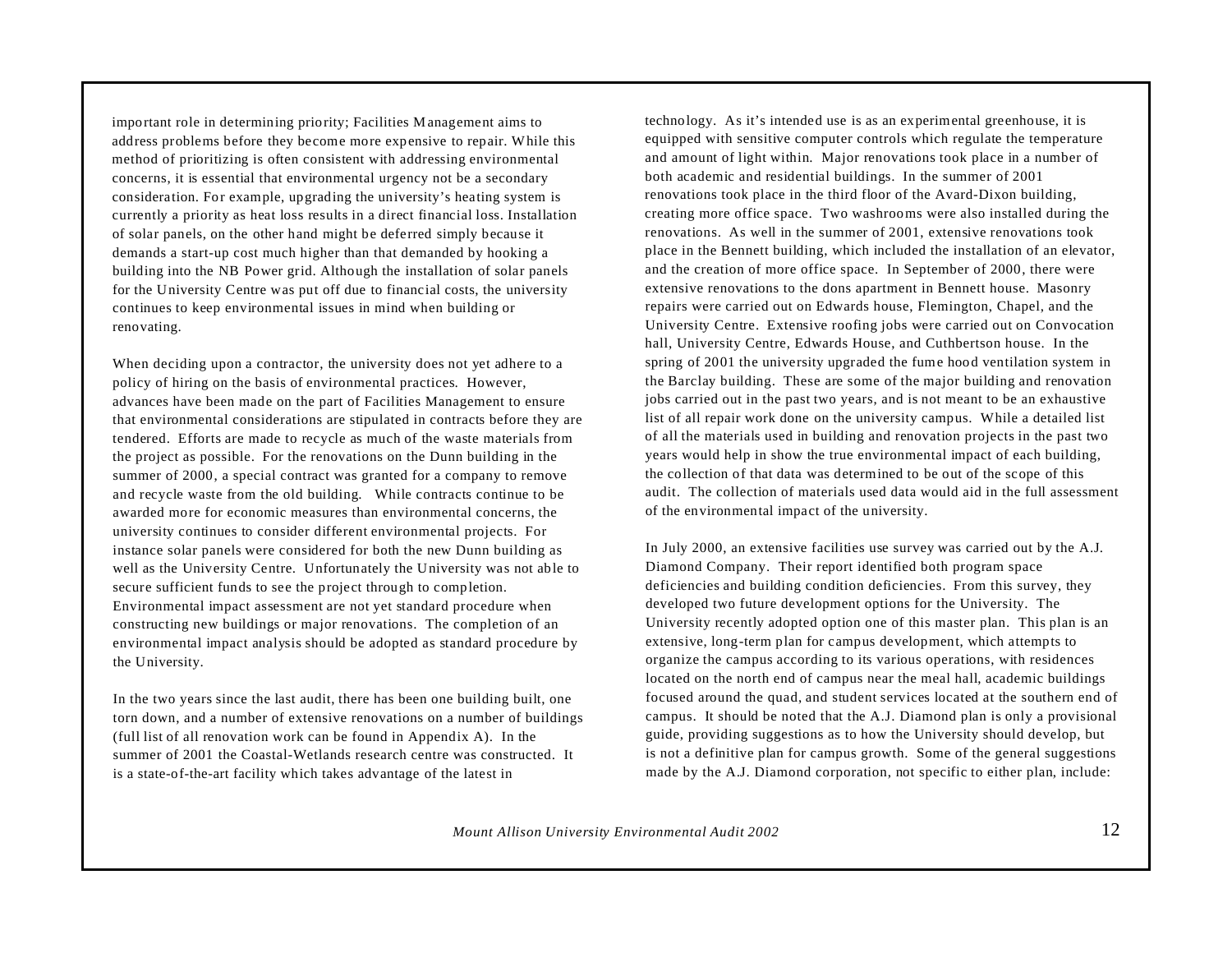important role in determining priority; Facilities Management aims to address problems before they become more expensive to repair. While this method of prioritizing is often consistent with addressing environmental concerns, it is essential that environmental urgency not be a secondary consideration. For example, upgrading the university's heating system is currently a priority as heat loss results in a direct financial loss. Installation of solar panels, on the other hand might be deferred simply because it demands a start-up cost much higher than that demanded by hooking a building into the NB Power grid. Although the installation of solar panels for the University Centre was put off due to financial costs, the university continues to keep environmental issues in mind when building or renovating.

When deciding upon a contractor, the university does not yet adhere to a policy of hiring on the basis of environmental practices. However, advances have been made on the part of Facilities Management to ensure that environmental considerations are stipulated in contracts before they are tendered. Efforts are made to recycle as much of the waste materials from the project as possible. For the renovations on the Dunn building in the summer of 2000, a special contract was granted for a company to remove and recycle waste from the old building. While contracts continue to be awarded more for economic measures than environmental concerns, the university continues to consider different environmental projects. For instance solar panels were considered for both the new Dunn building as well as the University Centre. Unfortunately the University was not able to secure sufficient funds to see the project through to completion. Environmental impact assessment are not yet standard procedure when constructing new buildings or major renovations. The completion of an environmental impact analysis should be adopted as standard procedure by the University.

In the two years since the last audit, there has been one building built, one torn down, and a number of extensive renovations on a number of buildings (full list of all renovation work can be found in Appendix A). In the summer of 2001 the Coastal-Wetlands research centre was constructed. It is a state-of-the-art facility which takes advantage of the latest in technology. As it's intended use is as an experimental greenhouse, it is equipped with sensitive computer controls which regulate the temperature and amount of light within. Major renovations took place in a number of both academic and residential buildings. In the summer of 2001 renovations took place in the third floor of the Avard-Dixon building, creating more office space. Two washrooms were also installed during the renovations. As well in the summer of 2001, extensive renovations took place in the Bennett building, which included the installation of an elevator, and the creation of more office space. In September of 2000, there were extensive renovations to the dons apartment in Bennett house. Masonry repairs were carried out on Edwards house, Flemington, Chapel, and the University Centre. Extensive roofing jobs were carried out on Convocation hall, University Centre, Edwards House, and Cuthbertson house. In the spring of 2001 the university upgraded the fume hood ventilation system in the Barclay building. These are some of the major building and renovation jobs carried out in the past two years, and is not meant to be an exhaustive list of all repair work done on the university campus. While a detailed list of all the materials used in building and renovation projects in the past two years would help in show the true environmental impact of each building, the collection of that data was determined to be out of the scope of this audit. The collection of materials used data would aid in the full assessment of the environmental impact of the university.

In July 2000, an extensive facilities use survey was carried out by the A.J. Diamond Company. Their report identified both program space deficiencies and building condition deficiencies. From this survey, they developed two future development options for the University. The University recently adopted option one of this master plan. This plan is an extensive, long-term plan for campus development, which attempts to organize the campus according to its various operations, with residences located on the north end of campus near the meal hall, academic buildings focused around the quad, and student services located at the southern end of campus. It should be noted that the A.J. Diamond plan is only a provisional guide, providing suggestions as to how the University should develop, but is not a definitive plan for campus growth. Some of the general suggestions made by the A.J. Diamond corporation, not specific to either plan, include: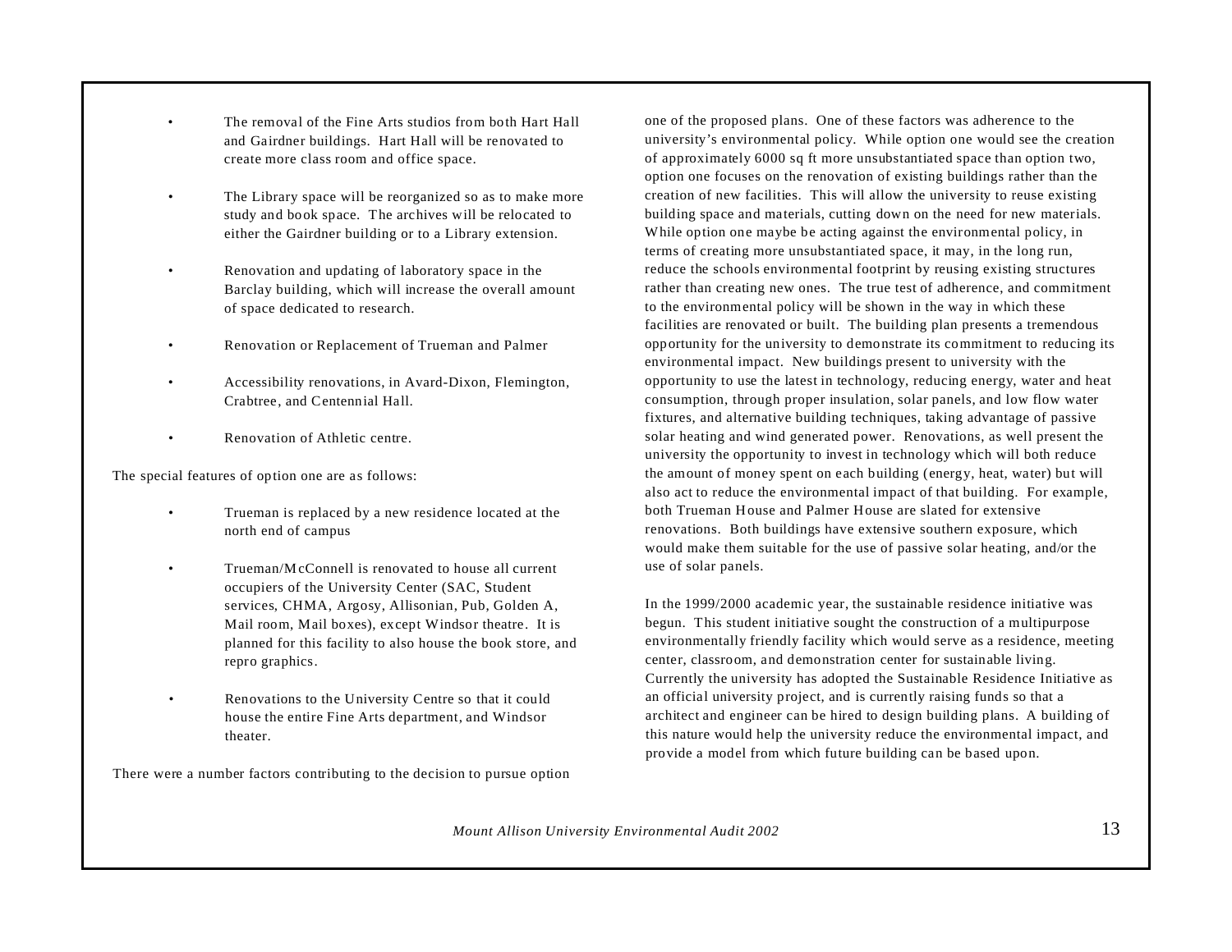- The removal of the Fine Arts studios from both Hart Hall and Gairdner buildings. Hart Hall will be renovated to create more class room and office space.
- The Library space will be reorganized so as to make more study and book space. The archives will be relocated to either the Gairdner building or to a Library extension.
- Renovation and updating of laboratory space in the Barclay building, which will increase the overall amount of space dedicated to research.
- Renovation or Replacement of Trueman and Palmer
- Accessibility renovations, in Avard-Dixon, Flemington, Crabtree, and Centennial Hall.
- Renovation of Athletic centre.

The special features of option one are as follows:

- Trueman is replaced by a new residence located at the north end of campus
- Trueman/McConnell is renovated to house all current occupiers of the University Center (SAC, Student services, CHMA, Argosy, Allisonian, Pub, Golden A, Mail room, Mail boxes), except Windsor theatre. It is planned for this facility to also house the book store, and repro graphics.
- Renovations to the University Centre so that it could house the entire Fine Arts department, and Windsor theater.

There were a number factors contributing to the decision to pursue option one of the proposed plans. One of these factors was adherence to the university's environmental policy. While option one would see the creation of approximately 6000 sq ft more unsubstantiated space than option two, option one focuses on the renovation of existing buildings rather than the creation of new facilities. This will allow the university to reuse existing building space and materials, cutting down on the need for new materials. While option one maybe be acting against the environmental policy, in terms of creating more unsubstantiated space, it may, in the long run, reduce the schools environmental footprint by reusing existing structures rather than creating new ones. The true test of adherence, and commitment to the environmental policy will be shown in the way in which these facilities are renovated or built. The building plan presents a tremendous opportunity for the university to demonstrate its commitment to reducing its environmental impact. New buildings present to university with the opportunity to use the latest in technology, reducing energy, water and heat consumption, through proper insulation, solar panels, and low flow water fixtures, and alternative building techniques, taking advantage of passive solar heating and wind generated power. Renovations, as well present the university the opportunity to invest in technology which will both reduce the amount of money spent on each building (energy, heat, water) but will also act to reduce the environmental impact of that building. For example, both Trueman House and Palmer House are slated for extensive renovations. Both buildings have extensive southern exposure, which would make them suitable for the use of passive solar heating, and/or the use of solar panels.

In the 1999/2000 academic year, the sustainable residence initiative was begun. This student initiative sought the construction of a multipurpose environmentally friendly facility which would serve as a residence, meeting center, classroom, and demonstration center for sustainable living. Currently the university has adopted the Sustainable Residence Initiative as an official university project, and is currently raising funds so that a architect and engineer can be hired to design building plans. A building of this nature would help the university reduce the environmental impact, and provide a model from which future building can be based upon.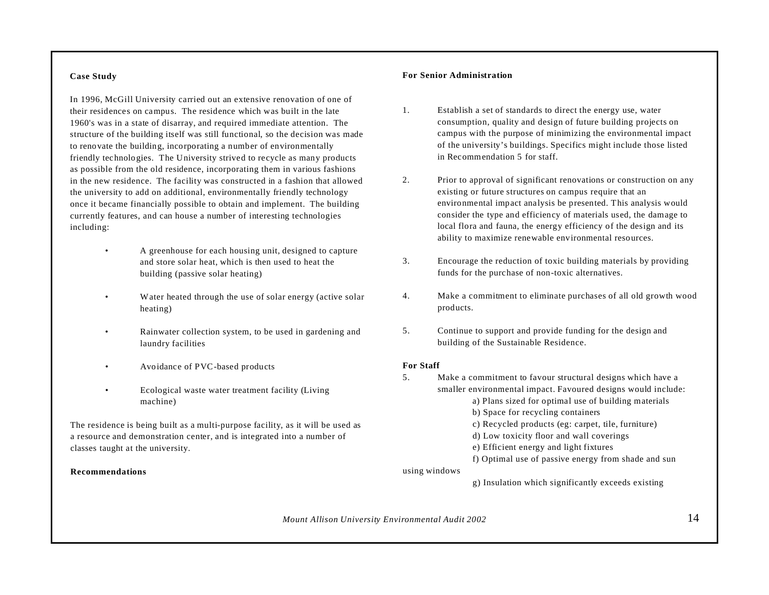**Case Study**

In 1996, McGill University carried out an extensive renovation of one of their residences on campus. The residence which was built in the late 1960's was in a state of disarray, and required immediate attention. The structure of the building itself was still functional, so the decision was made to renovate the building, incorporating a number of environmentally friendly technologies. The University strived to recycle as many products as possible from the old residence, incorporating them in various fashions in the new residence. The facility was constructed in a fashion that allowed the university to add on additional, environmentally friendly technology once it became financially possible to obtain and implement. The building currently features, and can house a number of interesting technologies including:

- A greenhouse for each housing unit, designed to capture and store solar heat, which is then used to heat the building (passive solar heating)
- Water heated through the use of solar energy (active solar heating)
- Rainwater collection system, to be used in gardening and laundry facilities
- Avoidance of PVC-based products
- Ecological waste water treatment facility (Living machine)

The residence is being built as a multi-purpose facility, as it will be used as a resource and demonstration center, and is integrated into a number of classes taught at the university.

**Recommendations**

**For Senior Administration**

1. Establish a set of standards to direct the energy use, water consumption, quality and design of future building projects on campus with the purpose of minimizing the environmental impact of the university's buildings. Specifics might include those listed in Recommendation 5 for staff.

2. Prior to approval of significant renovations or construction on any existing or future structures on campus require that an environmental impact analysis be presented. This analysis would consider the type and efficiency of materials used, the damage to local flora and fauna, the energy efficiency of the design and its ability to maximize renewable environmental resources.

3. Encourage the reduction of toxic building materials by providing funds for the purchase of non-toxic alternatives.

4. Make a commitment to eliminate purchases of all old growth wood products.

5. Continue to support and provide funding for the design and building of the Sustainable Residence.

**For Staff**

5. Make a commitment to favour structural designs which have a smaller environmental impact. Favoured designs would include:
   a) Plans sized for optimal use of building materials
   b) Space for recycling containers
   c) Recycled products (eg: carpet, tile, furniture)
   d) Low toxicity floor and wall coverings
   e) Efficient energy and light fixtures
   f) Optimal use of passive energy from shade and sun using windows
   g) Insulation which significantly exceeds existing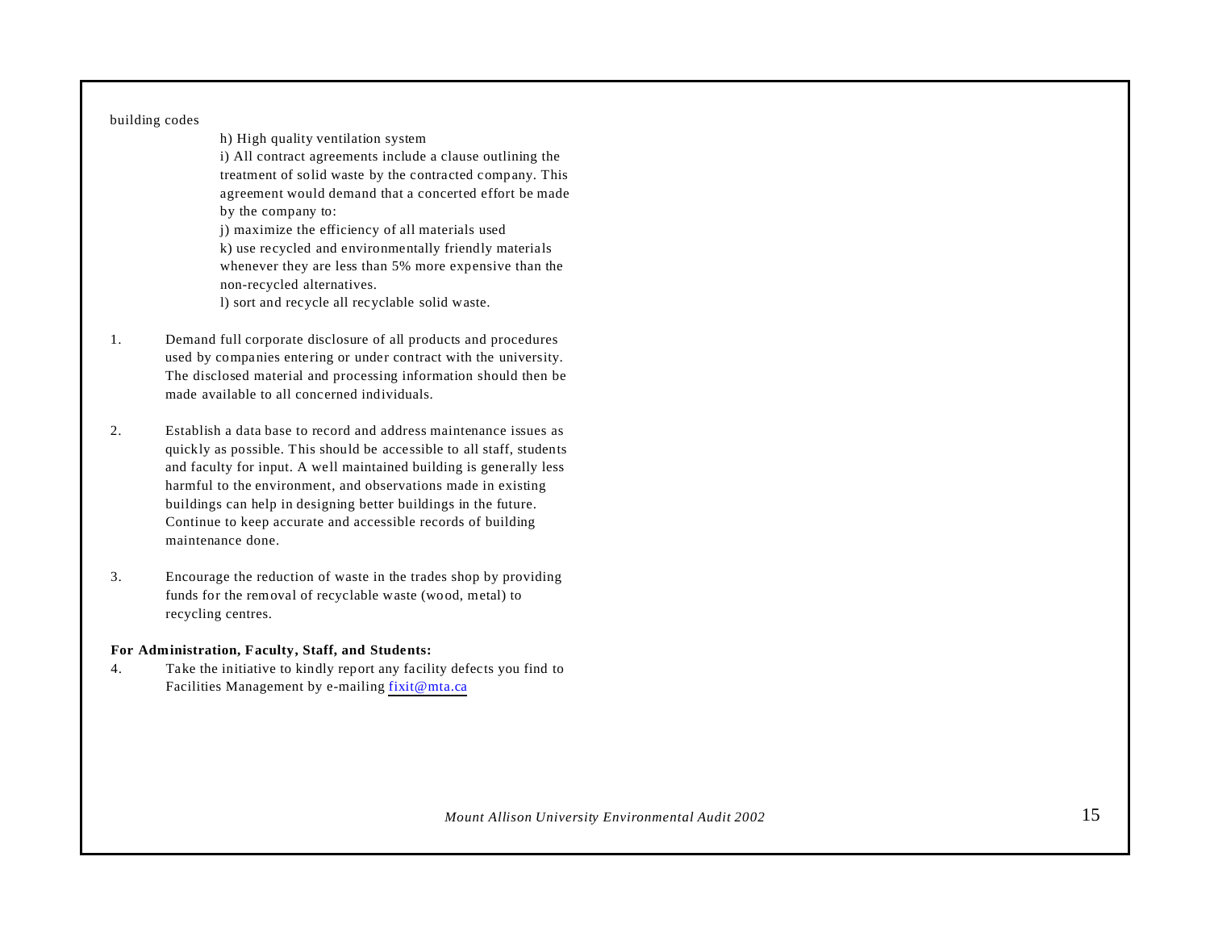building codes

h) High quality ventilation system
i) All contract agreements include a clause outlining the treatment of solid waste by the contracted company. This agreement would demand that a concerted effort be made by the company to:
j) maximize the efficiency of all materials used
k) use recycled and environmentally friendly materials whenever they are less than 5% more expensive than the non-recycled alternatives.
l) sort and recycle all recyclable solid waste.

1. Demand full corporate disclosure of all products and procedures used by companies entering or under contract with the university. The disclosed material and processing information should then be made available to all concerned individuals.

2. Establish a data base to record and address maintenance issues as quickly as possible. This should be accessible to all staff, students and faculty for input. A well maintained building is generally less harmful to the environment, and observations made in existing buildings can help in designing better buildings in the future. Continue to keep accurate and accessible records of building maintenance done.

3. Encourage the reduction of waste in the trades shop by providing funds for the removal of recyclable waste (wood, metal) to recycling centres.

**For Administration, Faculty, Staff, and Students:**

4. Take the initiative to kindly report any facility defects you find to Facilities Management by e-mailing fixit@mta.ca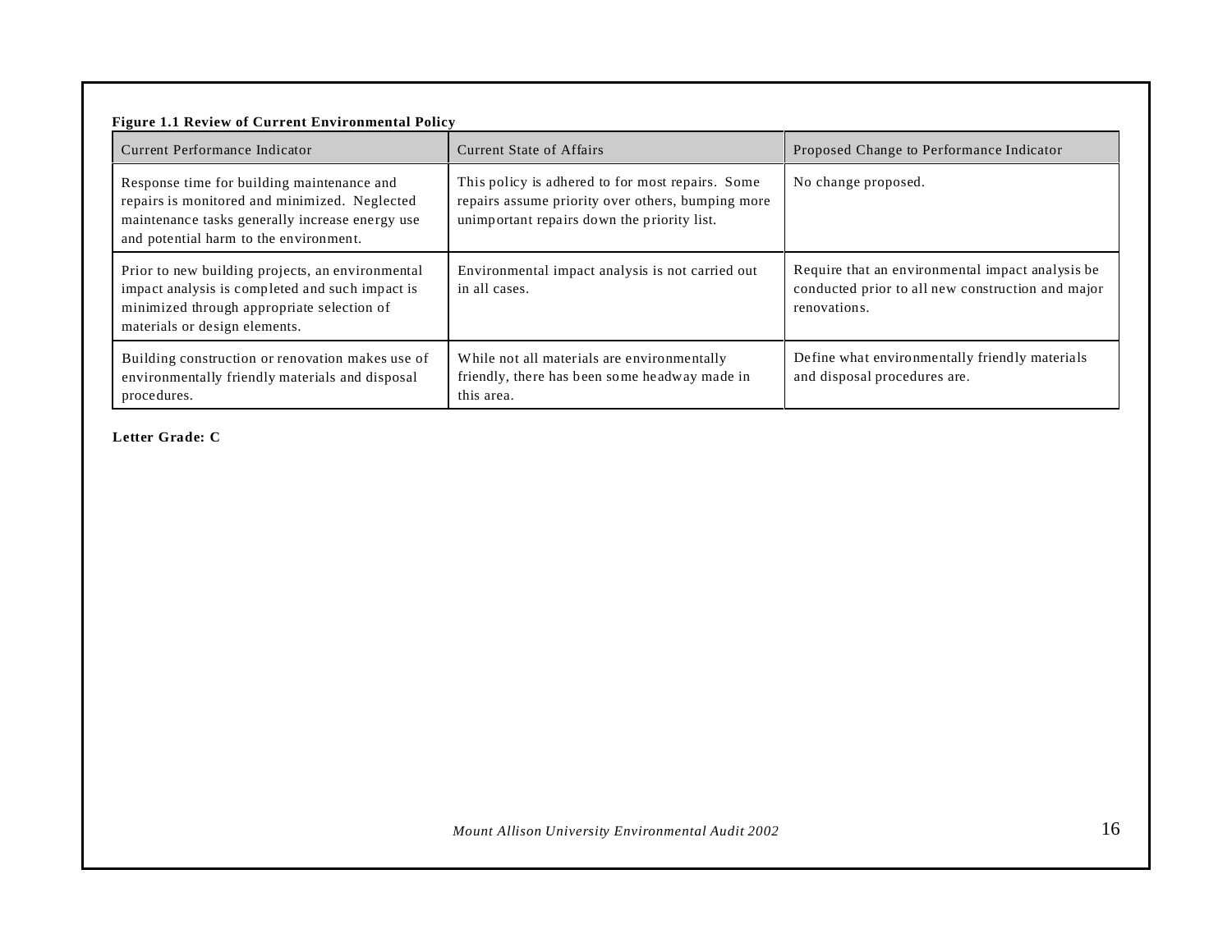**Figure 1.1 Review of Current Environmental Policy**

| Current Performance Indicator | Current State of Affairs | Proposed Change to Performance Indicator |
|---|---|---|
| Response time for building maintenance and repairs is monitored and minimized. Neglected maintenance tasks generally increase energy use and potential harm to the environment. | This policy is adhered to for most repairs. Some repairs assume priority over others, bumping more unimportant repairs down the priority list. | No change proposed. |
| Prior to new building projects, an environmental impact analysis is completed and such impact is minimized through appropriate selection of materials or design elements. | Environmental impact analysis is not carried out in all cases. | Require that an environmental impact analysis be conducted prior to all new construction and major renovations. |
| Building construction or renovation makes use of environmentally friendly materials and disposal procedures. | While not all materials are environmentally friendly, there has been some headway made in this area. | Define what environmentally friendly materials and disposal procedures are. |

**Letter Grade: C**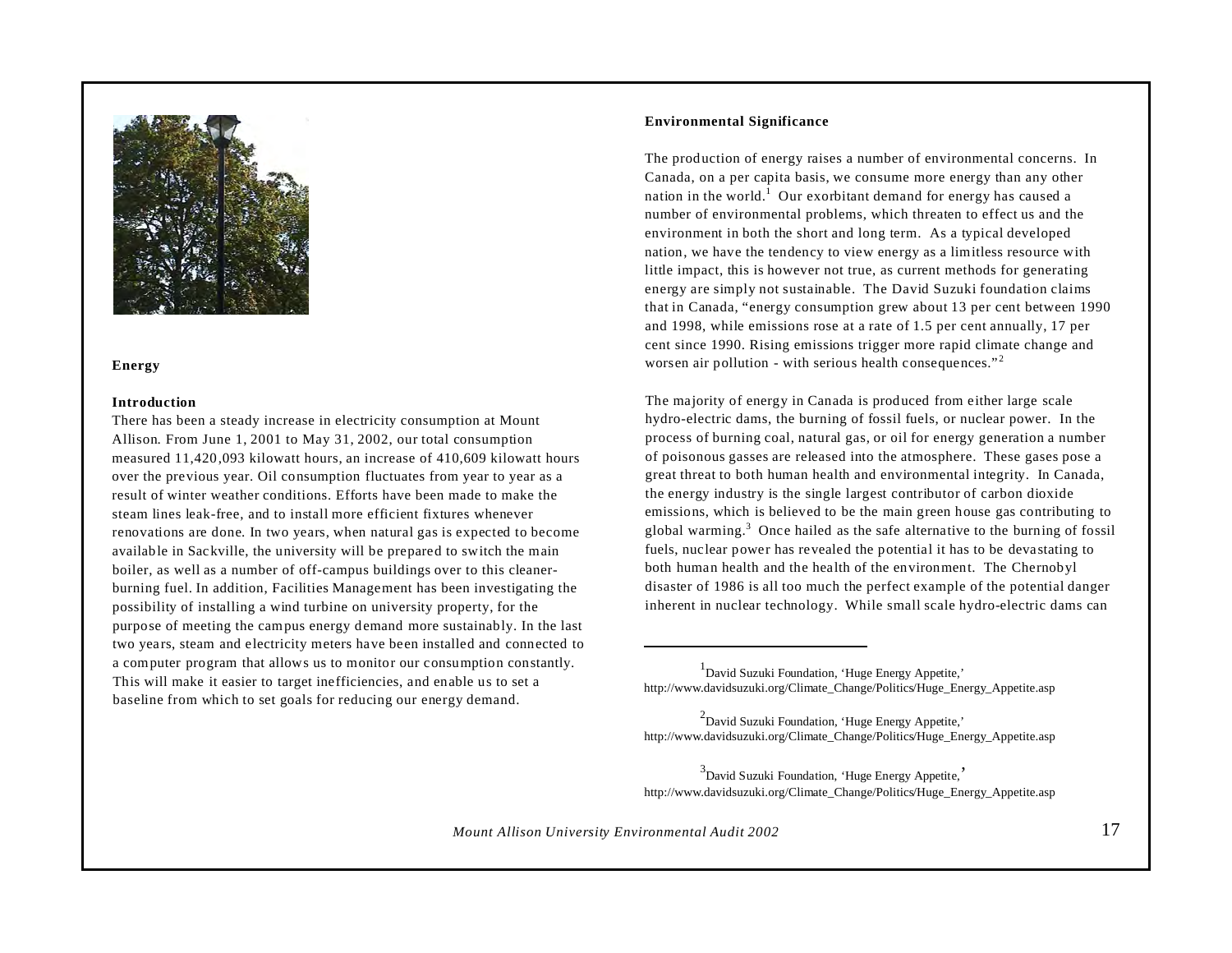## Energy

### Introduction

There has been a steady increase in electricity consumption at Mount Allison. From June 1, 2001 to May 31, 2002, our total consumption measured 11,420,093 kilowatt hours, an increase of 410,609 kilowatt hours over the previous year. Oil consumption fluctuates from year to year as a result of winter weather conditions. Efforts have been made to make the steam lines leak-free, and to install more efficient fixtures whenever renovations are done. In two years, when natural gas is expected to become available in Sackville, the university will be prepared to switch the main boiler, as well as a number of off-campus buildings over to this cleaner-burning fuel. In addition, Facilities Management has been investigating the possibility of installing a wind turbine on university property, for the purpose of meeting the campus energy demand more sustainably. In the last two years, steam and electricity meters have been installed and connected to a computer program that allows us to monitor our consumption constantly. This will make it easier to target inefficiencies, and enable us to set a baseline from which to set goals for reducing our energy demand.

**Environmental Significance**

The production of energy raises a number of environmental concerns. In Canada, on a per capita basis, we consume more energy than any other nation in the world.[1] Our exorbitant demand for energy has caused a number of environmental problems, which threaten to effect us and the environment in both the short and long term. As a typical developed nation, we have the tendency to view energy as a limitless resource with little impact, this is however not true, as current methods for generating energy are simply not sustainable. The David Suzuki foundation claims that in Canada, "energy consumption grew about 13 per cent between 1990 and 1998, while emissions rose at a rate of 1.5 per cent annually, 17 per cent since 1990. Rising emissions trigger more rapid climate change and worsen air pollution - with serious health consequences."[2]

The majority of energy in Canada is produced from either large scale hydro-electric dams, the burning of fossil fuels, or nuclear power. In the process of burning coal, natural gas, or oil for energy generation a number of poisonous gasses are released into the atmosphere. These gases pose a great threat to both human health and environmental integrity. In Canada, the energy industry is the single largest contributor of carbon dioxide emissions, which is believed to be the main green house gas contributing to global warming.[3] Once hailed as the safe alternative to the burning of fossil fuels, nuclear power has revealed the potential it has to be devastating to both human health and the health of the environment. The Chernobyl disaster of 1986 is all too much the perfect example of the potential danger inherent in nuclear technology. While small scale hydro-electric dams can

---

[1] David Suzuki Foundation, 'Huge Energy Appetite,' http://www.davidsuzuki.org/Climate_Change/Politics/Huge_Energy_Appetite.asp

[2] David Suzuki Foundation, 'Huge Energy Appetite,' http://www.davidsuzuki.org/Climate_Change/Politics/Huge_Energy_Appetite.asp

[3] David Suzuki Foundation, 'Huge Energy Appetite,' http://www.davidsuzuki.org/Climate_Change/Politics/Huge_Energy_Appetite.asp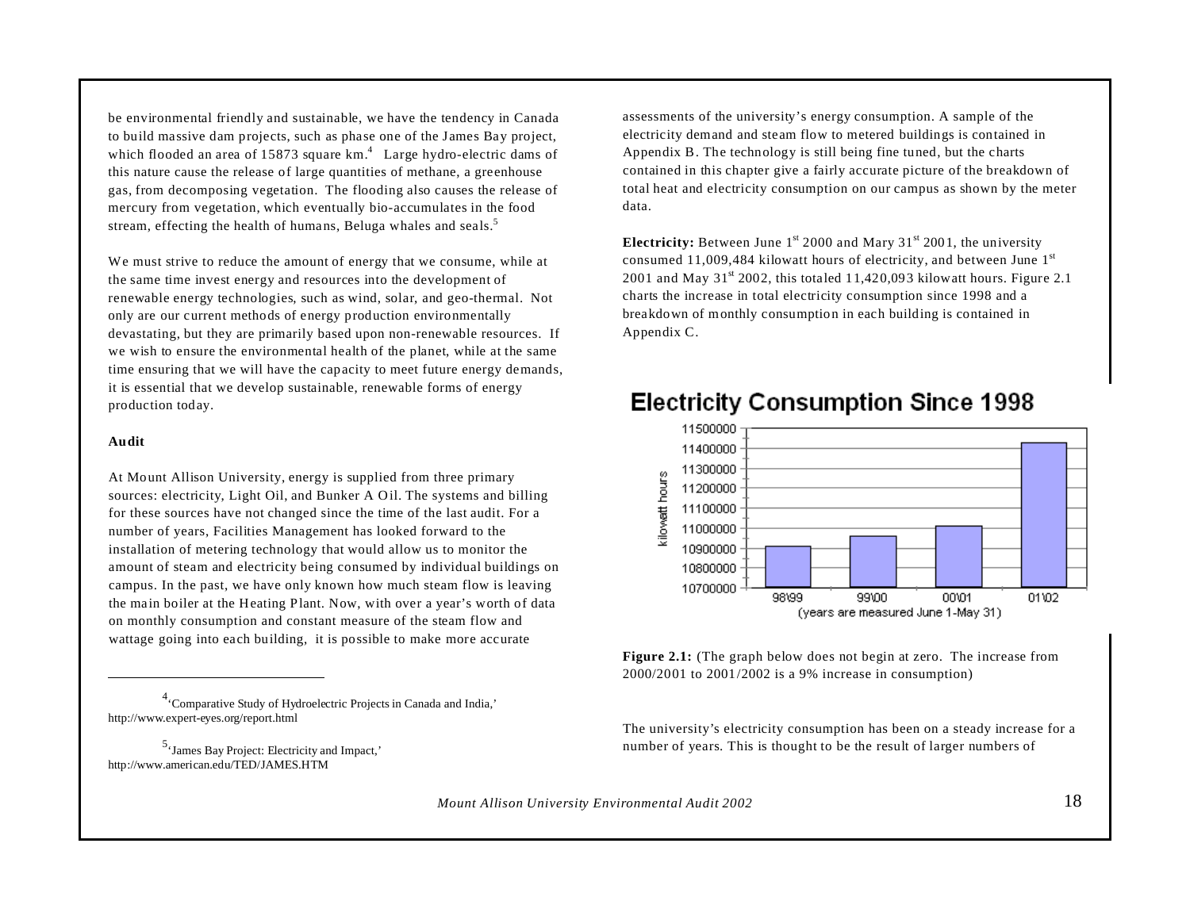be environmental friendly and sustainable, we have the tendency in Canada to build massive dam projects, such as phase one of the James Bay project, which flooded an area of 15873 square km.[4] Large hydro-electric dams of this nature cause the release of large quantities of methane, a greenhouse gas, from decomposing vegetation. The flooding also causes the release of mercury from vegetation, which eventually bio-accumulates in the food stream, effecting the health of humans, Beluga whales and seals.[5]

We must strive to reduce the amount of energy that we consume, while at the same time invest energy and resources into the development of renewable energy technologies, such as wind, solar, and geo-thermal. Not only are our current methods of energy production environmentally devastating, but they are primarily based upon non-renewable resources. If we wish to ensure the environmental health of the planet, while at the same time ensuring that we will have the capacity to meet future energy demands, it is essential that we develop sustainable, renewable forms of energy production today.

**Audit**

At Mount Allison University, energy is supplied from three primary sources: electricity, Light Oil, and Bunker A Oil. The systems and billing for these sources have not changed since the time of the last audit. For a number of years, Facilities Management has looked forward to the installation of metering technology that would allow us to monitor the amount of steam and electricity being consumed by individual buildings on campus. In the past, we have only known how much steam flow is leaving the main boiler at the Heating Plant. Now, with over a year's worth of data on monthly consumption and constant measure of the steam flow and wattage going into each building, it is possible to make more accurate assessments of the university's energy consumption. A sample of the electricity demand and steam flow to metered buildings is contained in Appendix B. The technology is still being fine tuned, but the charts contained in this chapter give a fairly accurate picture of the breakdown of total heat and electricity consumption on our campus as shown by the meter data.

**Electricity:** Between June 1st 2000 and Mary 31st 2001, the university consumed 11,009,484 kilowatt hours of electricity, and between June 1st 2001 and May 31st 2002, this totaled 11,420,093 kilowatt hours. Figure 2.1 charts the increase in total electricity consumption since 1998 and a breakdown of monthly consumption in each building is contained in Appendix C.

**Electricity Consumption Since 1998**

**Figure 2.1:** (The graph below does not begin at zero. The increase from 2000/2001 to 2001/2002 is a 9% increase in consumption)

The university's electricity consumption has been on a steady increase for a number of years. This is thought to be the result of larger numbers of

---

[4] 'Comparative Study of Hydroelectric Projects in Canada and India,' http://www.expert-eyes.org/report.html

[5] 'James Bay Project: Electricity and Impact,' http://www.american.edu/TED/JAMES.HTM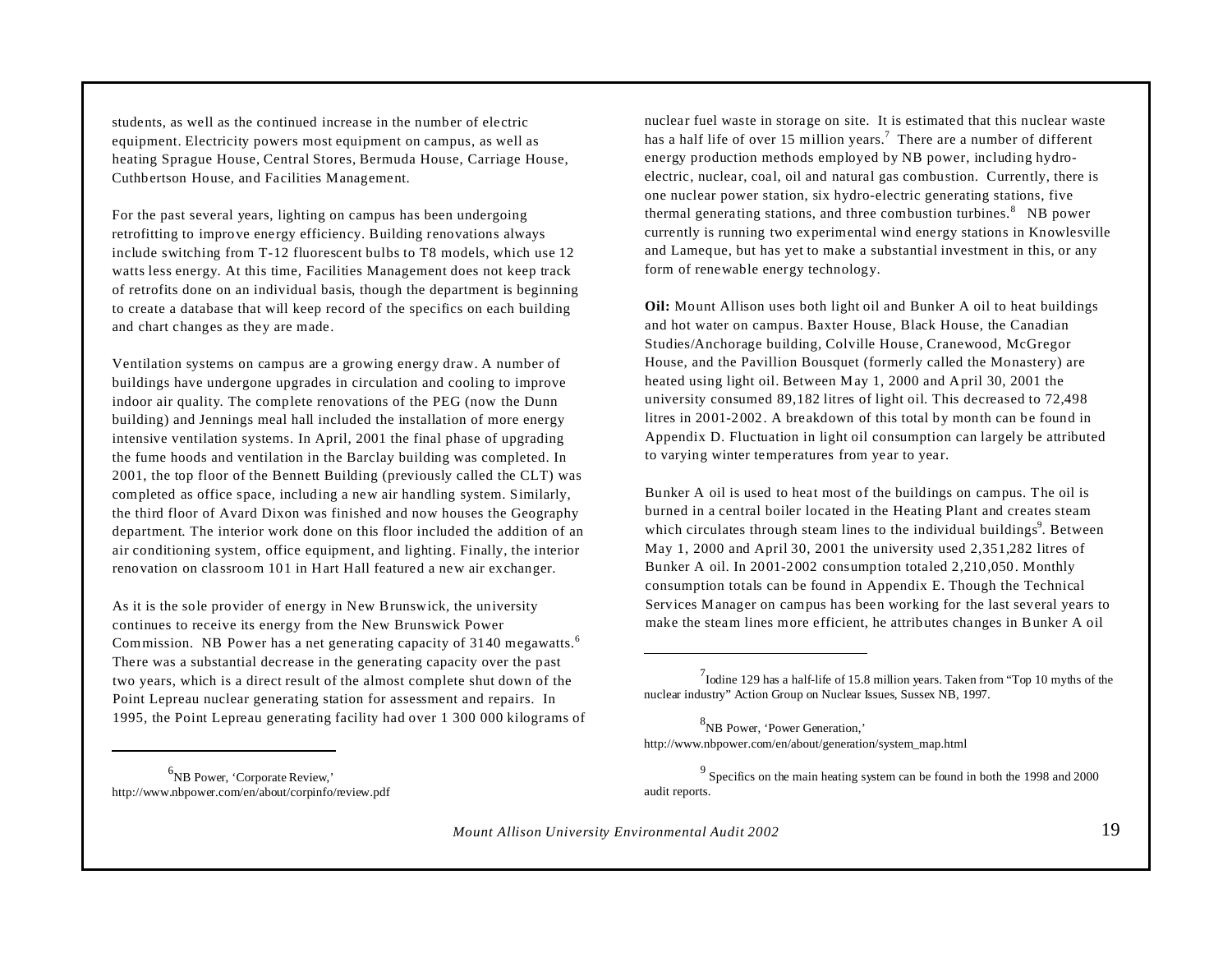students, as well as the continued increase in the number of electric equipment. Electricity powers most equipment on campus, as well as heating Sprague House, Central Stores, Bermuda House, Carriage House, Cuthbertson House, and Facilities Management.

For the past several years, lighting on campus has been undergoing retrofitting to improve energy efficiency. Building renovations always include switching from T-12 fluorescent bulbs to T8 models, which use 12 watts less energy. At this time, Facilities Management does not keep track of retrofits done on an individual basis, though the department is beginning to create a database that will keep record of the specifics on each building and chart changes as they are made.

Ventilation systems on campus are a growing energy draw. A number of buildings have undergone upgrades in circulation and cooling to improve indoor air quality. The complete renovations of the PEG (now the Dunn building) and Jennings meal hall included the installation of more energy intensive ventilation systems. In April, 2001 the final phase of upgrading the fume hoods and ventilation in the Barclay building was completed. In 2001, the top floor of the Bennett Building (previously called the CLT) was completed as office space, including a new air handling system. Similarly, the third floor of Avard Dixon was finished and now houses the Geography department. The interior work done on this floor included the addition of an air conditioning system, office equipment, and lighting. Finally, the interior renovation on classroom 101 in Hart Hall featured a new air exchanger.

As it is the sole provider of energy in New Brunswick, the university continues to receive its energy from the New Brunswick Power Commission. NB Power has a net generating capacity of 3140 megawatts.[6] There was a substantial decrease in the generating capacity over the past two years, which is a direct result of the almost complete shut down of the Point Lepreau nuclear generating station for assessment and repairs. In 1995, the Point Lepreau generating facility had over 1 300 000 kilograms of nuclear fuel waste in storage on site. It is estimated that this nuclear waste has a half life of over 15 million years.[7] There are a number of different energy production methods employed by NB power, including hydro-electric, nuclear, coal, oil and natural gas combustion. Currently, there is one nuclear power station, six hydro-electric generating stations, five thermal generating stations, and three combustion turbines.[8] NB power currently is running two experimental wind energy stations in Knowlesville and Lameque, but has yet to make a substantial investment in this, or any form of renewable energy technology.

**Oil:** Mount Allison uses both light oil and Bunker A oil to heat buildings and hot water on campus. Baxter House, Black House, the Canadian Studies/Anchorage building, Colville House, Cranewood, McGregor House, and the Pavillion Bousquet (formerly called the Monastery) are heated using light oil. Between May 1, 2000 and April 30, 2001 the university consumed 89,182 litres of light oil. This decreased to 72,498 litres in 2001-2002. A breakdown of this total by month can be found in Appendix D. Fluctuation in light oil consumption can largely be attributed to varying winter temperatures from year to year.

Bunker A oil is used to heat most of the buildings on campus. The oil is burned in a central boiler located in the Heating Plant and creates steam which circulates through steam lines to the individual buildings[9]. Between May 1, 2000 and April 30, 2001 the university used 2,351,282 litres of Bunker A oil. In 2001-2002 consumption totaled 2,210,050. Monthly consumption totals can be found in Appendix E. Though the Technical Services Manager on campus has been working for the last several years to make the steam lines more efficient, he attributes changes in Bunker A oil

---

[6] NB Power, 'Corporate Review,' http://www.nbpower.com/en/about/corpinfo/review.pdf

[7] Iodine 129 has a half-life of 15.8 million years. Taken from "Top 10 myths of the nuclear industry" Action Group on Nuclear Issues, Sussex NB, 1997.

[8] NB Power, 'Power Generation,' http://www.nbpower.com/en/about/generation/system_map.html

[9] Specifics on the main heating system can be found in both the 1998 and 2000 audit reports.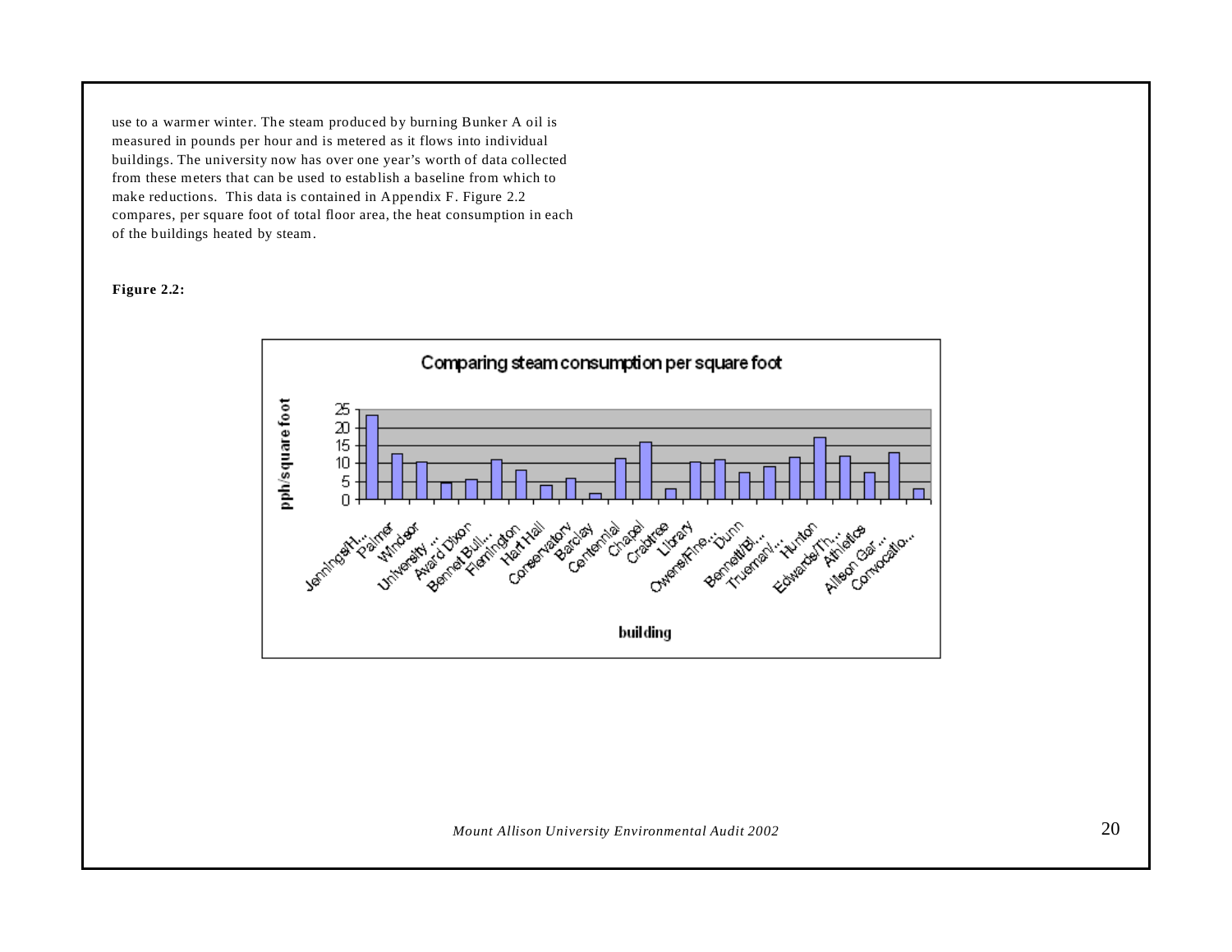use to a warmer winter. The steam produced by burning Bunker A oil is measured in pounds per hour and is metered as it flows into individual buildings. The university now has over one year's worth of data collected from these meters that can be used to establish a baseline from which to make reductions. This data is contained in Appendix F. Figure 2.2 compares, per square foot of total floor area, the heat consumption in each of the buildings heated by steam.

**Figure 2.2:**

Comparing steam consumption per square foot

pph/square foot

0, 5, 10, 15, 20, 25

Jennings/H..., Palmer, Windsor, University ..., Avard Dixon, Bennet Bull..., Flemington, Hart Hall, Conservatory, Barclay, Centennial, Chapel, Crabtree, Library, Owens/Fine..., Dunn, Bennett/Bl..., Trueman/..., Hunton, Edwards/Th..., Athletics, Allison Gar..., Convocatio...

building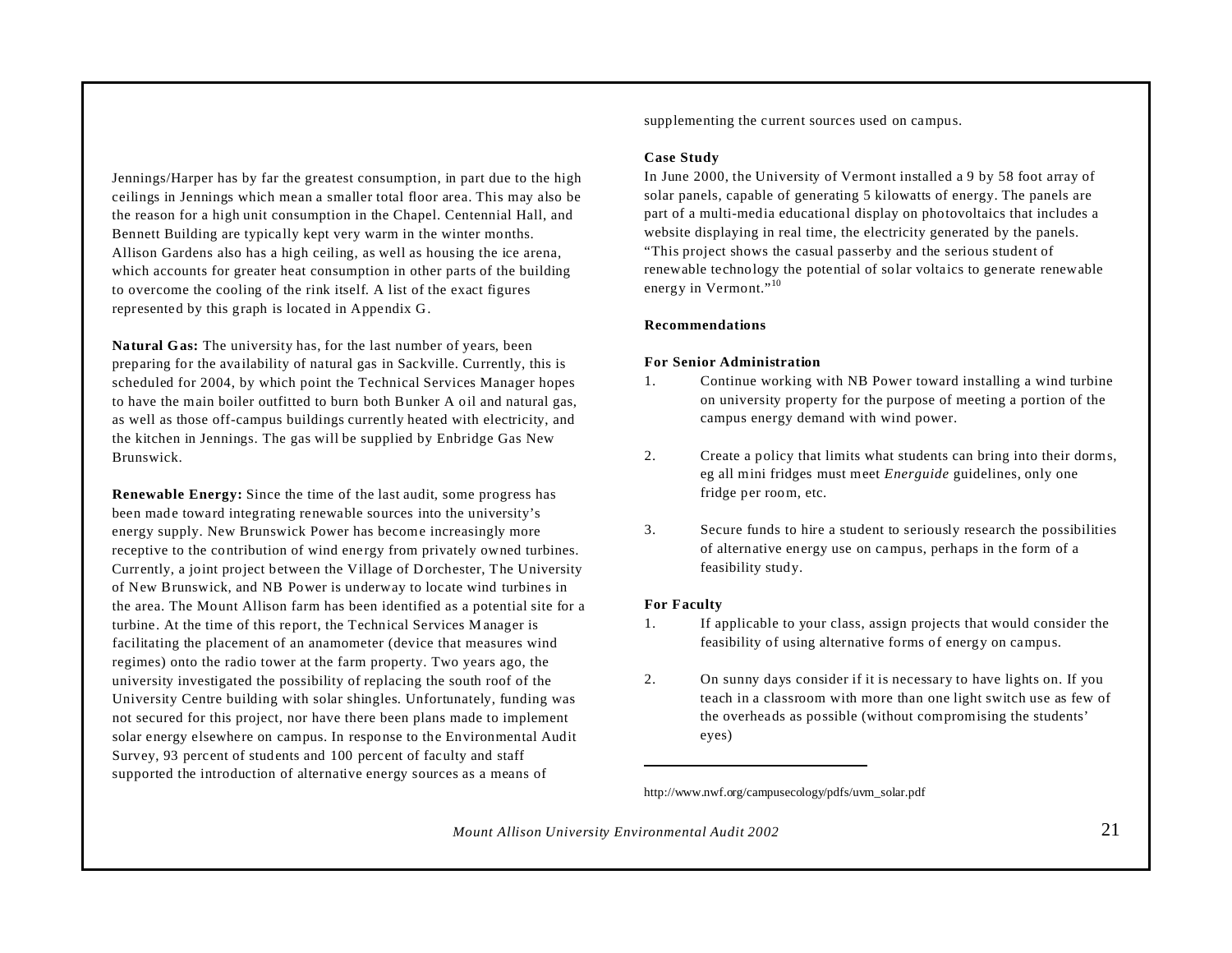Jennings/Harper has by far the greatest consumption, in part due to the high ceilings in Jennings which mean a smaller total floor area. This may also be the reason for a high unit consumption in the Chapel. Centennial Hall, and Bennett Building are typically kept very warm in the winter months. Allison Gardens also has a high ceiling, as well as housing the ice arena, which accounts for greater heat consumption in other parts of the building to overcome the cooling of the rink itself. A list of the exact figures represented by this graph is located in Appendix G.

**Natural Gas:** The university has, for the last number of years, been preparing for the availability of natural gas in Sackville. Currently, this is scheduled for 2004, by which point the Technical Services Manager hopes to have the main boiler outfitted to burn both Bunker A oil and natural gas, as well as those off-campus buildings currently heated with electricity, and the kitchen in Jennings. The gas will be supplied by Enbridge Gas New Brunswick.

**Renewable Energy:** Since the time of the last audit, some progress has been made toward integrating renewable sources into the university's energy supply. New Brunswick Power has become increasingly more receptive to the contribution of wind energy from privately owned turbines. Currently, a joint project between the Village of Dorchester, The University of New Brunswick, and NB Power is underway to locate wind turbines in the area. The Mount Allison farm has been identified as a potential site for a turbine. At the time of this report, the Technical Services Manager is facilitating the placement of an anamometer (device that measures wind regimes) onto the radio tower at the farm property. Two years ago, the university investigated the possibility of replacing the south roof of the University Centre building with solar shingles. Unfortunately, funding was not secured for this project, nor have there been plans made to implement solar energy elsewhere on campus. In response to the Environmental Audit Survey, 93 percent of students and 100 percent of faculty and staff supported the introduction of alternative energy sources as a means of supplementing the current sources used on campus.

**Case Study**

In June 2000, the University of Vermont installed a 9 by 58 foot array of solar panels, capable of generating 5 kilowatts of energy. The panels are part of a multi-media educational display on photovoltaics that includes a website displaying in real time, the electricity generated by the panels. "This project shows the casual passerby and the serious student of renewable technology the potential of solar voltaics to generate renewable energy in Vermont."[10]

**Recommendations**

**For Senior Administration**

1. Continue working with NB Power toward installing a wind turbine on university property for the purpose of meeting a portion of the campus energy demand with wind power.
2. Create a policy that limits what students can bring into their dorms, eg all mini fridges must meet *Energuide* guidelines, only one fridge per room, etc.
3. Secure funds to hire a student to seriously research the possibilities of alternative energy use on campus, perhaps in the form of a feasibility study.

**For Faculty**

1. If applicable to your class, assign projects that would consider the feasibility of using alternative forms of energy on campus.
2. On sunny days consider if it is necessary to have lights on. If you teach in a classroom with more than one light switch use as few of the overheads as possible (without compromising the students' eyes)

---

http://www.nwf.org/campusecology/pdfs/uvm_solar.pdf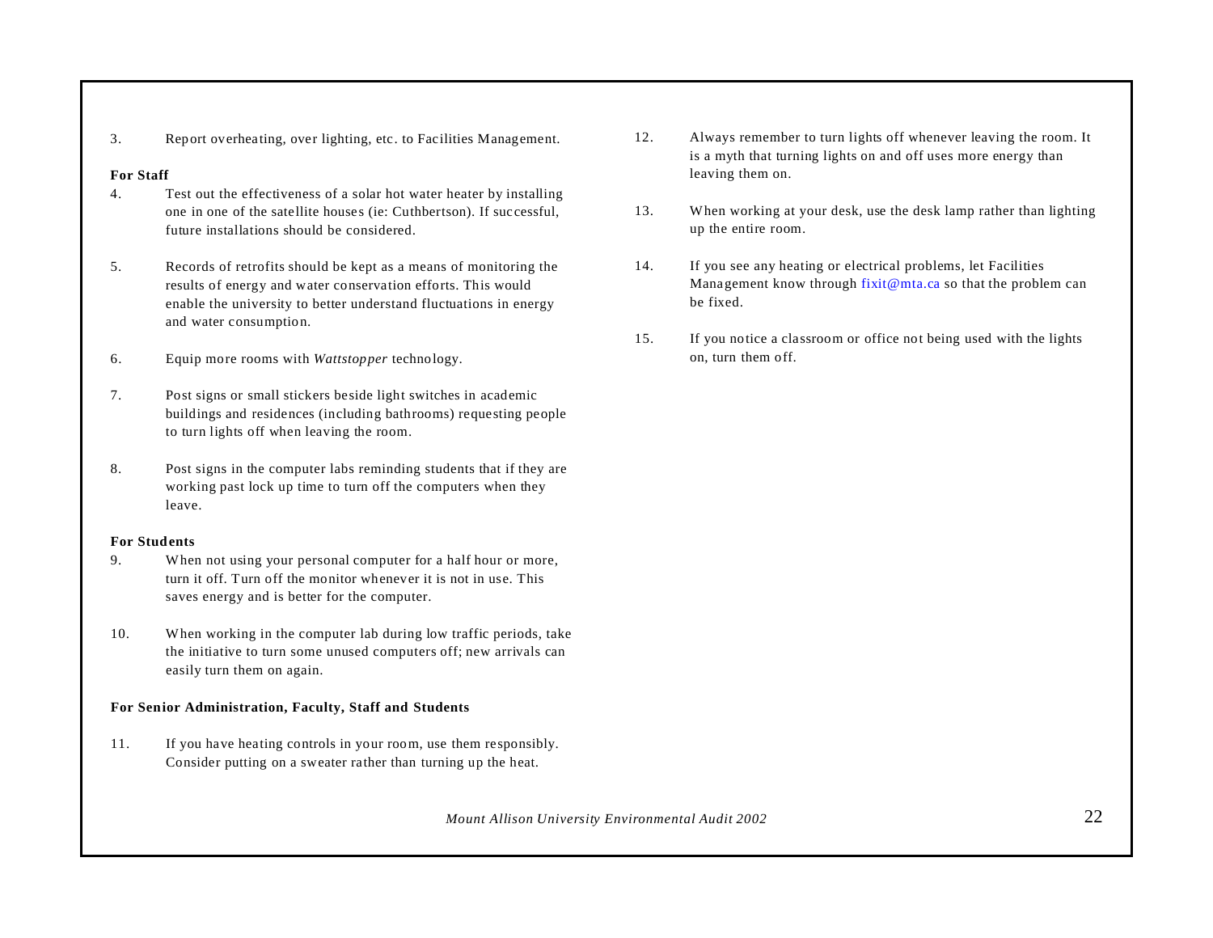3. Report overheating, over lighting, etc. to Facilities Management.

**For Staff**

4. Test out the effectiveness of a solar hot water heater by installing one in one of the satellite houses (ie: Cuthbertson). If successful, future installations should be considered.

5. Records of retrofits should be kept as a means of monitoring the results of energy and water conservation efforts. This would enable the university to better understand fluctuations in energy and water consumption.

6. Equip more rooms with *Wattstopper* technology.

7. Post signs or small stickers beside light switches in academic buildings and residences (including bathrooms) requesting people to turn lights off when leaving the room.

8. Post signs in the computer labs reminding students that if they are working past lock up time to turn off the computers when they leave.

**For Students**

9. When not using your personal computer for a half hour or more, turn it off. Turn off the monitor whenever it is not in use. This saves energy and is better for the computer.

10. When working in the computer lab during low traffic periods, take the initiative to turn some unused computers off; new arrivals can easily turn them on again.

**For Senior Administration, Faculty, Staff and Students**

11. If you have heating controls in your room, use them responsibly. Consider putting on a sweater rather than turning up the heat.

12. Always remember to turn lights off whenever leaving the room. It is a myth that turning lights on and off uses more energy than leaving them on.

13. When working at your desk, use the desk lamp rather than lighting up the entire room.

14. If you see any heating or electrical problems, let Facilities Management know through fixit@mta.ca so that the problem can be fixed.

15. If you notice a classroom or office not being used with the lights on, turn them off.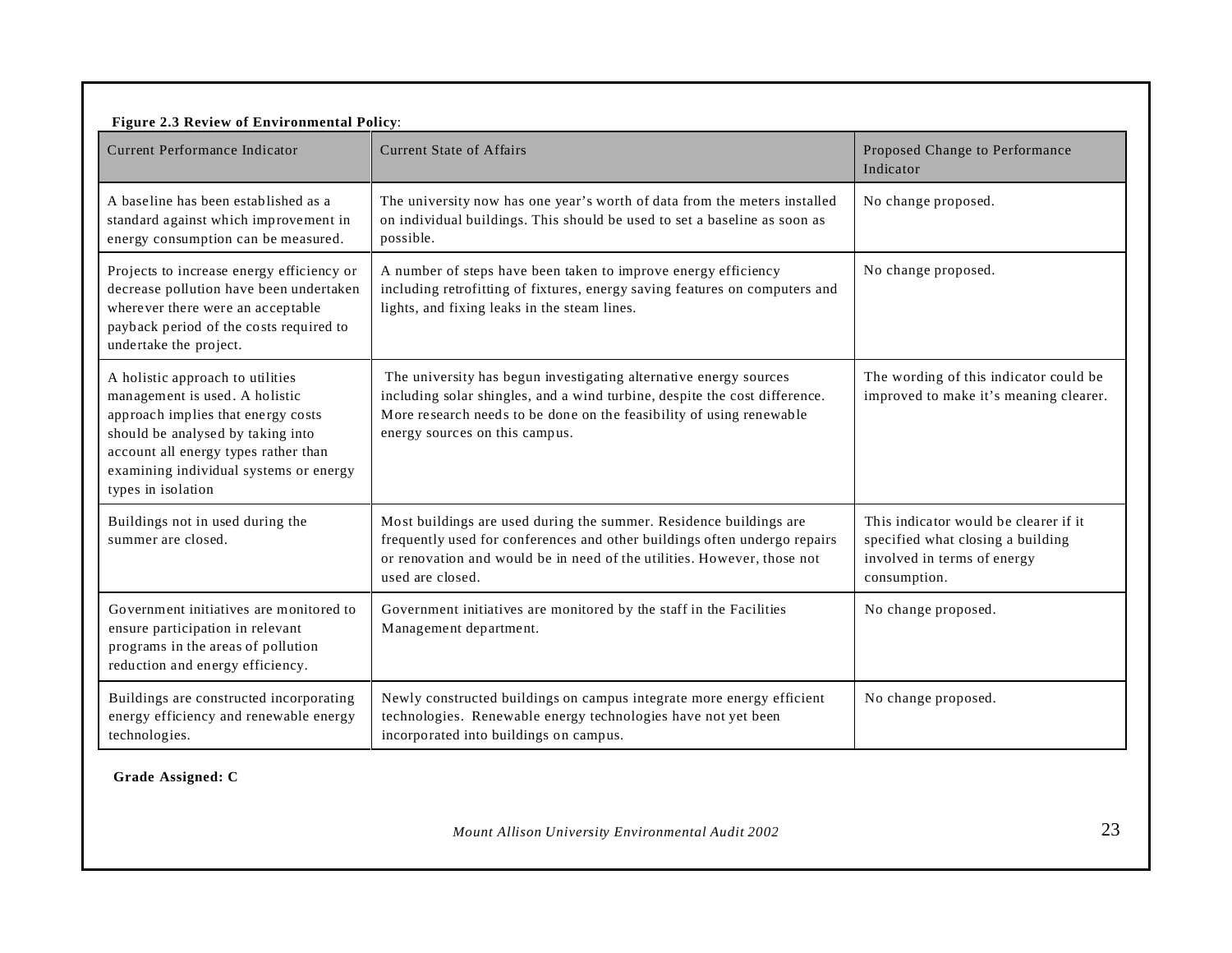**Figure 2.3 Review of Environmental Policy**:

| Current Performance Indicator | Current State of Affairs | Proposed Change to Performance Indicator |
|---|---|---|
| A baseline has been established as a standard against which improvement in energy consumption can be measured. | The university now has one year's worth of data from the meters installed on individual buildings. This should be used to set a baseline as soon as possible. | No change proposed. |
| Projects to increase energy efficiency or decrease pollution have been undertaken wherever there were an acceptable payback period of the costs required to undertake the project. | A number of steps have been taken to improve energy efficiency including retrofitting of fixtures, energy saving features on computers and lights, and fixing leaks in the steam lines. | No change proposed. |
| A holistic approach to utilities management is used. A holistic approach implies that energy costs should be analysed by taking into account all energy types rather than examining individual systems or energy types in isolation | The university has begun investigating alternative energy sources including solar shingles, and a wind turbine, despite the cost difference. More research needs to be done on the feasibility of using renewable energy sources on this campus. | The wording of this indicator could be improved to make it's meaning clearer. |
| Buildings not in used during the summer are closed. | Most buildings are used during the summer. Residence buildings are frequently used for conferences and other buildings often undergo repairs or renovation and would be in need of the utilities. However, those not used are closed. | This indicator would be clearer if it specified what closing a building involved in terms of energy consumption. |
| Government initiatives are monitored to ensure participation in relevant programs in the areas of pollution reduction and energy efficiency. | Government initiatives are monitored by the staff in the Facilities Management department. | No change proposed. |
| Buildings are constructed incorporating energy efficiency and renewable energy technologies. | Newly constructed buildings on campus integrate more energy efficient technologies. Renewable energy technologies have not yet been incorporated into buildings on campus. | No change proposed. |

**Grade Assigned: C**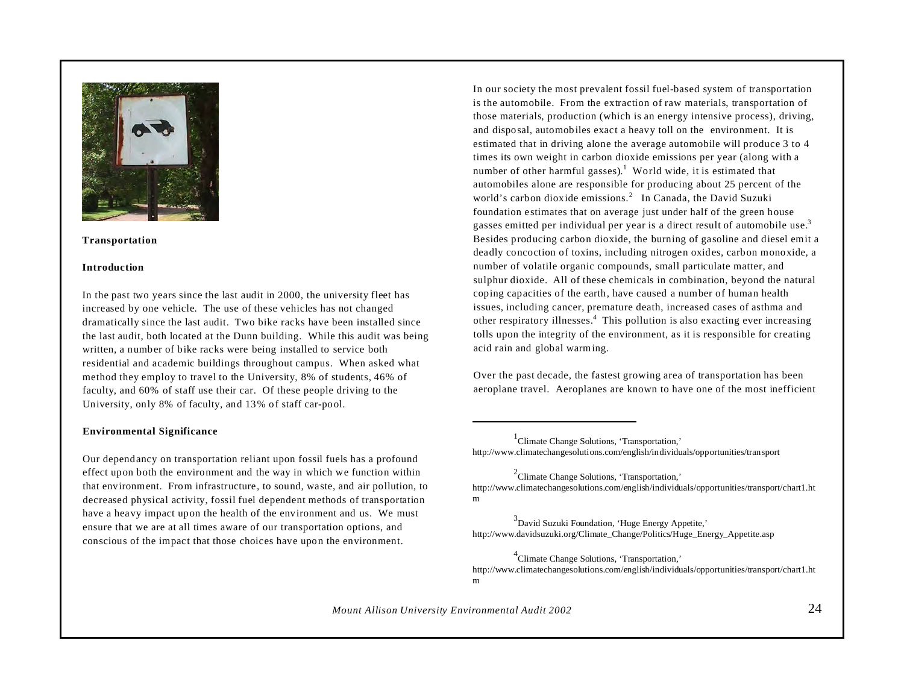## Transportation

### Introduction

In the past two years since the last audit in 2000, the university fleet has increased by one vehicle. The use of these vehicles has not changed dramatically since the last audit. Two bike racks have been installed since the last audit, both located at the Dunn building. While this audit was being written, a number of bike racks were being installed to service both residential and academic buildings throughout campus. When asked what method they employ to travel to the University, 8% of students, 46% of faculty, and 60% of staff use their car. Of these people driving to the University, only 8% of faculty, and 13% of staff car-pool.

### Environmental Significance

Our dependancy on transportation reliant upon fossil fuels has a profound effect upon both the environment and the way in which we function within that environment. From infrastructure, to sound, waste, and air pollution, to decreased physical activity, fossil fuel dependent methods of transportation have a heavy impact upon the health of the environment and us. We must ensure that we are at all times aware of our transportation options, and conscious of the impact that those choices have upon the environment.

In our society the most prevalent fossil fuel-based system of transportation is the automobile. From the extraction of raw materials, transportation of those materials, production (which is an energy intensive process), driving, and disposal, automobiles exact a heavy toll on the environment. It is estimated that in driving alone the average automobile will produce 3 to 4 times its own weight in carbon dioxide emissions per year (along with a number of other harmful gasses).[1] World wide, it is estimated that automobiles alone are responsible for producing about 25 percent of the world's carbon dioxide emissions.[2] In Canada, the David Suzuki foundation estimates that on average just under half of the green house gasses emitted per individual per year is a direct result of automobile use.[3] Besides producing carbon dioxide, the burning of gasoline and diesel emit a deadly concoction of toxins, including nitrogen oxides, carbon monoxide, a number of volatile organic compounds, small particulate matter, and sulphur dioxide. All of these chemicals in combination, beyond the natural coping capacities of the earth, have caused a number of human health issues, including cancer, premature death, increased cases of asthma and other respiratory illnesses.[4] This pollution is also exacting ever increasing tolls upon the integrity of the environment, as it is responsible for creating acid rain and global warming.

Over the past decade, the fastest growing area of transportation has been aeroplane travel. Aeroplanes are known to have one of the most inefficient

---

[1] Climate Change Solutions, 'Transportation,' http://www.climatechangesolutions.com/english/individuals/opportunities/transport

[2] Climate Change Solutions, 'Transportation,' http://www.climatechangesolutions.com/english/individuals/opportunities/transport/chart1.htm

[3] David Suzuki Foundation, 'Huge Energy Appetite,' http://www.davidsuzuki.org/Climate_Change/Politics/Huge_Energy_Appetite.asp

[4] Climate Change Solutions, 'Transportation,' http://www.climatechangesolutions.com/english/individuals/opportunities/transport/chart1.htm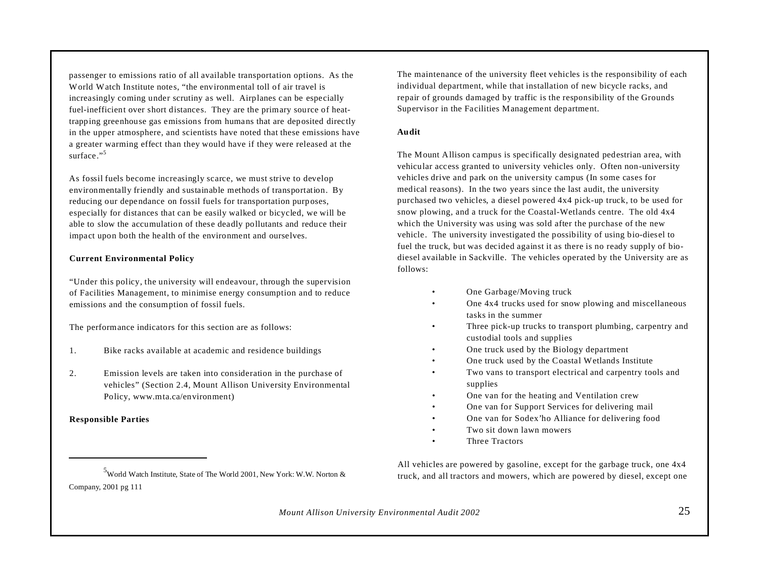passenger to emissions ratio of all available transportation options. As the World Watch Institute notes, "the environmental toll of air travel is increasingly coming under scrutiny as well. Airplanes can be especially fuel-inefficient over short distances. They are the primary source of heat-trapping greenhouse gas emissions from humans that are deposited directly in the upper atmosphere, and scientists have noted that these emissions have a greater warming effect than they would have if they were released at the surface."[5]

As fossil fuels become increasingly scarce, we must strive to develop environmentally friendly and sustainable methods of transportation. By reducing our dependance on fossil fuels for transportation purposes, especially for distances that can be easily walked or bicycled, we will be able to slow the accumulation of these deadly pollutants and reduce their impact upon both the health of the environment and ourselves.

**Current Environmental Policy**

"Under this policy, the university will endeavour, through the supervision of Facilities Management, to minimise energy consumption and to reduce emissions and the consumption of fossil fuels.

The performance indicators for this section are as follows:

1. Bike racks available at academic and residence buildings

2. Emission levels are taken into consideration in the purchase of vehicles" (Section 2.4, Mount Allison University Environmental Policy, www.mta.ca/environment)

**Responsible Parties**

The maintenance of the university fleet vehicles is the responsibility of each individual department, while that installation of new bicycle racks, and repair of grounds damaged by traffic is the responsibility of the Grounds Supervisor in the Facilities Management department.

**Audit**

The Mount Allison campus is specifically designated pedestrian area, with vehicular access granted to university vehicles only. Often non-university vehicles drive and park on the university campus (In some cases for medical reasons). In the two years since the last audit, the university purchased two vehicles, a diesel powered 4x4 pick-up truck, to be used for snow plowing, and a truck for the Coastal-Wetlands centre. The old 4x4 which the University was using was sold after the purchase of the new vehicle. The university investigated the possibility of using bio-diesel to fuel the truck, but was decided against it as there is no ready supply of bio-diesel available in Sackville. The vehicles operated by the University are as follows:

- One Garbage/Moving truck
- One 4x4 trucks used for snow plowing and miscellaneous tasks in the summer
- Three pick-up trucks to transport plumbing, carpentry and custodial tools and supplies
- One truck used by the Biology department
- One truck used by the Coastal Wetlands Institute
- Two vans to transport electrical and carpentry tools and supplies
- One van for the heating and Ventilation crew
- One van for Support Services for delivering mail
- One van for Sodex'ho Alliance for delivering food
- Two sit down lawn mowers
- Three Tractors

All vehicles are powered by gasoline, except for the garbage truck, one 4x4 truck, and all tractors and mowers, which are powered by diesel, except one

---

[5] World Watch Institute, State of The World 2001, New York: W.W. Norton & Company, 2001 pg 111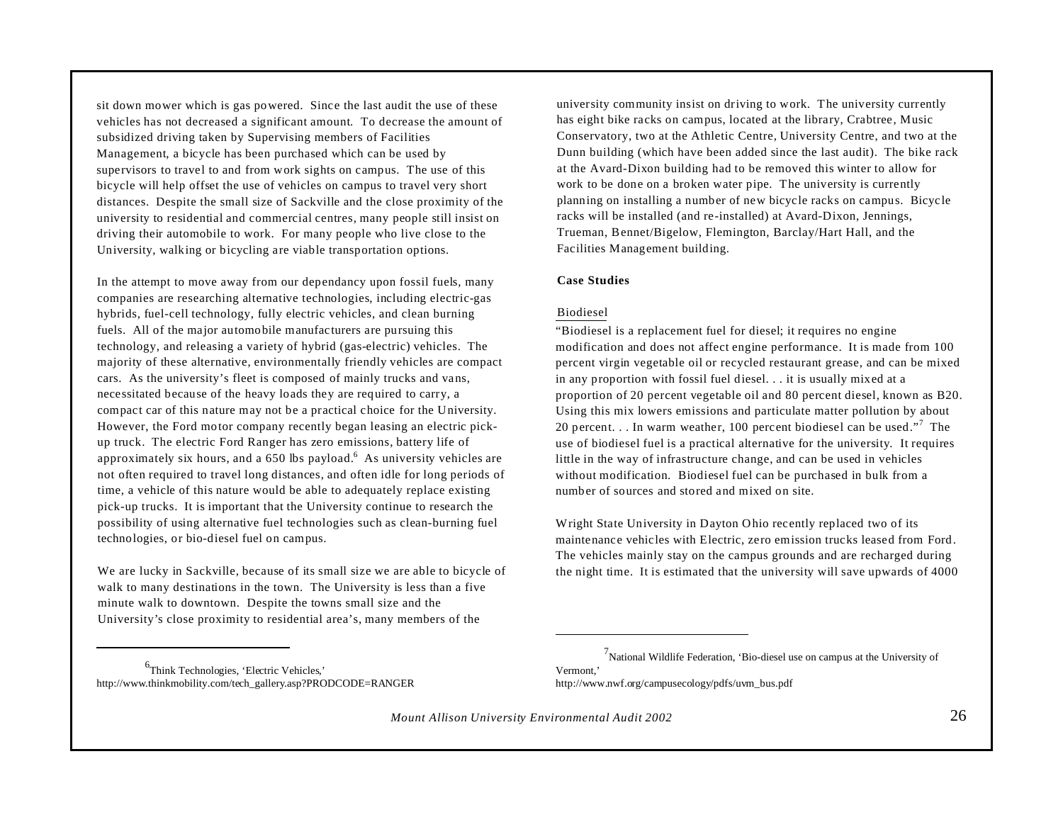sit down mower which is gas powered. Since the last audit the use of these vehicles has not decreased a significant amount. To decrease the amount of subsidized driving taken by Supervising members of Facilities Management, a bicycle has been purchased which can be used by supervisors to travel to and from work sights on campus. The use of this bicycle will help offset the use of vehicles on campus to travel very short distances. Despite the small size of Sackville and the close proximity of the university to residential and commercial centres, many people still insist on driving their automobile to work. For many people who live close to the University, walking or bicycling are viable transportation options.

In the attempt to move away from our dependancy upon fossil fuels, many companies are researching alternative technologies, including electric-gas hybrids, fuel-cell technology, fully electric vehicles, and clean burning fuels. All of the major automobile manufacturers are pursuing this technology, and releasing a variety of hybrid (gas-electric) vehicles. The majority of these alternative, environmentally friendly vehicles are compact cars. As the university's fleet is composed of mainly trucks and vans, necessitated because of the heavy loads they are required to carry, a compact car of this nature may not be a practical choice for the University. However, the Ford motor company recently began leasing an electric pick-up truck. The electric Ford Ranger has zero emissions, battery life of approximately six hours, and a 650 lbs payload.[6] As university vehicles are not often required to travel long distances, and often idle for long periods of time, a vehicle of this nature would be able to adequately replace existing pick-up trucks. It is important that the University continue to research the possibility of using alternative fuel technologies such as clean-burning fuel technologies, or bio-diesel fuel on campus.

We are lucky in Sackville, because of its small size we are able to bicycle of walk to many destinations in the town. The University is less than a five minute walk to downtown. Despite the towns small size and the University's close proximity to residential area's, many members of the university community insist on driving to work. The university currently has eight bike racks on campus, located at the library, Crabtree, Music Conservatory, two at the Athletic Centre, University Centre, and two at the Dunn building (which have been added since the last audit). The bike rack at the Avard-Dixon building had to be removed this winter to allow for work to be done on a broken water pipe. The university is currently planning on installing a number of new bicycle racks on campus. Bicycle racks will be installed (and re-installed) at Avard-Dixon, Jennings, Trueman, Bennet/Bigelow, Flemington, Barclay/Hart Hall, and the Facilities Management building.

**Case Studies**

Biodiesel

"Biodiesel is a replacement fuel for diesel; it requires no engine modification and does not affect engine performance. It is made from 100 percent virgin vegetable oil or recycled restaurant grease, and can be mixed in any proportion with fossil fuel diesel. . . it is usually mixed at a proportion of 20 percent vegetable oil and 80 percent diesel, known as B20. Using this mix lowers emissions and particulate matter pollution by about 20 percent. . . In warm weather, 100 percent biodiesel can be used."[7] The use of biodiesel fuel is a practical alternative for the university. It requires little in the way of infrastructure change, and can be used in vehicles without modification. Biodiesel fuel can be purchased in bulk from a number of sources and stored and mixed on site.

Wright State University in Dayton Ohio recently replaced two of its maintenance vehicles with Electric, zero emission trucks leased from Ford. The vehicles mainly stay on the campus grounds and are recharged during the night time. It is estimated that the university will save upwards of 4000

---

[6] Think Technologies, 'Electric Vehicles,' http://www.thinkmobility.com/tech_gallery.asp?PRODCODE=RANGER

[7] National Wildlife Federation, 'Bio-diesel use on campus at the University of Vermont,' http://www.nwf.org/campusecology/pdfs/uvm_bus.pdf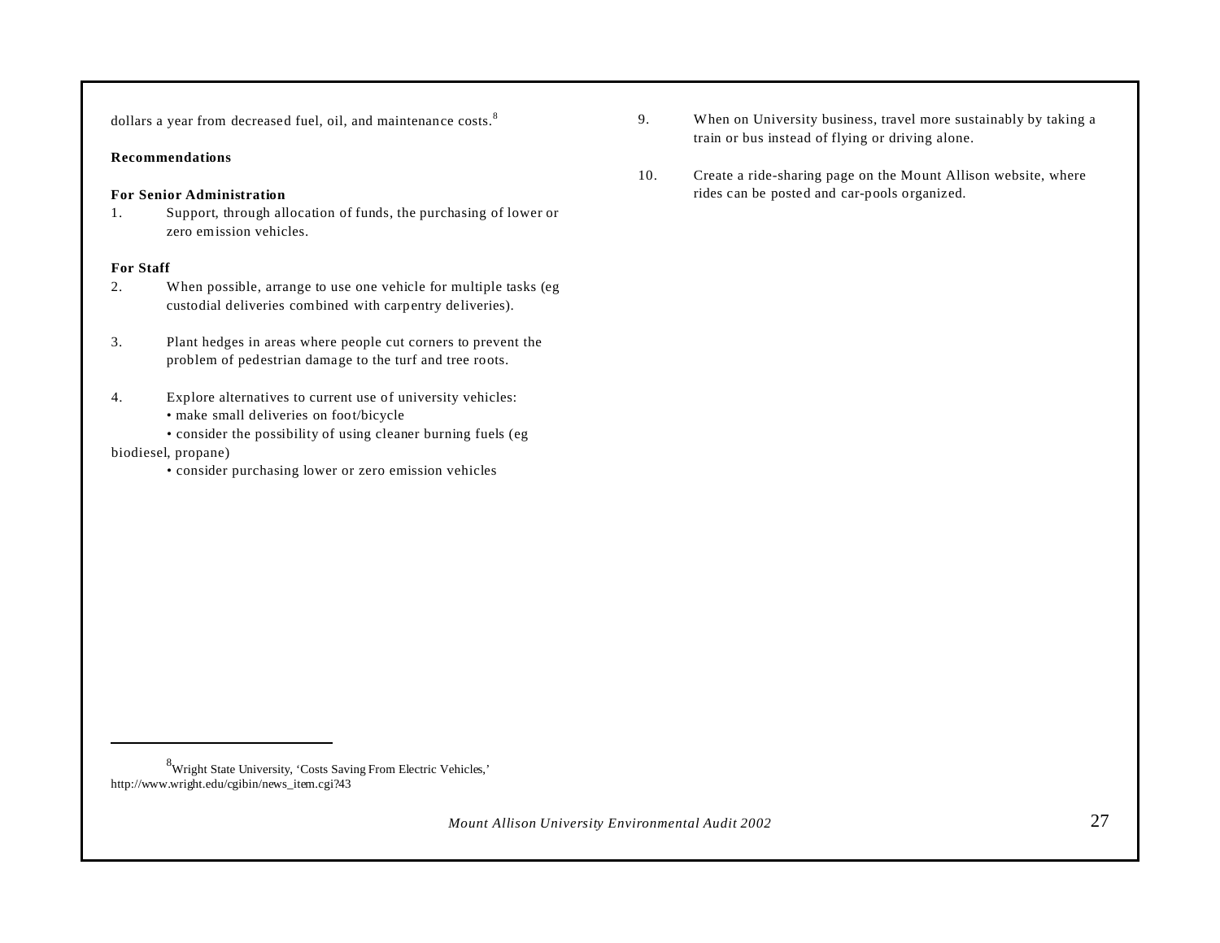dollars a year from decreased fuel, oil, and maintenance costs.[8]

**Recommendations**

**For Senior Administration**

1. Support, through allocation of funds, the purchasing of lower or zero emission vehicles.

**For Staff**

2. When possible, arrange to use one vehicle for multiple tasks (eg custodial deliveries combined with carpentry deliveries).

3. Plant hedges in areas where people cut corners to prevent the problem of pedestrian damage to the turf and tree roots.

4. Explore alternatives to current use of university vehicles:
   - make small deliveries on foot/bicycle
   - consider the possibility of using cleaner burning fuels (eg biodiesel, propane)
   - consider purchasing lower or zero emission vehicles

9. When on University business, travel more sustainably by taking a train or bus instead of flying or driving alone.

10. Create a ride-sharing page on the Mount Allison website, where rides can be posted and car-pools organized.

---

[8] Wright State University, 'Costs Saving From Electric Vehicles,' http://www.wright.edu/cgibin/news_item.cgi?43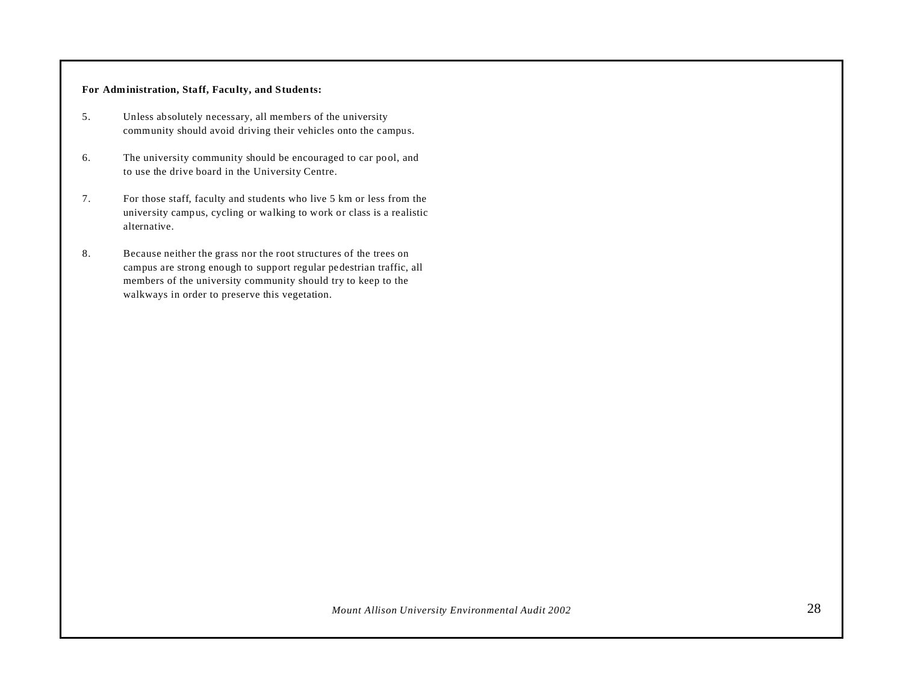**For Administration, Staff, Faculty, and Students:**

5. Unless absolutely necessary, all members of the university community should avoid driving their vehicles onto the campus.

6. The university community should be encouraged to car pool, and to use the drive board in the University Centre.

7. For those staff, faculty and students who live 5 km or less from the university campus, cycling or walking to work or class is a realistic alternative.

8. Because neither the grass nor the root structures of the trees on campus are strong enough to support regular pedestrian traffic, all members of the university community should try to keep to the walkways in order to preserve this vegetation.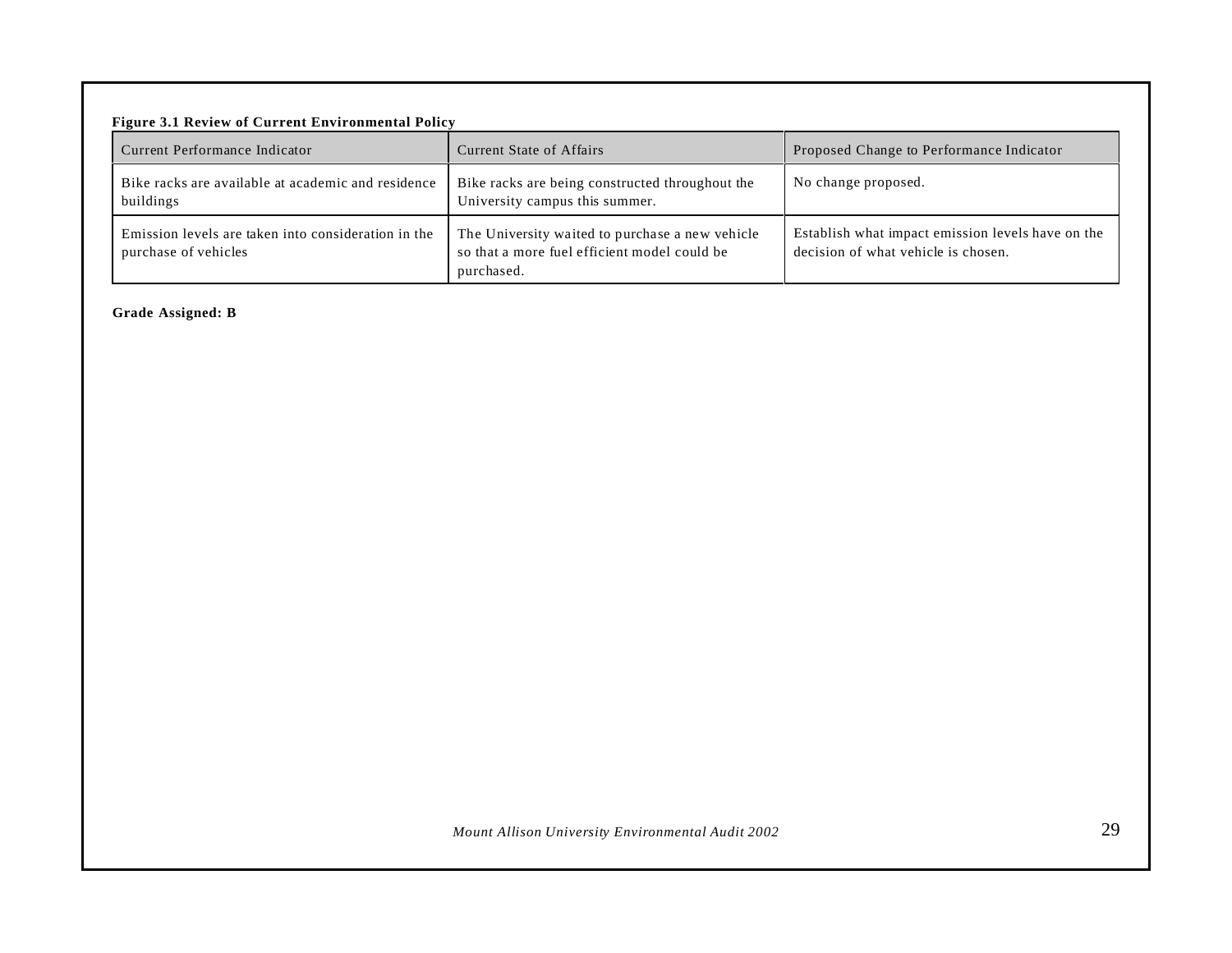**Figure 3.1 Review of Current Environmental Policy**

| Current Performance Indicator | Current State of Affairs | Proposed Change to Performance Indicator |
|---|---|---|
| Bike racks are available at academic and residence buildings | Bike racks are being constructed throughout the University campus this summer. | No change proposed. |
| Emission levels are taken into consideration in the purchase of vehicles | The University waited to purchase a new vehicle so that a more fuel efficient model could be purchased. | Establish what impact emission levels have on the decision of what vehicle is chosen. |

**Grade Assigned: B**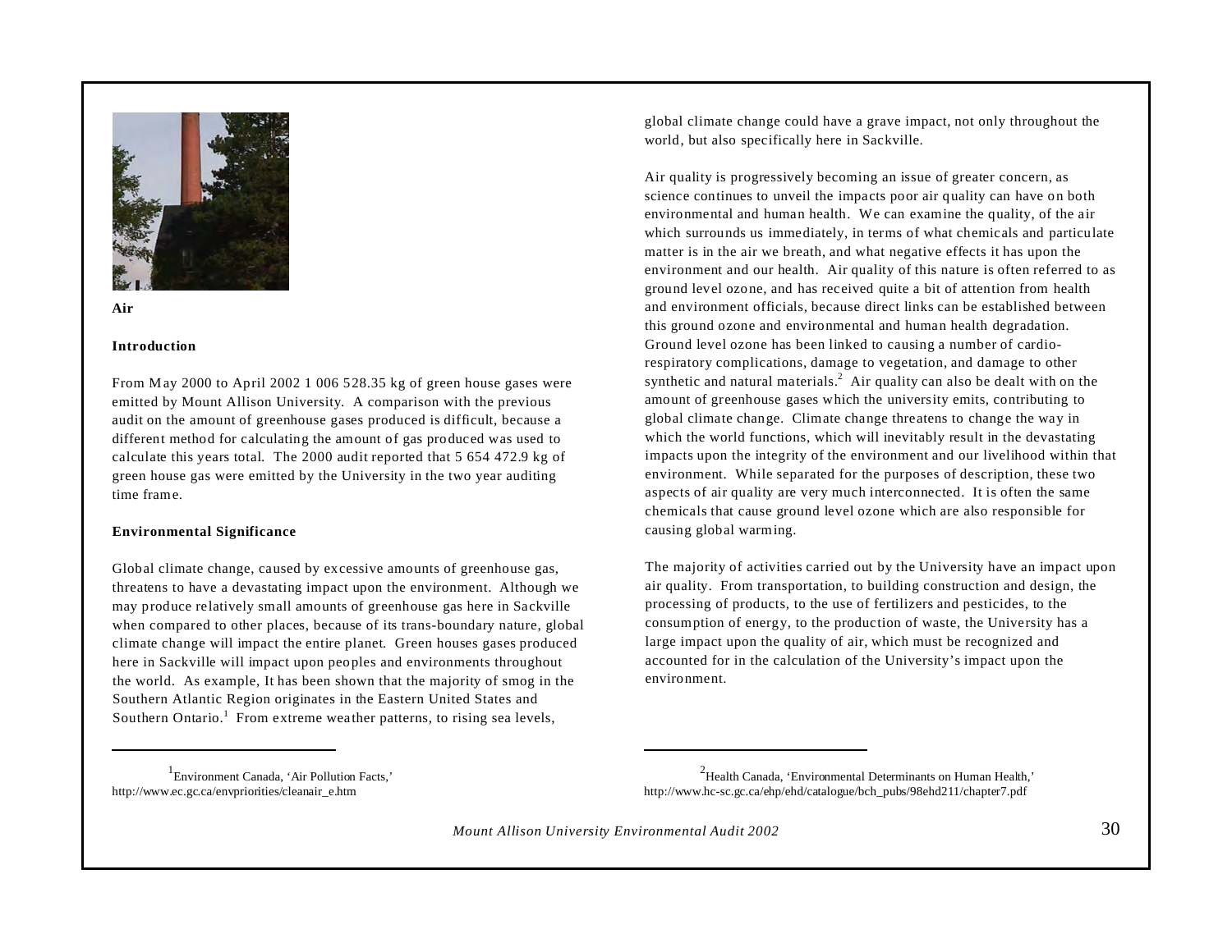# Air

## Introduction

From May 2000 to April 2002 1 006 528.35 kg of green house gases were emitted by Mount Allison University. A comparison with the previous audit on the amount of greenhouse gases produced is difficult, because a different method for calculating the amount of gas produced was used to calculate this years total. The 2000 audit reported that 5 654 472.9 kg of green house gas were emitted by the University in the two year auditing time frame.

## Environmental Significance

Global climate change, caused by excessive amounts of greenhouse gas, threatens to have a devastating impact upon the environment. Although we may produce relatively small amounts of greenhouse gas here in Sackville when compared to other places, because of its trans-boundary nature, global climate change will impact the entire planet. Green houses gases produced here in Sackville will impact upon peoples and environments throughout the world. As example, It has been shown that the majority of smog in the Southern Atlantic Region originates in the Eastern United States and Southern Ontario.[1] From extreme weather patterns, to rising sea levels, global climate change could have a grave impact, not only throughout the world, but also specifically here in Sackville.

Air quality is progressively becoming an issue of greater concern, as science continues to unveil the impacts poor air quality can have on both environmental and human health. We can examine the quality, of the air which surrounds us immediately, in terms of what chemicals and particulate matter is in the air we breath, and what negative effects it has upon the environment and our health. Air quality of this nature is often referred to as ground level ozone, and has received quite a bit of attention from health and environment officials, because direct links can be established between this ground ozone and environmental and human health degradation. Ground level ozone has been linked to causing a number of cardio-respiratory complications, damage to vegetation, and damage to other synthetic and natural materials.[2] Air quality can also be dealt with on the amount of greenhouse gases which the university emits, contributing to global climate change. Climate change threatens to change the way in which the world functions, which will inevitably result in the devastating impacts upon the integrity of the environment and our livelihood within that environment. While separated for the purposes of description, these two aspects of air quality are very much interconnected. It is often the same chemicals that cause ground level ozone which are also responsible for causing global warming.

The majority of activities carried out by the University have an impact upon air quality. From transportation, to building construction and design, the processing of products, to the use of fertilizers and pesticides, to the consumption of energy, to the production of waste, the University has a large impact upon the quality of air, which must be recognized and accounted for in the calculation of the University's impact upon the environment.

---

[1] Environment Canada, 'Air Pollution Facts,' http://www.ec.gc.ca/envpriorities/cleanair_e.htm

[2] Health Canada, 'Environmental Determinants on Human Health,' http://www.hc-sc.gc.ca/ehp/ehd/catalogue/bch_pubs/98ehd211/chapter7.pdf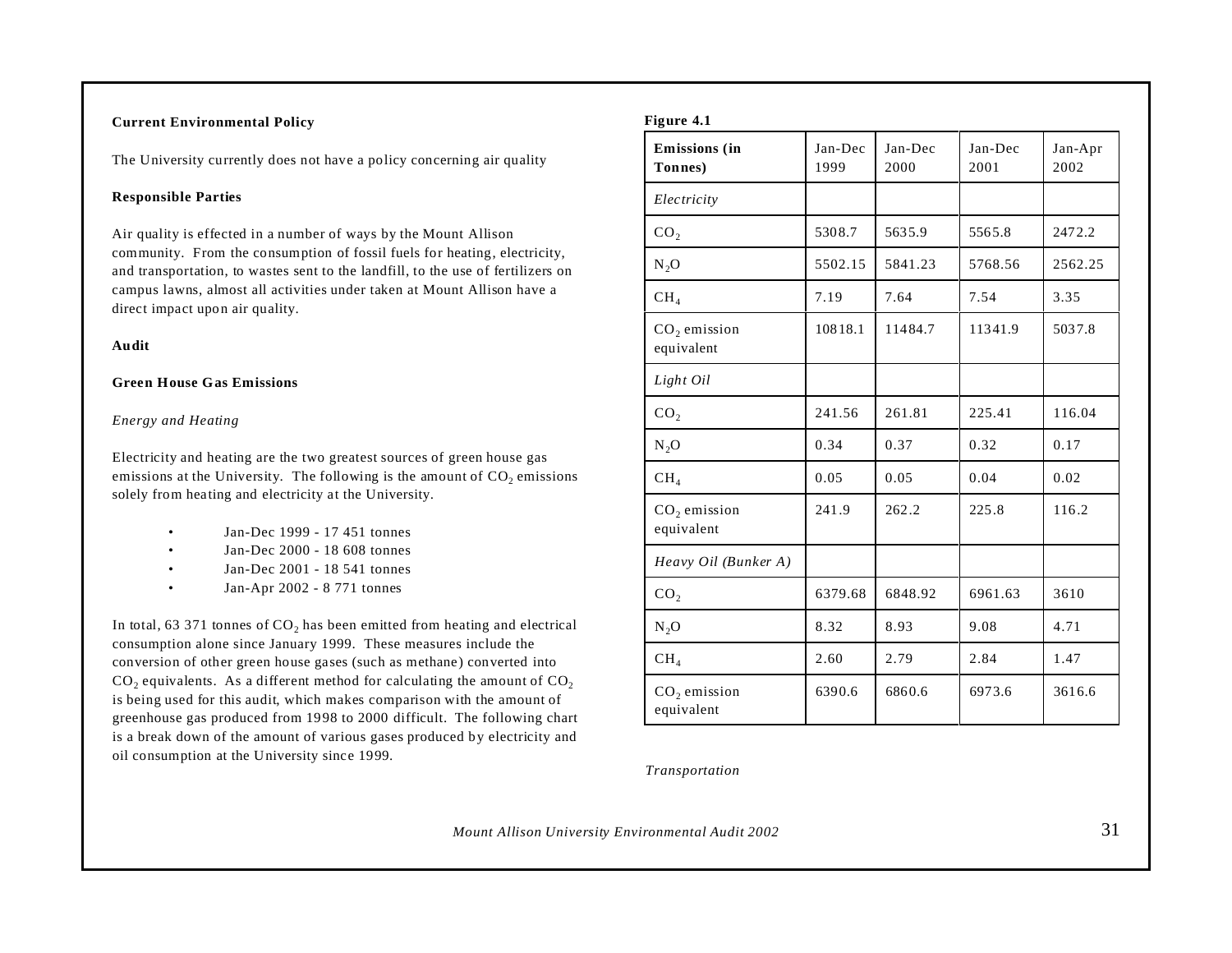**Current Environmental Policy**

The University currently does not have a policy concerning air quality

**Responsible Parties**

Air quality is effected in a number of ways by the Mount Allison community. From the consumption of fossil fuels for heating, electricity, and transportation, to wastes sent to the landfill, to the use of fertilizers on campus lawns, almost all activities under taken at Mount Allison have a direct impact upon air quality.

**Audit**

**Green House Gas Emissions**

*Energy and Heating*

Electricity and heating are the two greatest sources of green house gas emissions at the University. The following is the amount of $CO_2$ emissions solely from heating and electricity at the University.

- Jan-Dec 1999 - 17 451 tonnes
- Jan-Dec 2000 - 18 608 tonnes
- Jan-Dec 2001 - 18 541 tonnes
- Jan-Apr 2002 - 8 771 tonnes

In total, 63 371 tonnes of $CO_2$ has been emitted from heating and electrical consumption alone since January 1999. These measures include the conversion of other green house gases (such as methane) converted into $CO_2$ equivalents. As a different method for calculating the amount of $CO_2$ is being used for this audit, which makes comparison with the amount of greenhouse gas produced from 1998 to 2000 difficult. The following chart is a break down of the amount of various gases produced by electricity and oil consumption at the University since 1999.

**Figure 4.1**

| **Emissions (in Tonnes)** | Jan-Dec 1999 | Jan-Dec 2000 | Jan-Dec 2001 | Jan-Apr 2002 |
|---|---|---|---|---|
| *Electricity* | | | | |
| $CO_2$ | 5308.7 | 5635.9 | 5565.8 | 2472.2 |
| $N_2O$ | 5502.15 | 5841.23 | 5768.56 | 2562.25 |
| $CH_4$ | 7.19 | 7.64 | 7.54 | 3.35 |
| $CO_2$ emission equivalent | 10818.1 | 11484.7 | 11341.9 | 5037.8 |
| *Light Oil* | | | | |
| $CO_2$ | 241.56 | 261.81 | 225.41 | 116.04 |
| $N_2O$ | 0.34 | 0.37 | 0.32 | 0.17 |
| $CH_4$ | 0.05 | 0.05 | 0.04 | 0.02 |
| $CO_2$ emission equivalent | 241.9 | 262.2 | 225.8 | 116.2 |
| *Heavy Oil (Bunker A)* | | | | |
| $CO_2$ | 6379.68 | 6848.92 | 6961.63 | 3610 |
| $N_2O$ | 8.32 | 8.93 | 9.08 | 4.71 |
| $CH_4$ | 2.60 | 2.79 | 2.84 | 1.47 |
| $CO_2$ emission equivalent | 6390.6 | 6860.6 | 6973.6 | 3616.6 |

*Transportation*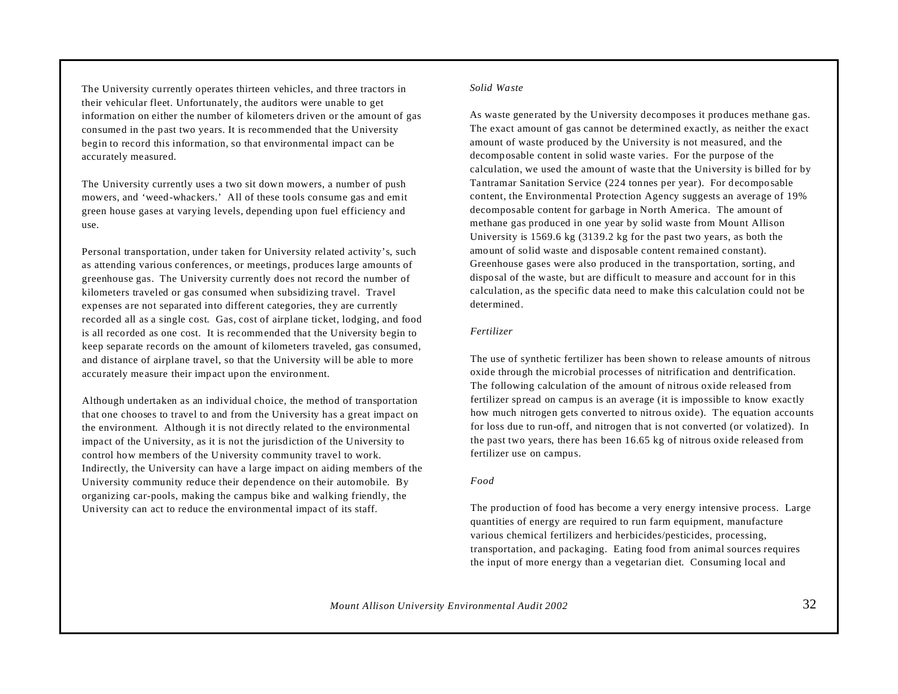The University currently operates thirteen vehicles, and three tractors in their vehicular fleet. Unfortunately, the auditors were unable to get information on either the number of kilometers driven or the amount of gas consumed in the past two years. It is recommended that the University begin to record this information, so that environmental impact can be accurately measured.

The University currently uses a two sit down mowers, a number of push mowers, and 'weed-whackers.' All of these tools consume gas and emit green house gases at varying levels, depending upon fuel efficiency and use.

Personal transportation, under taken for University related activity's, such as attending various conferences, or meetings, produces large amounts of greenhouse gas. The University currently does not record the number of kilometers traveled or gas consumed when subsidizing travel. Travel expenses are not separated into different categories, they are currently recorded all as a single cost. Gas, cost of airplane ticket, lodging, and food is all recorded as one cost. It is recommended that the University begin to keep separate records on the amount of kilometers traveled, gas consumed, and distance of airplane travel, so that the University will be able to more accurately measure their impact upon the environment.

Although undertaken as an individual choice, the method of transportation that one chooses to travel to and from the University has a great impact on the environment. Although it is not directly related to the environmental impact of the University, as it is not the jurisdiction of the University to control how members of the University community travel to work. Indirectly, the University can have a large impact on aiding members of the University community reduce their dependence on their automobile. By organizing car-pools, making the campus bike and walking friendly, the University can act to reduce the environmental impact of its staff.

*Solid Waste*

As waste generated by the University decomposes it produces methane gas. The exact amount of gas cannot be determined exactly, as neither the exact amount of waste produced by the University is not measured, and the decomposable content in solid waste varies. For the purpose of the calculation, we used the amount of waste that the University is billed for by Tantramar Sanitation Service (224 tonnes per year). For decomposable content, the Environmental Protection Agency suggests an average of 19% decomposable content for garbage in North America. The amount of methane gas produced in one year by solid waste from Mount Allison University is 1569.6 kg (3139.2 kg for the past two years, as both the amount of solid waste and disposable content remained constant). Greenhouse gases were also produced in the transportation, sorting, and disposal of the waste, but are difficult to measure and account for in this calculation, as the specific data need to make this calculation could not be determined.

*Fertilizer*

The use of synthetic fertilizer has been shown to release amounts of nitrous oxide through the microbial processes of nitrification and dentrification. The following calculation of the amount of nitrous oxide released from fertilizer spread on campus is an average (it is impossible to know exactly how much nitrogen gets converted to nitrous oxide). The equation accounts for loss due to run-off, and nitrogen that is not converted (or volatized). In the past two years, there has been 16.65 kg of nitrous oxide released from fertilizer use on campus.

*Food*

The production of food has become a very energy intensive process. Large quantities of energy are required to run farm equipment, manufacture various chemical fertilizers and herbicides/pesticides, processing, transportation, and packaging. Eating food from animal sources requires the input of more energy than a vegetarian diet. Consuming local and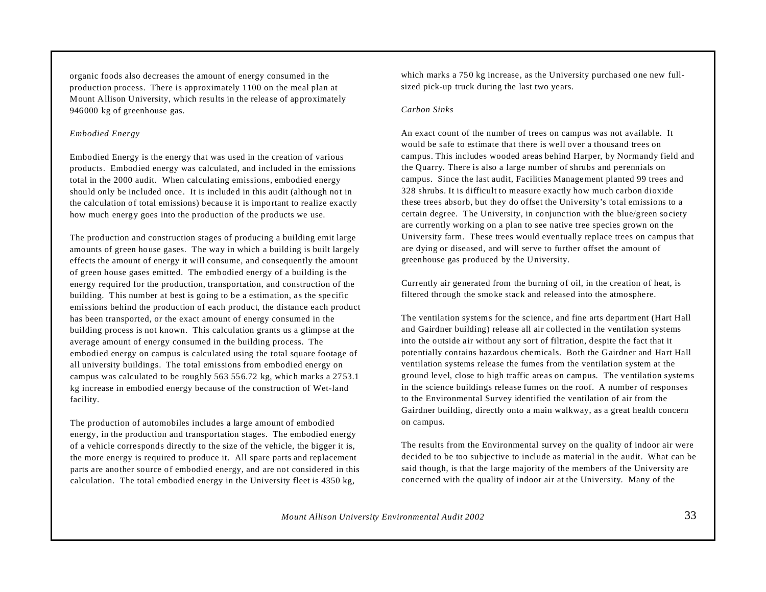organic foods also decreases the amount of energy consumed in the production process. There is approximately 1100 on the meal plan at Mount Allison University, which results in the release of approximately 946000 kg of greenhouse gas.

*Embodied Energy*

Embodied Energy is the energy that was used in the creation of various products. Embodied energy was calculated, and included in the emissions total in the 2000 audit. When calculating emissions, embodied energy should only be included once. It is included in this audit (although not in the calculation of total emissions) because it is important to realize exactly how much energy goes into the production of the products we use.

The production and construction stages of producing a building emit large amounts of green house gases. The way in which a building is built largely effects the amount of energy it will consume, and consequently the amount of green house gases emitted. The embodied energy of a building is the energy required for the production, transportation, and construction of the building. This number at best is going to be a estimation, as the specific emissions behind the production of each product, the distance each product has been transported, or the exact amount of energy consumed in the building process is not known. This calculation grants us a glimpse at the average amount of energy consumed in the building process. The embodied energy on campus is calculated using the total square footage of all university buildings. The total emissions from embodied energy on campus was calculated to be roughly 563 556.72 kg, which marks a 2753.1 kg increase in embodied energy because of the construction of Wet-land facility.

The production of automobiles includes a large amount of embodied energy, in the production and transportation stages. The embodied energy of a vehicle corresponds directly to the size of the vehicle, the bigger it is, the more energy is required to produce it. All spare parts and replacement parts are another source of embodied energy, and are not considered in this calculation. The total embodied energy in the University fleet is 4350 kg, which marks a 750 kg increase, as the University purchased one new full-sized pick-up truck during the last two years.

*Carbon Sinks*

An exact count of the number of trees on campus was not available. It would be safe to estimate that there is well over a thousand trees on campus. This includes wooded areas behind Harper, by Normandy field and the Quarry. There is also a large number of shrubs and perennials on campus. Since the last audit, Facilities Management planted 99 trees and 328 shrubs. It is difficult to measure exactly how much carbon dioxide these trees absorb, but they do offset the University's total emissions to a certain degree. The University, in conjunction with the blue/green society are currently working on a plan to see native tree species grown on the University farm. These trees would eventually replace trees on campus that are dying or diseased, and will serve to further offset the amount of greenhouse gas produced by the University.

Currently air generated from the burning of oil, in the creation of heat, is filtered through the smoke stack and released into the atmosphere.

The ventilation systems for the science, and fine arts department (Hart Hall and Gairdner building) release all air collected in the ventilation systems into the outside air without any sort of filtration, despite the fact that it potentially contains hazardous chemicals. Both the Gairdner and Hart Hall ventilation systems release the fumes from the ventilation system at the ground level, close to high traffic areas on campus. The ventilation systems in the science buildings release fumes on the roof. A number of responses to the Environmental Survey identified the ventilation of air from the Gairdner building, directly onto a main walkway, as a great health concern on campus.

The results from the Environmental survey on the quality of indoor air were decided to be too subjective to include as material in the audit. What can be said though, is that the large majority of the members of the University are concerned with the quality of indoor air at the University. Many of the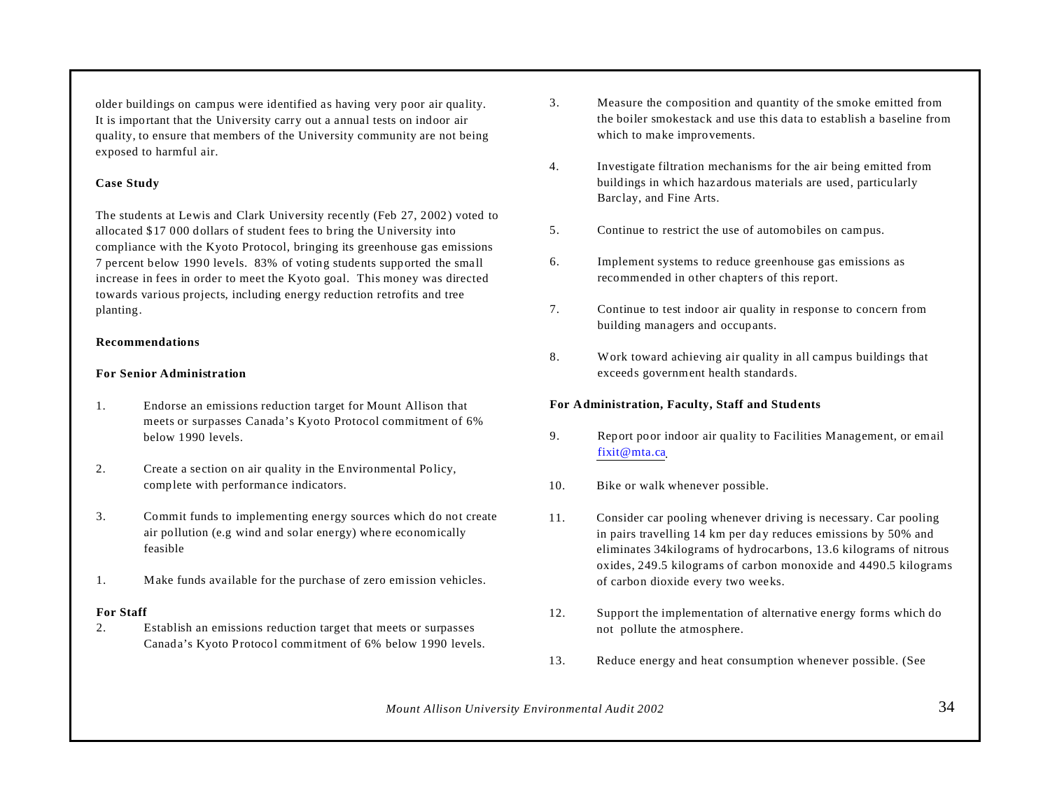older buildings on campus were identified as having very poor air quality. It is important that the University carry out a annual tests on indoor air quality, to ensure that members of the University community are not being exposed to harmful air.

**Case Study**

The students at Lewis and Clark University recently (Feb 27, 2002) voted to allocated $17 000 dollars of student fees to bring the University into compliance with the Kyoto Protocol, bringing its greenhouse gas emissions 7 percent below 1990 levels. 83% of voting students supported the small increase in fees in order to meet the Kyoto goal. This money was directed towards various projects, including energy reduction retrofits and tree planting.

**Recommendations**

**For Senior Administration**

1. Endorse an emissions reduction target for Mount Allison that meets or surpasses Canada's Kyoto Protocol commitment of 6% below 1990 levels.

2. Create a section on air quality in the Environmental Policy, complete with performance indicators.

3. Commit funds to implementing energy sources which do not create air pollution (e.g wind and solar energy) where economically feasible

1. Make funds available for the purchase of zero emission vehicles.

**For Staff**

2. Establish an emissions reduction target that meets or surpasses Canada's Kyoto Protocol commitment of 6% below 1990 levels.

3. Measure the composition and quantity of the smoke emitted from the boiler smokestack and use this data to establish a baseline from which to make improvements.

4. Investigate filtration mechanisms for the air being emitted from buildings in which hazardous materials are used, particularly Barclay, and Fine Arts.

5. Continue to restrict the use of automobiles on campus.

6. Implement systems to reduce greenhouse gas emissions as recommended in other chapters of this report.

7. Continue to test indoor air quality in response to concern from building managers and occupants.

8. Work toward achieving air quality in all campus buildings that exceeds government health standards.

**For Administration, Faculty, Staff and Students**

9. Report poor indoor air quality to Facilities Management, or email fixit@mta.ca.

10. Bike or walk whenever possible.

11. Consider car pooling whenever driving is necessary. Car pooling in pairs travelling 14 km per day reduces emissions by 50% and eliminates 34kilograms of hydrocarbons, 13.6 kilograms of nitrous oxides, 249.5 kilograms of carbon monoxide and 4490.5 kilograms of carbon dioxide every two weeks.

12. Support the implementation of alternative energy forms which do not pollute the atmosphere.

13. Reduce energy and heat consumption whenever possible. (See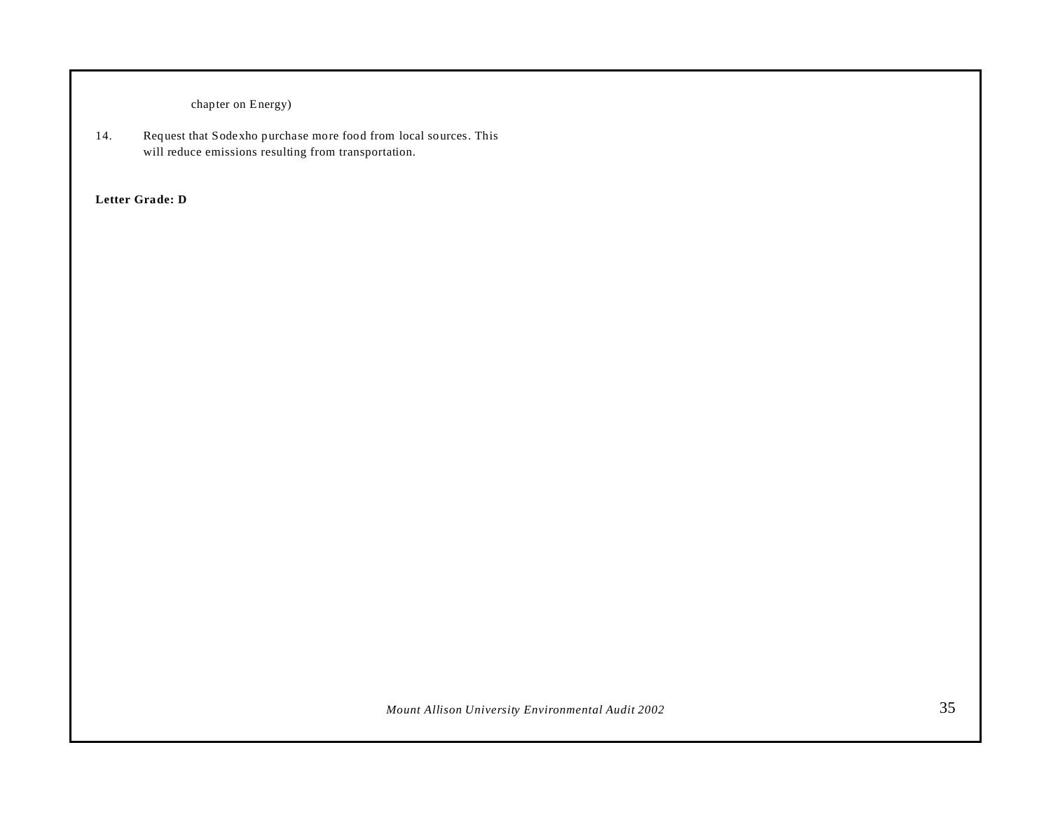chapter on Energy)

14. Request that Sodexho purchase more food from local sources. This will reduce emissions resulting from transportation.

**Letter Grade: D**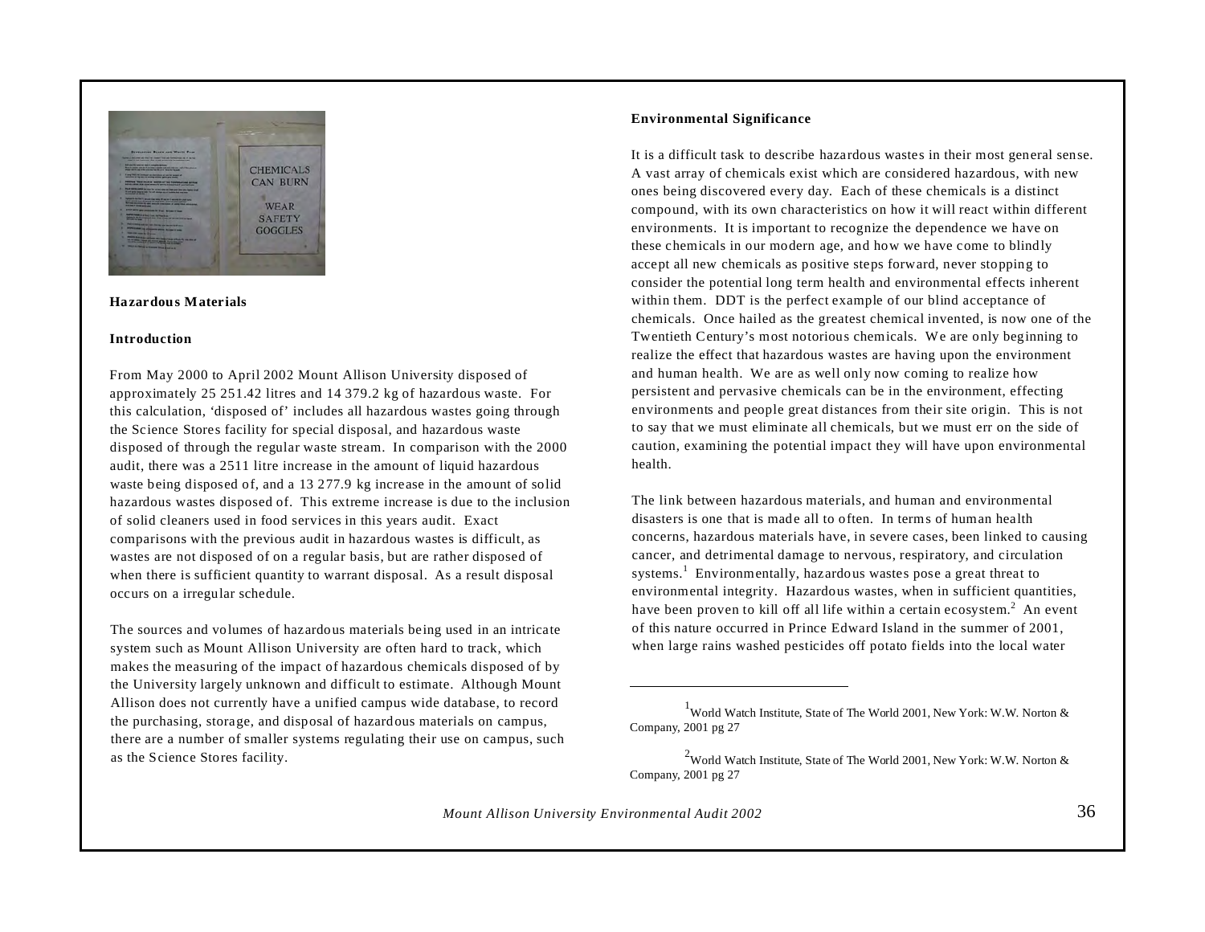## Hazardous Materials

### Introduction

From May 2000 to April 2002 Mount Allison University disposed of approximately 25 251.42 litres and 14 379.2 kg of hazardous waste. For this calculation, 'disposed of' includes all hazardous wastes going through the Science Stores facility for special disposal, and hazardous waste disposed of through the regular waste stream. In comparison with the 2000 audit, there was a 2511 litre increase in the amount of liquid hazardous waste being disposed of, and a 13 277.9 kg increase in the amount of solid hazardous wastes disposed of. This extreme increase is due to the inclusion of solid cleaners used in food services in this years audit. Exact comparisons with the previous audit in hazardous wastes is difficult, as wastes are not disposed of on a regular basis, but are rather disposed of when there is sufficient quantity to warrant disposal. As a result disposal occurs on a irregular schedule.

The sources and volumes of hazardous materials being used in an intricate system such as Mount Allison University are often hard to track, which makes the measuring of the impact of hazardous chemicals disposed of by the University largely unknown and difficult to estimate. Although Mount Allison does not currently have a unified campus wide database, to record the purchasing, storage, and disposal of hazardous materials on campus, there are a number of smaller systems regulating their use on campus, such as the Science Stores facility.

### Environmental Significance

It is a difficult task to describe hazardous wastes in their most general sense. A vast array of chemicals exist which are considered hazardous, with new ones being discovered every day. Each of these chemicals is a distinct compound, with its own characteristics on how it will react within different environments. It is important to recognize the dependence we have on these chemicals in our modern age, and how we have come to blindly accept all new chemicals as positive steps forward, never stopping to consider the potential long term health and environmental effects inherent within them. DDT is the perfect example of our blind acceptance of chemicals. Once hailed as the greatest chemical invented, is now one of the Twentieth Century's most notorious chemicals. We are only beginning to realize the effect that hazardous wastes are having upon the environment and human health. We are as well only now coming to realize how persistent and pervasive chemicals can be in the environment, effecting environments and people great distances from their site origin. This is not to say that we must eliminate all chemicals, but we must err on the side of caution, examining the potential impact they will have upon environmental health.

The link between hazardous materials, and human and environmental disasters is one that is made all to often. In terms of human health concerns, hazardous materials have, in severe cases, been linked to causing cancer, and detrimental damage to nervous, respiratory, and circulation systems.[1] Environmentally, hazardous wastes pose a great threat to environmental integrity. Hazardous wastes, when in sufficient quantities, have been proven to kill off all life within a certain ecosystem.[2] An event of this nature occurred in Prince Edward Island in the summer of 2001, when large rains washed pesticides off potato fields into the local water

---

[1] World Watch Institute, State of The World 2001, New York: W.W. Norton & Company, 2001 pg 27

[2] World Watch Institute, State of The World 2001, New York: W.W. Norton & Company, 2001 pg 27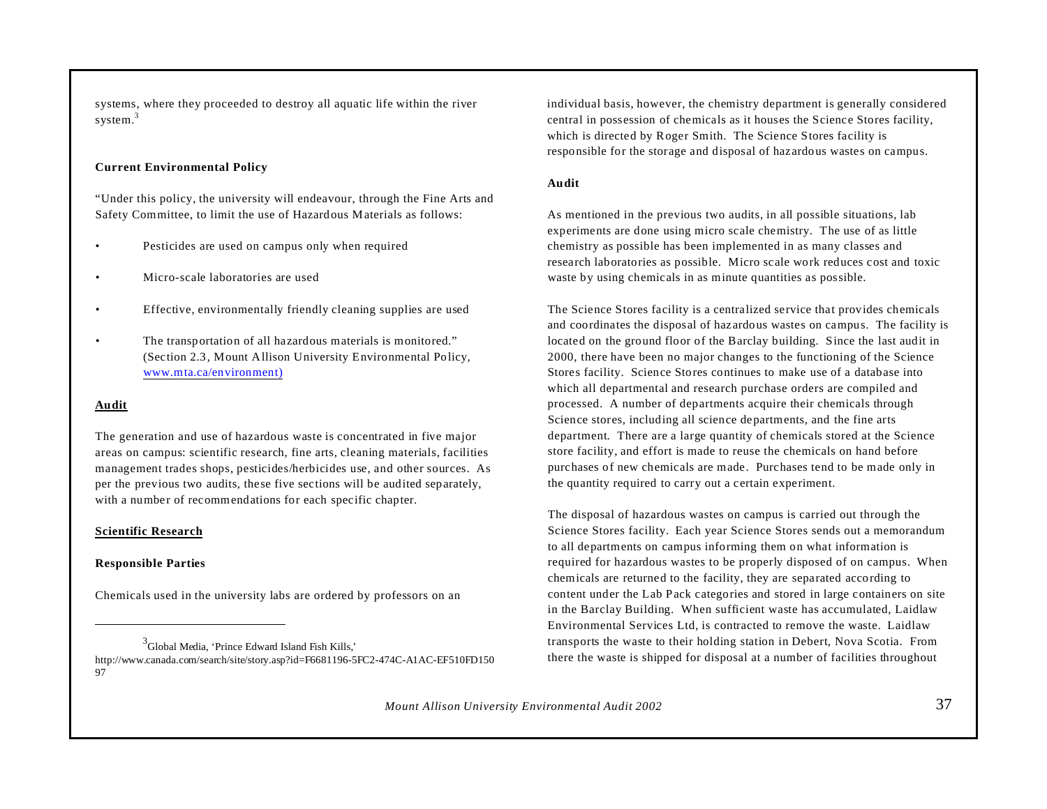systems, where they proceeded to destroy all aquatic life within the river system.[3]

**Current Environmental Policy**

"Under this policy, the university will endeavour, through the Fine Arts and Safety Committee, to limit the use of Hazardous Materials as follows:

- Pesticides are used on campus only when required
- Micro-scale laboratories are used
- Effective, environmentally friendly cleaning supplies are used
- The transportation of all hazardous materials is monitored." (Section 2.3, Mount Allison University Environmental Policy, www.mta.ca/environment)

**Audit**

The generation and use of hazardous waste is concentrated in five major areas on campus: scientific research, fine arts, cleaning materials, facilities management trades shops, pesticides/herbicides use, and other sources. As per the previous two audits, these five sections will be audited separately, with a number of recommendations for each specific chapter.

**Scientific Research**

**Responsible Parties**

Chemicals used in the university labs are ordered by professors on an individual basis, however, the chemistry department is generally considered central in possession of chemicals as it houses the Science Stores facility, which is directed by Roger Smith. The Science Stores facility is responsible for the storage and disposal of hazardous wastes on campus.

**Audit**

As mentioned in the previous two audits, in all possible situations, lab experiments are done using micro scale chemistry. The use of as little chemistry as possible has been implemented in as many classes and research laboratories as possible. Micro scale work reduces cost and toxic waste by using chemicals in as minute quantities as possible.

The Science Stores facility is a centralized service that provides chemicals and coordinates the disposal of hazardous wastes on campus. The facility is located on the ground floor of the Barclay building. Since the last audit in 2000, there have been no major changes to the functioning of the Science Stores facility. Science Stores continues to make use of a database into which all departmental and research purchase orders are compiled and processed. A number of departments acquire their chemicals through Science stores, including all science departments, and the fine arts department. There are a large quantity of chemicals stored at the Science store facility, and effort is made to reuse the chemicals on hand before purchases of new chemicals are made. Purchases tend to be made only in the quantity required to carry out a certain experiment.

The disposal of hazardous wastes on campus is carried out through the Science Stores facility. Each year Science Stores sends out a memorandum to all departments on campus informing them on what information is required for hazardous wastes to be properly disposed of on campus. When chemicals are returned to the facility, they are separated according to content under the Lab Pack categories and stored in large containers on site in the Barclay Building. When sufficient waste has accumulated, Laidlaw Environmental Services Ltd, is contracted to remove the waste. Laidlaw transports the waste to their holding station in Debert, Nova Scotia. From there the waste is shipped for disposal at a number of facilities throughout

---

[3] Global Media, 'Prince Edward Island Fish Kills,' http://www.canada.com/search/site/story.asp?id=F6681196-5FC2-474C-A1AC-EF510FD15097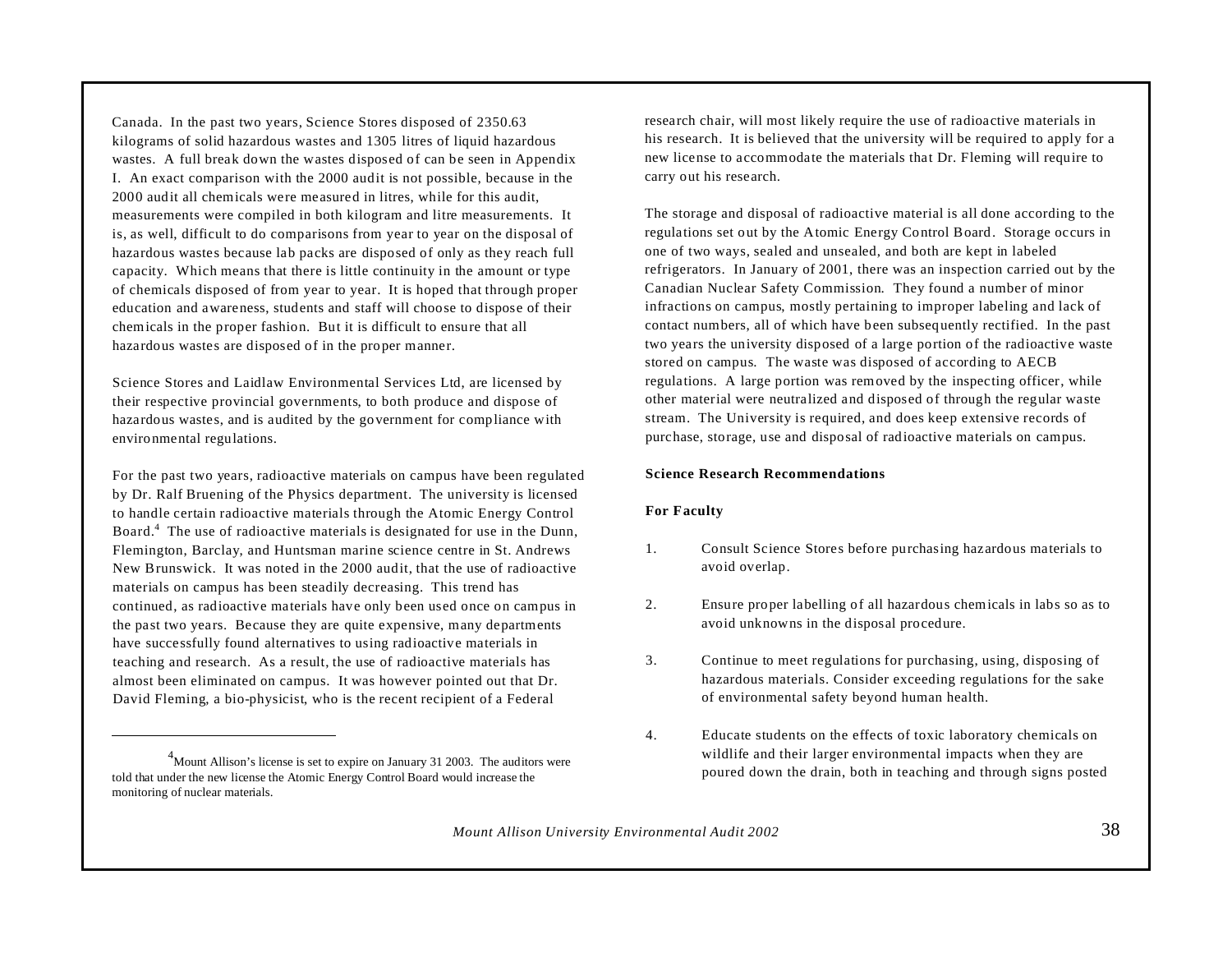Canada. In the past two years, Science Stores disposed of 2350.63 kilograms of solid hazardous wastes and 1305 litres of liquid hazardous wastes. A full break down the wastes disposed of can be seen in Appendix I. An exact comparison with the 2000 audit is not possible, because in the 2000 audit all chemicals were measured in litres, while for this audit, measurements were compiled in both kilogram and litre measurements. It is, as well, difficult to do comparisons from year to year on the disposal of hazardous wastes because lab packs are disposed of only as they reach full capacity. Which means that there is little continuity in the amount or type of chemicals disposed of from year to year. It is hoped that through proper education and awareness, students and staff will choose to dispose of their chemicals in the proper fashion. But it is difficult to ensure that all hazardous wastes are disposed of in the proper manner.

Science Stores and Laidlaw Environmental Services Ltd, are licensed by their respective provincial governments, to both produce and dispose of hazardous wastes, and is audited by the government for compliance with environmental regulations.

For the past two years, radioactive materials on campus have been regulated by Dr. Ralf Bruening of the Physics department. The university is licensed to handle certain radioactive materials through the Atomic Energy Control Board.[4] The use of radioactive materials is designated for use in the Dunn, Flemington, Barclay, and Huntsman marine science centre in St. Andrews New Brunswick. It was noted in the 2000 audit, that the use of radioactive materials on campus has been steadily decreasing. This trend has continued, as radioactive materials have only been used once on campus in the past two years. Because they are quite expensive, many departments have successfully found alternatives to using radioactive materials in teaching and research. As a result, the use of radioactive materials has almost been eliminated on campus. It was however pointed out that Dr. David Fleming, a bio-physicist, who is the recent recipient of a Federal research chair, will most likely require the use of radioactive materials in his research. It is believed that the university will be required to apply for a new license to accommodate the materials that Dr. Fleming will require to carry out his research.

The storage and disposal of radioactive material is all done according to the regulations set out by the Atomic Energy Control Board. Storage occurs in one of two ways, sealed and unsealed, and both are kept in labeled refrigerators. In January of 2001, there was an inspection carried out by the Canadian Nuclear Safety Commission. They found a number of minor infractions on campus, mostly pertaining to improper labeling and lack of contact numbers, all of which have been subsequently rectified. In the past two years the university disposed of a large portion of the radioactive waste stored on campus. The waste was disposed of according to AECB regulations. A large portion was removed by the inspecting officer, while other material were neutralized and disposed of through the regular waste stream. The University is required, and does keep extensive records of purchase, storage, use and disposal of radioactive materials on campus.

[4] Mount Allison's license is set to expire on January 31 2003. The auditors were told that under the new license the Atomic Energy Control Board would increase the monitoring of nuclear materials.

**Science Research Recommendations**

**For Faculty**

1. Consult Science Stores before purchasing hazardous materials to avoid overlap.

2. Ensure proper labelling of all hazardous chemicals in labs so as to avoid unknowns in the disposal procedure.

3. Continue to meet regulations for purchasing, using, disposing of hazardous materials. Consider exceeding regulations for the sake of environmental safety beyond human health.

4. Educate students on the effects of toxic laboratory chemicals on wildlife and their larger environmental impacts when they are poured down the drain, both in teaching and through signs posted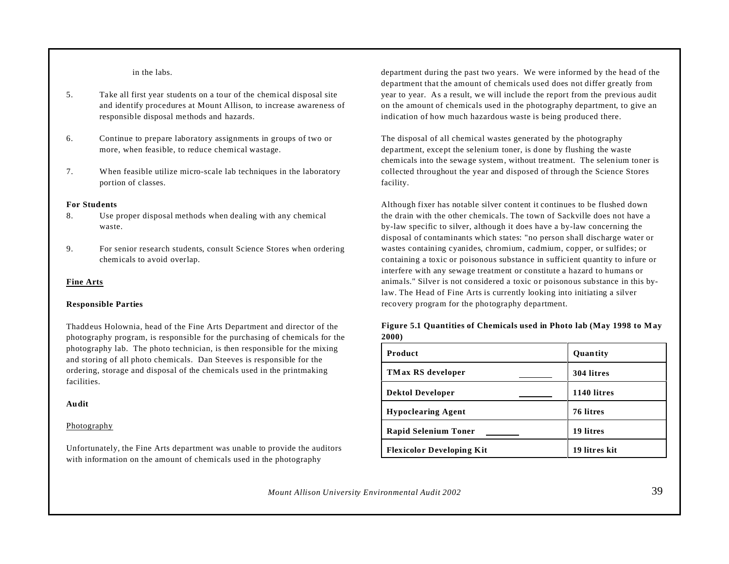in the labs.

5. Take all first year students on a tour of the chemical disposal site and identify procedures at Mount Allison, to increase awareness of responsible disposal methods and hazards.

6. Continue to prepare laboratory assignments in groups of two or more, when feasible, to reduce chemical wastage.

7. When feasible utilize micro-scale lab techniques in the laboratory portion of classes.

**For Students**

8. Use proper disposal methods when dealing with any chemical waste.

9. For senior research students, consult Science Stores when ordering chemicals to avoid overlap.

## Fine Arts

### Responsible Parties

Thaddeus Holownia, head of the Fine Arts Department and director of the photography program, is responsible for the purchasing of chemicals for the photography lab. The photo technician, is then responsible for the mixing and storing of all photo chemicals. Dan Steeves is responsible for the ordering, storage and disposal of the chemicals used in the printmaking facilities.

### Audit

Photography

Unfortunately, the Fine Arts department was unable to provide the auditors with information on the amount of chemicals used in the photography department during the past two years. We were informed by the head of the department that the amount of chemicals used does not differ greatly from year to year. As a result, we will include the report from the previous audit on the amount of chemicals used in the photography department, to give an indication of how much hazardous waste is being produced there.

The disposal of all chemical wastes generated by the photography department, except the selenium toner, is done by flushing the waste chemicals into the sewage system, without treatment. The selenium toner is collected throughout the year and disposed of through the Science Stores facility.

Although fixer has notable silver content it continues to be flushed down the drain with the other chemicals. The town of Sackville does not have a by-law specific to silver, although it does have a by-law concerning the disposal of contaminants which states: "no person shall discharge water or wastes containing cyanides, chromium, cadmium, copper, or sulfides; or containing a toxic or poisonous substance in sufficient quantity to infure or interfere with any sewage treatment or constitute a hazard to humans or animals." Silver is not considered a toxic or poisonous substance in this by-law. The Head of Fine Arts is currently looking into initiating a silver recovery program for the photography department.

**Figure 5.1 Quantities of Chemicals used in Photo lab (May 1998 to May 2000)**

| Product | Quantity |
|---|---|
| TMax RS developer | 304 litres |
| Dektol Developer | 1140 litres |
| Hypoclearing Agent | 76 litres |
| Rapid Selenium Toner | 19 litres |
| Flexicolor Developing Kit | 19 litres kit |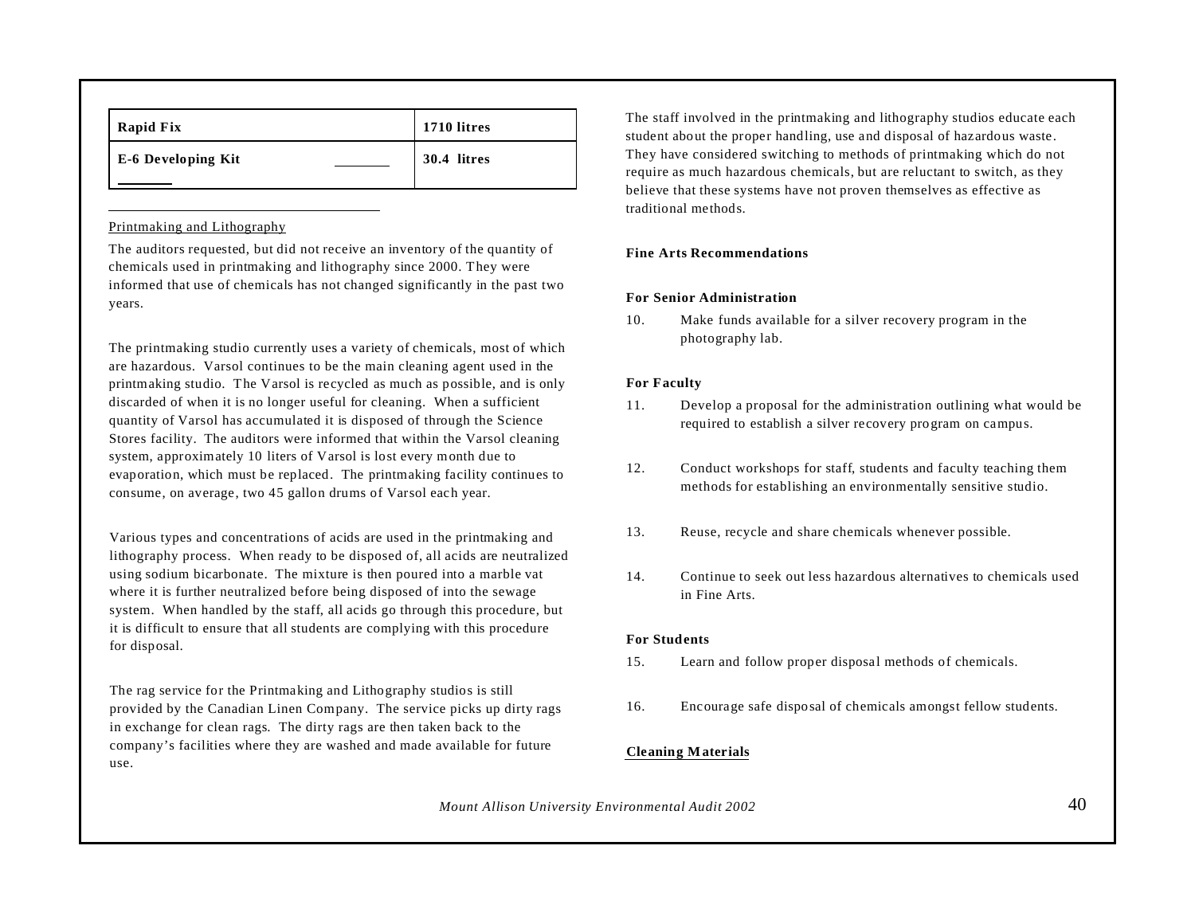| Rapid Fix | 1710 litres |
| --- | --- |
| E-6 Developing Kit | 30.4 litres |

Printmaking and Lithography

The auditors requested, but did not receive an inventory of the quantity of chemicals used in printmaking and lithography since 2000. They were informed that use of chemicals has not changed significantly in the past two years.

The printmaking studio currently uses a variety of chemicals, most of which are hazardous. Varsol continues to be the main cleaning agent used in the printmaking studio. The Varsol is recycled as much as possible, and is only discarded of when it is no longer useful for cleaning. When a sufficient quantity of Varsol has accumulated it is disposed of through the Science Stores facility. The auditors were informed that within the Varsol cleaning system, approximately 10 liters of Varsol is lost every month due to evaporation, which must be replaced. The printmaking facility continues to consume, on average, two 45 gallon drums of Varsol each year.

Various types and concentrations of acids are used in the printmaking and lithography process. When ready to be disposed of, all acids are neutralized using sodium bicarbonate. The mixture is then poured into a marble vat where it is further neutralized before being disposed of into the sewage system. When handled by the staff, all acids go through this procedure, but it is difficult to ensure that all students are complying with this procedure for disposal.

The rag service for the Printmaking and Lithography studios is still provided by the Canadian Linen Company. The service picks up dirty rags in exchange for clean rags. The dirty rags are then taken back to the company's facilities where they are washed and made available for future use.

The staff involved in the printmaking and lithography studios educate each student about the proper handling, use and disposal of hazardous waste. They have considered switching to methods of printmaking which do not require as much hazardous chemicals, but are reluctant to switch, as they believe that these systems have not proven themselves as effective as traditional methods.

**Fine Arts Recommendations**

**For Senior Administration**

10. Make funds available for a silver recovery program in the photography lab.

**For Faculty**

11. Develop a proposal for the administration outlining what would be required to establish a silver recovery program on campus.

12. Conduct workshops for staff, students and faculty teaching them methods for establishing an environmentally sensitive studio.

13. Reuse, recycle and share chemicals whenever possible.

14. Continue to seek out less hazardous alternatives to chemicals used in Fine Arts.

**For Students**

15. Learn and follow proper disposal methods of chemicals.

16. Encourage safe disposal of chemicals amongst fellow students.

**Cleaning Materials**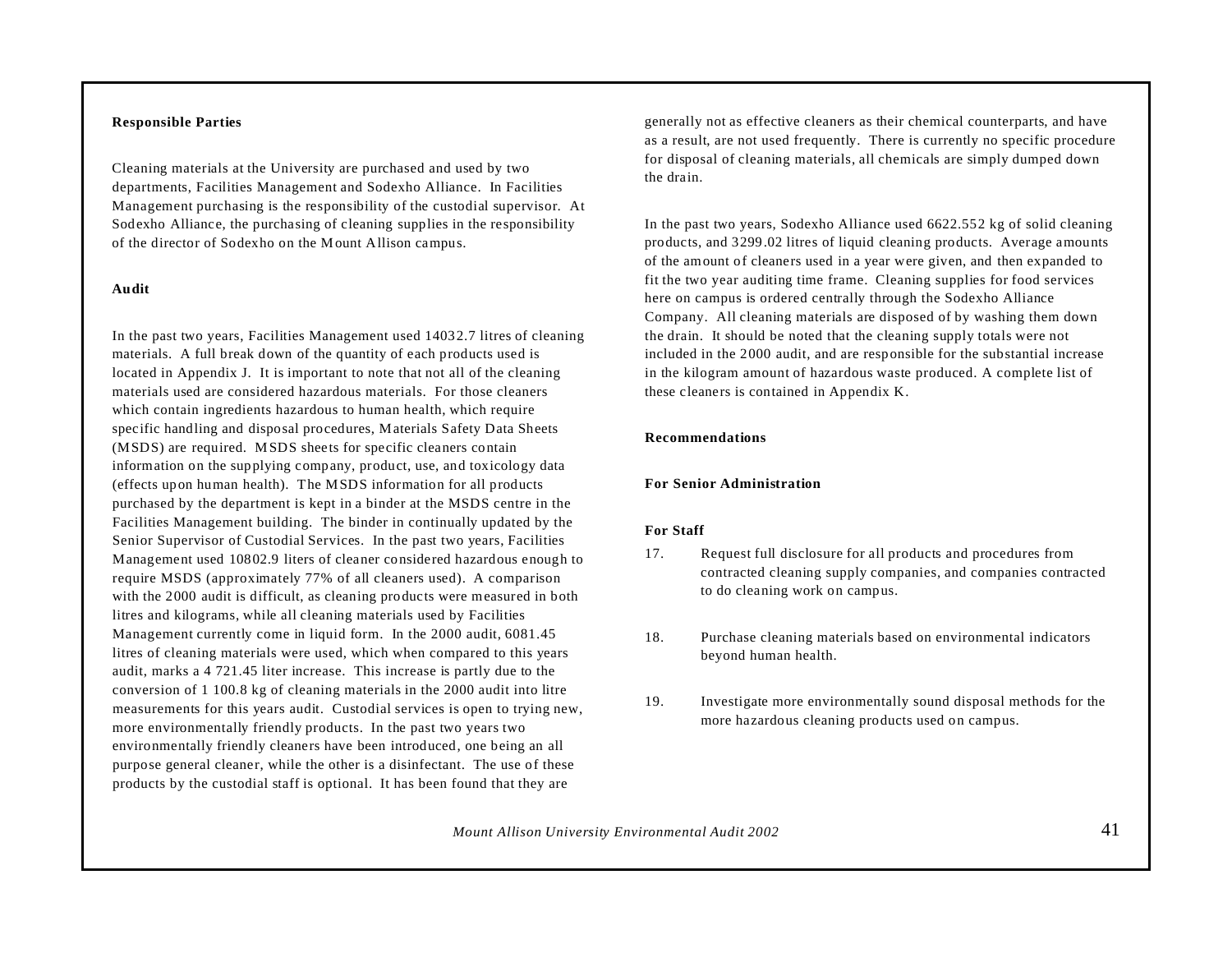**Responsible Parties**

Cleaning materials at the University are purchased and used by two departments, Facilities Management and Sodexho Alliance. In Facilities Management purchasing is the responsibility of the custodial supervisor. At Sodexho Alliance, the purchasing of cleaning supplies in the responsibility of the director of Sodexho on the Mount Allison campus.

**Audit**

In the past two years, Facilities Management used 14032.7 litres of cleaning materials. A full break down of the quantity of each products used is located in Appendix J. It is important to note that not all of the cleaning materials used are considered hazardous materials. For those cleaners which contain ingredients hazardous to human health, which require specific handling and disposal procedures, Materials Safety Data Sheets (MSDS) are required. MSDS sheets for specific cleaners contain information on the supplying company, product, use, and toxicology data (effects upon human health). The MSDS information for all products purchased by the department is kept in a binder at the MSDS centre in the Facilities Management building. The binder in continually updated by the Senior Supervisor of Custodial Services. In the past two years, Facilities Management used 10802.9 liters of cleaner considered hazardous enough to require MSDS (approximately 77% of all cleaners used). A comparison with the 2000 audit is difficult, as cleaning products were measured in both litres and kilograms, while all cleaning materials used by Facilities Management currently come in liquid form. In the 2000 audit, 6081.45 litres of cleaning materials were used, which when compared to this years audit, marks a 4 721.45 liter increase. This increase is partly due to the conversion of 1 100.8 kg of cleaning materials in the 2000 audit into litre measurements for this years audit. Custodial services is open to trying new, more environmentally friendly products. In the past two years two environmentally friendly cleaners have been introduced, one being an all purpose general cleaner, while the other is a disinfectant. The use of these products by the custodial staff is optional. It has been found that they are generally not as effective cleaners as their chemical counterparts, and have as a result, are not used frequently. There is currently no specific procedure for disposal of cleaning materials, all chemicals are simply dumped down the drain.

In the past two years, Sodexho Alliance used 6622.552 kg of solid cleaning products, and 3299.02 litres of liquid cleaning products. Average amounts of the amount of cleaners used in a year were given, and then expanded to fit the two year auditing time frame. Cleaning supplies for food services here on campus is ordered centrally through the Sodexho Alliance Company. All cleaning materials are disposed of by washing them down the drain. It should be noted that the cleaning supply totals were not included in the 2000 audit, and are responsible for the substantial increase in the kilogram amount of hazardous waste produced. A complete list of these cleaners is contained in Appendix K.

**Recommendations**

**For Senior Administration**

**For Staff**

17. Request full disclosure for all products and procedures from contracted cleaning supply companies, and companies contracted to do cleaning work on campus.

18. Purchase cleaning materials based on environmental indicators beyond human health.

19. Investigate more environmentally sound disposal methods for the more hazardous cleaning products used on campus.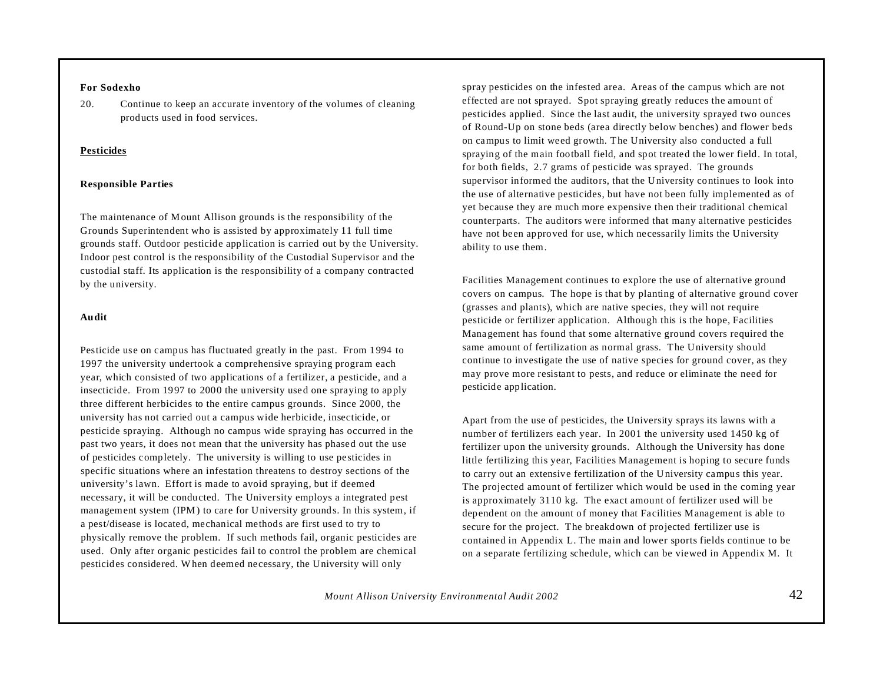**For Sodexho**

20. Continue to keep an accurate inventory of the volumes of cleaning products used in food services.

## Pesticides

### Responsible Parties

The maintenance of Mount Allison grounds is the responsibility of the Grounds Superintendent who is assisted by approximately 11 full time grounds staff. Outdoor pesticide application is carried out by the University. Indoor pest control is the responsibility of the Custodial Supervisor and the custodial staff. Its application is the responsibility of a company contracted by the university.

### Audit

Pesticide use on campus has fluctuated greatly in the past. From 1994 to 1997 the university undertook a comprehensive spraying program each year, which consisted of two applications of a fertilizer, a pesticide, and a insecticide. From 1997 to 2000 the university used one spraying to apply three different herbicides to the entire campus grounds. Since 2000, the university has not carried out a campus wide herbicide, insecticide, or pesticide spraying. Although no campus wide spraying has occurred in the past two years, it does not mean that the university has phased out the use of pesticides completely. The university is willing to use pesticides in specific situations where an infestation threatens to destroy sections of the university's lawn. Effort is made to avoid spraying, but if deemed necessary, it will be conducted. The University employs a integrated pest management system (IPM) to care for University grounds. In this system, if a pest/disease is located, mechanical methods are first used to try to physically remove the problem. If such methods fail, organic pesticides are used. Only after organic pesticides fail to control the problem are chemical pesticides considered. When deemed necessary, the University will only spray pesticides on the infested area. Areas of the campus which are not effected are not sprayed. Spot spraying greatly reduces the amount of pesticides applied. Since the last audit, the university sprayed two ounces of Round-Up on stone beds (area directly below benches) and flower beds on campus to limit weed growth. The University also conducted a full spraying of the main football field, and spot treated the lower field. In total, for both fields, 2.7 grams of pesticide was sprayed. The grounds supervisor informed the auditors, that the University continues to look into the use of alternative pesticides, but have not been fully implemented as of yet because they are much more expensive then their traditional chemical counterparts. The auditors were informed that many alternative pesticides have not been approved for use, which necessarily limits the University ability to use them.

Facilities Management continues to explore the use of alternative ground covers on campus. The hope is that by planting of alternative ground cover (grasses and plants), which are native species, they will not require pesticide or fertilizer application. Although this is the hope, Facilities Management has found that some alternative ground covers required the same amount of fertilization as normal grass. The University should continue to investigate the use of native species for ground cover, as they may prove more resistant to pests, and reduce or eliminate the need for pesticide application.

Apart from the use of pesticides, the University sprays its lawns with a number of fertilizers each year. In 2001 the university used 1450 kg of fertilizer upon the university grounds. Although the University has done little fertilizing this year, Facilities Management is hoping to secure funds to carry out an extensive fertilization of the University campus this year. The projected amount of fertilizer which would be used in the coming year is approximately 3110 kg. The exact amount of fertilizer used will be dependent on the amount of money that Facilities Management is able to secure for the project. The breakdown of projected fertilizer use is contained in Appendix L. The main and lower sports fields continue to be on a separate fertilizing schedule, which can be viewed in Appendix M. It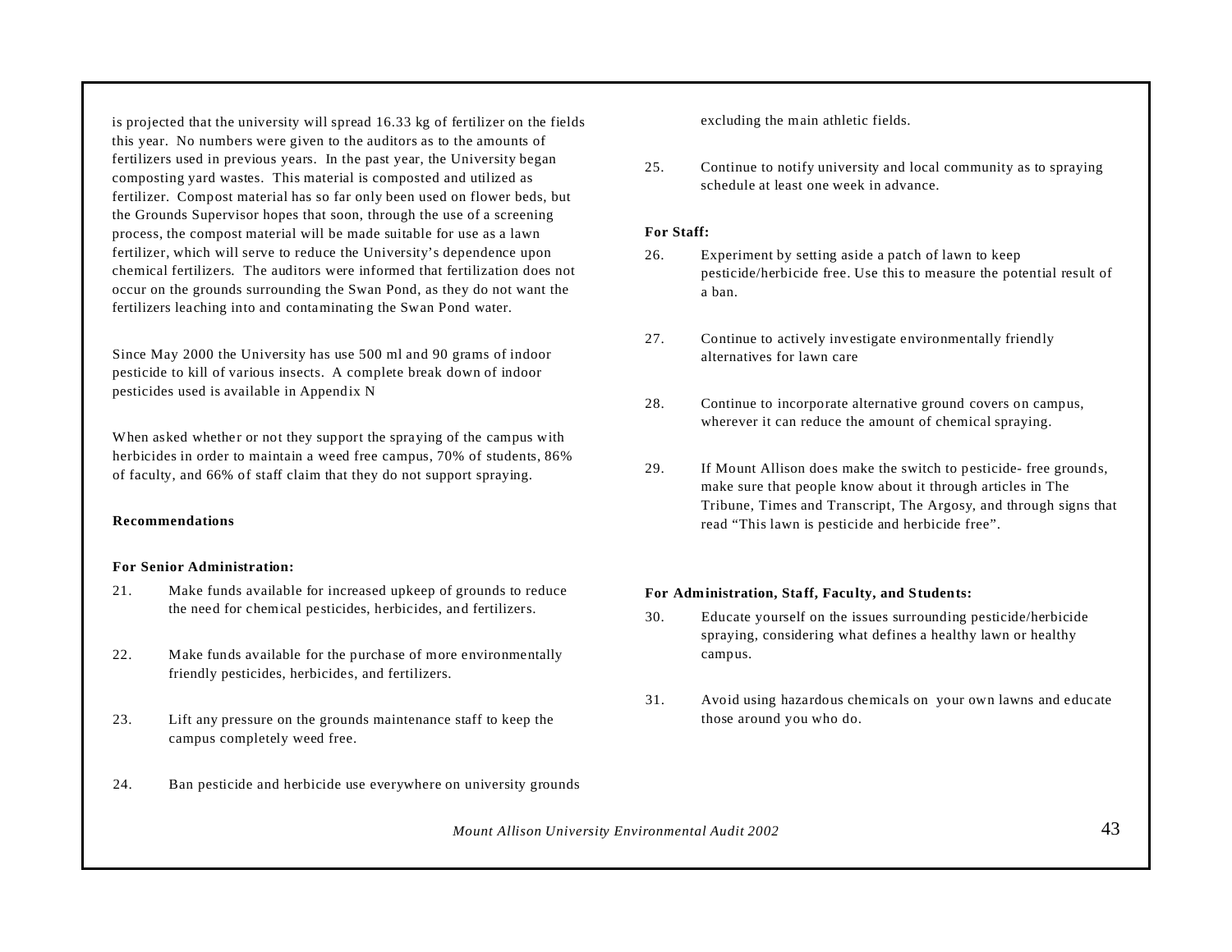is projected that the university will spread 16.33 kg of fertilizer on the fields this year. No numbers were given to the auditors as to the amounts of fertilizers used in previous years. In the past year, the University began composting yard wastes. This material is composted and utilized as fertilizer. Compost material has so far only been used on flower beds, but the Grounds Supervisor hopes that soon, through the use of a screening process, the compost material will be made suitable for use as a lawn fertilizer, which will serve to reduce the University's dependence upon chemical fertilizers. The auditors were informed that fertilization does not occur on the grounds surrounding the Swan Pond, as they do not want the fertilizers leaching into and contaminating the Swan Pond water.

Since May 2000 the University has use 500 ml and 90 grams of indoor pesticide to kill of various insects. A complete break down of indoor pesticides used is available in Appendix N

When asked whether or not they support the spraying of the campus with herbicides in order to maintain a weed free campus, 70% of students, 86% of faculty, and 66% of staff claim that they do not support spraying.

**Recommendations**

**For Senior Administration:**

21. Make funds available for increased upkeep of grounds to reduce the need for chemical pesticides, herbicides, and fertilizers.

22. Make funds available for the purchase of more environmentally friendly pesticides, herbicides, and fertilizers.

23. Lift any pressure on the grounds maintenance staff to keep the campus completely weed free.

24. Ban pesticide and herbicide use everywhere on university grounds excluding the main athletic fields.

25. Continue to notify university and local community as to spraying schedule at least one week in advance.

**For Staff:**

26. Experiment by setting aside a patch of lawn to keep pesticide/herbicide free. Use this to measure the potential result of a ban.

27. Continue to actively investigate environmentally friendly alternatives for lawn care

28. Continue to incorporate alternative ground covers on campus, wherever it can reduce the amount of chemical spraying.

29. If Mount Allison does make the switch to pesticide- free grounds, make sure that people know about it through articles in The Tribune, Times and Transcript, The Argosy, and through signs that read "This lawn is pesticide and herbicide free".

**For Administration, Staff, Faculty, and Students:**

30. Educate yourself on the issues surrounding pesticide/herbicide spraying, considering what defines a healthy lawn or healthy campus.

31. Avoid using hazardous chemicals on your own lawns and educate those around you who do.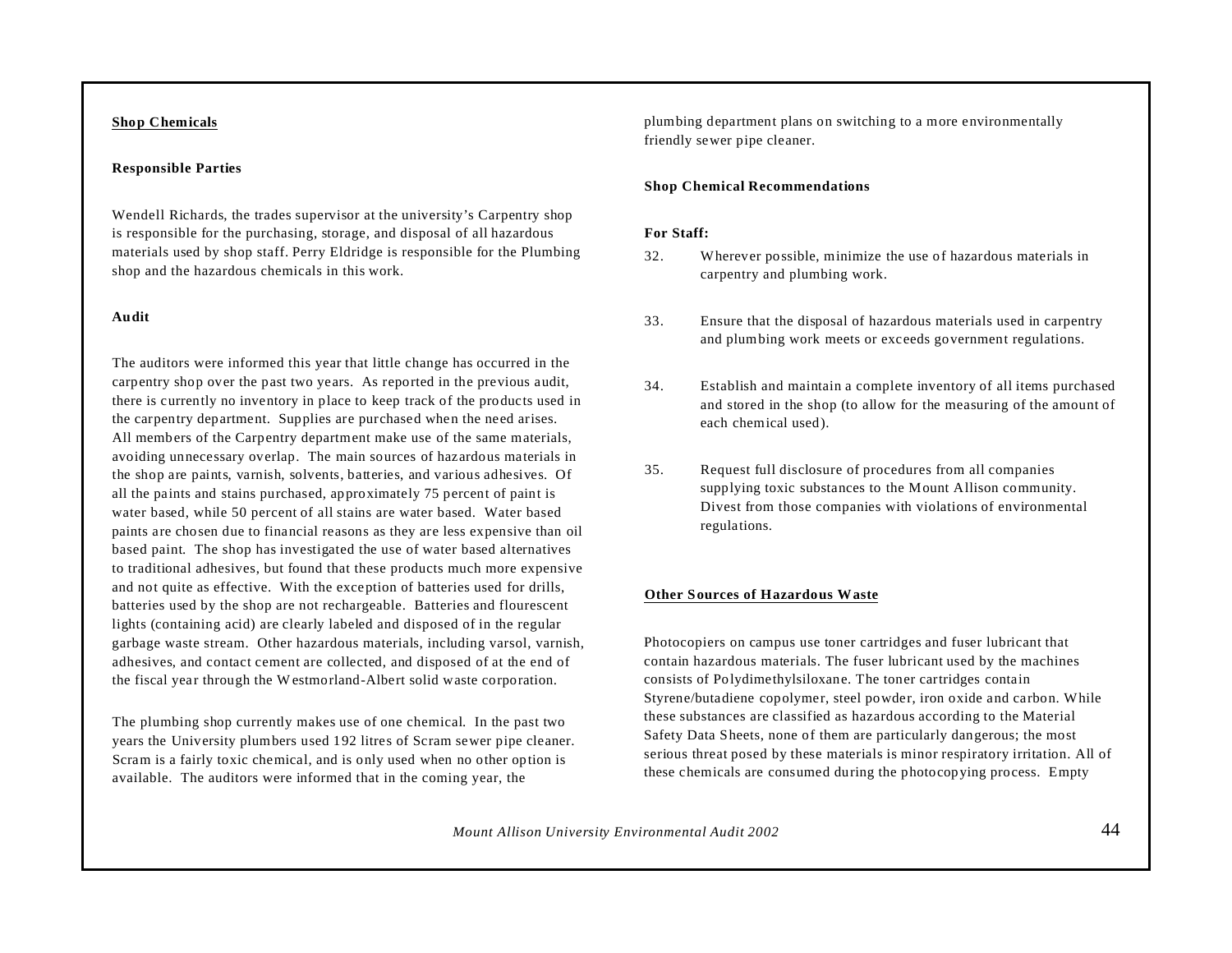## Shop Chemicals

### Responsible Parties

Wendell Richards, the trades supervisor at the university's Carpentry shop is responsible for the purchasing, storage, and disposal of all hazardous materials used by shop staff. Perry Eldridge is responsible for the Plumbing shop and the hazardous chemicals in this work.

### Audit

The auditors were informed this year that little change has occurred in the carpentry shop over the past two years. As reported in the previous audit, there is currently no inventory in place to keep track of the products used in the carpentry department. Supplies are purchased when the need arises. All members of the Carpentry department make use of the same materials, avoiding unnecessary overlap. The main sources of hazardous materials in the shop are paints, varnish, solvents, batteries, and various adhesives. Of all the paints and stains purchased, approximately 75 percent of paint is water based, while 50 percent of all stains are water based. Water based paints are chosen due to financial reasons as they are less expensive than oil based paint. The shop has investigated the use of water based alternatives to traditional adhesives, but found that these products much more expensive and not quite as effective. With the exception of batteries used for drills, batteries used by the shop are not rechargeable. Batteries and flourescent lights (containing acid) are clearly labeled and disposed of in the regular garbage waste stream. Other hazardous materials, including varsol, varnish, adhesives, and contact cement are collected, and disposed of at the end of the fiscal year through the Westmorland-Albert solid waste corporation.

The plumbing shop currently makes use of one chemical. In the past two years the University plumbers used 192 litres of Scram sewer pipe cleaner. Scram is a fairly toxic chemical, and is only used when no other option is available. The auditors were informed that in the coming year, the plumbing department plans on switching to a more environmentally friendly sewer pipe cleaner.

### Shop Chemical Recommendations

**For Staff:**

32. Wherever possible, minimize the use of hazardous materials in carpentry and plumbing work.

33. Ensure that the disposal of hazardous materials used in carpentry and plumbing work meets or exceeds government regulations.

34. Establish and maintain a complete inventory of all items purchased and stored in the shop (to allow for the measuring of the amount of each chemical used).

35. Request full disclosure of procedures from all companies supplying toxic substances to the Mount Allison community. Divest from those companies with violations of environmental regulations.

## Other Sources of Hazardous Waste

Photocopiers on campus use toner cartridges and fuser lubricant that contain hazardous materials. The fuser lubricant used by the machines consists of Polydimethylsiloxane. The toner cartridges contain Styrene/butadiene copolymer, steel powder, iron oxide and carbon. While these substances are classified as hazardous according to the Material Safety Data Sheets, none of them are particularly dangerous; the most serious threat posed by these materials is minor respiratory irritation. All of these chemicals are consumed during the photocopying process. Empty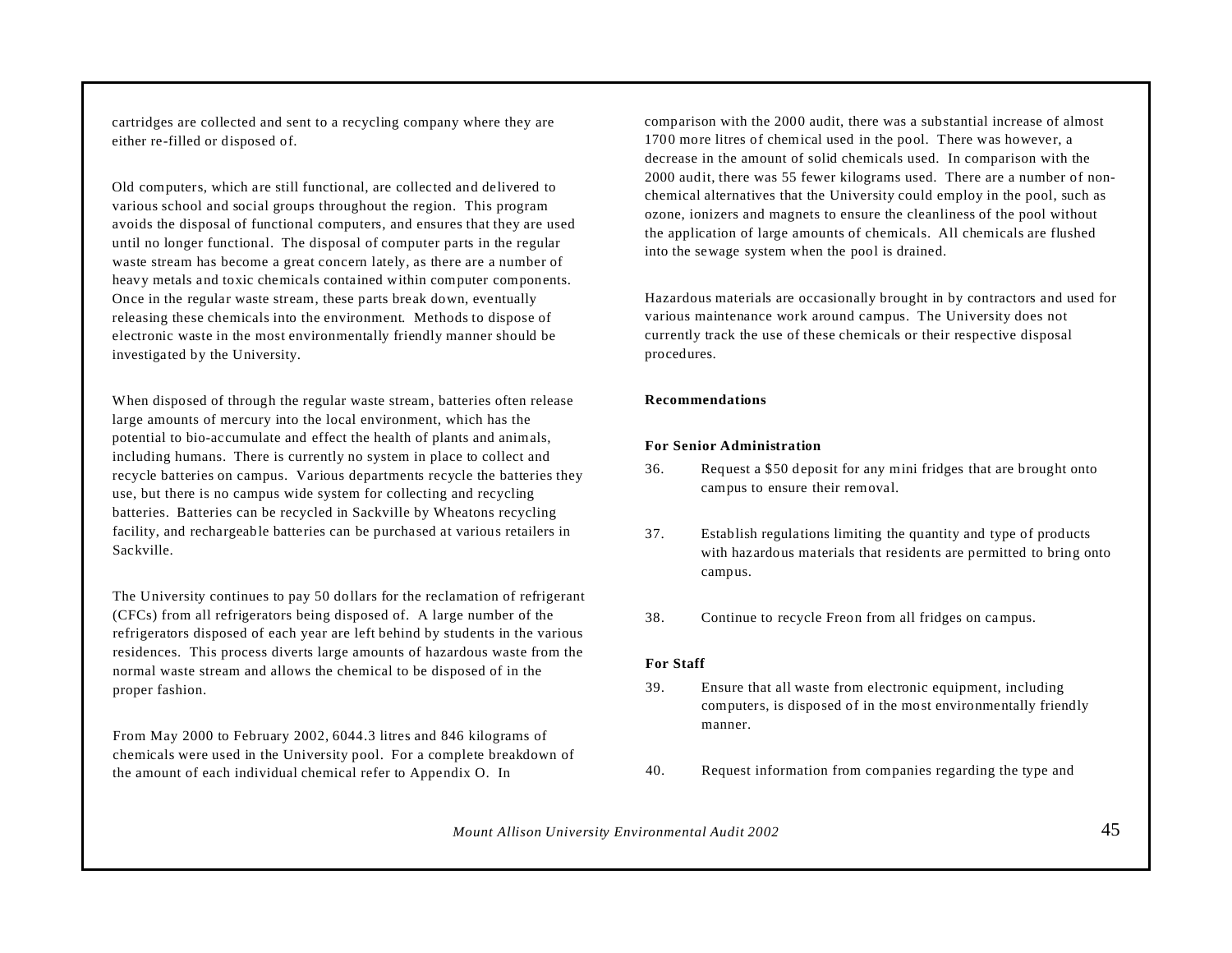cartridges are collected and sent to a recycling company where they are either re-filled or disposed of.

Old computers, which are still functional, are collected and delivered to various school and social groups throughout the region. This program avoids the disposal of functional computers, and ensures that they are used until no longer functional. The disposal of computer parts in the regular waste stream has become a great concern lately, as there are a number of heavy metals and toxic chemicals contained within computer components. Once in the regular waste stream, these parts break down, eventually releasing these chemicals into the environment. Methods to dispose of electronic waste in the most environmentally friendly manner should be investigated by the University.

When disposed of through the regular waste stream, batteries often release large amounts of mercury into the local environment, which has the potential to bio-accumulate and effect the health of plants and animals, including humans. There is currently no system in place to collect and recycle batteries on campus. Various departments recycle the batteries they use, but there is no campus wide system for collecting and recycling batteries. Batteries can be recycled in Sackville by Wheatons recycling facility, and rechargeable batteries can be purchased at various retailers in Sackville.

The University continues to pay 50 dollars for the reclamation of refrigerant (CFCs) from all refrigerators being disposed of. A large number of the refrigerators disposed of each year are left behind by students in the various residences. This process diverts large amounts of hazardous waste from the normal waste stream and allows the chemical to be disposed of in the proper fashion.

From May 2000 to February 2002, 6044.3 litres and 846 kilograms of chemicals were used in the University pool. For a complete breakdown of the amount of each individual chemical refer to Appendix O. In comparison with the 2000 audit, there was a substantial increase of almost 1700 more litres of chemical used in the pool. There was however, a decrease in the amount of solid chemicals used. In comparison with the 2000 audit, there was 55 fewer kilograms used. There are a number of non-chemical alternatives that the University could employ in the pool, such as ozone, ionizers and magnets to ensure the cleanliness of the pool without the application of large amounts of chemicals. All chemicals are flushed into the sewage system when the pool is drained.

Hazardous materials are occasionally brought in by contractors and used for various maintenance work around campus. The University does not currently track the use of these chemicals or their respective disposal procedures.

**Recommendations**

**For Senior Administration**

36. Request a $50 deposit for any mini fridges that are brought onto campus to ensure their removal.

37. Establish regulations limiting the quantity and type of products with hazardous materials that residents are permitted to bring onto campus.

38. Continue to recycle Freon from all fridges on campus.

**For Staff**

39. Ensure that all waste from electronic equipment, including computers, is disposed of in the most environmentally friendly manner.

40. Request information from companies regarding the type and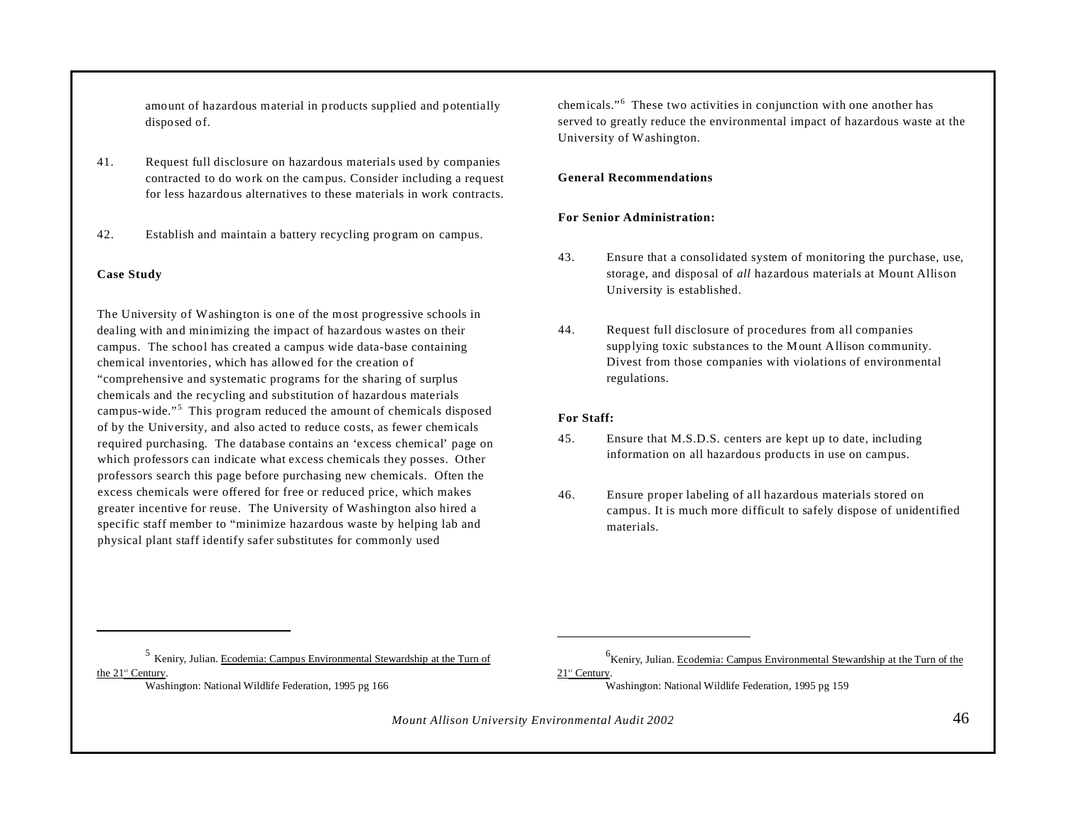amount of hazardous material in products supplied and potentially disposed of.

41. Request full disclosure on hazardous materials used by companies contracted to do work on the campus. Consider including a request for less hazardous alternatives to these materials in work contracts.

42. Establish and maintain a battery recycling program on campus.

**Case Study**

The University of Washington is one of the most progressive schools in dealing with and minimizing the impact of hazardous wastes on their campus. The school has created a campus wide data-base containing chemical inventories, which has allowed for the creation of "comprehensive and systematic programs for the sharing of surplus chemicals and the recycling and substitution of hazardous materials campus-wide."[5] This program reduced the amount of chemicals disposed of by the University, and also acted to reduce costs, as fewer chemicals required purchasing. The database contains an 'excess chemical' page on which professors can indicate what excess chemicals they posses. Other professors search this page before purchasing new chemicals. Often the excess chemicals were offered for free or reduced price, which makes greater incentive for reuse. The University of Washington also hired a specific staff member to "minimize hazardous waste by helping lab and physical plant staff identify safer substitutes for commonly used chemicals."[6] These two activities in conjunction with one another has served to greatly reduce the environmental impact of hazardous waste at the University of Washington.

**General Recommendations**

**For Senior Administration:**

43. Ensure that a consolidated system of monitoring the purchase, use, storage, and disposal of *all* hazardous materials at Mount Allison University is established.

44. Request full disclosure of procedures from all companies supplying toxic substances to the Mount Allison community. Divest from those companies with violations of environmental regulations.

**For Staff:**

45. Ensure that M.S.D.S. centers are kept up to date, including information on all hazardous products in use on campus.

46. Ensure proper labeling of all hazardous materials stored on campus. It is much more difficult to safely dispose of unidentified materials.

---

[5] Keniry, Julian. Ecodemia: Campus Environmental Stewardship at the Turn of the 21st Century. Washington: National Wildlife Federation, 1995 pg 166

[6] Keniry, Julian. Ecodemia: Campus Environmental Stewardship at the Turn of the 21st Century. Washington: National Wildlife Federation, 1995 pg 159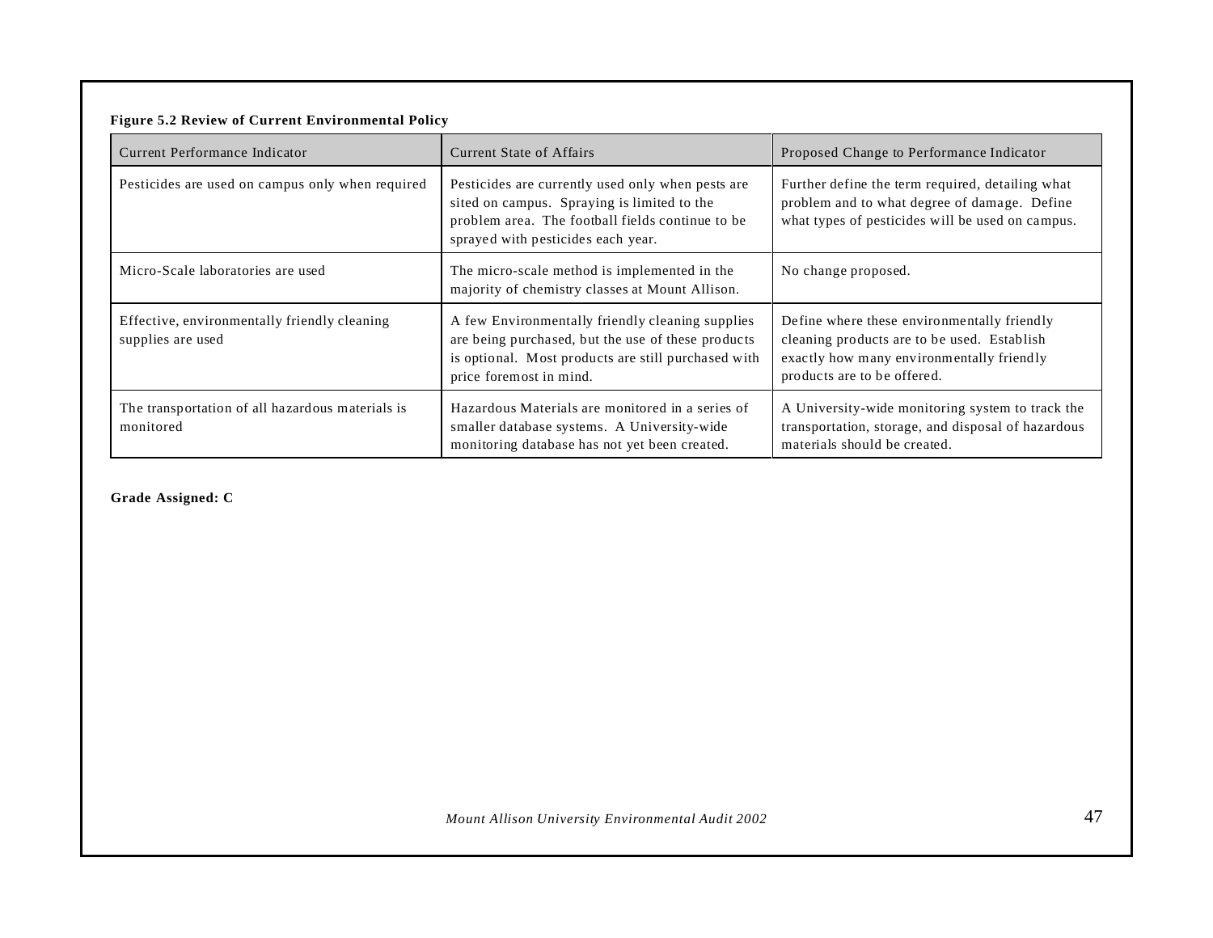**Figure 5.2 Review of Current Environmental Policy**

| Current Performance Indicator | Current State of Affairs | Proposed Change to Performance Indicator |
|---|---|---|
| Pesticides are used on campus only when required | Pesticides are currently used only when pests are sited on campus. Spraying is limited to the problem area. The football fields continue to be sprayed with pesticides each year. | Further define the term required, detailing what problem and to what degree of damage. Define what types of pesticides will be used on campus. |
| Micro-Scale laboratories are used | The micro-scale method is implemented in the majority of chemistry classes at Mount Allison. | No change proposed. |
| Effective, environmentally friendly cleaning supplies are used | A few Environmentally friendly cleaning supplies are being purchased, but the use of these products is optional. Most products are still purchased with price foremost in mind. | Define where these environmentally friendly cleaning products are to be used. Establish exactly how many environmentally friendly products are to be offered. |
| The transportation of all hazardous materials is monitored | Hazardous Materials are monitored in a series of smaller database systems. A University-wide monitoring database has not yet been created. | A University-wide monitoring system to track the transportation, storage, and disposal of hazardous materials should be created. |

**Grade Assigned: C**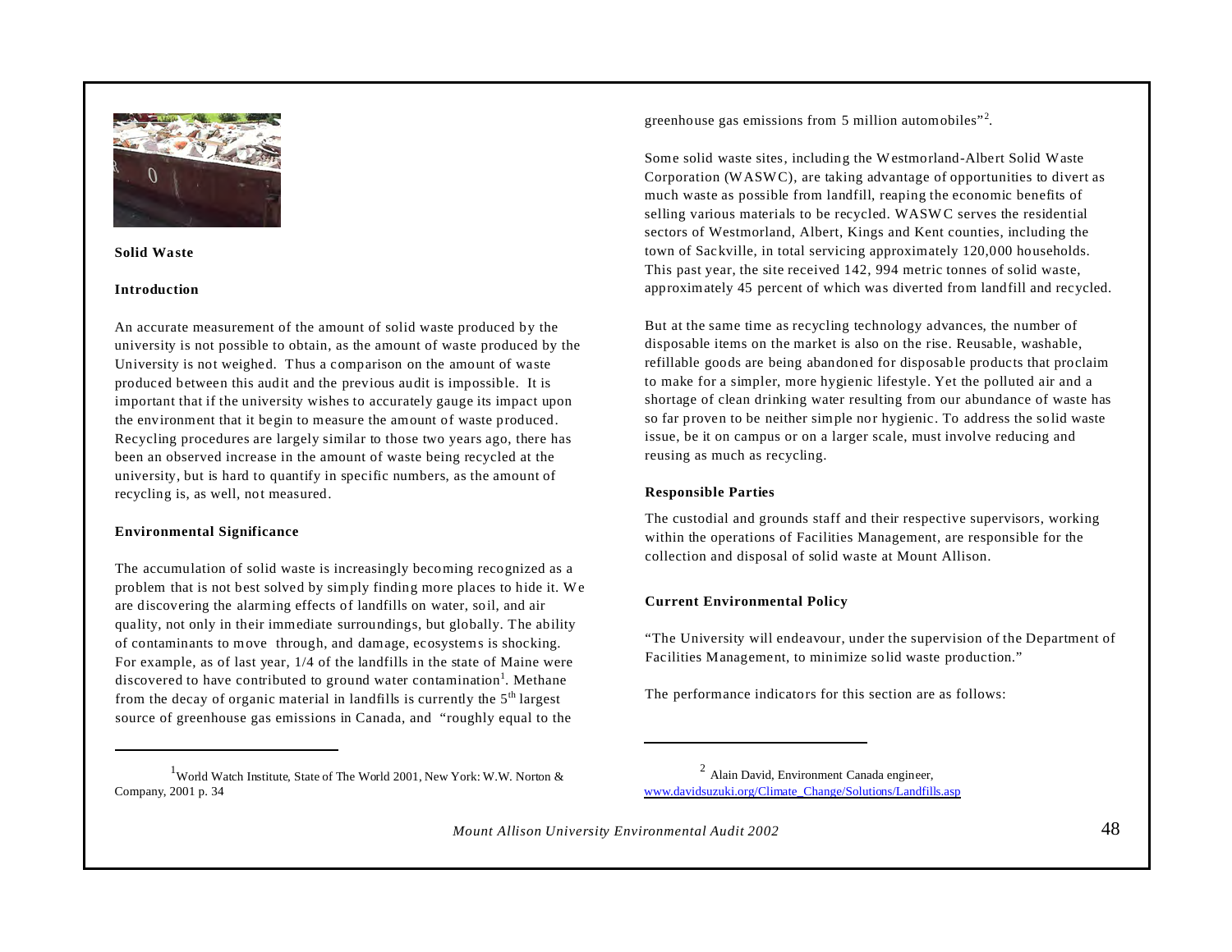## Solid Waste

### Introduction

An accurate measurement of the amount of solid waste produced by the university is not possible to obtain, as the amount of waste produced by the University is not weighed. Thus a comparison on the amount of waste produced between this audit and the previous audit is impossible. It is important that if the university wishes to accurately gauge its impact upon the environment that it begin to measure the amount of waste produced. Recycling procedures are largely similar to those two years ago, there has been an observed increase in the amount of waste being recycled at the university, but is hard to quantify in specific numbers, as the amount of recycling is, as well, not measured.

### Environmental Significance

The accumulation of solid waste is increasingly becoming recognized as a problem that is not best solved by simply finding more places to hide it. We are discovering the alarming effects of landfills on water, soil, and air quality, not only in their immediate surroundings, but globally. The ability of contaminants to move through, and damage, ecosystems is shocking. For example, as of last year, 1/4 of the landfills in the state of Maine were discovered to have contributed to ground water contamination[1]. Methane from the decay of organic material in landfills is currently the 5th largest source of greenhouse gas emissions in Canada, and "roughly equal to the greenhouse gas emissions from 5 million automobiles"[2].

Some solid waste sites, including the Westmorland-Albert Solid Waste Corporation (WASWC), are taking advantage of opportunities to divert as much waste as possible from landfill, reaping the economic benefits of selling various materials to be recycled. WASWC serves the residential sectors of Westmorland, Albert, Kings and Kent counties, including the town of Sackville, in total servicing approximately 120,000 households. This past year, the site received 142, 994 metric tonnes of solid waste, approximately 45 percent of which was diverted from landfill and recycled.

But at the same time as recycling technology advances, the number of disposable items on the market is also on the rise. Reusable, washable, refillable goods are being abandoned for disposable products that proclaim to make for a simpler, more hygienic lifestyle. Yet the polluted air and a shortage of clean drinking water resulting from our abundance of waste has so far proven to be neither simple nor hygienic. To address the solid waste issue, be it on campus or on a larger scale, must involve reducing and reusing as much as recycling.

### Responsible Parties

The custodial and grounds staff and their respective supervisors, working within the operations of Facilities Management, are responsible for the collection and disposal of solid waste at Mount Allison.

### Current Environmental Policy

"The University will endeavour, under the supervision of the Department of Facilities Management, to minimize solid waste production."

The performance indicators for this section are as follows:

---

[1] World Watch Institute, State of The World 2001, New York: W.W. Norton & Company, 2001 p. 34

[2] Alain David, Environment Canada engineer, www.davidsuzuki.org/Climate_Change/Solutions/Landfills.asp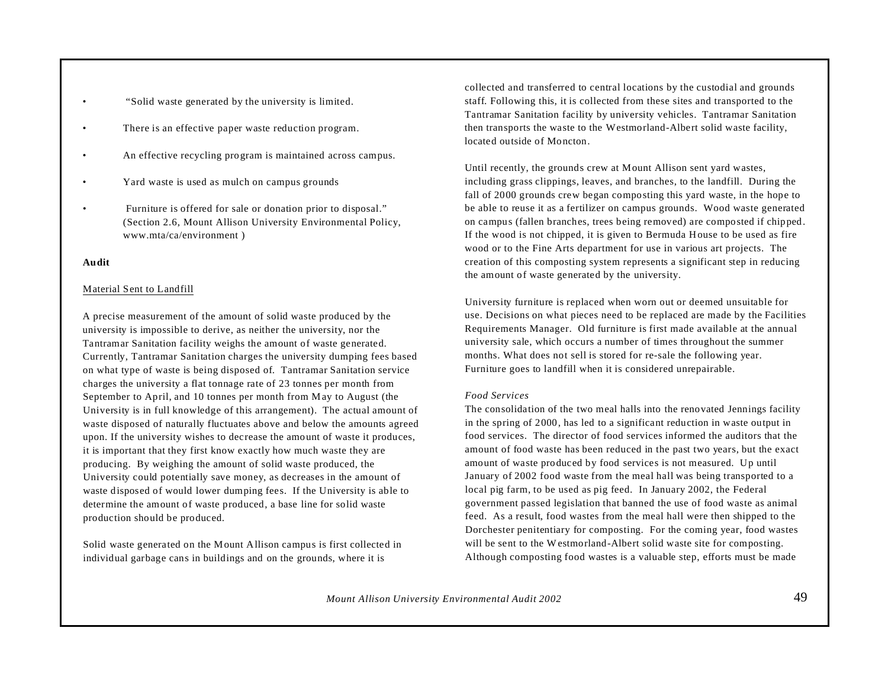- "Solid waste generated by the university is limited.
- There is an effective paper waste reduction program.
- An effective recycling program is maintained across campus.
- Yard waste is used as mulch on campus grounds
- Furniture is offered for sale or donation prior to disposal." (Section 2.6, Mount Allison University Environmental Policy, www.mta/ca/environment )

**Audit**

Material Sent to Landfill

A precise measurement of the amount of solid waste produced by the university is impossible to derive, as neither the university, nor the Tantramar Sanitation facility weighs the amount of waste generated. Currently, Tantramar Sanitation charges the university dumping fees based on what type of waste is being disposed of. Tantramar Sanitation service charges the university a flat tonnage rate of 23 tonnes per month from September to April, and 10 tonnes per month from May to August (the University is in full knowledge of this arrangement). The actual amount of waste disposed of naturally fluctuates above and below the amounts agreed upon. If the university wishes to decrease the amount of waste it produces, it is important that they first know exactly how much waste they are producing. By weighing the amount of solid waste produced, the University could potentially save money, as decreases in the amount of waste disposed of would lower dumping fees. If the University is able to determine the amount of waste produced, a base line for solid waste production should be produced.

Solid waste generated on the Mount Allison campus is first collected in individual garbage cans in buildings and on the grounds, where it is collected and transferred to central locations by the custodial and grounds staff. Following this, it is collected from these sites and transported to the Tantramar Sanitation facility by university vehicles. Tantramar Sanitation then transports the waste to the Westmorland-Albert solid waste facility, located outside of Moncton.

Until recently, the grounds crew at Mount Allison sent yard wastes, including grass clippings, leaves, and branches, to the landfill. During the fall of 2000 grounds crew began composting this yard waste, in the hope to be able to reuse it as a fertilizer on campus grounds. Wood waste generated on campus (fallen branches, trees being removed) are composted if chipped. If the wood is not chipped, it is given to Bermuda House to be used as fire wood or to the Fine Arts department for use in various art projects. The creation of this composting system represents a significant step in reducing the amount of waste generated by the university.

University furniture is replaced when worn out or deemed unsuitable for use. Decisions on what pieces need to be replaced are made by the Facilities Requirements Manager. Old furniture is first made available at the annual university sale, which occurs a number of times throughout the summer months. What does not sell is stored for re-sale the following year. Furniture goes to landfill when it is considered unrepairable.

*Food Services*

The consolidation of the two meal halls into the renovated Jennings facility in the spring of 2000, has led to a significant reduction in waste output in food services. The director of food services informed the auditors that the amount of food waste has been reduced in the past two years, but the exact amount of waste produced by food services is not measured. Up until January of 2002 food waste from the meal hall was being transported to a local pig farm, to be used as pig feed. In January 2002, the Federal government passed legislation that banned the use of food waste as animal feed. As a result, food wastes from the meal hall were then shipped to the Dorchester penitentiary for composting. For the coming year, food wastes will be sent to the Westmorland-Albert solid waste site for composting. Although composting food wastes is a valuable step, efforts must be made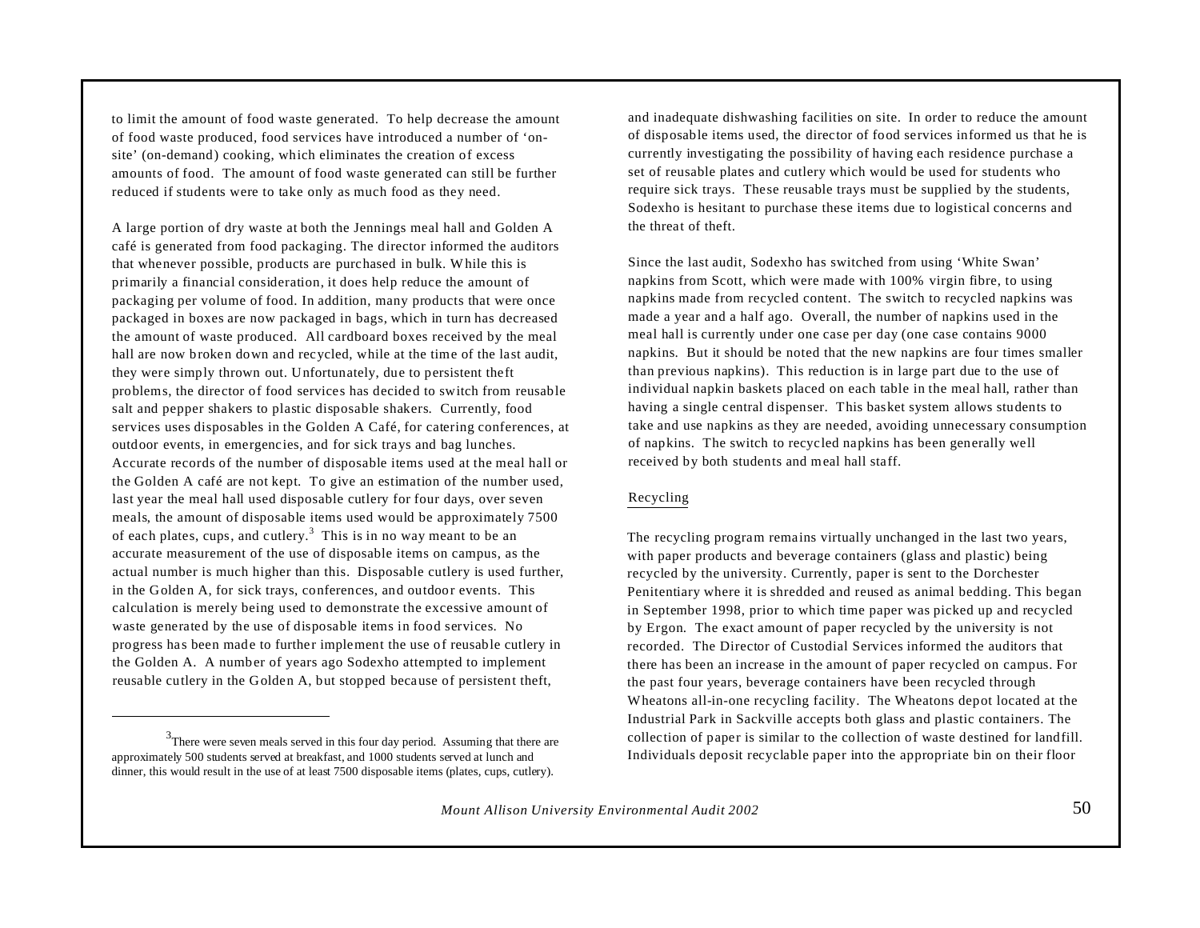to limit the amount of food waste generated. To help decrease the amount of food waste produced, food services have introduced a number of 'on-site' (on-demand) cooking, which eliminates the creation of excess amounts of food. The amount of food waste generated can still be further reduced if students were to take only as much food as they need.

A large portion of dry waste at both the Jennings meal hall and Golden A café is generated from food packaging. The director informed the auditors that whenever possible, products are purchased in bulk. While this is primarily a financial consideration, it does help reduce the amount of packaging per volume of food. In addition, many products that were once packaged in boxes are now packaged in bags, which in turn has decreased the amount of waste produced. All cardboard boxes received by the meal hall are now broken down and recycled, while at the time of the last audit, they were simply thrown out. Unfortunately, due to persistent theft problems, the director of food services has decided to switch from reusable salt and pepper shakers to plastic disposable shakers. Currently, food services uses disposables in the Golden A Café, for catering conferences, at outdoor events, in emergencies, and for sick trays and bag lunches. Accurate records of the number of disposable items used at the meal hall or the Golden A café are not kept. To give an estimation of the number used, last year the meal hall used disposable cutlery for four days, over seven meals, the amount of disposable items used would be approximately 7500 of each plates, cups, and cutlery.[3] This is in no way meant to be an accurate measurement of the use of disposable items on campus, as the actual number is much higher than this. Disposable cutlery is used further, in the Golden A, for sick trays, conferences, and outdoor events. This calculation is merely being used to demonstrate the excessive amount of waste generated by the use of disposable items in food services. No progress has been made to further implement the use of reusable cutlery in the Golden A. A number of years ago Sodexho attempted to implement reusable cutlery in the Golden A, but stopped because of persistent theft, and inadequate dishwashing facilities on site. In order to reduce the amount of disposable items used, the director of food services informed us that he is currently investigating the possibility of having each residence purchase a set of reusable plates and cutlery which would be used for students who require sick trays. These reusable trays must be supplied by the students, Sodexho is hesitant to purchase these items due to logistical concerns and the threat of theft.

Since the last audit, Sodexho has switched from using 'White Swan' napkins from Scott, which were made with 100% virgin fibre, to using napkins made from recycled content. The switch to recycled napkins was made a year and a half ago. Overall, the number of napkins used in the meal hall is currently under one case per day (one case contains 9000 napkins. But it should be noted that the new napkins are four times smaller than previous napkins). This reduction is in large part due to the use of individual napkin baskets placed on each table in the meal hall, rather than having a single central dispenser. This basket system allows students to take and use napkins as they are needed, avoiding unnecessary consumption of napkins. The switch to recycled napkins has been generally well received by both students and meal hall staff.

## Recycling

The recycling program remains virtually unchanged in the last two years, with paper products and beverage containers (glass and plastic) being recycled by the university. Currently, paper is sent to the Dorchester Penitentiary where it is shredded and reused as animal bedding. This began in September 1998, prior to which time paper was picked up and recycled by Ergon. The exact amount of paper recycled by the university is not recorded. The Director of Custodial Services informed the auditors that there has been an increase in the amount of paper recycled on campus. For the past four years, beverage containers have been recycled through Wheatons all-in-one recycling facility. The Wheatons depot located at the Industrial Park in Sackville accepts both glass and plastic containers. The collection of paper is similar to the collection of waste destined for landfill. Individuals deposit recyclable paper into the appropriate bin on their floor

---

[3] There were seven meals served in this four day period. Assuming that there are approximately 500 students served at breakfast, and 1000 students served at lunch and dinner, this would result in the use of at least 7500 disposable items (plates, cups, cutlery).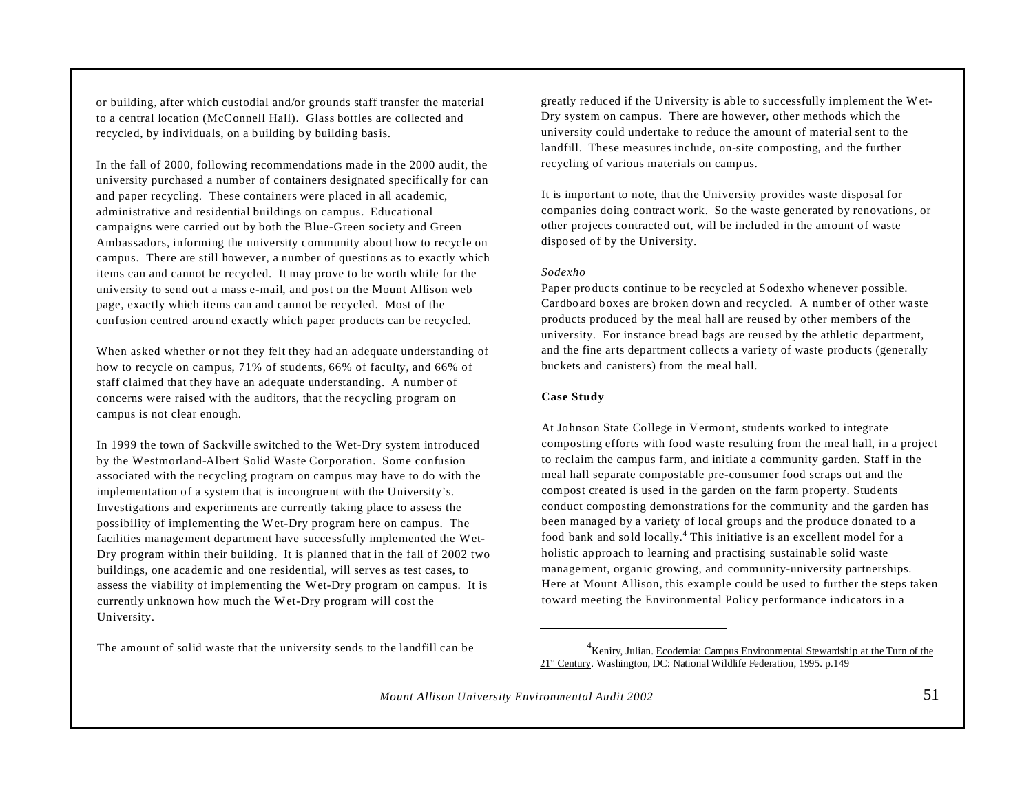or building, after which custodial and/or grounds staff transfer the material to a central location (McConnell Hall). Glass bottles are collected and recycled, by individuals, on a building by building basis.

In the fall of 2000, following recommendations made in the 2000 audit, the university purchased a number of containers designated specifically for can and paper recycling. These containers were placed in all academic, administrative and residential buildings on campus. Educational campaigns were carried out by both the Blue-Green society and Green Ambassadors, informing the university community about how to recycle on campus. There are still however, a number of questions as to exactly which items can and cannot be recycled. It may prove to be worth while for the university to send out a mass e-mail, and post on the Mount Allison web page, exactly which items can and cannot be recycled. Most of the confusion centred around exactly which paper products can be recycled.

When asked whether or not they felt they had an adequate understanding of how to recycle on campus, 71% of students, 66% of faculty, and 66% of staff claimed that they have an adequate understanding. A number of concerns were raised with the auditors, that the recycling program on campus is not clear enough.

In 1999 the town of Sackville switched to the Wet-Dry system introduced by the Westmorland-Albert Solid Waste Corporation. Some confusion associated with the recycling program on campus may have to do with the implementation of a system that is incongruent with the University's. Investigations and experiments are currently taking place to assess the possibility of implementing the Wet-Dry program here on campus. The facilities management department have successfully implemented the Wet-Dry program within their building. It is planned that in the fall of 2002 two buildings, one academic and one residential, will serves as test cases, to assess the viability of implementing the Wet-Dry program on campus. It is currently unknown how much the Wet-Dry program will cost the University.

The amount of solid waste that the university sends to the landfill can be greatly reduced if the University is able to successfully implement the Wet-Dry system on campus. There are however, other methods which the university could undertake to reduce the amount of material sent to the landfill. These measures include, on-site composting, and the further recycling of various materials on campus.

It is important to note, that the University provides waste disposal for companies doing contract work. So the waste generated by renovations, or other projects contracted out, will be included in the amount of waste disposed of by the University.

*Sodexho*

Paper products continue to be recycled at Sodexho whenever possible. Cardboard boxes are broken down and recycled. A number of other waste products produced by the meal hall are reused by other members of the university. For instance bread bags are reused by the athletic department, and the fine arts department collects a variety of waste products (generally buckets and canisters) from the meal hall.

**Case Study**

At Johnson State College in Vermont, students worked to integrate composting efforts with food waste resulting from the meal hall, in a project to reclaim the campus farm, and initiate a community garden. Staff in the meal hall separate compostable pre-consumer food scraps out and the compost created is used in the garden on the farm property. Students conduct composting demonstrations for the community and the garden has been managed by a variety of local groups and the produce donated to a food bank and sold locally.[4] This initiative is an excellent model for a holistic approach to learning and practising sustainable solid waste management, organic growing, and community-university partnerships. Here at Mount Allison, this example could be used to further the steps taken toward meeting the Environmental Policy performance indicators in a

---

[4] Keniry, Julian. Ecodemia: Campus Environmental Stewardship at the Turn of the 21st Century. Washington, DC: National Wildlife Federation, 1995. p.149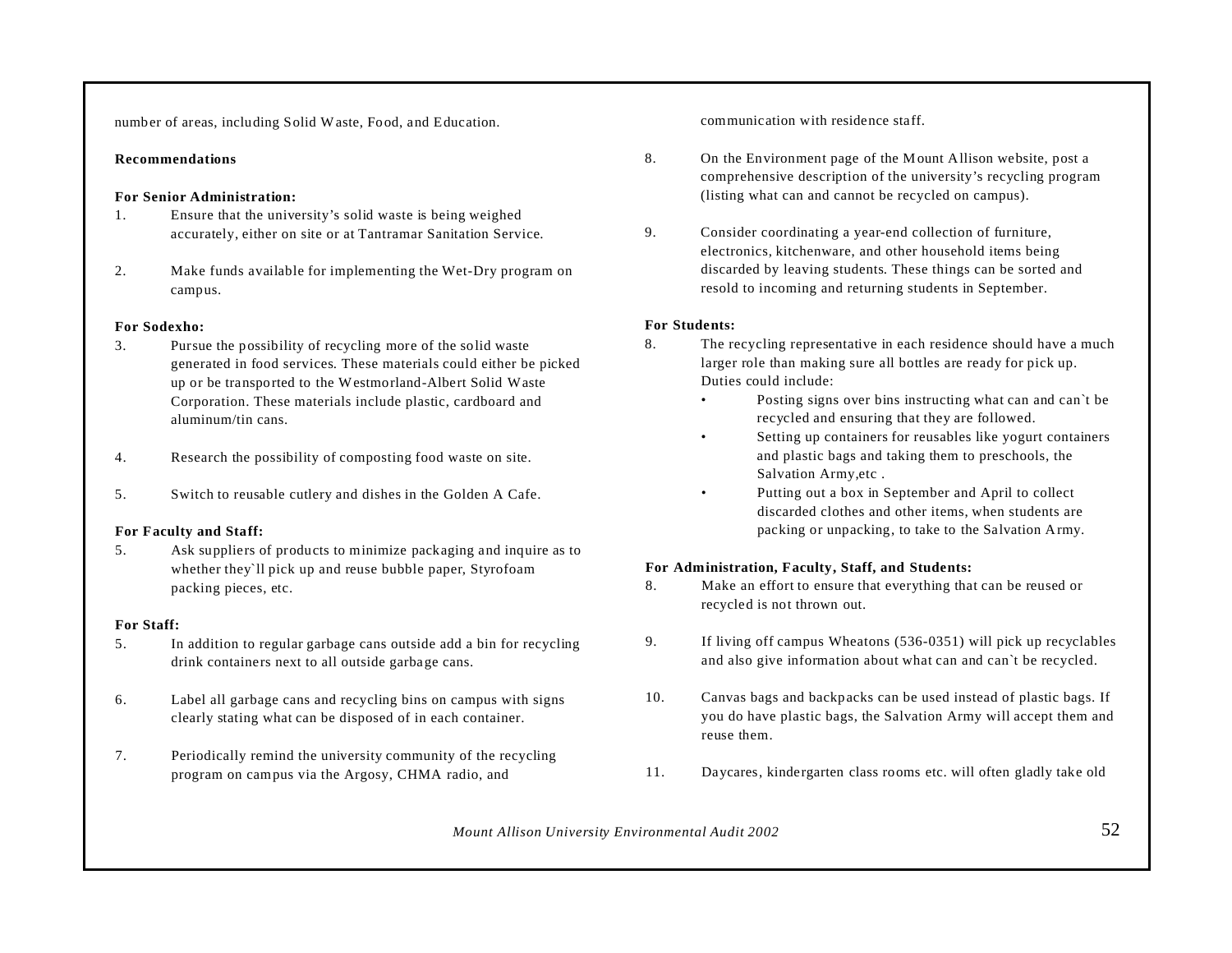number of areas, including Solid Waste, Food, and Education.

**Recommendations**

**For Senior Administration:**

1. Ensure that the university's solid waste is being weighed accurately, either on site or at Tantramar Sanitation Service.

2. Make funds available for implementing the Wet-Dry program on campus.

**For Sodexho:**

3. Pursue the possibility of recycling more of the solid waste generated in food services. These materials could either be picked up or be transported to the Westmorland-Albert Solid Waste Corporation. These materials include plastic, cardboard and aluminum/tin cans.

4. Research the possibility of composting food waste on site.

5. Switch to reusable cutlery and dishes in the Golden A Cafe.

**For Faculty and Staff:**

5. Ask suppliers of products to minimize packaging and inquire as to whether they`ll pick up and reuse bubble paper, Styrofoam packing pieces, etc.

**For Staff:**

5. In addition to regular garbage cans outside add a bin for recycling drink containers next to all outside garbage cans.

6. Label all garbage cans and recycling bins on campus with signs clearly stating what can be disposed of in each container.

7. Periodically remind the university community of the recycling program on campus via the Argosy, CHMA radio, and communication with residence staff.

8. On the Environment page of the Mount Allison website, post a comprehensive description of the university's recycling program (listing what can and cannot be recycled on campus).

9. Consider coordinating a year-end collection of furniture, electronics, kitchenware, and other household items being discarded by leaving students. These things can be sorted and resold to incoming and returning students in September.

**For Students:**

8. The recycling representative in each residence should have a much larger role than making sure all bottles are ready for pick up. Duties could include:
   - Posting signs over bins instructing what can and can`t be recycled and ensuring that they are followed.
   - Setting up containers for reusables like yogurt containers and plastic bags and taking them to preschools, the Salvation Army,etc .
   - Putting out a box in September and April to collect discarded clothes and other items, when students are packing or unpacking, to take to the Salvation Army.

**For Administration, Faculty, Staff, and Students:**

8. Make an effort to ensure that everything that can be reused or recycled is not thrown out.

9. If living off campus Wheatons (536-0351) will pick up recyclables and also give information about what can and can`t be recycled.

10. Canvas bags and backpacks can be used instead of plastic bags. If you do have plastic bags, the Salvation Army will accept them and reuse them.

11. Daycares, kindergarten class rooms etc. will often gladly take old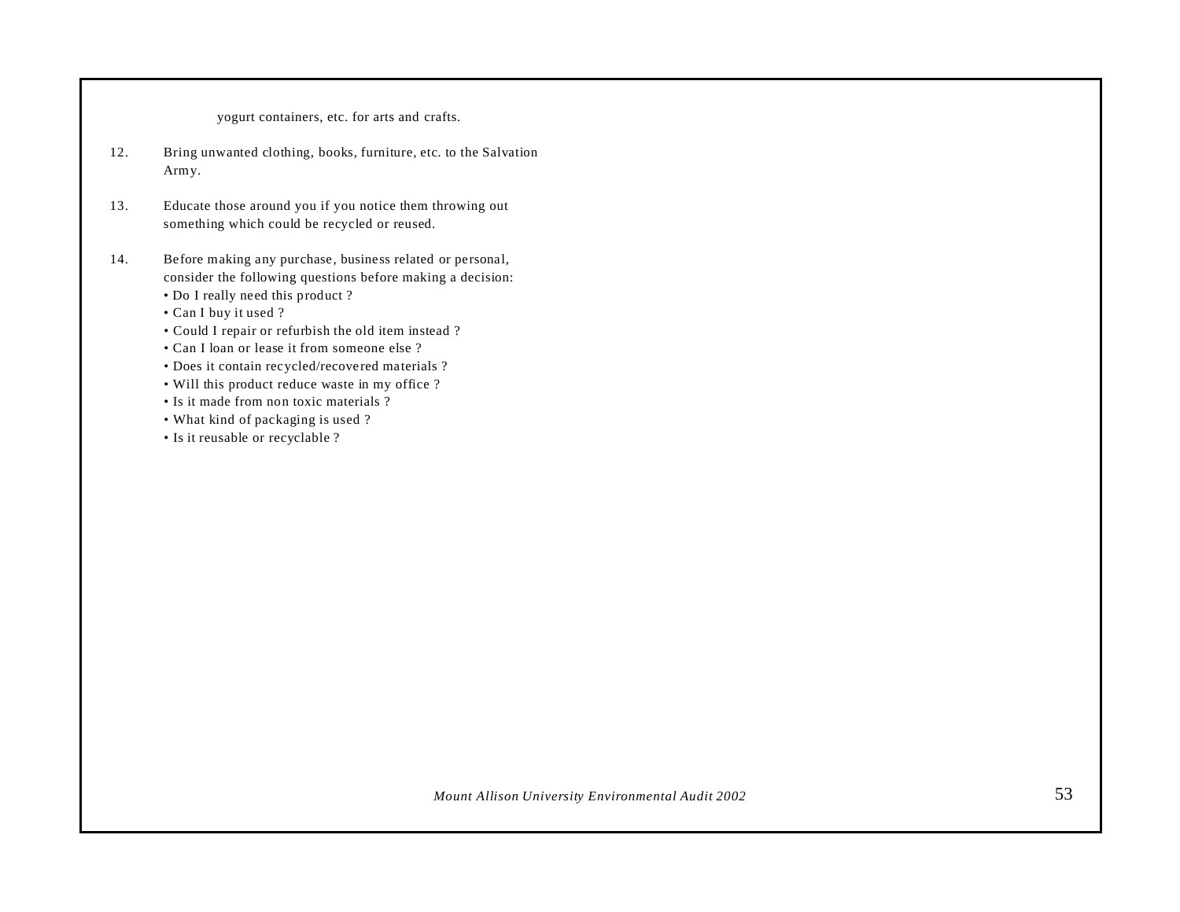yogurt containers, etc. for arts and crafts.

12. Bring unwanted clothing, books, furniture, etc. to the Salvation Army.

13. Educate those around you if you notice them throwing out something which could be recycled or reused.

14. Before making any purchase, business related or personal, consider the following questions before making a decision:
    - Do I really need this product ?
    - Can I buy it used ?
    - Could I repair or refurbish the old item instead ?
    - Can I loan or lease it from someone else ?
    - Does it contain recycled/recovered materials ?
    - Will this product reduce waste in my office ?
    - Is it made from non toxic materials ?
    - What kind of packaging is used ?
    - Is it reusable or recyclable ?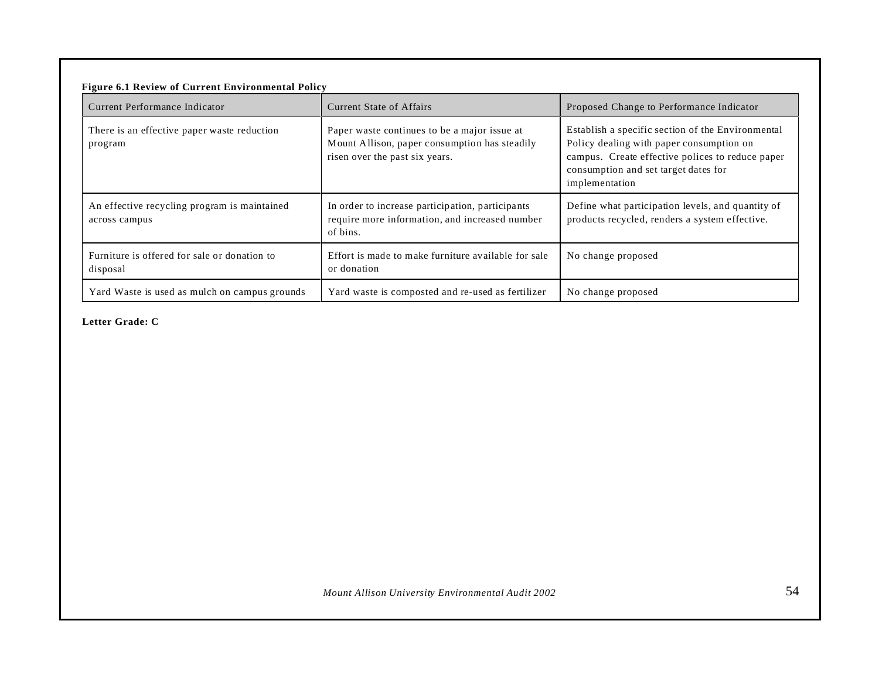**Figure 6.1 Review of Current Environmental Policy**

| Current Performance Indicator | Current State of Affairs | Proposed Change to Performance Indicator |
|---|---|---|
| There is an effective paper waste reduction program | Paper waste continues to be a major issue at Mount Allison, paper consumption has steadily risen over the past six years. | Establish a specific section of the Environmental Policy dealing with paper consumption on campus. Create effective polices to reduce paper consumption and set target dates for implementation |
| An effective recycling program is maintained across campus | In order to increase participation, participants require more information, and increased number of bins. | Define what participation levels, and quantity of products recycled, renders a system effective. |
| Furniture is offered for sale or donation to disposal | Effort is made to make furniture available for sale or donation | No change proposed |
| Yard Waste is used as mulch on campus grounds | Yard waste is composted and re-used as fertilizer | No change proposed |

**Letter Grade: C**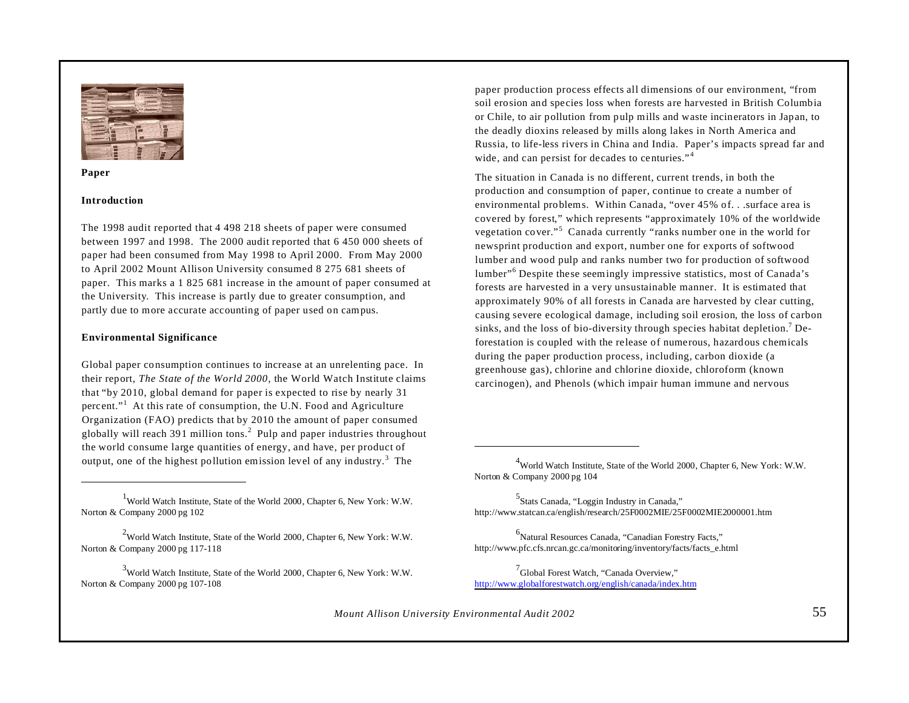## Paper

### Introduction

The 1998 audit reported that 4 498 218 sheets of paper were consumed between 1997 and 1998. The 2000 audit reported that 6 450 000 sheets of paper had been consumed from May 1998 to April 2000. From May 2000 to April 2002 Mount Allison University consumed 8 275 681 sheets of paper. This marks a 1 825 681 increase in the amount of paper consumed at the University. This increase is partly due to greater consumption, and partly due to more accurate accounting of paper used on campus.

### Environmental Significance

Global paper consumption continues to increase at an unrelenting pace. In their report, *The State of the World 2000*, the World Watch Institute claims that "by 2010, global demand for paper is expected to rise by nearly 31 percent."[1] At this rate of consumption, the U.N. Food and Agriculture Organization (FAO) predicts that by 2010 the amount of paper consumed globally will reach 391 million tons.[2] Pulp and paper industries throughout the world consume large quantities of energy, and have, per product of output, one of the highest pollution emission level of any industry.[3] The paper production process effects all dimensions of our environment, "from soil erosion and species loss when forests are harvested in British Columbia or Chile, to air pollution from pulp mills and waste incinerators in Japan, to the deadly dioxins released by mills along lakes in North America and Russia, to life-less rivers in China and India. Paper's impacts spread far and wide, and can persist for decades to centuries."[4]

The situation in Canada is no different, current trends, in both the production and consumption of paper, continue to create a number of environmental problems. Within Canada, "over 45% of. . .surface area is covered by forest," which represents "approximately 10% of the worldwide vegetation cover."[5] Canada currently "ranks number one in the world for newsprint production and export, number one for exports of softwood lumber and wood pulp and ranks number two for production of softwood lumber"[6] Despite these seemingly impressive statistics, most of Canada's forests are harvested in a very unsustainable manner. It is estimated that approximately 90% of all forests in Canada are harvested by clear cutting, causing severe ecological damage, including soil erosion, the loss of carbon sinks, and the loss of bio-diversity through species habitat depletion.[7] Deforestation is coupled with the release of numerous, hazardous chemicals during the paper production process, including, carbon dioxide (a greenhouse gas), chlorine and chlorine dioxide, chloroform (known carcinogen), and Phenols (which impair human immune and nervous

---

[1] World Watch Institute, State of the World 2000, Chapter 6, New York: W.W. Norton & Company 2000 pg 102

[2] World Watch Institute, State of the World 2000, Chapter 6, New York: W.W. Norton & Company 2000 pg 117-118

[3] World Watch Institute, State of the World 2000, Chapter 6, New York: W.W. Norton & Company 2000 pg 107-108

[4] World Watch Institute, State of the World 2000, Chapter 6, New York: W.W. Norton & Company 2000 pg 104

[5] Stats Canada, "Loggin Industry in Canada," http://www.statcan.ca/english/research/25F0002MIE/25F0002MIE2000001.htm

[6] Natural Resources Canada, "Canadian Forestry Facts," http://www.pfc.cfs.nrcan.gc.ca/monitoring/inventory/facts/facts_e.html

[7] Global Forest Watch, "Canada Overview," http://www.globalforestwatch.org/english/canada/index.htm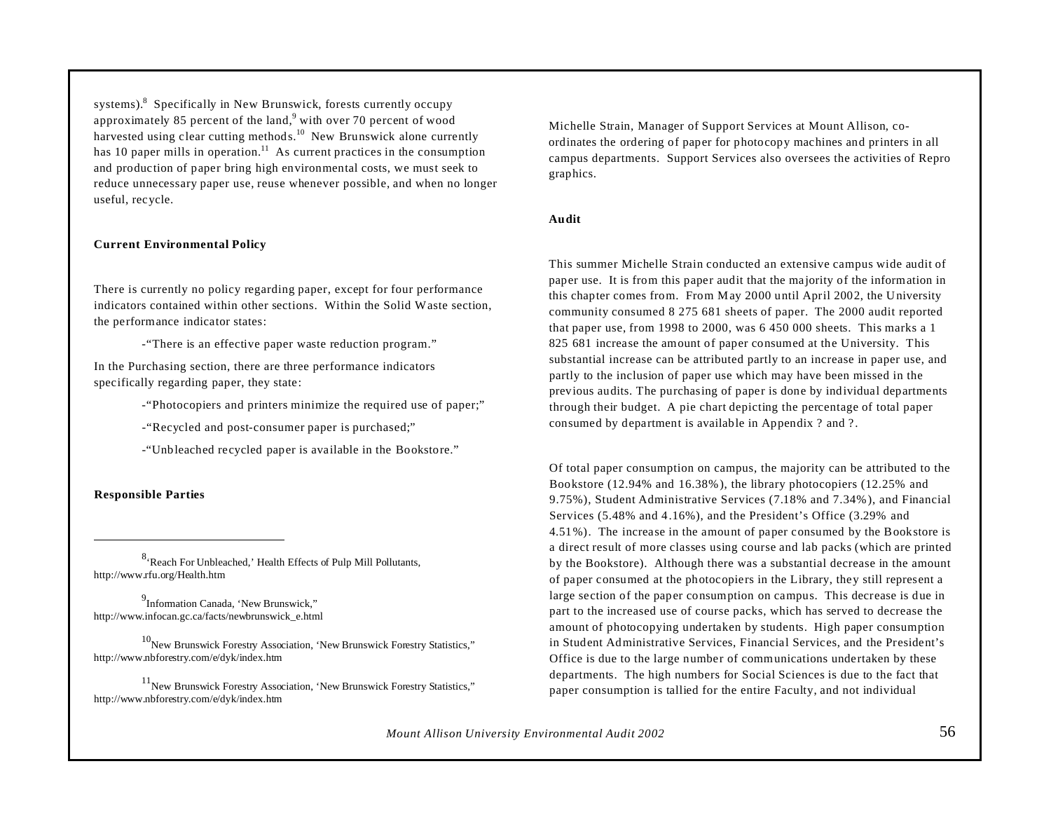systems).[8] Specifically in New Brunswick, forests currently occupy approximately 85 percent of the land,[9] with over 70 percent of wood harvested using clear cutting methods.[10] New Brunswick alone currently has 10 paper mills in operation.[11] As current practices in the consumption and production of paper bring high environmental costs, we must seek to reduce unnecessary paper use, reuse whenever possible, and when no longer useful, recycle.

**Current Environmental Policy**

There is currently no policy regarding paper, except for four performance indicators contained within other sections. Within the Solid Waste section, the performance indicator states:

-"There is an effective paper waste reduction program."

In the Purchasing section, there are three performance indicators specifically regarding paper, they state:

-"Photocopiers and printers minimize the required use of paper;"

-"Recycled and post-consumer paper is purchased;"

-"Unbleached recycled paper is available in the Bookstore."

**Responsible Parties**

Michelle Strain, Manager of Support Services at Mount Allison, co-ordinates the ordering of paper for photocopy machines and printers in all campus departments. Support Services also oversees the activities of Repro graphics.

**Audit**

This summer Michelle Strain conducted an extensive campus wide audit of paper use. It is from this paper audit that the majority of the information in this chapter comes from. From May 2000 until April 2002, the University community consumed 8 275 681 sheets of paper. The 2000 audit reported that paper use, from 1998 to 2000, was 6 450 000 sheets. This marks a 1 825 681 increase the amount of paper consumed at the University. This substantial increase can be attributed partly to an increase in paper use, and partly to the inclusion of paper use which may have been missed in the previous audits. The purchasing of paper is done by individual departments through their budget. A pie chart depicting the percentage of total paper consumed by department is available in Appendix ? and ?.

Of total paper consumption on campus, the majority can be attributed to the Bookstore (12.94% and 16.38%), the library photocopiers (12.25% and 9.75%), Student Administrative Services (7.18% and 7.34%), and Financial Services (5.48% and 4.16%), and the President's Office (3.29% and 4.51%). The increase in the amount of paper consumed by the Bookstore is a direct result of more classes using course and lab packs (which are printed by the Bookstore). Although there was a substantial decrease in the amount of paper consumed at the photocopiers in the Library, they still represent a large section of the paper consumption on campus. This decrease is due in part to the increased use of course packs, which has served to decrease the amount of photocopying undertaken by students. High paper consumption in Student Administrative Services, Financial Services, and the President's Office is due to the large number of communications undertaken by these departments. The high numbers for Social Sciences is due to the fact that paper consumption is tallied for the entire Faculty, and not individual

---

[8] 'Reach For Unbleached,' Health Effects of Pulp Mill Pollutants, http://www.rfu.org/Health.htm

[9] Information Canada, 'New Brunswick," http://www.infocan.gc.ca/facts/newbrunswick_e.html

[10] New Brunswick Forestry Association, 'New Brunswick Forestry Statistics," http://www.nbforestry.com/e/dyk/index.htm

[11] New Brunswick Forestry Association, 'New Brunswick Forestry Statistics," http://www.nbforestry.com/e/dyk/index.htm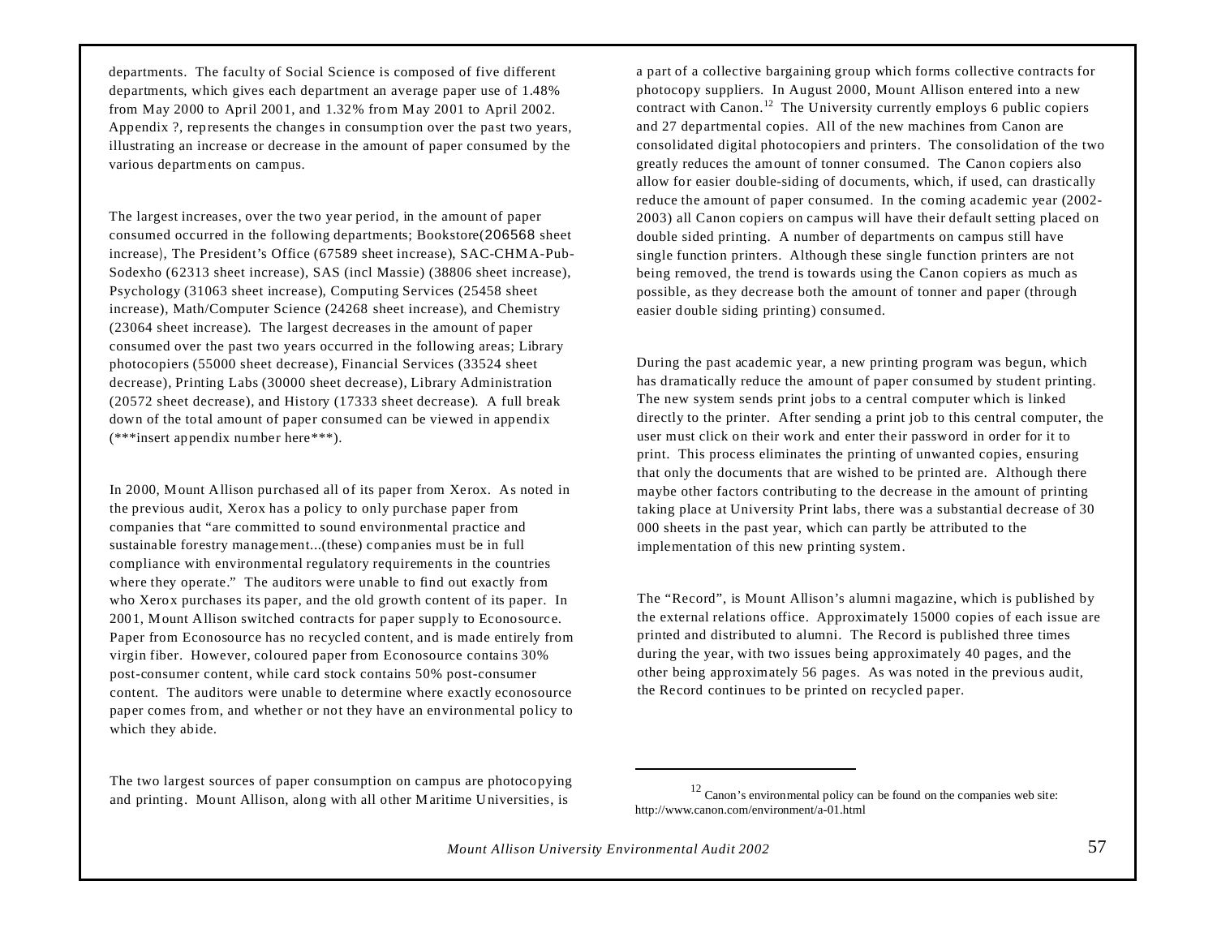departments. The faculty of Social Science is composed of five different departments, which gives each department an average paper use of 1.48% from May 2000 to April 2001, and 1.32% from May 2001 to April 2002. Appendix ?, represents the changes in consumption over the past two years, illustrating an increase or decrease in the amount of paper consumed by the various departments on campus.

The largest increases, over the two year period, in the amount of paper consumed occurred in the following departments; Bookstore(206568 sheet increase), The President's Office (67589 sheet increase), SAC-CHMA-Pub-Sodexho (62313 sheet increase), SAS (incl Massie) (38806 sheet increase), Psychology (31063 sheet increase), Computing Services (25458 sheet increase), Math/Computer Science (24268 sheet increase), and Chemistry (23064 sheet increase). The largest decreases in the amount of paper consumed over the past two years occurred in the following areas; Library photocopiers (55000 sheet decrease), Financial Services (33524 sheet decrease), Printing Labs (30000 sheet decrease), Library Administration (20572 sheet decrease), and History (17333 sheet decrease). A full break down of the total amount of paper consumed can be viewed in appendix (***insert appendix number here***).

In 2000, Mount Allison purchased all of its paper from Xerox. As noted in the previous audit, Xerox has a policy to only purchase paper from companies that "are committed to sound environmental practice and sustainable forestry management...(these) companies must be in full compliance with environmental regulatory requirements in the countries where they operate." The auditors were unable to find out exactly from who Xerox purchases its paper, and the old growth content of its paper. In 2001, Mount Allison switched contracts for paper supply to Econosource. Paper from Econosource has no recycled content, and is made entirely from virgin fiber. However, coloured paper from Econosource contains 30% post-consumer content, while card stock contains 50% post-consumer content. The auditors were unable to determine where exactly econosource paper comes from, and whether or not they have an environmental policy to which they abide.

The two largest sources of paper consumption on campus are photocopying and printing. Mount Allison, along with all other Maritime Universities, is a part of a collective bargaining group which forms collective contracts for photocopy suppliers. In August 2000, Mount Allison entered into a new contract with Canon.[12] The University currently employs 6 public copiers and 27 departmental copies. All of the new machines from Canon are consolidated digital photocopiers and printers. The consolidation of the two greatly reduces the amount of tonner consumed. The Canon copiers also allow for easier double-siding of documents, which, if used, can drastically reduce the amount of paper consumed. In the coming academic year (2002-2003) all Canon copiers on campus will have their default setting placed on double sided printing. A number of departments on campus still have single function printers. Although these single function printers are not being removed, the trend is towards using the Canon copiers as much as possible, as they decrease both the amount of tonner and paper (through easier double siding printing) consumed.

During the past academic year, a new printing program was begun, which has dramatically reduce the amount of paper consumed by student printing. The new system sends print jobs to a central computer which is linked directly to the printer. After sending a print job to this central computer, the user must click on their work and enter their password in order for it to print. This process eliminates the printing of unwanted copies, ensuring that only the documents that are wished to be printed are. Although there maybe other factors contributing to the decrease in the amount of printing taking place at University Print labs, there was a substantial decrease of 30 000 sheets in the past year, which can partly be attributed to the implementation of this new printing system.

The "Record", is Mount Allison's alumni magazine, which is published by the external relations office. Approximately 15000 copies of each issue are printed and distributed to alumni. The Record is published three times during the year, with two issues being approximately 40 pages, and the other being approximately 56 pages. As was noted in the previous audit, the Record continues to be printed on recycled paper.

---

[12] Canon's environmental policy can be found on the companies web site: http://www.canon.com/environment/a-01.html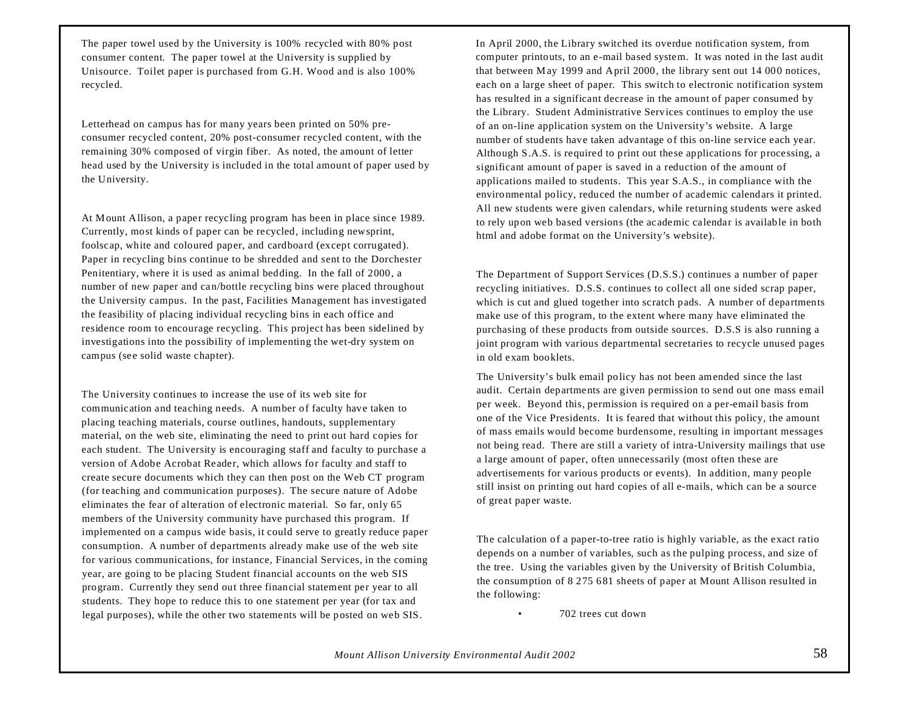The paper towel used by the University is 100% recycled with 80% post consumer content. The paper towel at the University is supplied by Unisource. Toilet paper is purchased from G.H. Wood and is also 100% recycled.

Letterhead on campus has for many years been printed on 50% pre-consumer recycled content, 20% post-consumer recycled content, with the remaining 30% composed of virgin fiber. As noted, the amount of letter head used by the University is included in the total amount of paper used by the University.

At Mount Allison, a paper recycling program has been in place since 1989. Currently, most kinds of paper can be recycled, including newsprint, foolscap, white and coloured paper, and cardboard (except corrugated). Paper in recycling bins continue to be shredded and sent to the Dorchester Penitentiary, where it is used as animal bedding. In the fall of 2000, a number of new paper and can/bottle recycling bins were placed throughout the University campus. In the past, Facilities Management has investigated the feasibility of placing individual recycling bins in each office and residence room to encourage recycling. This project has been sidelined by investigations into the possibility of implementing the wet-dry system on campus (see solid waste chapter).

The University continues to increase the use of its web site for communication and teaching needs. A number of faculty have taken to placing teaching materials, course outlines, handouts, supplementary material, on the web site, eliminating the need to print out hard copies for each student. The University is encouraging staff and faculty to purchase a version of Adobe Acrobat Reader, which allows for faculty and staff to create secure documents which they can then post on the Web CT program (for teaching and communication purposes). The secure nature of Adobe eliminates the fear of alteration of electronic material. So far, only 65 members of the University community have purchased this program. If implemented on a campus wide basis, it could serve to greatly reduce paper consumption. A number of departments already make use of the web site for various communications, for instance, Financial Services, in the coming year, are going to be placing Student financial accounts on the web SIS program. Currently they send out three financial statement per year to all students. They hope to reduce this to one statement per year (for tax and legal purposes), while the other two statements will be posted on web SIS.

In April 2000, the Library switched its overdue notification system, from computer printouts, to an e-mail based system. It was noted in the last audit that between May 1999 and April 2000, the library sent out 14 000 notices, each on a large sheet of paper. This switch to electronic notification system has resulted in a significant decrease in the amount of paper consumed by the Library. Student Administrative Services continues to employ the use of an on-line application system on the University's website. A large number of students have taken advantage of this on-line service each year. Although S.A.S. is required to print out these applications for processing, a significant amount of paper is saved in a reduction of the amount of applications mailed to students. This year S.A.S., in compliance with the environmental policy, reduced the number of academic calendars it printed. All new students were given calendars, while returning students were asked to rely upon web based versions (the academic calendar is available in both html and adobe format on the University's website).

The Department of Support Services (D.S.S.) continues a number of paper recycling initiatives. D.S.S. continues to collect all one sided scrap paper, which is cut and glued together into scratch pads. A number of departments make use of this program, to the extent where many have eliminated the purchasing of these products from outside sources. D.S.S is also running a joint program with various departmental secretaries to recycle unused pages in old exam booklets.

The University's bulk email policy has not been amended since the last audit. Certain departments are given permission to send out one mass email per week. Beyond this, permission is required on a per-email basis from one of the Vice Presidents. It is feared that without this policy, the amount of mass emails would become burdensome, resulting in important messages not being read. There are still a variety of intra-University mailings that use a large amount of paper, often unnecessarily (most often these are advertisements for various products or events). In addition, many people still insist on printing out hard copies of all e-mails, which can be a source of great paper waste.

The calculation of a paper-to-tree ratio is highly variable, as the exact ratio depends on a number of variables, such as the pulping process, and size of the tree. Using the variables given by the University of British Columbia, the consumption of 8 275 681 sheets of paper at Mount Allison resulted in the following:

- 702 trees cut down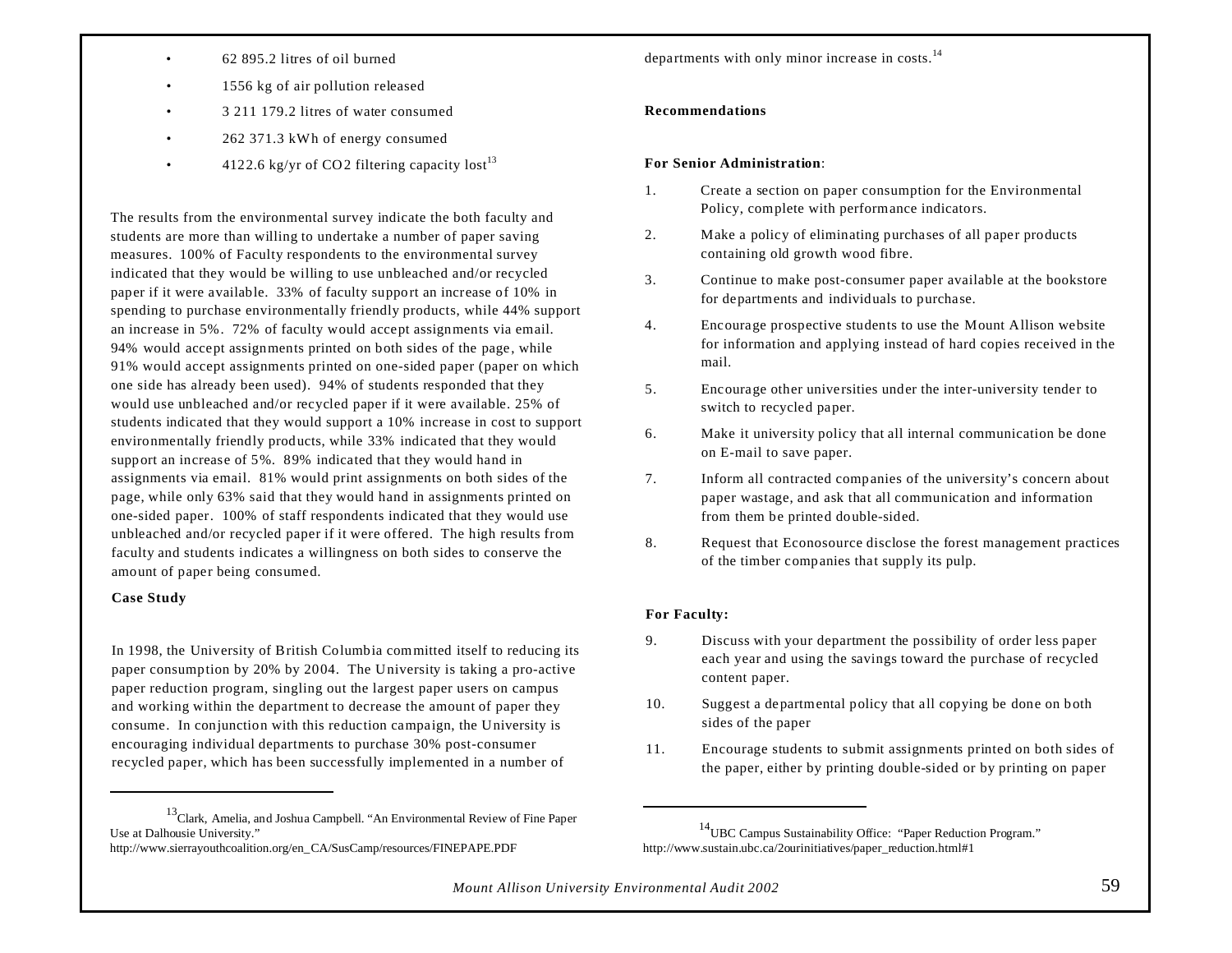- 62 895.2 litres of oil burned
- 1556 kg of air pollution released
- 3 211 179.2 litres of water consumed
- 262 371.3 kWh of energy consumed
- 4122.6 kg/yr of CO2 filtering capacity lost[13]

The results from the environmental survey indicate the both faculty and students are more than willing to undertake a number of paper saving measures. 100% of Faculty respondents to the environmental survey indicated that they would be willing to use unbleached and/or recycled paper if it were available. 33% of faculty support an increase of 10% in spending to purchase environmentally friendly products, while 44% support an increase in 5%. 72% of faculty would accept assignments via email. 94% would accept assignments printed on both sides of the page, while 91% would accept assignments printed on one-sided paper (paper on which one side has already been used). 94% of students responded that they would use unbleached and/or recycled paper if it were available. 25% of students indicated that they would support a 10% increase in cost to support environmentally friendly products, while 33% indicated that they would support an increase of 5%. 89% indicated that they would hand in assignments via email. 81% would print assignments on both sides of the page, while only 63% said that they would hand in assignments printed on one-sided paper. 100% of staff respondents indicated that they would use unbleached and/or recycled paper if it were offered. The high results from faculty and students indicates a willingness on both sides to conserve the amount of paper being consumed.

**Case Study**

In 1998, the University of British Columbia committed itself to reducing its paper consumption by 20% by 2004. The University is taking a pro-active paper reduction program, singling out the largest paper users on campus and working within the department to decrease the amount of paper they consume. In conjunction with this reduction campaign, the University is encouraging individual departments to purchase 30% post-consumer recycled paper, which has been successfully implemented in a number of departments with only minor increase in costs.[14]

**Recommendations**

**For Senior Administration**:

1. Create a section on paper consumption for the Environmental Policy, complete with performance indicators.
2. Make a policy of eliminating purchases of all paper products containing old growth wood fibre.
3. Continue to make post-consumer paper available at the bookstore for departments and individuals to purchase.
4. Encourage prospective students to use the Mount Allison website for information and applying instead of hard copies received in the mail.
5. Encourage other universities under the inter-university tender to switch to recycled paper.
6. Make it university policy that all internal communication be done on E-mail to save paper.
7. Inform all contracted companies of the university's concern about paper wastage, and ask that all communication and information from them be printed double-sided.
8. Request that Econosource disclose the forest management practices of the timber companies that supply its pulp.

**For Faculty:**

9. Discuss with your department the possibility of order less paper each year and using the savings toward the purchase of recycled content paper.
10. Suggest a departmental policy that all copying be done on both sides of the paper
11. Encourage students to submit assignments printed on both sides of the paper, either by printing double-sided or by printing on paper

---

[13] Clark, Amelia, and Joshua Campbell. "An Environmental Review of Fine Paper Use at Dalhousie University." http://www.sierrayouthcoalition.org/en_CA/SusCamp/resources/FINEPAPE.PDF

[14] UBC Campus Sustainability Office: "Paper Reduction Program." http://www.sustain.ubc.ca/2ourinitiatives/paper_reduction.html#1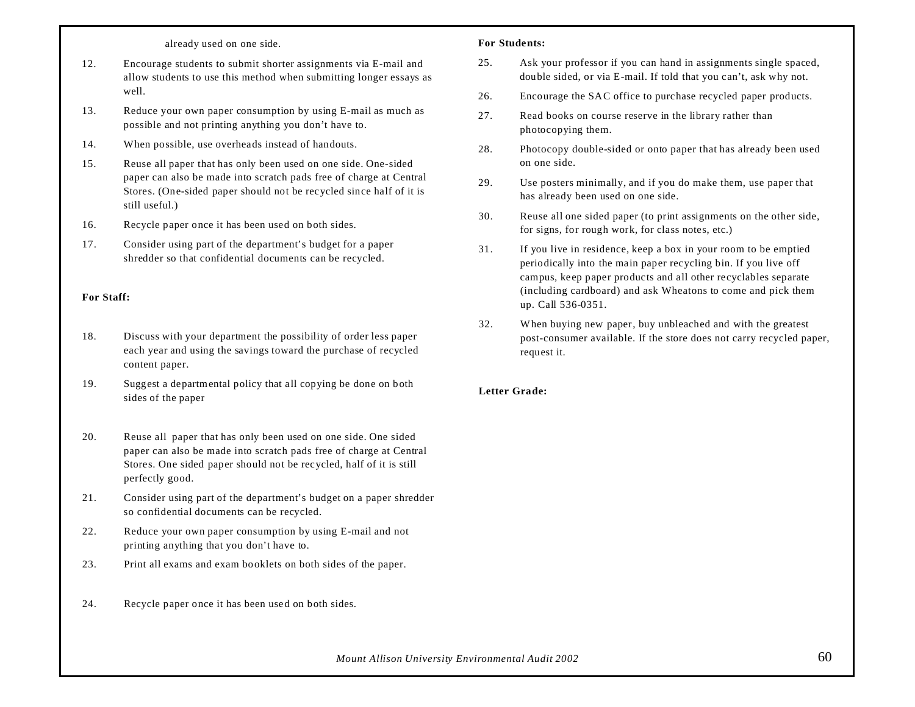already used on one side.

12. Encourage students to submit shorter assignments via E-mail and allow students to use this method when submitting longer essays as well.
13. Reduce your own paper consumption by using E-mail as much as possible and not printing anything you don't have to.
14. When possible, use overheads instead of handouts.
15. Reuse all paper that has only been used on one side. One-sided paper can also be made into scratch pads free of charge at Central Stores. (One-sided paper should not be recycled since half of it is still useful.)
16. Recycle paper once it has been used on both sides.
17. Consider using part of the department's budget for a paper shredder so that confidential documents can be recycled.

**For Staff:**

18. Discuss with your department the possibility of order less paper each year and using the savings toward the purchase of recycled content paper.
19. Suggest a departmental policy that all copying be done on both sides of the paper
20. Reuse all paper that has only been used on one side. One sided paper can also be made into scratch pads free of charge at Central Stores. One sided paper should not be recycled, half of it is still perfectly good.
21. Consider using part of the department's budget on a paper shredder so confidential documents can be recycled.
22. Reduce your own paper consumption by using E-mail and not printing anything that you don't have to.
23. Print all exams and exam booklets on both sides of the paper.
24. Recycle paper once it has been used on both sides.

**For Students:**

25. Ask your professor if you can hand in assignments single spaced, double sided, or via E-mail. If told that you can't, ask why not.
26. Encourage the SAC office to purchase recycled paper products.
27. Read books on course reserve in the library rather than photocopying them.
28. Photocopy double-sided or onto paper that has already been used on one side.
29. Use posters minimally, and if you do make them, use paper that has already been used on one side.
30. Reuse all one sided paper (to print assignments on the other side, for signs, for rough work, for class notes, etc.)
31. If you live in residence, keep a box in your room to be emptied periodically into the main paper recycling bin. If you live off campus, keep paper products and all other recyclables separate (including cardboard) and ask Wheatons to come and pick them up. Call 536-0351.
32. When buying new paper, buy unbleached and with the greatest post-consumer available. If the store does not carry recycled paper, request it.

**Letter Grade:**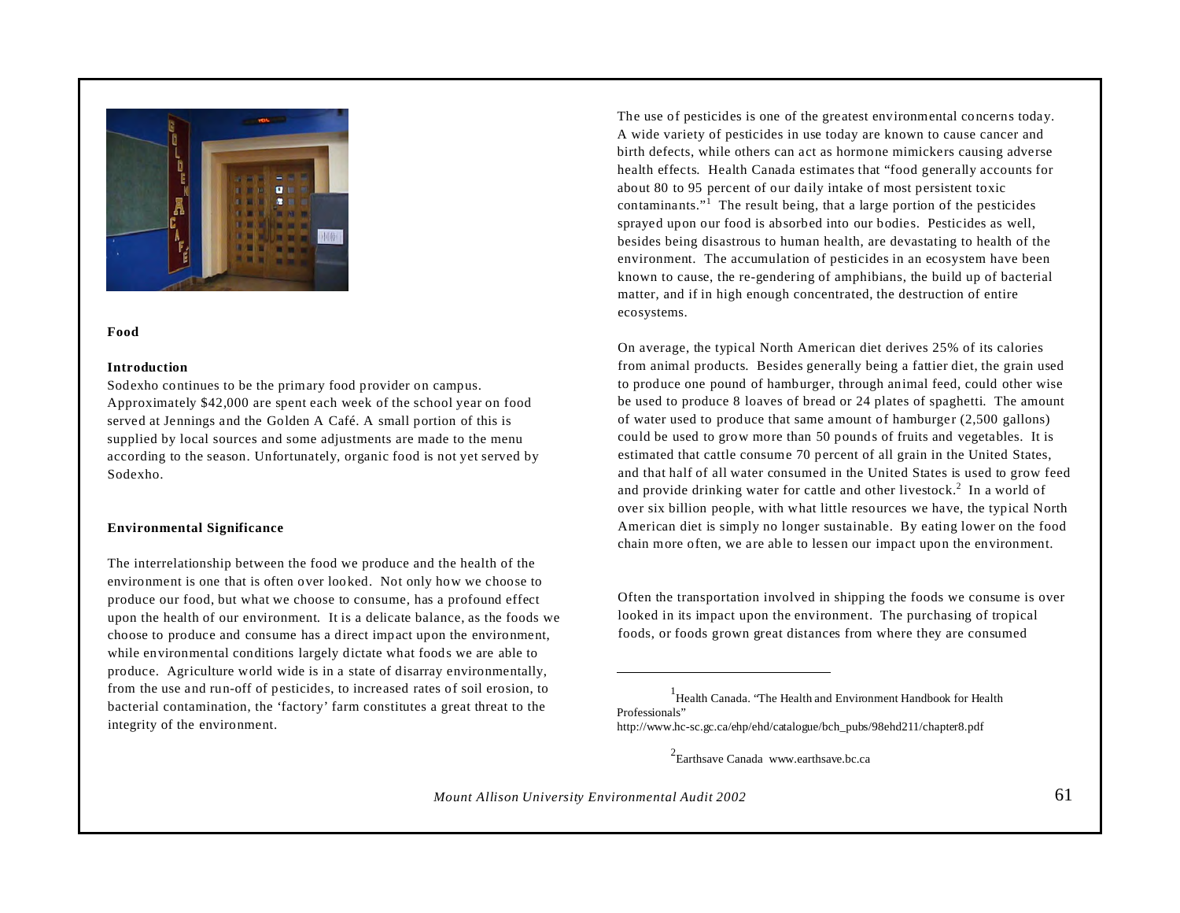## Food

### Introduction

Sodexho continues to be the primary food provider on campus. Approximately $42,000 are spent each week of the school year on food served at Jennings and the Golden A Café. A small portion of this is supplied by local sources and some adjustments are made to the menu according to the season. Unfortunately, organic food is not yet served by Sodexho.

### Environmental Significance

The interrelationship between the food we produce and the health of the environment is one that is often over looked. Not only how we choose to produce our food, but what we choose to consume, has a profound effect upon the health of our environment. It is a delicate balance, as the foods we choose to produce and consume has a direct impact upon the environment, while environmental conditions largely dictate what foods we are able to produce. Agriculture world wide is in a state of disarray environmentally, from the use and run-off of pesticides, to increased rates of soil erosion, to bacterial contamination, the 'factory' farm constitutes a great threat to the integrity of the environment.

The use of pesticides is one of the greatest environmental concerns today. A wide variety of pesticides in use today are known to cause cancer and birth defects, while others can act as hormone mimickers causing adverse health effects. Health Canada estimates that "food generally accounts for about 80 to 95 percent of our daily intake of most persistent toxic contaminants."[1] The result being, that a large portion of the pesticides sprayed upon our food is absorbed into our bodies. Pesticides as well, besides being disastrous to human health, are devastating to health of the environment. The accumulation of pesticides in an ecosystem have been known to cause, the re-gendering of amphibians, the build up of bacterial matter, and if in high enough concentrated, the destruction of entire ecosystems.

On average, the typical North American diet derives 25% of its calories from animal products. Besides generally being a fattier diet, the grain used to produce one pound of hamburger, through animal feed, could other wise be used to produce 8 loaves of bread or 24 plates of spaghetti. The amount of water used to produce that same amount of hamburger (2,500 gallons) could be used to grow more than 50 pounds of fruits and vegetables. It is estimated that cattle consume 70 percent of all grain in the United States, and that half of all water consumed in the United States is used to grow feed and provide drinking water for cattle and other livestock.[2] In a world of over six billion people, with what little resources we have, the typical North American diet is simply no longer sustainable. By eating lower on the food chain more often, we are able to lessen our impact upon the environment.

Often the transportation involved in shipping the foods we consume is over looked in its impact upon the environment. The purchasing of tropical foods, or foods grown great distances from where they are consumed

---

[1] Health Canada. "The Health and Environment Handbook for Health Professionals" http://www.hc-sc.gc.ca/ehp/ehd/catalogue/bch_pubs/98ehd211/chapter8.pdf

[2] Earthsave Canada www.earthsave.bc.ca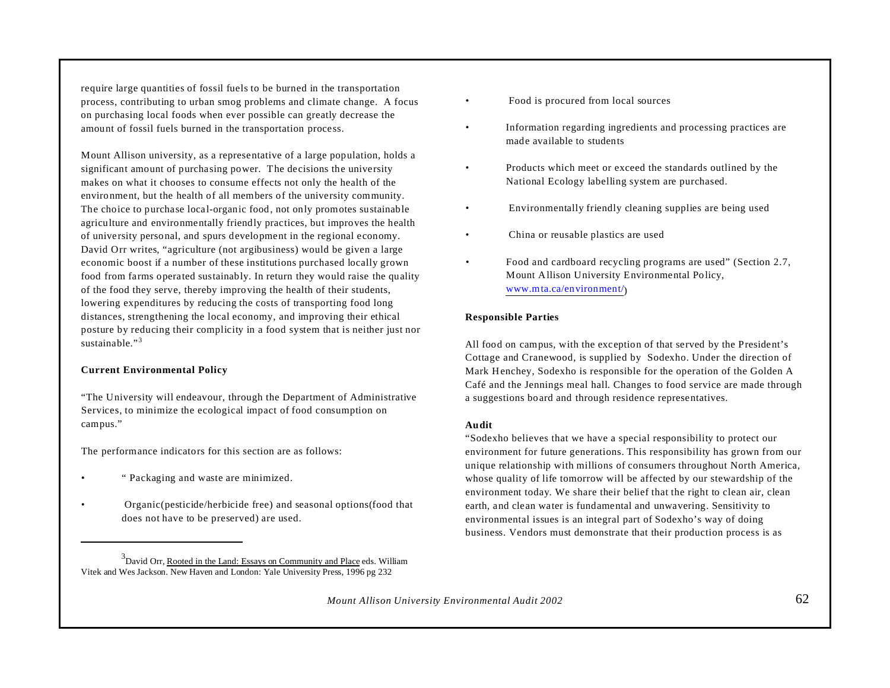require large quantities of fossil fuels to be burned in the transportation process, contributing to urban smog problems and climate change. A focus on purchasing local foods when ever possible can greatly decrease the amount of fossil fuels burned in the transportation process.

Mount Allison university, as a representative of a large population, holds a significant amount of purchasing power. The decisions the university makes on what it chooses to consume effects not only the health of the environment, but the health of all members of the university community. The choice to purchase local-organic food, not only promotes sustainable agriculture and environmentally friendly practices, but improves the health of university personal, and spurs development in the regional economy. David Orr writes, "agriculture (not argibusiness) would be given a large economic boost if a number of these institutions purchased locally grown food from farms operated sustainably. In return they would raise the quality of the food they serve, thereby improving the health of their students, lowering expenditures by reducing the costs of transporting food long distances, strengthening the local economy, and improving their ethical posture by reducing their complicity in a food system that is neither just nor sustainable."[3]

**Current Environmental Policy**

"The University will endeavour, through the Department of Administrative Services, to minimize the ecological impact of food consumption on campus."

The performance indicators for this section are as follows:

- " Packaging and waste are minimized.
- Organic(pesticide/herbicide free) and seasonal options(food that does not have to be preserved) are used.
- Food is procured from local sources
- Information regarding ingredients and processing practices are made available to students
- Products which meet or exceed the standards outlined by the National Ecology labelling system are purchased.
- Environmentally friendly cleaning supplies are being used
- China or reusable plastics are used
- Food and cardboard recycling programs are used" (Section 2.7, Mount Allison University Environmental Policy, www.mta.ca/environment/)

**Responsible Parties**

All food on campus, with the exception of that served by the President's Cottage and Cranewood, is supplied by Sodexho. Under the direction of Mark Henchey, Sodexho is responsible for the operation of the Golden A Café and the Jennings meal hall. Changes to food service are made through a suggestions board and through residence representatives.

**Audit**

"Sodexho believes that we have a special responsibility to protect our environment for future generations. This responsibility has grown from our unique relationship with millions of consumers throughout North America, whose quality of life tomorrow will be affected by our stewardship of the environment today. We share their belief that the right to clean air, clean earth, and clean water is fundamental and unwavering. Sensitivity to environmental issues is an integral part of Sodexho's way of doing business. Vendors must demonstrate that their production process is as

[3] David Orr, Rooted in the Land: Essays on Community and Place eds. William Vitek and Wes Jackson. New Haven and London: Yale University Press, 1996 pg 232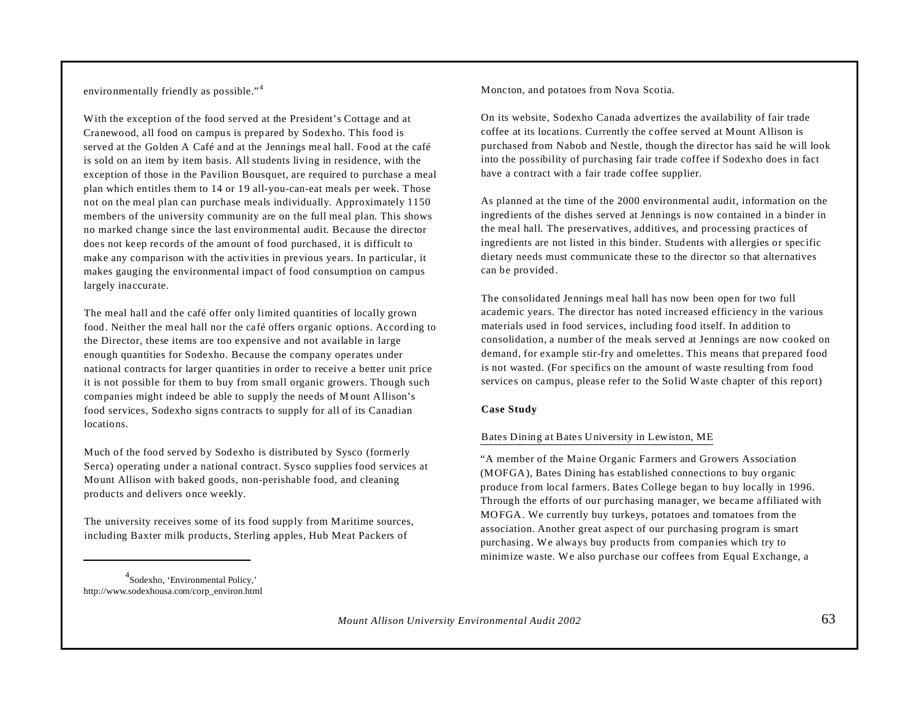environmentally friendly as possible."[4]

With the exception of the food served at the President's Cottage and at Cranewood, all food on campus is prepared by Sodexho. This food is served at the Golden A Café and at the Jennings meal hall. Food at the café is sold on an item by item basis. All students living in residence, with the exception of those in the Pavilion Bousquet, are required to purchase a meal plan which entitles them to 14 or 19 all-you-can-eat meals per week. Those not on the meal plan can purchase meals individually. Approximately 1150 members of the university community are on the full meal plan. This shows no marked change since the last environmental audit. Because the director does not keep records of the amount of food purchased, it is difficult to make any comparison with the activities in previous years. In particular, it makes gauging the environmental impact of food consumption on campus largely inaccurate.

The meal hall and the café offer only limited quantities of locally grown food. Neither the meal hall nor the café offers organic options. According to the Director, these items are too expensive and not available in large enough quantities for Sodexho. Because the company operates under national contracts for larger quantities in order to receive a better unit price it is not possible for them to buy from small organic growers. Though such companies might indeed be able to supply the needs of Mount Allison's food services, Sodexho signs contracts to supply for all of its Canadian locations.

Much of the food served by Sodexho is distributed by Sysco (formerly Serca) operating under a national contract. Sysco supplies food services at Mount Allison with baked goods, non-perishable food, and cleaning products and delivers once weekly.

The university receives some of its food supply from Maritime sources, including Baxter milk products, Sterling apples, Hub Meat Packers of Moncton, and potatoes from Nova Scotia.

On its website, Sodexho Canada advertizes the availability of fair trade coffee at its locations. Currently the coffee served at Mount Allison is purchased from Nabob and Nestle, though the director has said he will look into the possibility of purchasing fair trade coffee if Sodexho does in fact have a contract with a fair trade coffee supplier.

As planned at the time of the 2000 environmental audit, information on the ingredients of the dishes served at Jennings is now contained in a binder in the meal hall. The preservatives, additives, and processing practices of ingredients are not listed in this binder. Students with allergies or specific dietary needs must communicate these to the director so that alternatives can be provided.

The consolidated Jennings meal hall has now been open for two full academic years. The director has noted increased efficiency in the various materials used in food services, including food itself. In addition to consolidation, a number of the meals served at Jennings are now cooked on demand, for example stir-fry and omelettes. This means that prepared food is not wasted. (For specifics on the amount of waste resulting from food services on campus, please refer to the Solid Waste chapter of this report)

**Case Study**

Bates Dining at Bates University in Lewiston, ME

"A member of the Maine Organic Farmers and Growers Association (MOFGA), Bates Dining has established connections to buy organic produce from local farmers. Bates College began to buy locally in 1996. Through the efforts of our purchasing manager, we became affiliated with MOFGA. We currently buy turkeys, potatoes and tomatoes from the association. Another great aspect of our purchasing program is smart purchasing. We always buy products from companies which try to minimize waste. We also purchase our coffees from Equal Exchange, a

[4] Sodexho, 'Environmental Policy,' http://www.sodexhousa.com/corp_environ.html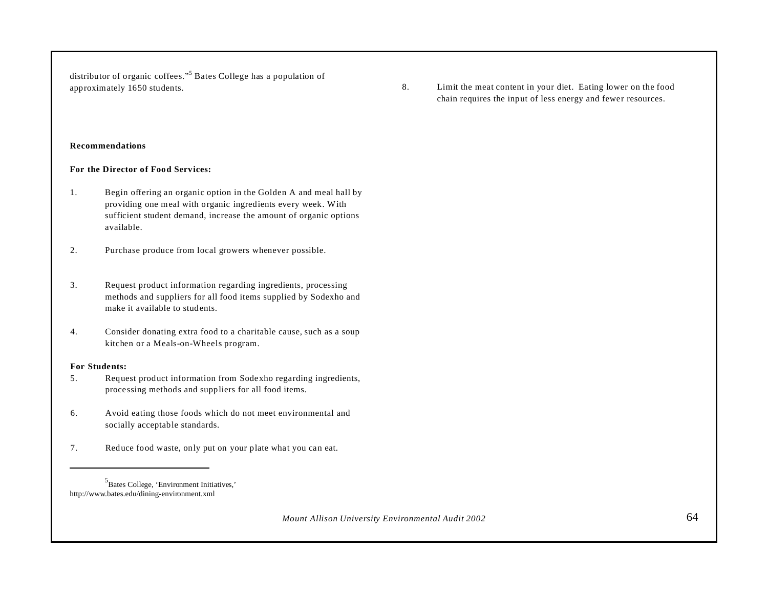distributor of organic coffees."[5] Bates College has a population of approximately 1650 students.

**Recommendations**

**For the Director of Food Services:**

1. Begin offering an organic option in the Golden A and meal hall by providing one meal with organic ingredients every week. With sufficient student demand, increase the amount of organic options available.

2. Purchase produce from local growers whenever possible.

3. Request product information regarding ingredients, processing methods and suppliers for all food items supplied by Sodexho and make it available to students.

4. Consider donating extra food to a charitable cause, such as a soup kitchen or a Meals-on-Wheels program.

**For Students:**

5. Request product information from Sodexho regarding ingredients, processing methods and suppliers for all food items.

6. Avoid eating those foods which do not meet environmental and socially acceptable standards.

7. Reduce food waste, only put on your plate what you can eat.

8. Limit the meat content in your diet. Eating lower on the food chain requires the input of less energy and fewer resources.

---

[5] Bates College, 'Environment Initiatives,' http://www.bates.edu/dining-environment.xml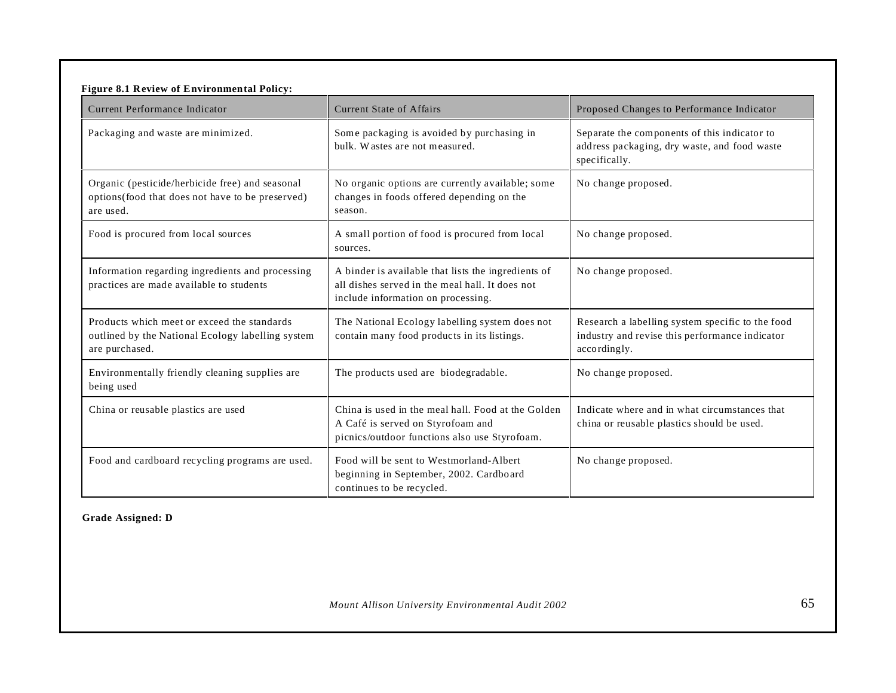**Figure 8.1 Review of Environmental Policy:**

| Current Performance Indicator | Current State of Affairs | Proposed Changes to Performance Indicator |
|---|---|---|
| Packaging and waste are minimized. | Some packaging is avoided by purchasing in bulk. Wastes are not measured. | Separate the components of this indicator to address packaging, dry waste, and food waste specifically. |
| Organic (pesticide/herbicide free) and seasonal options(food that does not have to be preserved) are used. | No organic options are currently available; some changes in foods offered depending on the season. | No change proposed. |
| Food is procured from local sources | A small portion of food is procured from local sources. | No change proposed. |
| Information regarding ingredients and processing practices are made available to students | A binder is available that lists the ingredients of all dishes served in the meal hall. It does not include information on processing. | No change proposed. |
| Products which meet or exceed the standards outlined by the National Ecology labelling system are purchased. | The National Ecology labelling system does not contain many food products in its listings. | Research a labelling system specific to the food industry and revise this performance indicator accordingly. |
| Environmentally friendly cleaning supplies are being used | The products used are biodegradable. | No change proposed. |
| China or reusable plastics are used | China is used in the meal hall. Food at the Golden A Café is served on Styrofoam and picnics/outdoor functions also use Styrofoam. | Indicate where and in what circumstances that china or reusable plastics should be used. |
| Food and cardboard recycling programs are used. | Food will be sent to Westmorland-Albert beginning in September, 2002. Cardboard continues to be recycled. | No change proposed. |

**Grade Assigned: D**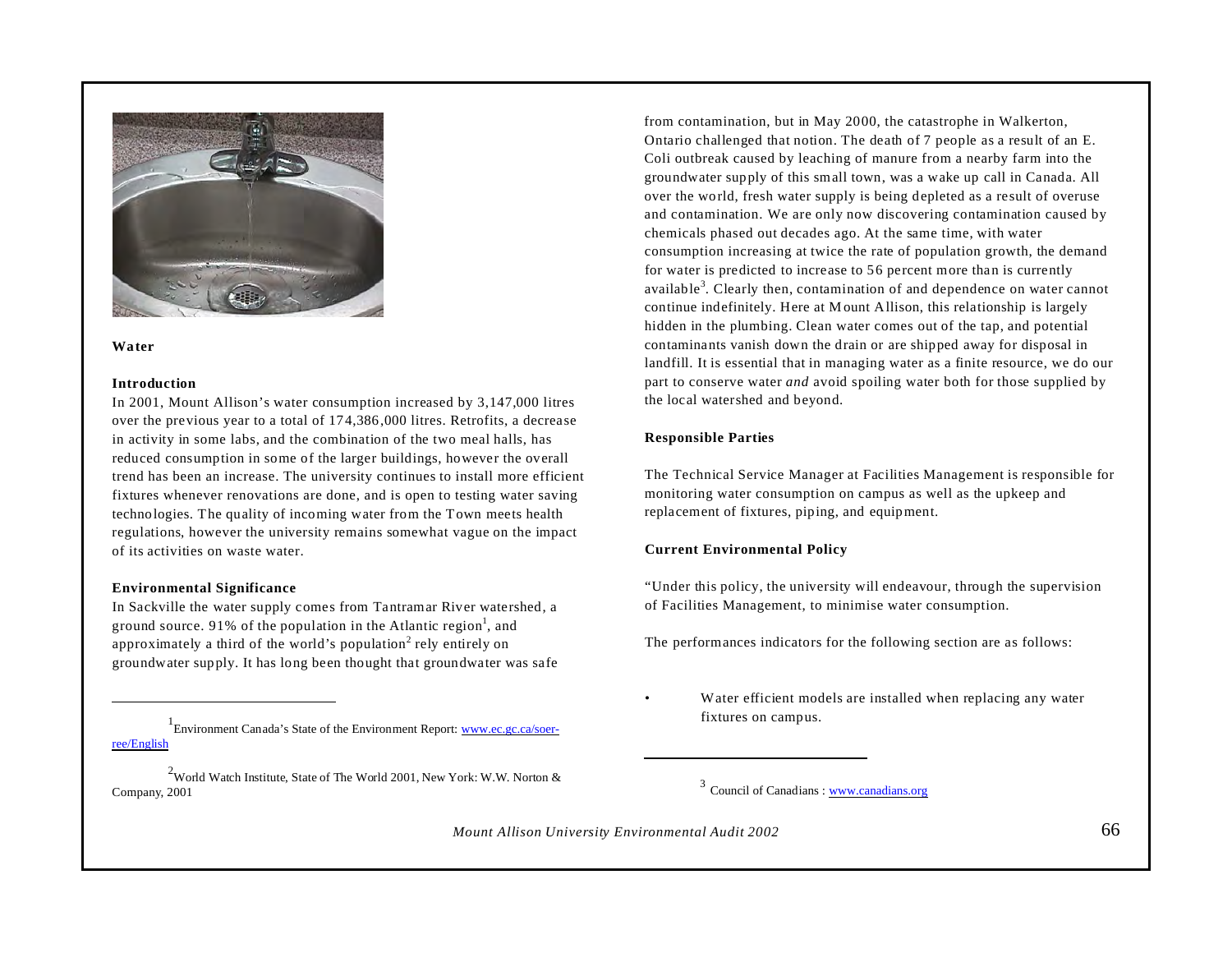## Water

### Introduction

In 2001, Mount Allison's water consumption increased by 3,147,000 litres over the previous year to a total of 174,386,000 litres. Retrofits, a decrease in activity in some labs, and the combination of the two meal halls, has reduced consumption in some of the larger buildings, however the overall trend has been an increase. The university continues to install more efficient fixtures whenever renovations are done, and is open to testing water saving technologies. The quality of incoming water from the Town meets health regulations, however the university remains somewhat vague on the impact of its activities on waste water.

### Environmental Significance

In Sackville the water supply comes from Tantramar River watershed, a ground source. 91% of the population in the Atlantic region[1], and approximately a third of the world's population[2] rely entirely on groundwater supply. It has long been thought that groundwater was safe from contamination, but in May 2000, the catastrophe in Walkerton, Ontario challenged that notion. The death of 7 people as a result of an E. Coli outbreak caused by leaching of manure from a nearby farm into the groundwater supply of this small town, was a wake up call in Canada. All over the world, fresh water supply is being depleted as a result of overuse and contamination. We are only now discovering contamination caused by chemicals phased out decades ago. At the same time, with water consumption increasing at twice the rate of population growth, the demand for water is predicted to increase to 56 percent more than is currently available[3]. Clearly then, contamination of and dependence on water cannot continue indefinitely. Here at Mount Allison, this relationship is largely hidden in the plumbing. Clean water comes out of the tap, and potential contaminants vanish down the drain or are shipped away for disposal in landfill. It is essential that in managing water as a finite resource, we do our part to conserve water *and* avoid spoiling water both for those supplied by the local watershed and beyond.

### Responsible Parties

The Technical Service Manager at Facilities Management is responsible for monitoring water consumption on campus as well as the upkeep and replacement of fixtures, piping, and equipment.

### Current Environmental Policy

"Under this policy, the university will endeavour, through the supervision of Facilities Management, to minimise water consumption.

The performances indicators for the following section are as follows:

- Water efficient models are installed when replacing any water fixtures on campus.

---

[1] Environment Canada's State of the Environment Report: www.ec.gc.ca/soer-ree/English

[2] World Watch Institute, State of The World 2001, New York: W.W. Norton & Company, 2001

[3] Council of Canadians : www.canadians.org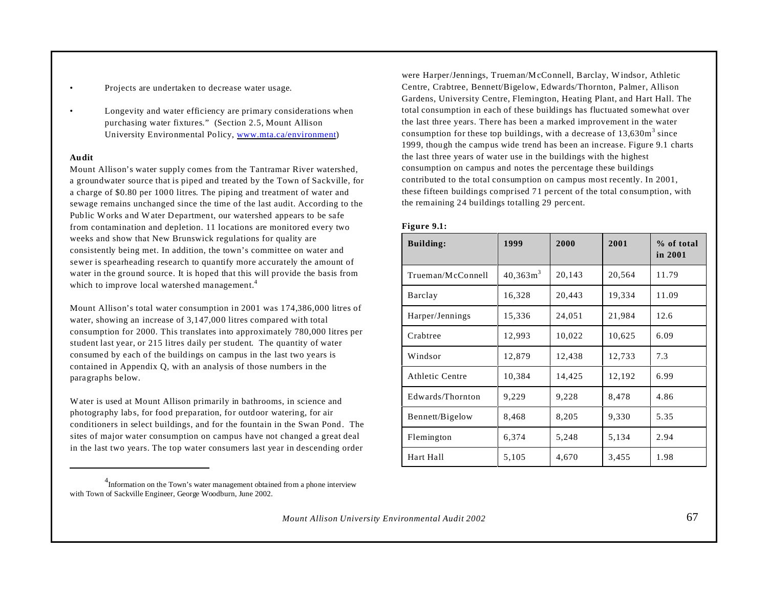- Projects are undertaken to decrease water usage.
- Longevity and water efficiency are primary considerations when purchasing water fixtures." (Section 2.5, Mount Allison University Environmental Policy, www.mta.ca/environment)

**Audit**

Mount Allison's water supply comes from the Tantramar River watershed, a groundwater source that is piped and treated by the Town of Sackville, for a charge of $0.80 per 1000 litres. The piping and treatment of water and sewage remains unchanged since the time of the last audit. According to the Public Works and Water Department, our watershed appears to be safe from contamination and depletion. 11 locations are monitored every two weeks and show that New Brunswick regulations for quality are consistently being met. In addition, the town's committee on water and sewer is spearheading research to quantify more accurately the amount of water in the ground source. It is hoped that this will provide the basis from which to improve local watershed management.[4]

Mount Allison's total water consumption in 2001 was 174,386,000 litres of water, showing an increase of 3,147,000 litres compared with total consumption for 2000. This translates into approximately 780,000 litres per student last year, or 215 litres daily per student. The quantity of water consumed by each of the buildings on campus in the last two years is contained in Appendix Q, with an analysis of those numbers in the paragraphs below.

Water is used at Mount Allison primarily in bathrooms, in science and photography labs, for food preparation, for outdoor watering, for air conditioners in select buildings, and for the fountain in the Swan Pond. The sites of major water consumption on campus have not changed a great deal in the last two years. The top water consumers last year in descending order were Harper/Jennings, Trueman/McConnell, Barclay, Windsor, Athletic Centre, Crabtree, Bennett/Bigelow, Edwards/Thornton, Palmer, Allison Gardens, University Centre, Flemington, Heating Plant, and Hart Hall. The total consumption in each of these buildings has fluctuated somewhat over the last three years. There has been a marked improvement in the water consumption for these top buildings, with a decrease of $13{,}630m^3$ since 1999, though the campus wide trend has been an increase. Figure 9.1 charts the last three years of water use in the buildings with the highest consumption on campus and notes the percentage these buildings contributed to the total consumption on campus most recently. In 2001, these fifteen buildings comprised 71 percent of the total consumption, with the remaining 24 buildings totalling 29 percent.

**Figure 9.1:**

| Building: | 1999 | 2000 | 2001 | % of total in 2001 |
|---|---|---|---|---|
| Trueman/McConnell | $40{,}363m^3$ | 20,143 | 20,564 | 11.79 |
| Barclay | 16,328 | 20,443 | 19,334 | 11.09 |
| Harper/Jennings | 15,336 | 24,051 | 21,984 | 12.6 |
| Crabtree | 12,993 | 10,022 | 10,625 | 6.09 |
| Windsor | 12,879 | 12,438 | 12,733 | 7.3 |
| Athletic Centre | 10,384 | 14,425 | 12,192 | 6.99 |
| Edwards/Thornton | 9,229 | 9,228 | 8,478 | 4.86 |
| Bennett/Bigelow | 8,468 | 8,205 | 9,330 | 5.35 |
| Flemington | 6,374 | 5,248 | 5,134 | 2.94 |
| Hart Hall | 5,105 | 4,670 | 3,455 | 1.98 |

[4] Information on the Town's water management obtained from a phone interview with Town of Sackville Engineer, George Woodburn, June 2002.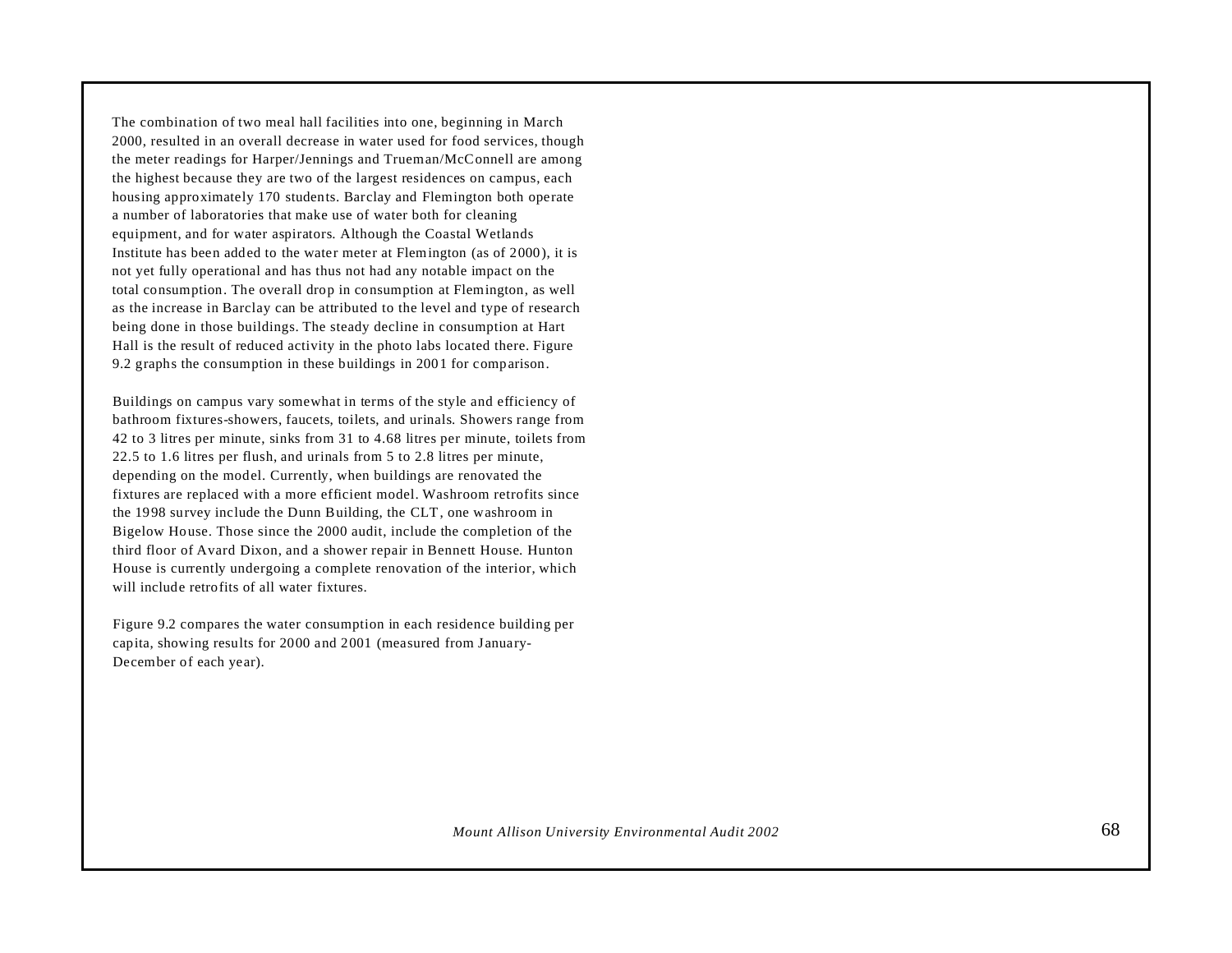The combination of two meal hall facilities into one, beginning in March 2000, resulted in an overall decrease in water used for food services, though the meter readings for Harper/Jennings and Trueman/McConnell are among the highest because they are two of the largest residences on campus, each housing approximately 170 students. Barclay and Flemington both operate a number of laboratories that make use of water both for cleaning equipment, and for water aspirators. Although the Coastal Wetlands Institute has been added to the water meter at Flemington (as of 2000), it is not yet fully operational and has thus not had any notable impact on the total consumption. The overall drop in consumption at Flemington, as well as the increase in Barclay can be attributed to the level and type of research being done in those buildings. The steady decline in consumption at Hart Hall is the result of reduced activity in the photo labs located there. Figure 9.2 graphs the consumption in these buildings in 2001 for comparison.

Buildings on campus vary somewhat in terms of the style and efficiency of bathroom fixtures-showers, faucets, toilets, and urinals. Showers range from 42 to 3 litres per minute, sinks from 31 to 4.68 litres per minute, toilets from 22.5 to 1.6 litres per flush, and urinals from 5 to 2.8 litres per minute, depending on the model. Currently, when buildings are renovated the fixtures are replaced with a more efficient model. Washroom retrofits since the 1998 survey include the Dunn Building, the CLT, one washroom in Bigelow House. Those since the 2000 audit, include the completion of the third floor of Avard Dixon, and a shower repair in Bennett House. Hunton House is currently undergoing a complete renovation of the interior, which will include retrofits of all water fixtures.

Figure 9.2 compares the water consumption in each residence building per capita, showing results for 2000 and 2001 (measured from January-December of each year).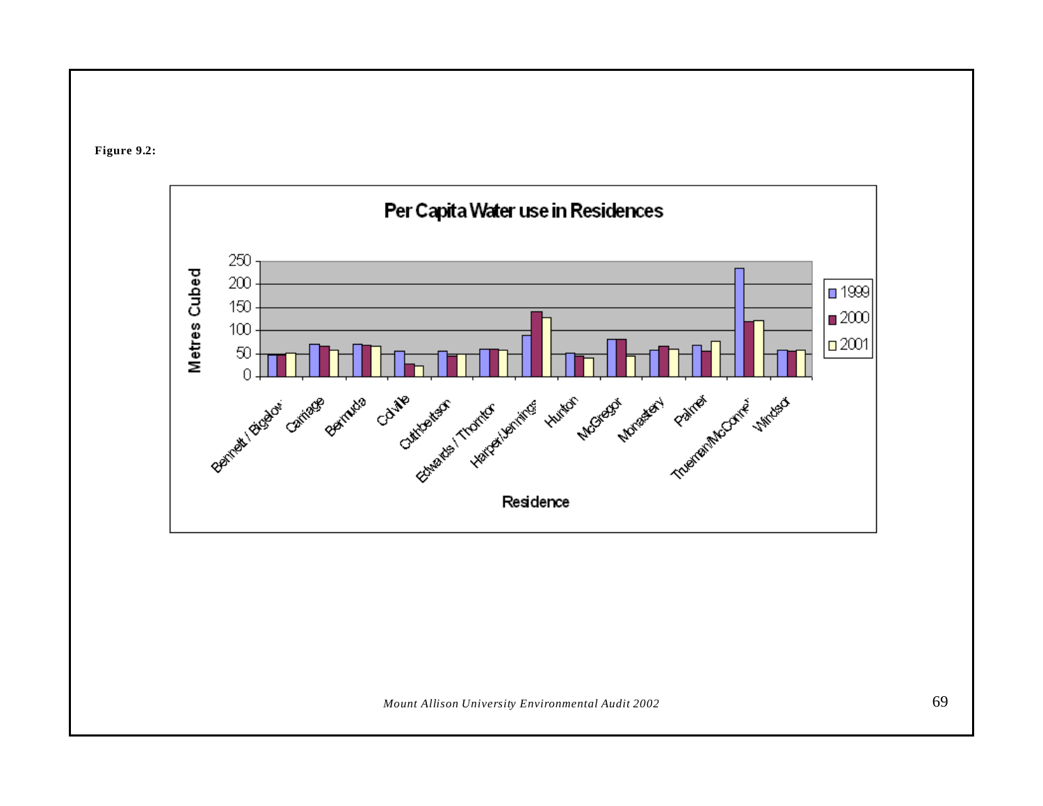**Figure 9.2:**

Per Capita Water use in Residences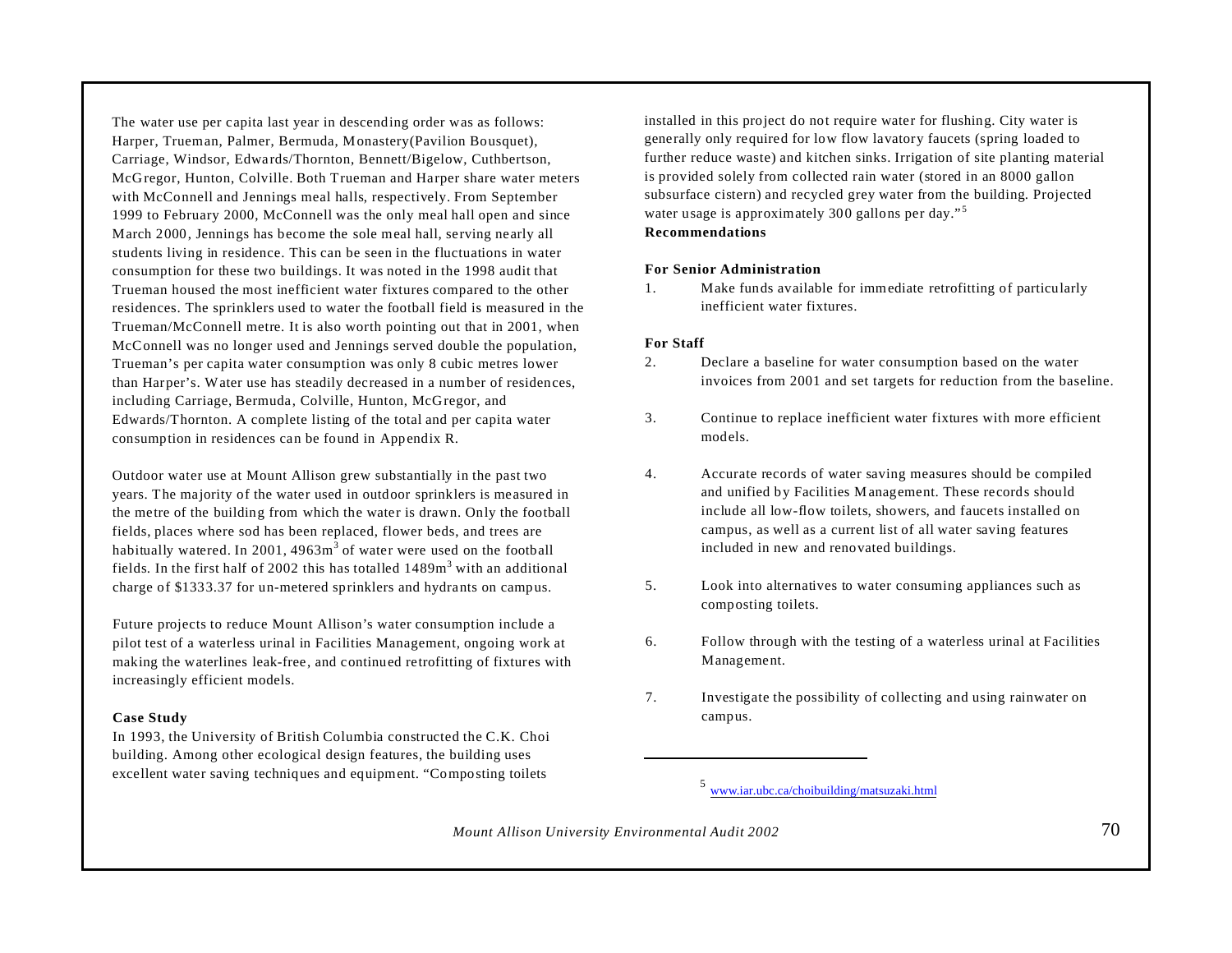The water use per capita last year in descending order was as follows: Harper, Trueman, Palmer, Bermuda, Monastery(Pavilion Bousquet), Carriage, Windsor, Edwards/Thornton, Bennett/Bigelow, Cuthbertson, McGregor, Hunton, Colville. Both Trueman and Harper share water meters with McConnell and Jennings meal halls, respectively. From September 1999 to February 2000, McConnell was the only meal hall open and since March 2000, Jennings has become the sole meal hall, serving nearly all students living in residence. This can be seen in the fluctuations in water consumption for these two buildings. It was noted in the 1998 audit that Trueman housed the most inefficient water fixtures compared to the other residences. The sprinklers used to water the football field is measured in the Trueman/McConnell metre. It is also worth pointing out that in 2001, when McConnell was no longer used and Jennings served double the population, Trueman's per capita water consumption was only 8 cubic metres lower than Harper's. Water use has steadily decreased in a number of residences, including Carriage, Bermuda, Colville, Hunton, McGregor, and Edwards/Thornton. A complete listing of the total and per capita water consumption in residences can be found in Appendix R.

Outdoor water use at Mount Allison grew substantially in the past two years. The majority of the water used in outdoor sprinklers is measured in the metre of the building from which the water is drawn. Only the football fields, places where sod has been replaced, flower beds, and trees are habitually watered. In 2001, 4963m$^3$ of water were used on the football fields. In the first half of 2002 this has totalled 1489m$^3$ with an additional charge of $1333.37 for un-metered sprinklers and hydrants on campus.

Future projects to reduce Mount Allison's water consumption include a pilot test of a waterless urinal in Facilities Management, ongoing work at making the waterlines leak-free, and continued retrofitting of fixtures with increasingly efficient models.

**Case Study**

In 1993, the University of British Columbia constructed the C.K. Choi building. Among other ecological design features, the building uses excellent water saving techniques and equipment. "Composting toilets installed in this project do not require water for flushing. City water is generally only required for low flow lavatory faucets (spring loaded to further reduce waste) and kitchen sinks. Irrigation of site planting material is provided solely from collected rain water (stored in an 8000 gallon subsurface cistern) and recycled grey water from the building. Projected water usage is approximately 300 gallons per day."[5]

**Recommendations**

**For Senior Administration**

1. Make funds available for immediate retrofitting of particularly inefficient water fixtures.

**For Staff**

2. Declare a baseline for water consumption based on the water invoices from 2001 and set targets for reduction from the baseline.

3. Continue to replace inefficient water fixtures with more efficient models.

4. Accurate records of water saving measures should be compiled and unified by Facilities Management. These records should include all low-flow toilets, showers, and faucets installed on campus, as well as a current list of all water saving features included in new and renovated buildings.

5. Look into alternatives to water consuming appliances such as composting toilets.

6. Follow through with the testing of a waterless urinal at Facilities Management.

7. Investigate the possibility of collecting and using rainwater on campus.

---

[5] www.iar.ubc.ca/choibuilding/matsuzaki.html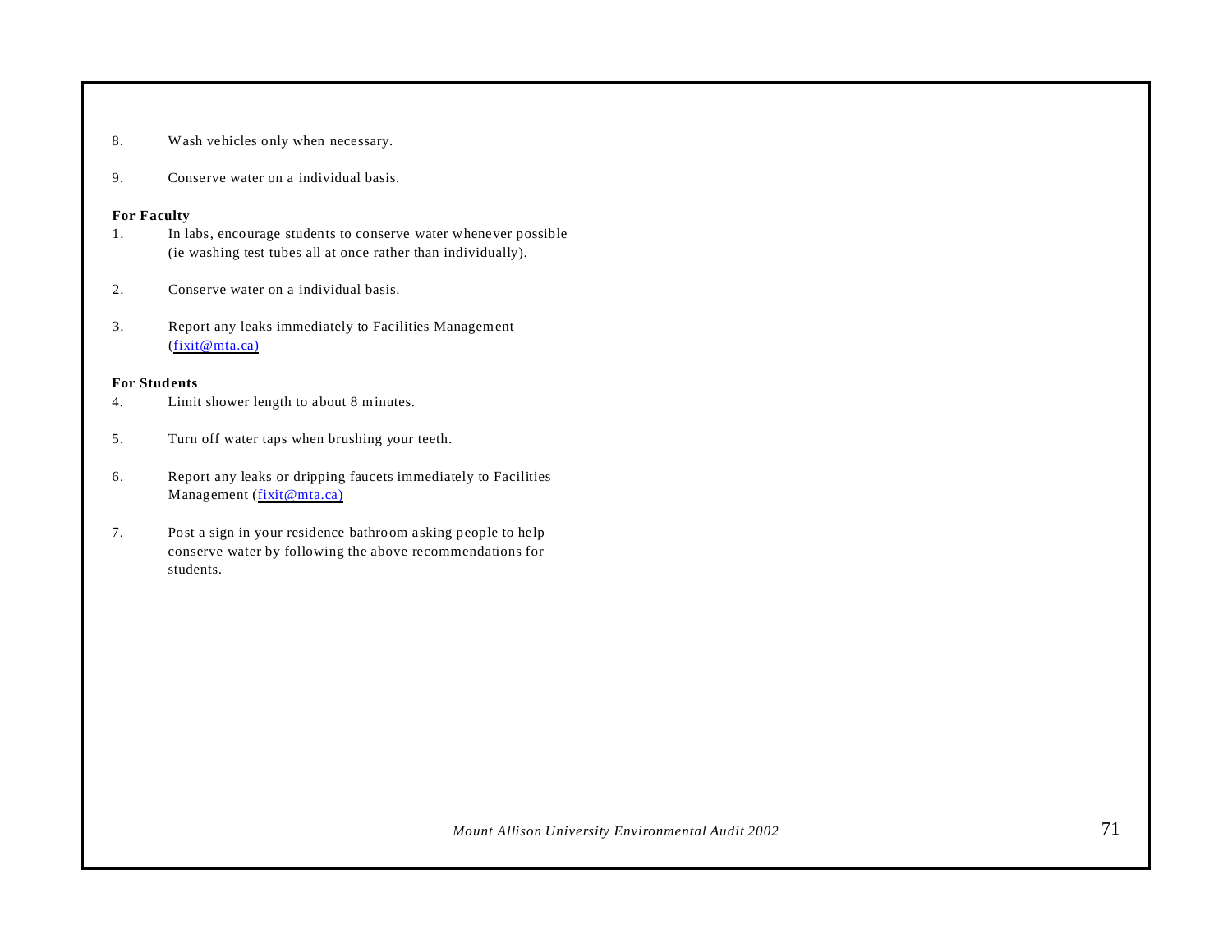8. Wash vehicles only when necessary.

9. Conserve water on a individual basis.

**For Faculty**

1. In labs, encourage students to conserve water whenever possible (ie washing test tubes all at once rather than individually).

2. Conserve water on a individual basis.

3. Report any leaks immediately to Facilities Management (fixit@mta.ca)

**For Students**

4. Limit shower length to about 8 minutes.

5. Turn off water taps when brushing your teeth.

6. Report any leaks or dripping faucets immediately to Facilities Management (fixit@mta.ca)

7. Post a sign in your residence bathroom asking people to help conserve water by following the above recommendations for students.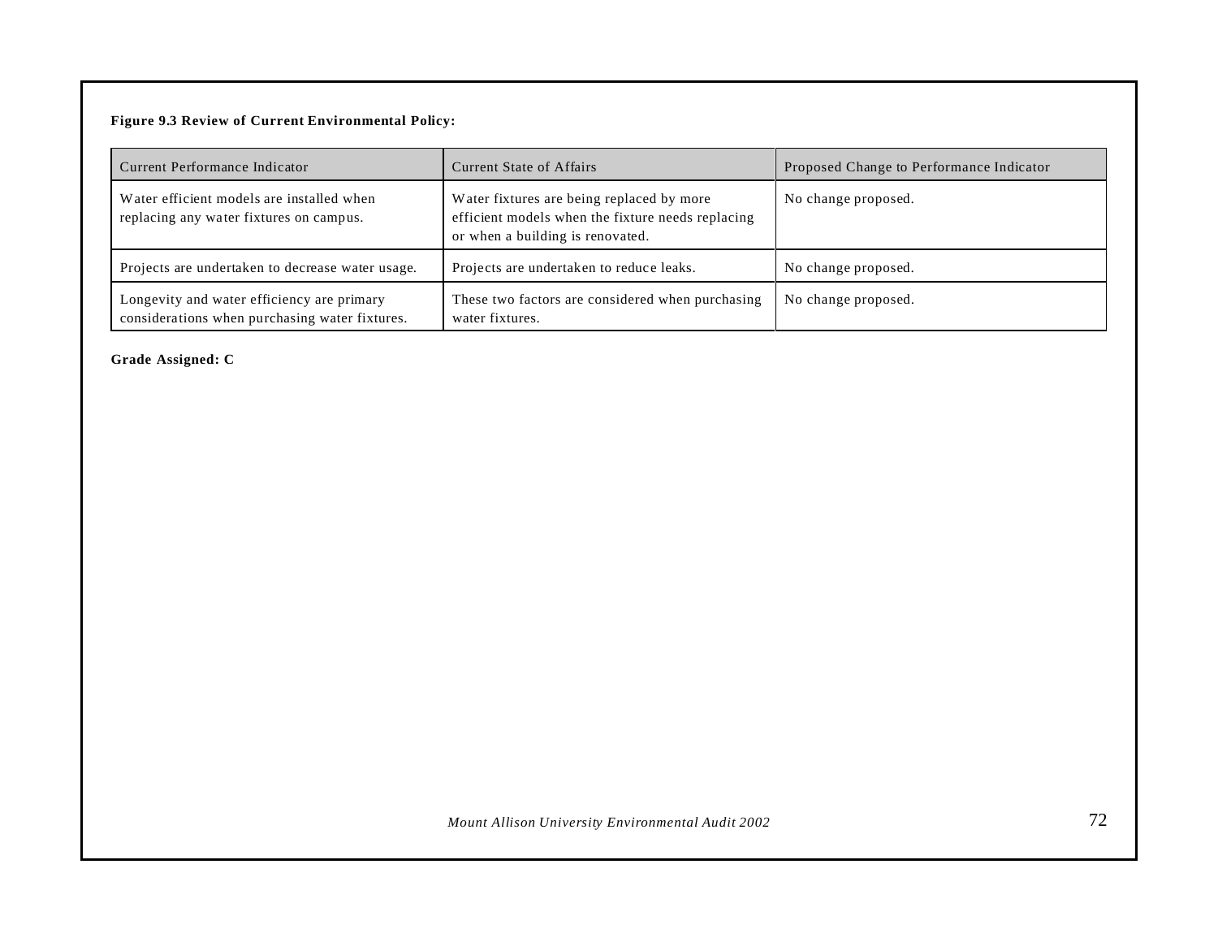**Figure 9.3 Review of Current Environmental Policy:**

| Current Performance Indicator | Current State of Affairs | Proposed Change to Performance Indicator |
| --- | --- | --- |
| Water efficient models are installed when replacing any water fixtures on campus. | Water fixtures are being replaced by more efficient models when the fixture needs replacing or when a building is renovated. | No change proposed. |
| Projects are undertaken to decrease water usage. | Projects are undertaken to reduce leaks. | No change proposed. |
| Longevity and water efficiency are primary considerations when purchasing water fixtures. | These two factors are considered when purchasing water fixtures. | No change proposed. |

**Grade Assigned: C**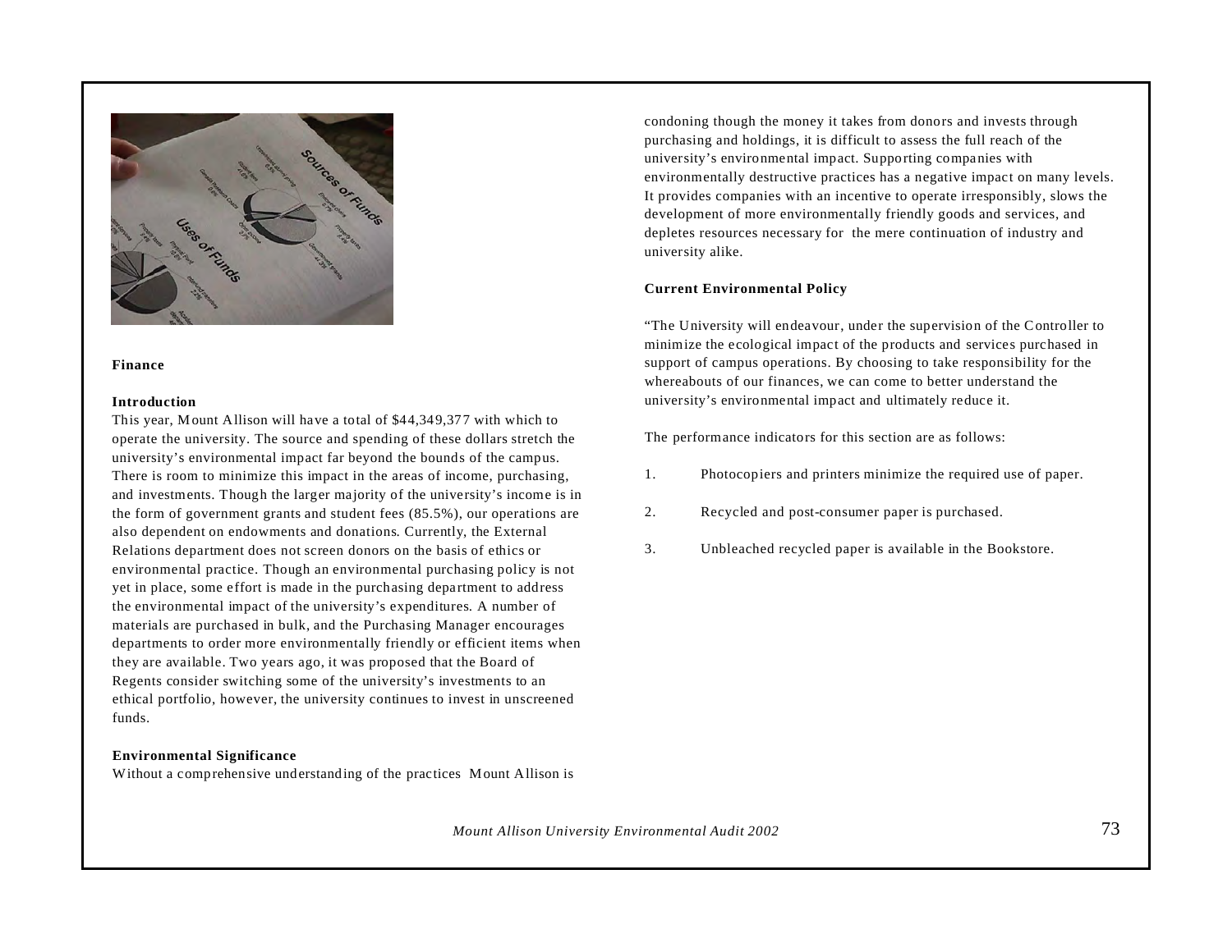## Finance

### Introduction

This year, Mount Allison will have a total of $44,349,377 with which to operate the university. The source and spending of these dollars stretch the university's environmental impact far beyond the bounds of the campus. There is room to minimize this impact in the areas of income, purchasing, and investments. Though the larger majority of the university's income is in the form of government grants and student fees (85.5%), our operations are also dependent on endowments and donations. Currently, the External Relations department does not screen donors on the basis of ethics or environmental practice. Though an environmental purchasing policy is not yet in place, some effort is made in the purchasing department to address the environmental impact of the university's expenditures. A number of materials are purchased in bulk, and the Purchasing Manager encourages departments to order more environmentally friendly or efficient items when they are available. Two years ago, it was proposed that the Board of Regents consider switching some of the university's investments to an ethical portfolio, however, the university continues to invest in unscreened funds.

### Environmental Significance

Without a comprehensive understanding of the practices Mount Allison is condoning though the money it takes from donors and invests through purchasing and holdings, it is difficult to assess the full reach of the university's environmental impact. Supporting companies with environmentally destructive practices has a negative impact on many levels. It provides companies with an incentive to operate irresponsibly, slows the development of more environmentally friendly goods and services, and depletes resources necessary for the mere continuation of industry and university alike.

### Current Environmental Policy

"The University will endeavour, under the supervision of the Controller to minimize the ecological impact of the products and services purchased in support of campus operations. By choosing to take responsibility for the whereabouts of our finances, we can come to better understand the university's environmental impact and ultimately reduce it.

The performance indicators for this section are as follows:

1. Photocopiers and printers minimize the required use of paper.
2. Recycled and post-consumer paper is purchased.
3. Unbleached recycled paper is available in the Bookstore.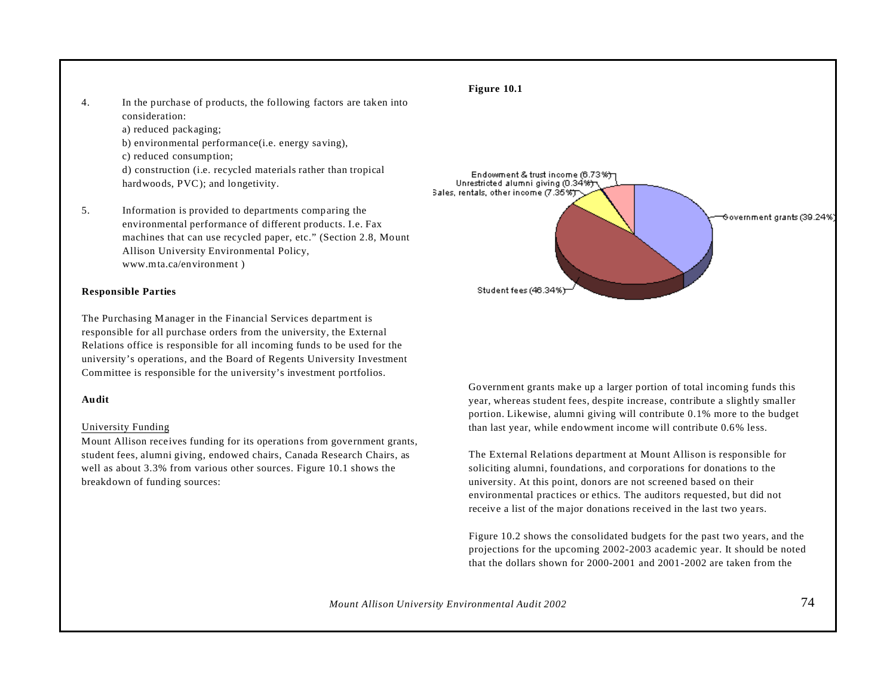4. In the purchase of products, the following factors are taken into consideration:
   a) reduced packaging;
   b) environmental performance(i.e. energy saving),
   c) reduced consumption;
   d) construction (i.e. recycled materials rather than tropical hardwoods, PVC); and longetivity.

5. Information is provided to departments comparing the environmental performance of different products. I.e. Fax machines that can use recycled paper, etc." (Section 2.8, Mount Allison University Environmental Policy, www.mta.ca/environment )

**Responsible Parties**

The Purchasing Manager in the Financial Services department is responsible for all purchase orders from the university, the External Relations office is responsible for all incoming funds to be used for the university's operations, and the Board of Regents University Investment Committee is responsible for the university's investment portfolios.

**Audit**

University Funding

Mount Allison receives funding for its operations from government grants, student fees, alumni giving, endowed chairs, Canada Research Chairs, as well as about 3.3% from various other sources. Figure 10.1 shows the breakdown of funding sources:

**Figure 10.1**

Endowment & trust income (6.73%)
Unrestricted alumni giving (0.34%)
Sales, rentals, other income (7.35%)
Government grants (39.24%)
Student fees (46.34%)

Government grants make up a larger portion of total incoming funds this year, whereas student fees, despite increase, contribute a slightly smaller portion. Likewise, alumni giving will contribute 0.1% more to the budget than last year, while endowment income will contribute 0.6% less.

The External Relations department at Mount Allison is responsible for soliciting alumni, foundations, and corporations for donations to the university. At this point, donors are not screened based on their environmental practices or ethics. The auditors requested, but did not receive a list of the major donations received in the last two years.

Figure 10.2 shows the consolidated budgets for the past two years, and the projections for the upcoming 2002-2003 academic year. It should be noted that the dollars shown for 2000-2001 and 2001-2002 are taken from the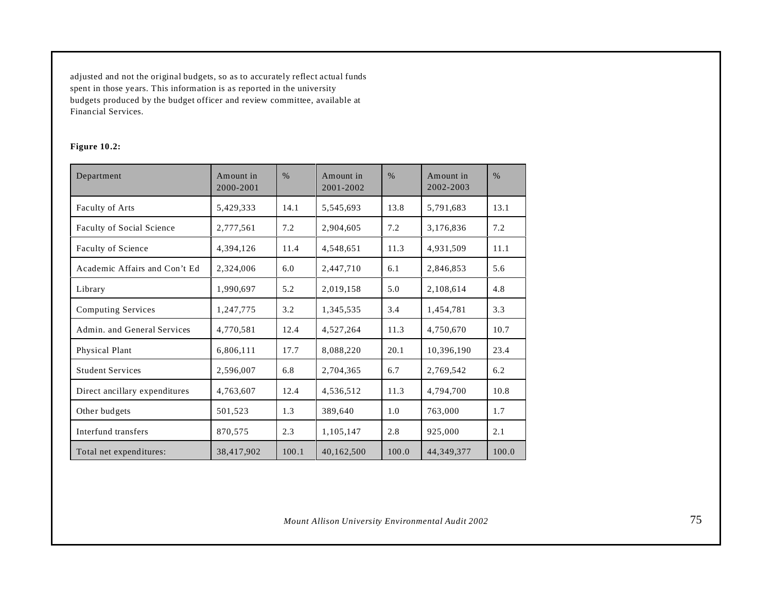adjusted and not the original budgets, so as to accurately reflect actual funds spent in those years. This information is as reported in the university budgets produced by the budget officer and review committee, available at Financial Services.

**Figure 10.2:**

| Department | Amount in 2000-2001 | % | Amount in 2001-2002 | % | Amount in 2002-2003 | % |
|---|---|---|---|---|---|---|
| Faculty of Arts | 5,429,333 | 14.1 | 5,545,693 | 13.8 | 5,791,683 | 13.1 |
| Faculty of Social Science | 2,777,561 | 7.2 | 2,904,605 | 7.2 | 3,176,836 | 7.2 |
| Faculty of Science | 4,394,126 | 11.4 | 4,548,651 | 11.3 | 4,931,509 | 11.1 |
| Academic Affairs and Con't Ed | 2,324,006 | 6.0 | 2,447,710 | 6.1 | 2,846,853 | 5.6 |
| Library | 1,990,697 | 5.2 | 2,019,158 | 5.0 | 2,108,614 | 4.8 |
| Computing Services | 1,247,775 | 3.2 | 1,345,535 | 3.4 | 1,454,781 | 3.3 |
| Admin. and General Services | 4,770,581 | 12.4 | 4,527,264 | 11.3 | 4,750,670 | 10.7 |
| Physical Plant | 6,806,111 | 17.7 | 8,088,220 | 20.1 | 10,396,190 | 23.4 |
| Student Services | 2,596,007 | 6.8 | 2,704,365 | 6.7 | 2,769,542 | 6.2 |
| Direct ancillary expenditures | 4,763,607 | 12.4 | 4,536,512 | 11.3 | 4,794,700 | 10.8 |
| Other budgets | 501,523 | 1.3 | 389,640 | 1.0 | 763,000 | 1.7 |
| Interfund transfers | 870,575 | 2.3 | 1,105,147 | 2.8 | 925,000 | 2.1 |
| Total net expenditures: | 38,417,902 | 100.1 | 40,162,500 | 100.0 | 44,349,377 | 100.0 |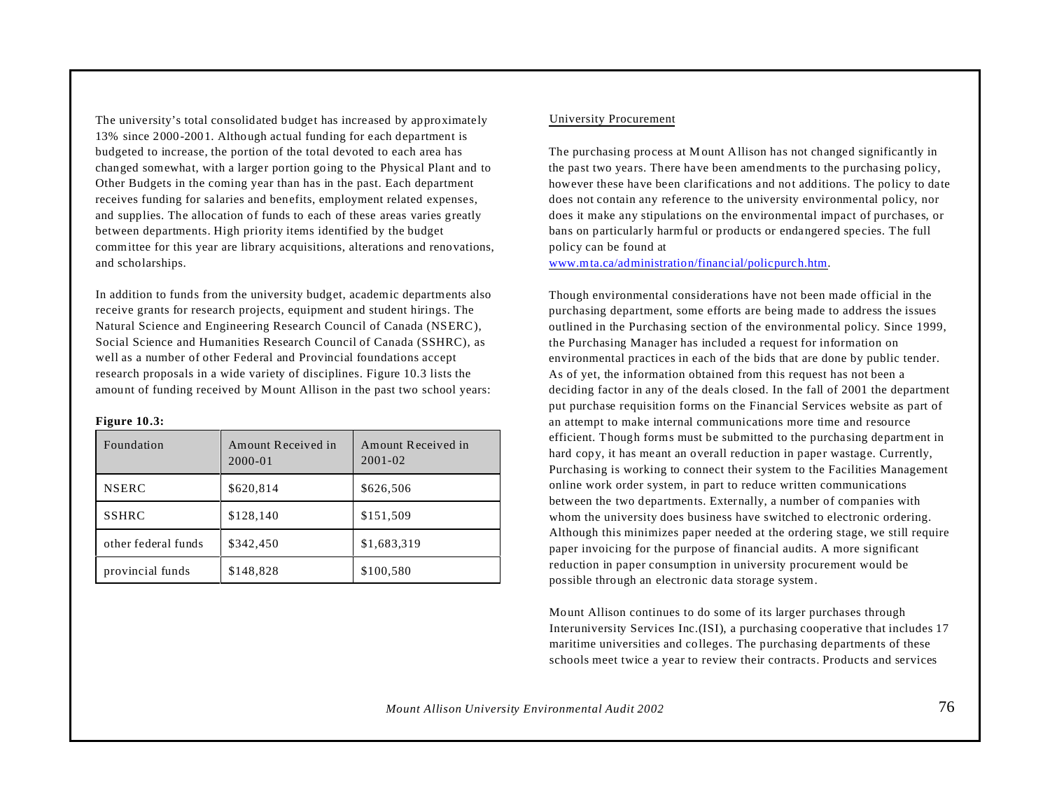The university's total consolidated budget has increased by approximately 13% since 2000-2001. Although actual funding for each department is budgeted to increase, the portion of the total devoted to each area has changed somewhat, with a larger portion going to the Physical Plant and to Other Budgets in the coming year than has in the past. Each department receives funding for salaries and benefits, employment related expenses, and supplies. The allocation of funds to each of these areas varies greatly between departments. High priority items identified by the budget committee for this year are library acquisitions, alterations and renovations, and scholarships.

In addition to funds from the university budget, academic departments also receive grants for research projects, equipment and student hirings. The Natural Science and Engineering Research Council of Canada (NSERC), Social Science and Humanities Research Council of Canada (SSHRC), as well as a number of other Federal and Provincial foundations accept research proposals in a wide variety of disciplines. Figure 10.3 lists the amount of funding received by Mount Allison in the past two school years:

**Figure 10.3:**

| Foundation | Amount Received in 2000-01 | Amount Received in 2001-02 |
|---|---|---|
| NSERC | $620,814 | $626,506 |
| SSHRC | $128,140 | $151,509 |
| other federal funds | $342,450 | $1,683,319 |
| provincial funds | $148,828 | $100,580 |

University Procurement

The purchasing process at Mount Allison has not changed significantly in the past two years. There have been amendments to the purchasing policy, however these have been clarifications and not additions. The policy to date does not contain any reference to the university environmental policy, nor does it make any stipulations on the environmental impact of purchases, or bans on particularly harmful or products or endangered species. The full policy can be found at www.mta.ca/administration/financial/policpurch.htm.

Though environmental considerations have not been made official in the purchasing department, some efforts are being made to address the issues outlined in the Purchasing section of the environmental policy. Since 1999, the Purchasing Manager has included a request for information on environmental practices in each of the bids that are done by public tender. As of yet, the information obtained from this request has not been a deciding factor in any of the deals closed. In the fall of 2001 the department put purchase requisition forms on the Financial Services website as part of an attempt to make internal communications more time and resource efficient. Though forms must be submitted to the purchasing department in hard copy, it has meant an overall reduction in paper wastage. Currently, Purchasing is working to connect their system to the Facilities Management online work order system, in part to reduce written communications between the two departments. Externally, a number of companies with whom the university does business have switched to electronic ordering. Although this minimizes paper needed at the ordering stage, we still require paper invoicing for the purpose of financial audits. A more significant reduction in paper consumption in university procurement would be possible through an electronic data storage system.

Mount Allison continues to do some of its larger purchases through Interuniversity Services Inc.(ISI), a purchasing cooperative that includes 17 maritime universities and colleges. The purchasing departments of these schools meet twice a year to review their contracts. Products and services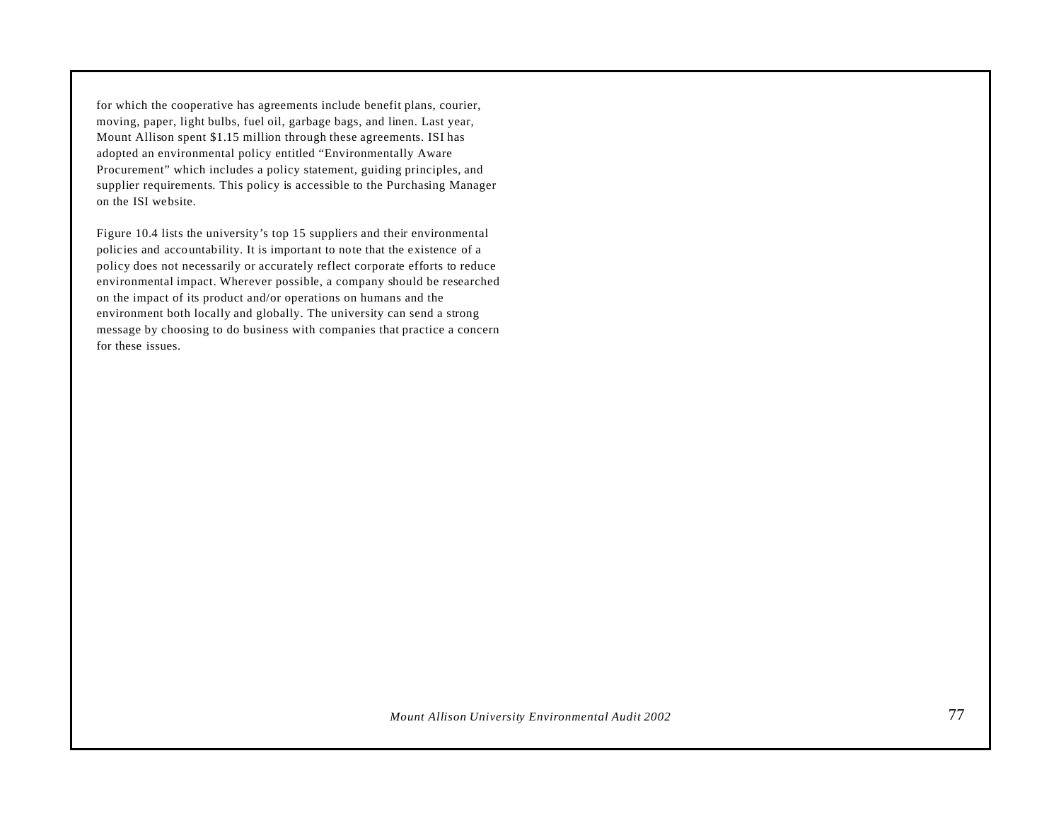for which the cooperative has agreements include benefit plans, courier, moving, paper, light bulbs, fuel oil, garbage bags, and linen. Last year, Mount Allison spent $1.15 million through these agreements. ISI has adopted an environmental policy entitled "Environmentally Aware Procurement" which includes a policy statement, guiding principles, and supplier requirements. This policy is accessible to the Purchasing Manager on the ISI website.

Figure 10.4 lists the university's top 15 suppliers and their environmental policies and accountability. It is important to note that the existence of a policy does not necessarily or accurately reflect corporate efforts to reduce environmental impact. Wherever possible, a company should be researched on the impact of its product and/or operations on humans and the environment both locally and globally. The university can send a strong message by choosing to do business with companies that practice a concern for these issues.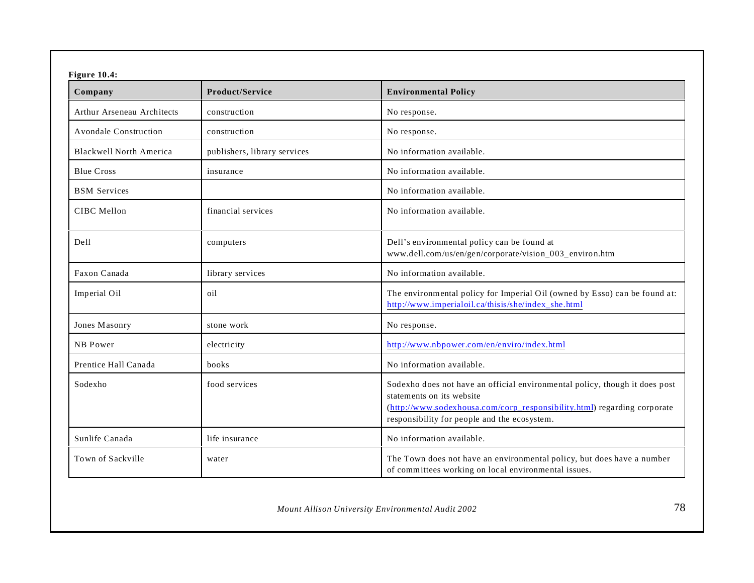**Figure 10.4:**

| Company | Product/Service | Environmental Policy |
| --- | --- | --- |
| Arthur Arseneau Architects | construction | No response. |
| Avondale Construction | construction | No response. |
| Blackwell North America | publishers, library services | No information available. |
| Blue Cross | insurance | No information available. |
| BSM Services | | No information available. |
| CIBC Mellon | financial services | No information available. |
| Dell | computers | Dell's environmental policy can be found at www.dell.com/us/en/gen/corporate/vision_003_environ.htm |
| Faxon Canada | library services | No information available. |
| Imperial Oil | oil | The environmental policy for Imperial Oil (owned by Esso) can be found at: http://www.imperialoil.ca/thisis/she/index_she.html |
| Jones Masonry | stone work | No response. |
| NB Power | electricity | http://www.nbpower.com/en/enviro/index.html |
| Prentice Hall Canada | books | No information available. |
| Sodexho | food services | Sodexho does not have an official environmental policy, though it does post statements on its website (http://www.sodexhousa.com/corp_responsibility.html) regarding corporate responsibility for people and the ecosystem. |
| Sunlife Canada | life insurance | No information available. |
| Town of Sackville | water | The Town does not have an environmental policy, but does have a number of committees working on local environmental issues. |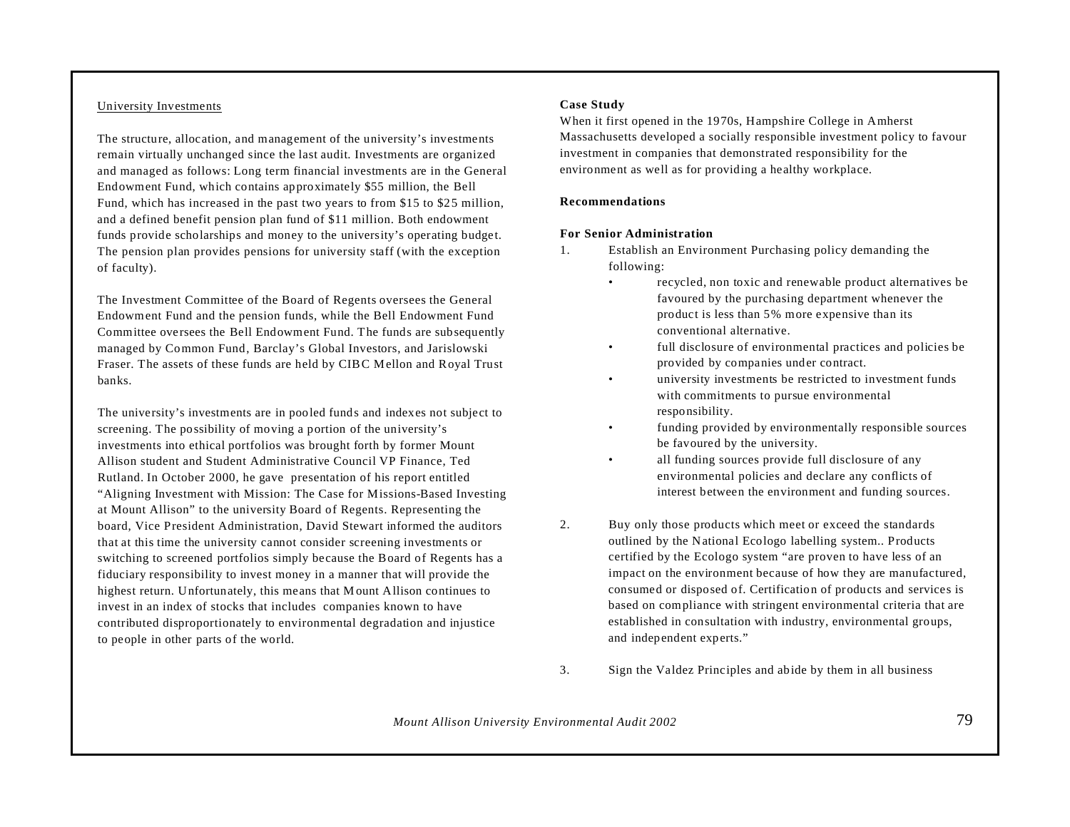University Investments

The structure, allocation, and management of the university's investments remain virtually unchanged since the last audit. Investments are organized and managed as follows: Long term financial investments are in the General Endowment Fund, which contains approximately $55 million, the Bell Fund, which has increased in the past two years to from $15 to $25 million, and a defined benefit pension plan fund of $11 million. Both endowment funds provide scholarships and money to the university's operating budget. The pension plan provides pensions for university staff (with the exception of faculty).

The Investment Committee of the Board of Regents oversees the General Endowment Fund and the pension funds, while the Bell Endowment Fund Committee oversees the Bell Endowment Fund. The funds are subsequently managed by Common Fund, Barclay's Global Investors, and Jarislowski Fraser. The assets of these funds are held by CIBC Mellon and Royal Trust banks.

The university's investments are in pooled funds and indexes not subject to screening. The possibility of moving a portion of the university's investments into ethical portfolios was brought forth by former Mount Allison student and Student Administrative Council VP Finance, Ted Rutland. In October 2000, he gave presentation of his report entitled "Aligning Investment with Mission: The Case for Missions-Based Investing at Mount Allison" to the university Board of Regents. Representing the board, Vice President Administration, David Stewart informed the auditors that at this time the university cannot consider screening investments or switching to screened portfolios simply because the Board of Regents has a fiduciary responsibility to invest money in a manner that will provide the highest return. Unfortunately, this means that Mount Allison continues to invest in an index of stocks that includes companies known to have contributed disproportionately to environmental degradation and injustice to people in other parts of the world.

**Case Study**
When it first opened in the 1970s, Hampshire College in Amherst Massachusetts developed a socially responsible investment policy to favour investment in companies that demonstrated responsibility for the environment as well as for providing a healthy workplace.

**Recommendations**

**For Senior Administration**

1. Establish an Environment Purchasing policy demanding the following:
   - recycled, non toxic and renewable product alternatives be favoured by the purchasing department whenever the product is less than 5% more expensive than its conventional alternative.
   - full disclosure of environmental practices and policies be provided by companies under contract.
   - university investments be restricted to investment funds with commitments to pursue environmental responsibility.
   - funding provided by environmentally responsible sources be favoured by the university.
   - all funding sources provide full disclosure of any environmental policies and declare any conflicts of interest between the environment and funding sources.

2. Buy only those products which meet or exceed the standards outlined by the National Ecologo labelling system.. Products certified by the Ecologo system "are proven to have less of an impact on the environment because of how they are manufactured, consumed or disposed of. Certification of products and services is based on compliance with stringent environmental criteria that are established in consultation with industry, environmental groups, and independent experts."

3. Sign the Valdez Principles and abide by them in all business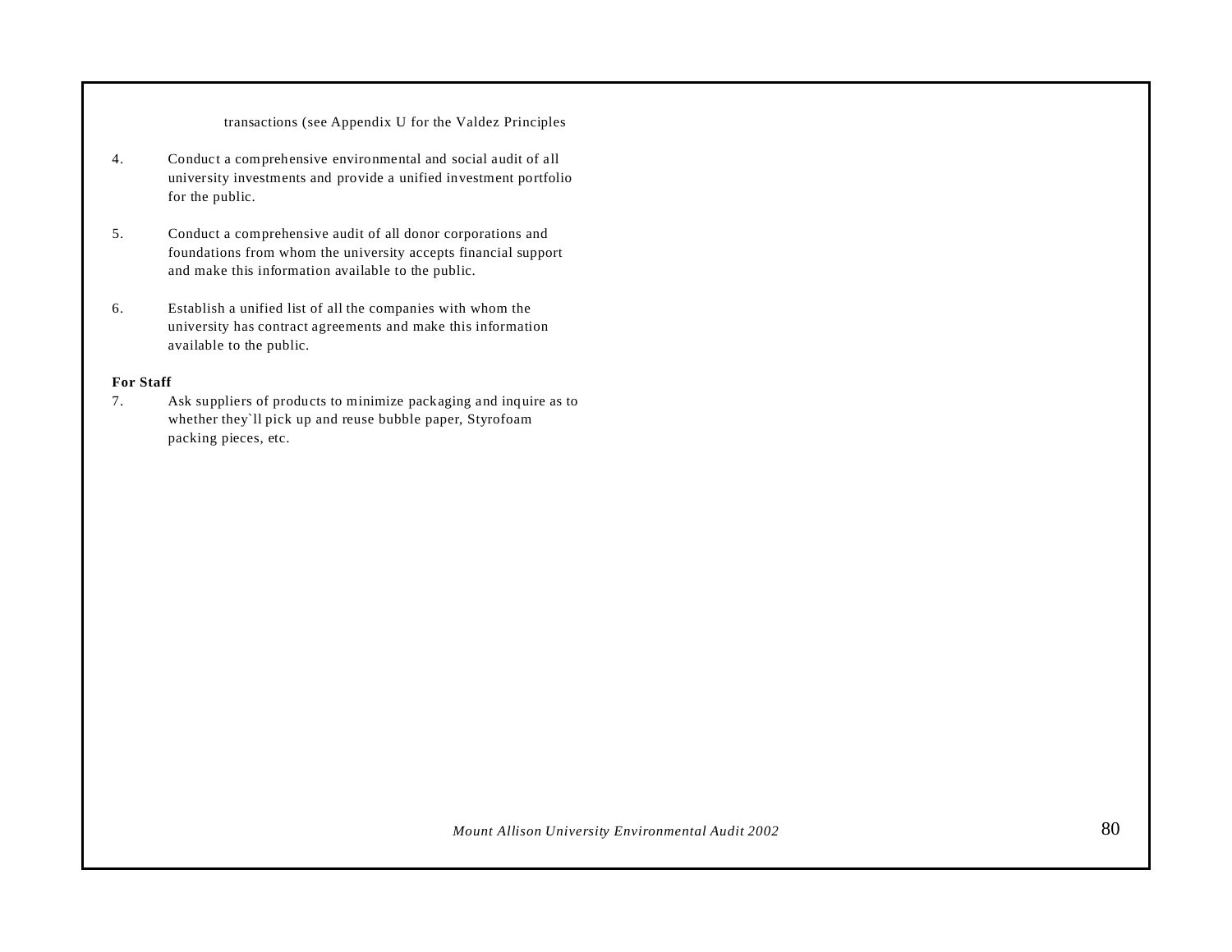transactions (see Appendix U for the Valdez Principles

4. Conduct a comprehensive environmental and social audit of all university investments and provide a unified investment portfolio for the public.

5. Conduct a comprehensive audit of all donor corporations and foundations from whom the university accepts financial support and make this information available to the public.

6. Establish a unified list of all the companies with whom the university has contract agreements and make this information available to the public.

**For Staff**

7. Ask suppliers of products to minimize packaging and inquire as to whether they`ll pick up and reuse bubble paper, Styrofoam packing pieces, etc.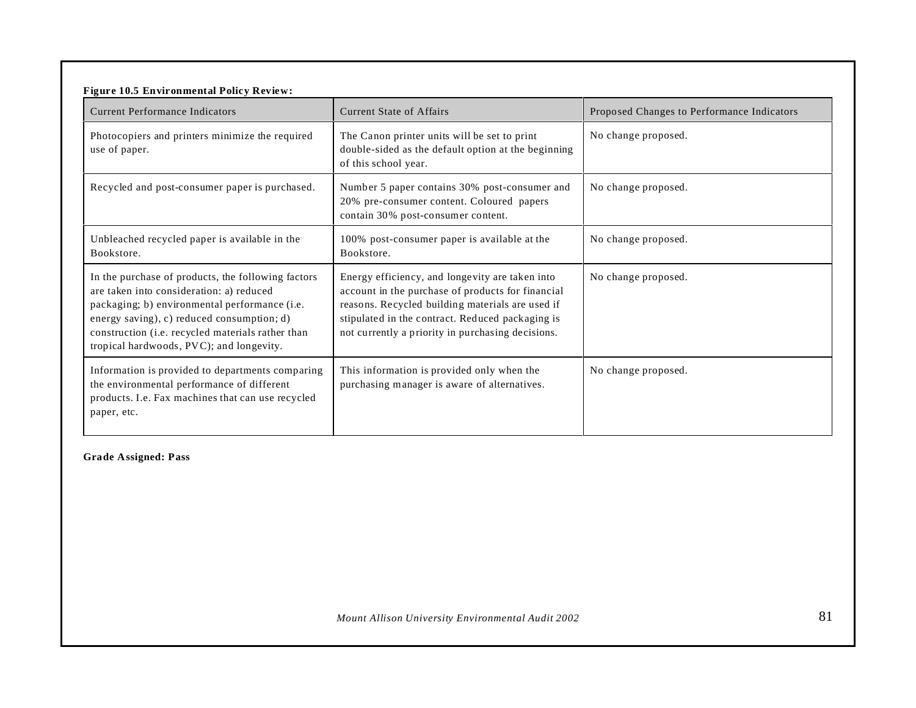**Figure 10.5 Environmental Policy Review:**

| Current Performance Indicators | Current State of Affairs | Proposed Changes to Performance Indicators |
| --- | --- | --- |
| Photocopiers and printers minimize the required use of paper. | The Canon printer units will be set to print double-sided as the default option at the beginning of this school year. | No change proposed. |
| Recycled and post-consumer paper is purchased. | Number 5 paper contains 30% post-consumer and 20% pre-consumer content. Coloured papers contain 30% post-consumer content. | No change proposed. |
| Unbleached recycled paper is available in the Bookstore. | 100% post-consumer paper is available at the Bookstore. | No change proposed. |
| In the purchase of products, the following factors are taken into consideration: a) reduced packaging; b) environmental performance (i.e. energy saving), c) reduced consumption; d) construction (i.e. recycled materials rather than tropical hardwoods, PVC); and longevity. | Energy efficiency, and longevity are taken into account in the purchase of products for financial reasons. Recycled building materials are used if stipulated in the contract. Reduced packaging is not currently a priority in purchasing decisions. | No change proposed. |
| Information is provided to departments comparing the environmental performance of different products. I.e. Fax machines that can use recycled paper, etc. | This information is provided only when the purchasing manager is aware of alternatives. | No change proposed. |

**Grade Assigned: Pass**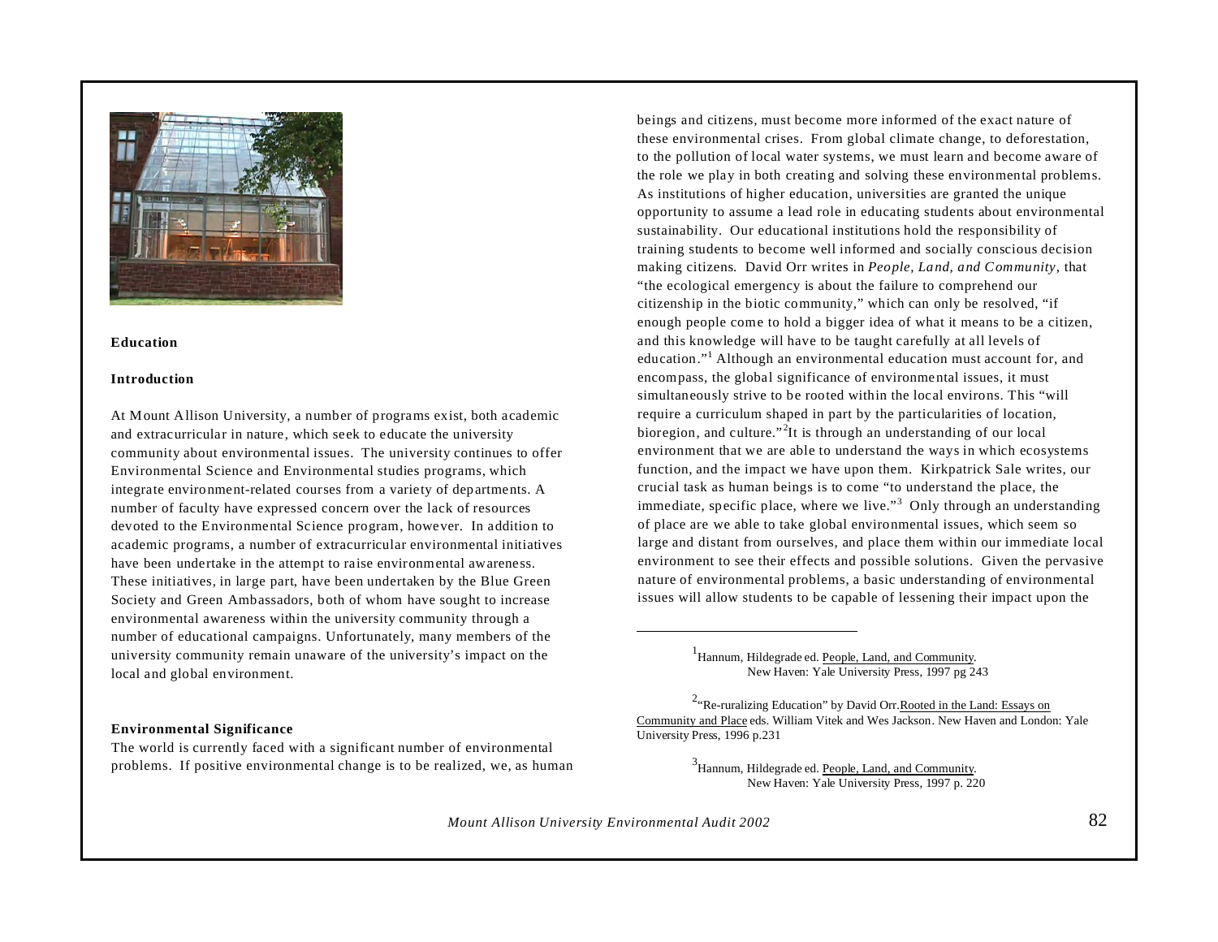## Education

### Introduction

At Mount Allison University, a number of programs exist, both academic and extracurricular in nature, which seek to educate the university community about environmental issues. The university continues to offer Environmental Science and Environmental studies programs, which integrate environment-related courses from a variety of departments. A number of faculty have expressed concern over the lack of resources devoted to the Environmental Science program, however. In addition to academic programs, a number of extracurricular environmental initiatives have been undertake in the attempt to raise environmental awareness. These initiatives, in large part, have been undertaken by the Blue Green Society and Green Ambassadors, both of whom have sought to increase environmental awareness within the university community through a number of educational campaigns. Unfortunately, many members of the university community remain unaware of the university's impact on the local and global environment.

### Environmental Significance

The world is currently faced with a significant number of environmental problems. If positive environmental change is to be realized, we, as human beings and citizens, must become more informed of the exact nature of these environmental crises. From global climate change, to deforestation, to the pollution of local water systems, we must learn and become aware of the role we play in both creating and solving these environmental problems. As institutions of higher education, universities are granted the unique opportunity to assume a lead role in educating students about environmental sustainability. Our educational institutions hold the responsibility of training students to become well informed and socially conscious decision making citizens. David Orr writes in *People, Land, and Community*, that "the ecological emergency is about the failure to comprehend our citizenship in the biotic community," which can only be resolved, "if enough people come to hold a bigger idea of what it means to be a citizen, and this knowledge will have to be taught carefully at all levels of education."[1] Although an environmental education must account for, and encompass, the global significance of environmental issues, it must simultaneously strive to be rooted within the local environs. This "will require a curriculum shaped in part by the particularities of location, bioregion, and culture."[2] It is through an understanding of our local environment that we are able to understand the ways in which ecosystems function, and the impact we have upon them. Kirkpatrick Sale writes, our crucial task as human beings is to come "to understand the place, the immediate, specific place, where we live."[3] Only through an understanding of place are we able to take global environmental issues, which seem so large and distant from ourselves, and place them within our immediate local environment to see their effects and possible solutions. Given the pervasive nature of environmental problems, a basic understanding of environmental issues will allow students to be capable of lessening their impact upon the

---

[1] Hannum, Hildegrade ed. People, Land, and Community. New Haven: Yale University Press, 1997 pg 243

[2] "Re-ruralizing Education" by David Orr. Rooted in the Land: Essays on Community and Place eds. William Vitek and Wes Jackson. New Haven and London: Yale University Press, 1996 p.231

[3] Hannum, Hildegrade ed. People, Land, and Community. New Haven: Yale University Press, 1997 p. 220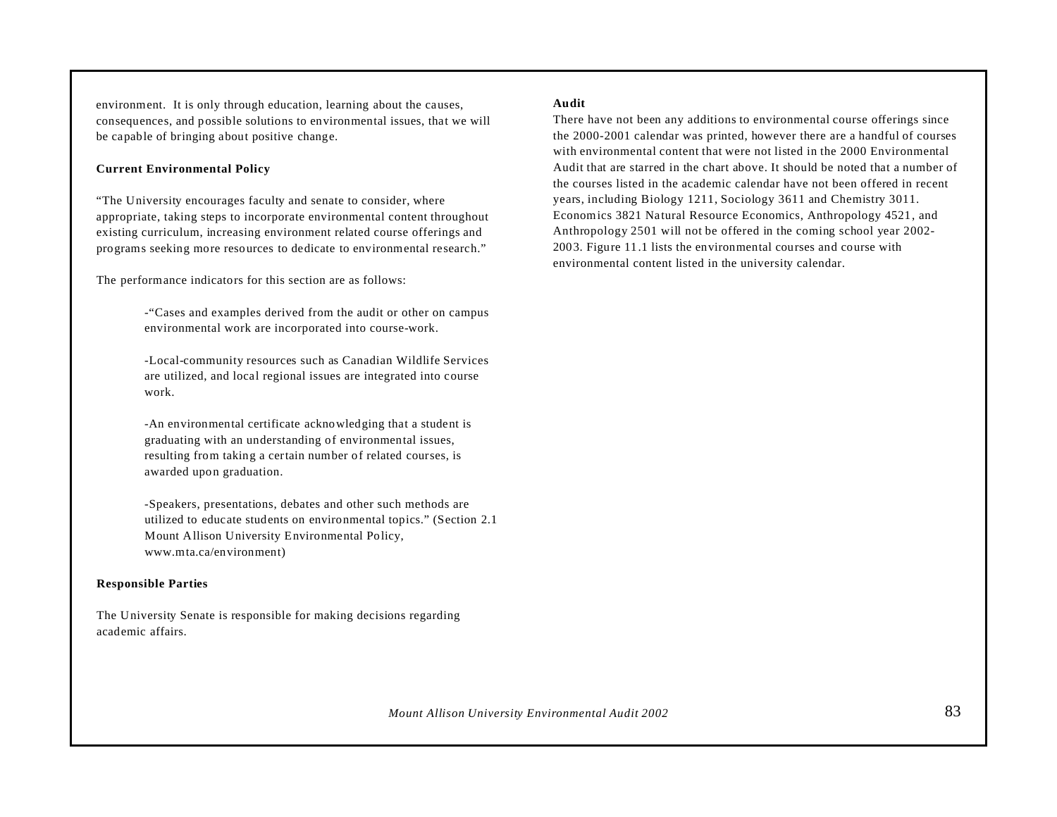environment. It is only through education, learning about the causes, consequences, and possible solutions to environmental issues, that we will be capable of bringing about positive change.

**Current Environmental Policy**

"The University encourages faculty and senate to consider, where appropriate, taking steps to incorporate environmental content throughout existing curriculum, increasing environment related course offerings and programs seeking more resources to dedicate to environmental research."

The performance indicators for this section are as follows:

> -"Cases and examples derived from the audit or other on campus environmental work are incorporated into course-work.
>
> -Local-community resources such as Canadian Wildlife Services are utilized, and local regional issues are integrated into course work.
>
> -An environmental certificate acknowledging that a student is graduating with an understanding of environmental issues, resulting from taking a certain number of related courses, is awarded upon graduation.
>
> -Speakers, presentations, debates and other such methods are utilized to educate students on environmental topics." (Section 2.1 Mount Allison University Environmental Policy, www.mta.ca/environment)

**Responsible Parties**

The University Senate is responsible for making decisions regarding academic affairs.

**Audit**

There have not been any additions to environmental course offerings since the 2000-2001 calendar was printed, however there are a handful of courses with environmental content that were not listed in the 2000 Environmental Audit that are starred in the chart above. It should be noted that a number of the courses listed in the academic calendar have not been offered in recent years, including Biology 1211, Sociology 3611 and Chemistry 3011. Economics 3821 Natural Resource Economics, Anthropology 4521, and Anthropology 2501 will not be offered in the coming school year 2002-2003. Figure 11.1 lists the environmental courses and course with environmental content listed in the university calendar.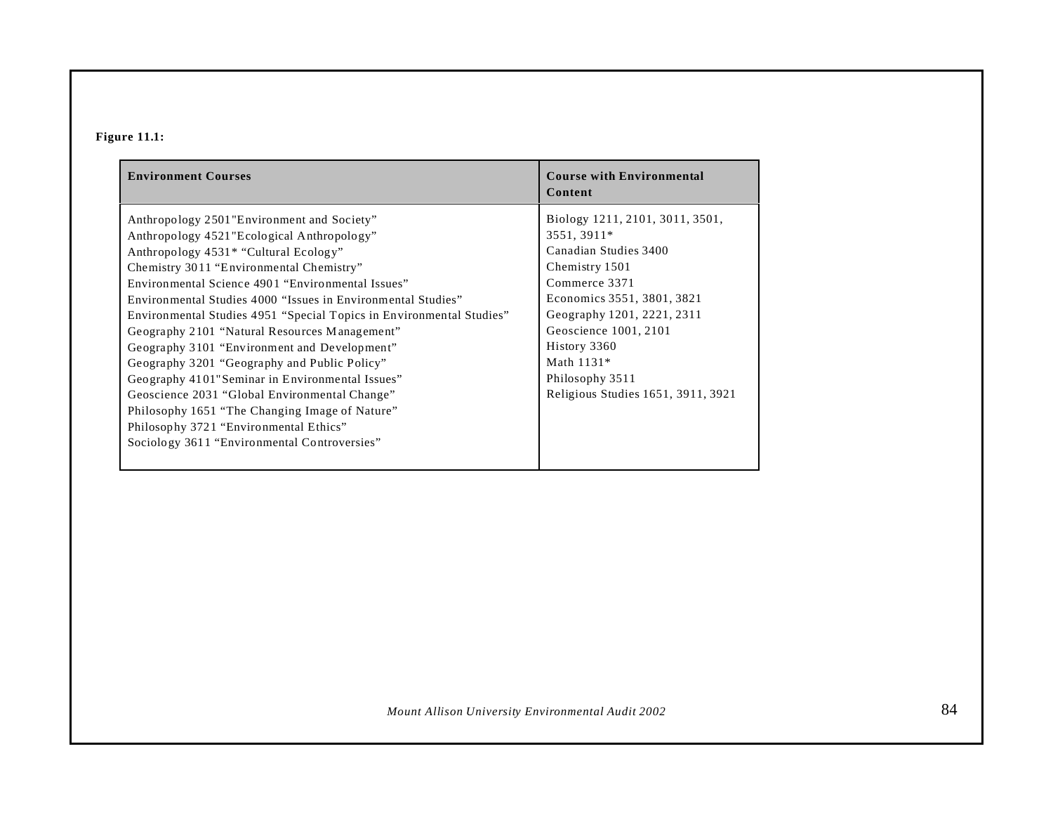**Figure 11.1:**

| Environment Courses | Course with Environmental Content |
|---|---|
| Anthropology 2501"Environment and Society"<br>Anthropology 4521"Ecological Anthropology"<br>Anthropology 4531* "Cultural Ecology"<br>Chemistry 3011 "Environmental Chemistry"<br>Environmental Science 4901 "Environmental Issues"<br>Environmental Studies 4000 "Issues in Environmental Studies"<br>Environmental Studies 4951 "Special Topics in Environmental Studies"<br>Geography 2101 "Natural Resources Management"<br>Geography 3101 "Environment and Development"<br>Geography 3201 "Geography and Public Policy"<br>Geography 4101"Seminar in Environmental Issues"<br>Geoscience 2031 "Global Environmental Change"<br>Philosophy 1651 "The Changing Image of Nature"<br>Philosophy 3721 "Environmental Ethics"<br>Sociology 3611 "Environmental Controversies" | Biology 1211, 2101, 3011, 3501, 3551, 3911*<br>Canadian Studies 3400<br>Chemistry 1501<br>Commerce 3371<br>Economics 3551, 3801, 3821<br>Geography 1201, 2221, 2311<br>Geoscience 1001, 2101<br>History 3360<br>Math 1131*<br>Philosophy 3511<br>Religious Studies 1651, 3911, 3921 |

*Mount Allison University Environmental Audit 2002*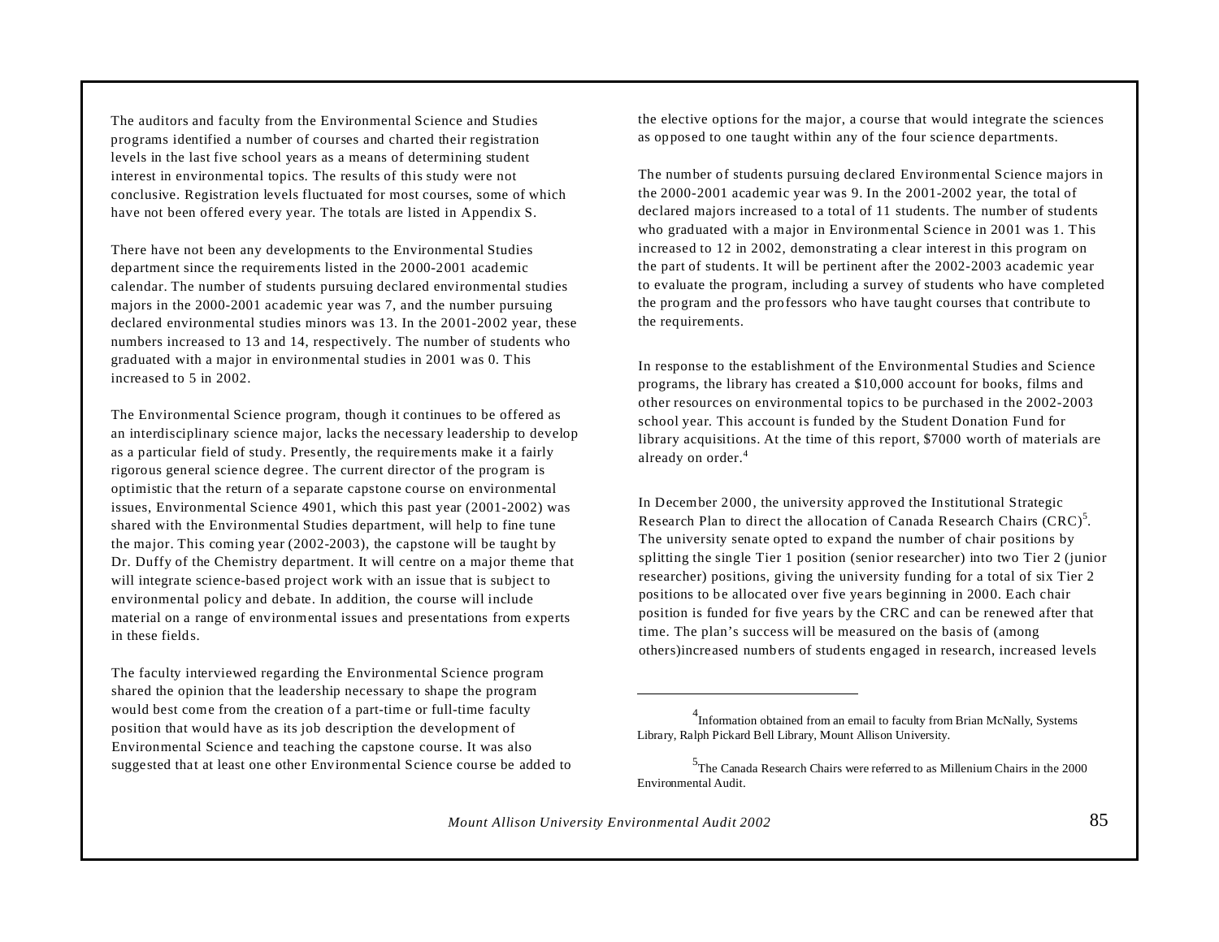The auditors and faculty from the Environmental Science and Studies programs identified a number of courses and charted their registration levels in the last five school years as a means of determining student interest in environmental topics. The results of this study were not conclusive. Registration levels fluctuated for most courses, some of which have not been offered every year. The totals are listed in Appendix S.

There have not been any developments to the Environmental Studies department since the requirements listed in the 2000-2001 academic calendar. The number of students pursuing declared environmental studies majors in the 2000-2001 academic year was 7, and the number pursuing declared environmental studies minors was 13. In the 2001-2002 year, these numbers increased to 13 and 14, respectively. The number of students who graduated with a major in environmental studies in 2001 was 0. This increased to 5 in 2002.

The Environmental Science program, though it continues to be offered as an interdisciplinary science major, lacks the necessary leadership to develop as a particular field of study. Presently, the requirements make it a fairly rigorous general science degree. The current director of the program is optimistic that the return of a separate capstone course on environmental issues, Environmental Science 4901, which this past year (2001-2002) was shared with the Environmental Studies department, will help to fine tune the major. This coming year (2002-2003), the capstone will be taught by Dr. Duffy of the Chemistry department. It will centre on a major theme that will integrate science-based project work with an issue that is subject to environmental policy and debate. In addition, the course will include material on a range of environmental issues and presentations from experts in these fields.

The faculty interviewed regarding the Environmental Science program shared the opinion that the leadership necessary to shape the program would best come from the creation of a part-time or full-time faculty position that would have as its job description the development of Environmental Science and teaching the capstone course. It was also suggested that at least one other Environmental Science course be added to the elective options for the major, a course that would integrate the sciences as opposed to one taught within any of the four science departments.

The number of students pursuing declared Environmental Science majors in the 2000-2001 academic year was 9. In the 2001-2002 year, the total of declared majors increased to a total of 11 students. The number of students who graduated with a major in Environmental Science in 2001 was 1. This increased to 12 in 2002, demonstrating a clear interest in this program on the part of students. It will be pertinent after the 2002-2003 academic year to evaluate the program, including a survey of students who have completed the program and the professors who have taught courses that contribute to the requirements.

In response to the establishment of the Environmental Studies and Science programs, the library has created a $10,000 account for books, films and other resources on environmental topics to be purchased in the 2002-2003 school year. This account is funded by the Student Donation Fund for library acquisitions. At the time of this report, $7000 worth of materials are already on order.[4]

In December 2000, the university approved the Institutional Strategic Research Plan to direct the allocation of Canada Research Chairs (CRC)[5]. The university senate opted to expand the number of chair positions by splitting the single Tier 1 position (senior researcher) into two Tier 2 (junior researcher) positions, giving the university funding for a total of six Tier 2 positions to be allocated over five years beginning in 2000. Each chair position is funded for five years by the CRC and can be renewed after that time. The plan's success will be measured on the basis of (among others)increased numbers of students engaged in research, increased levels

---

[4] Information obtained from an email to faculty from Brian McNally, Systems Library, Ralph Pickard Bell Library, Mount Allison University.

[5] The Canada Research Chairs were referred to as Millenium Chairs in the 2000 Environmental Audit.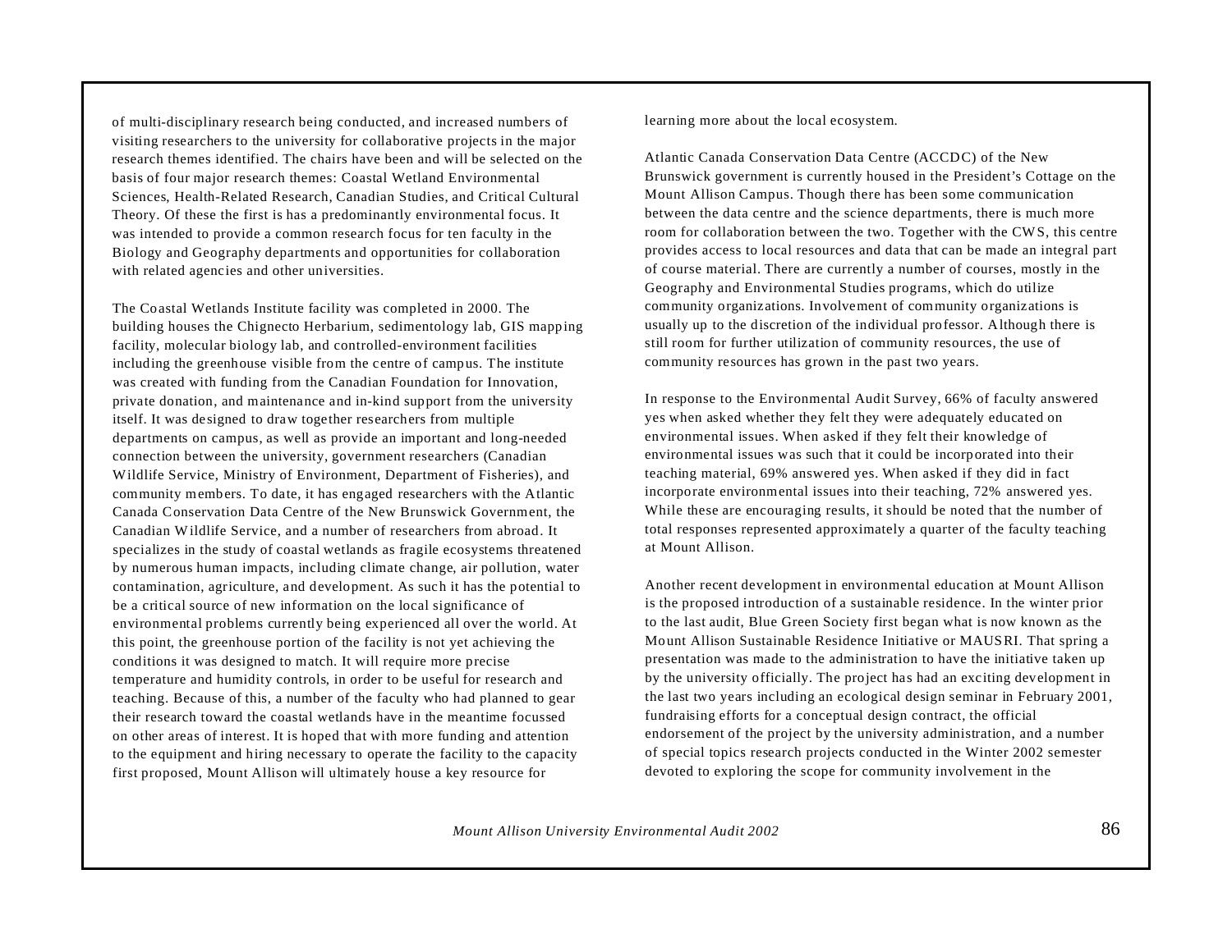of multi-disciplinary research being conducted, and increased numbers of visiting researchers to the university for collaborative projects in the major research themes identified. The chairs have been and will be selected on the basis of four major research themes: Coastal Wetland Environmental Sciences, Health-Related Research, Canadian Studies, and Critical Cultural Theory. Of these the first is has a predominantly environmental focus. It was intended to provide a common research focus for ten faculty in the Biology and Geography departments and opportunities for collaboration with related agencies and other universities.

The Coastal Wetlands Institute facility was completed in 2000. The building houses the Chignecto Herbarium, sedimentology lab, GIS mapping facility, molecular biology lab, and controlled-environment facilities including the greenhouse visible from the centre of campus. The institute was created with funding from the Canadian Foundation for Innovation, private donation, and maintenance and in-kind support from the university itself. It was designed to draw together researchers from multiple departments on campus, as well as provide an important and long-needed connection between the university, government researchers (Canadian Wildlife Service, Ministry of Environment, Department of Fisheries), and community members. To date, it has engaged researchers with the Atlantic Canada Conservation Data Centre of the New Brunswick Government, the Canadian Wildlife Service, and a number of researchers from abroad. It specializes in the study of coastal wetlands as fragile ecosystems threatened by numerous human impacts, including climate change, air pollution, water contamination, agriculture, and development. As such it has the potential to be a critical source of new information on the local significance of environmental problems currently being experienced all over the world. At this point, the greenhouse portion of the facility is not yet achieving the conditions it was designed to match. It will require more precise temperature and humidity controls, in order to be useful for research and teaching. Because of this, a number of the faculty who had planned to gear their research toward the coastal wetlands have in the meantime focussed on other areas of interest. It is hoped that with more funding and attention to the equipment and hiring necessary to operate the facility to the capacity first proposed, Mount Allison will ultimately house a key resource for learning more about the local ecosystem.

Atlantic Canada Conservation Data Centre (ACCDC) of the New Brunswick government is currently housed in the President's Cottage on the Mount Allison Campus. Though there has been some communication between the data centre and the science departments, there is much more room for collaboration between the two. Together with the CWS, this centre provides access to local resources and data that can be made an integral part of course material. There are currently a number of courses, mostly in the Geography and Environmental Studies programs, which do utilize community organizations. Involvement of community organizations is usually up to the discretion of the individual professor. Although there is still room for further utilization of community resources, the use of community resources has grown in the past two years.

In response to the Environmental Audit Survey, 66% of faculty answered yes when asked whether they felt they were adequately educated on environmental issues. When asked if they felt their knowledge of environmental issues was such that it could be incorporated into their teaching material, 69% answered yes. When asked if they did in fact incorporate environmental issues into their teaching, 72% answered yes. While these are encouraging results, it should be noted that the number of total responses represented approximately a quarter of the faculty teaching at Mount Allison.

Another recent development in environmental education at Mount Allison is the proposed introduction of a sustainable residence. In the winter prior to the last audit, Blue Green Society first began what is now known as the Mount Allison Sustainable Residence Initiative or MAUSRI. That spring a presentation was made to the administration to have the initiative taken up by the university officially. The project has had an exciting development in the last two years including an ecological design seminar in February 2001, fundraising efforts for a conceptual design contract, the official endorsement of the project by the university administration, and a number of special topics research projects conducted in the Winter 2002 semester devoted to exploring the scope for community involvement in the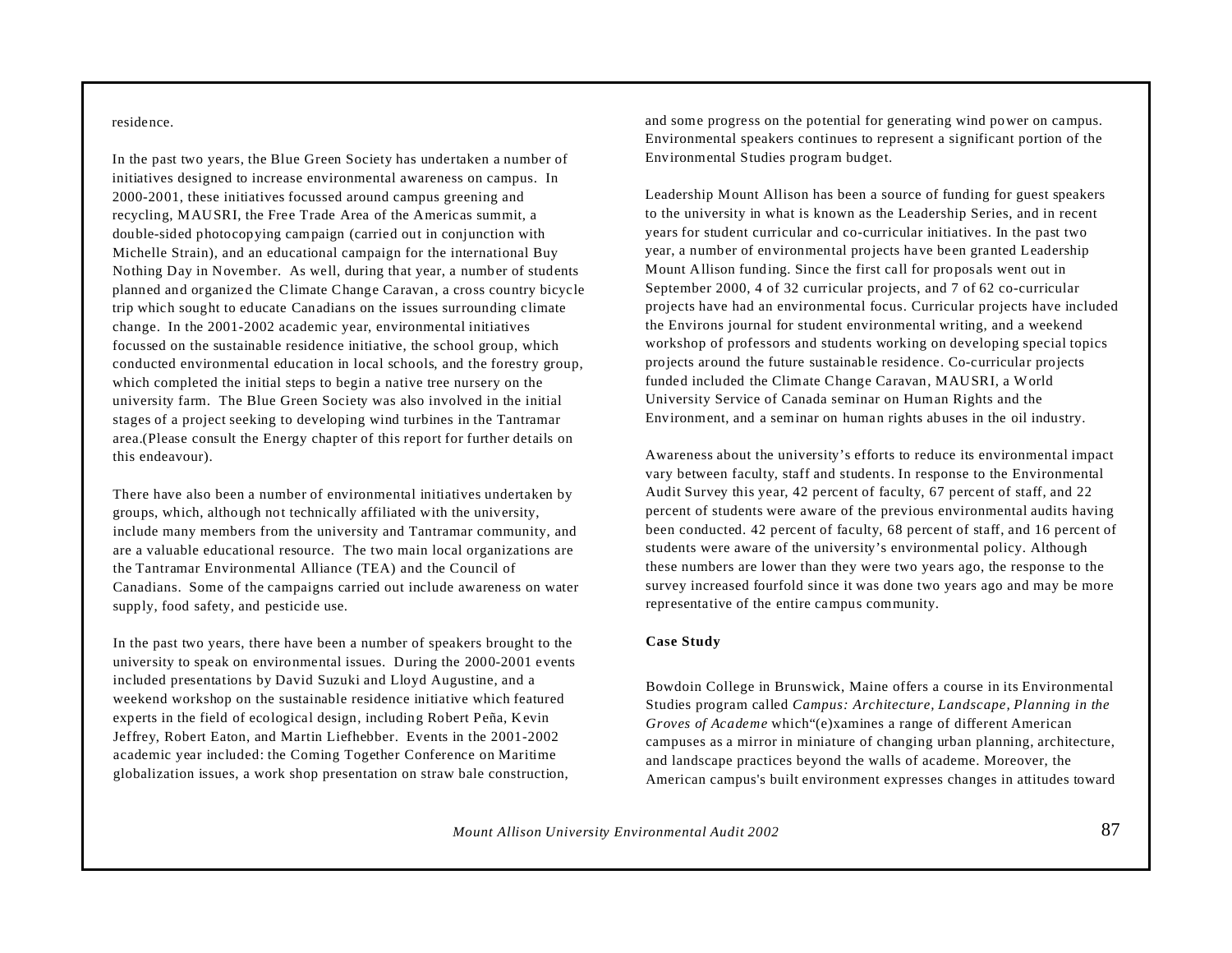residence.

In the past two years, the Blue Green Society has undertaken a number of initiatives designed to increase environmental awareness on campus. In 2000-2001, these initiatives focussed around campus greening and recycling, MAUSRI, the Free Trade Area of the Americas summit, a double-sided photocopying campaign (carried out in conjunction with Michelle Strain), and an educational campaign for the international Buy Nothing Day in November. As well, during that year, a number of students planned and organized the Climate Change Caravan, a cross country bicycle trip which sought to educate Canadians on the issues surrounding climate change. In the 2001-2002 academic year, environmental initiatives focussed on the sustainable residence initiative, the school group, which conducted environmental education in local schools, and the forestry group, which completed the initial steps to begin a native tree nursery on the university farm. The Blue Green Society was also involved in the initial stages of a project seeking to developing wind turbines in the Tantramar area.(Please consult the Energy chapter of this report for further details on this endeavour).

There have also been a number of environmental initiatives undertaken by groups, which, although not technically affiliated with the university, include many members from the university and Tantramar community, and are a valuable educational resource. The two main local organizations are the Tantramar Environmental Alliance (TEA) and the Council of Canadians. Some of the campaigns carried out include awareness on water supply, food safety, and pesticide use.

In the past two years, there have been a number of speakers brought to the university to speak on environmental issues. During the 2000-2001 events included presentations by David Suzuki and Lloyd Augustine, and a weekend workshop on the sustainable residence initiative which featured experts in the field of ecological design, including Robert Peña, Kevin Jeffrey, Robert Eaton, and Martin Liefhebber. Events in the 2001-2002 academic year included: the Coming Together Conference on Maritime globalization issues, a work shop presentation on straw bale construction, and some progress on the potential for generating wind power on campus. Environmental speakers continues to represent a significant portion of the Environmental Studies program budget.

Leadership Mount Allison has been a source of funding for guest speakers to the university in what is known as the Leadership Series, and in recent years for student curricular and co-curricular initiatives. In the past two year, a number of environmental projects have been granted Leadership Mount Allison funding. Since the first call for proposals went out in September 2000, 4 of 32 curricular projects, and 7 of 62 co-curricular projects have had an environmental focus. Curricular projects have included the Environs journal for student environmental writing, and a weekend workshop of professors and students working on developing special topics projects around the future sustainable residence. Co-curricular projects funded included the Climate Change Caravan, MAUSRI, a World University Service of Canada seminar on Human Rights and the Environment, and a seminar on human rights abuses in the oil industry.

Awareness about the university's efforts to reduce its environmental impact vary between faculty, staff and students. In response to the Environmental Audit Survey this year, 42 percent of faculty, 67 percent of staff, and 22 percent of students were aware of the previous environmental audits having been conducted. 42 percent of faculty, 68 percent of staff, and 16 percent of students were aware of the university's environmental policy. Although these numbers are lower than they were two years ago, the response to the survey increased fourfold since it was done two years ago and may be more representative of the entire campus community.

**Case Study**

Bowdoin College in Brunswick, Maine offers a course in its Environmental Studies program called *Campus: Architecture, Landscape, Planning in the Groves of Academe* which"(e)xamines a range of different American campuses as a mirror in miniature of changing urban planning, architecture, and landscape practices beyond the walls of academe. Moreover, the American campus's built environment expresses changes in attitudes toward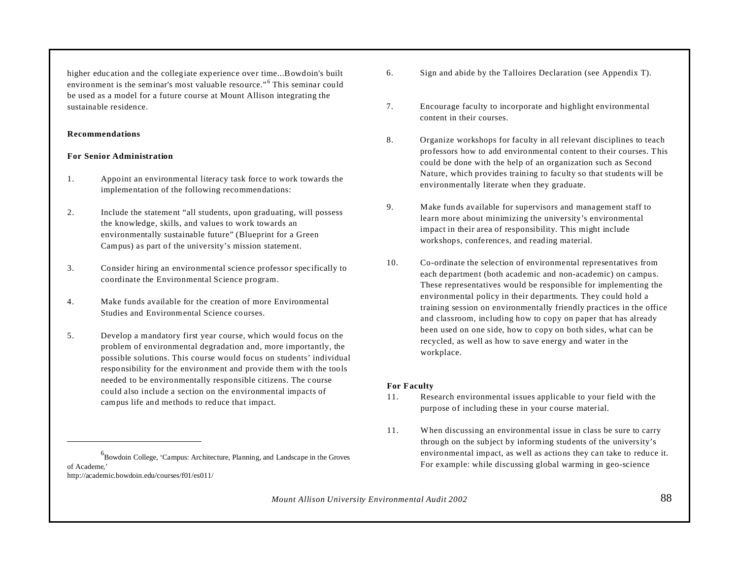higher education and the collegiate experience over time...Bowdoin's built environment is the seminar's most valuable resource."[6] This seminar could be used as a model for a future course at Mount Allison integrating the sustainable residence.

**Recommendations**

**For Senior Administration**

1. Appoint an environmental literacy task force to work towards the implementation of the following recommendations:

2. Include the statement "all students, upon graduating, will possess the knowledge, skills, and values to work towards an environmentally sustainable future" (Blueprint for a Green Campus) as part of the university's mission statement.

3. Consider hiring an environmental science professor specifically to coordinate the Environmental Science program.

4. Make funds available for the creation of more Environmental Studies and Environmental Science courses.

5. Develop a mandatory first year course, which would focus on the problem of environmental degradation and, more importantly, the possible solutions. This course would focus on students' individual responsibility for the environment and provide them with the tools needed to be environmentally responsible citizens. The course could also include a section on the environmental impacts of campus life and methods to reduce that impact.

6. Sign and abide by the Talloires Declaration (see Appendix T).

7. Encourage faculty to incorporate and highlight environmental content in their courses.

8. Organize workshops for faculty in all relevant disciplines to teach professors how to add environmental content to their courses. This could be done with the help of an organization such as Second Nature, which provides training to faculty so that students will be environmentally literate when they graduate.

9. Make funds available for supervisors and management staff to learn more about minimizing the university's environmental impact in their area of responsibility. This might include workshops, conferences, and reading material.

10. Co-ordinate the selection of environmental representatives from each department (both academic and non-academic) on campus. These representatives would be responsible for implementing the environmental policy in their departments. They could hold a training session on environmentally friendly practices in the office and classroom, including how to copy on paper that has already been used on one side, how to copy on both sides, what can be recycled, as well as how to save energy and water in the workplace.

**For Faculty**

11. Research environmental issues applicable to your field with the purpose of including these in your course material.

11. When discussing an environmental issue in class be sure to carry through on the subject by informing students of the university's environmental impact, as well as actions they can take to reduce it. For example: while discussing global warming in geo-science

---

[6] Bowdoin College, 'Campus: Architecture, Planning, and Landscape in the Groves of Academe,' http://academic.bowdoin.edu/courses/f01/es011/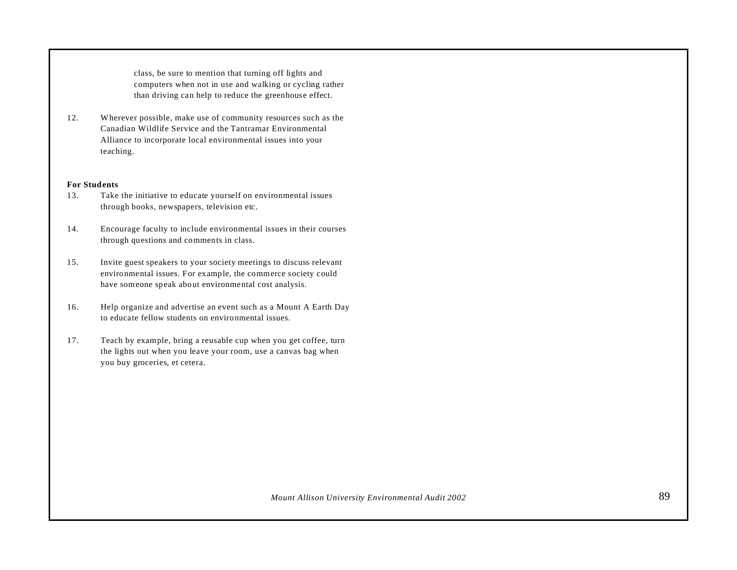class, be sure to mention that turning off lights and computers when not in use and walking or cycling rather than driving can help to reduce the greenhouse effect.

12. Wherever possible, make use of community resources such as the Canadian Wildlife Service and the Tantramar Environmental Alliance to incorporate local environmental issues into your teaching.

**For Students**

13. Take the initiative to educate yourself on environmental issues through books, newspapers, television etc.

14. Encourage faculty to include environmental issues in their courses through questions and comments in class.

15. Invite guest speakers to your society meetings to discuss relevant environmental issues. For example, the commerce society could have someone speak about environmental cost analysis.

16. Help organize and advertise an event such as a Mount A Earth Day to educate fellow students on environmental issues.

17. Teach by example, bring a reusable cup when you get coffee, turn the lights out when you leave your room, use a canvas bag when you buy groceries, et cetera.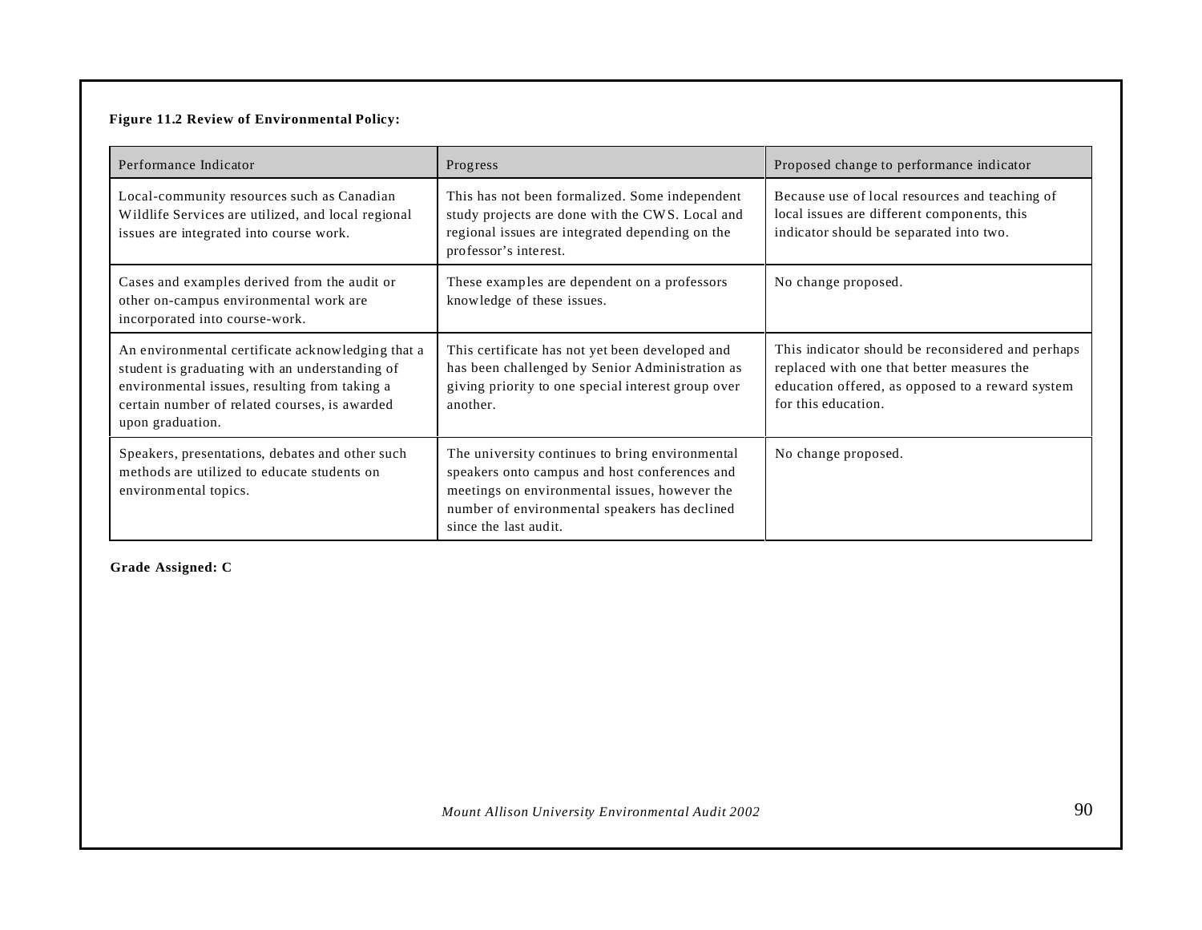**Figure 11.2 Review of Environmental Policy:**

| Performance Indicator | Progress | Proposed change to performance indicator |
|---|---|---|
| Local-community resources such as Canadian Wildlife Services are utilized, and local regional issues are integrated into course work. | This has not been formalized. Some independent study projects are done with the CWS. Local and regional issues are integrated depending on the professor's interest. | Because use of local resources and teaching of local issues are different components, this indicator should be separated into two. |
| Cases and examples derived from the audit or other on-campus environmental work are incorporated into course-work. | These examples are dependent on a professors knowledge of these issues. | No change proposed. |
| An environmental certificate acknowledging that a student is graduating with an understanding of environmental issues, resulting from taking a certain number of related courses, is awarded upon graduation. | This certificate has not yet been developed and has been challenged by Senior Administration as giving priority to one special interest group over another. | This indicator should be reconsidered and perhaps replaced with one that better measures the education offered, as opposed to a reward system for this education. |
| Speakers, presentations, debates and other such methods are utilized to educate students on environmental topics. | The university continues to bring environmental speakers onto campus and host conferences and meetings on environmental issues, however the number of environmental speakers has declined since the last audit. | No change proposed. |

**Grade Assigned: C**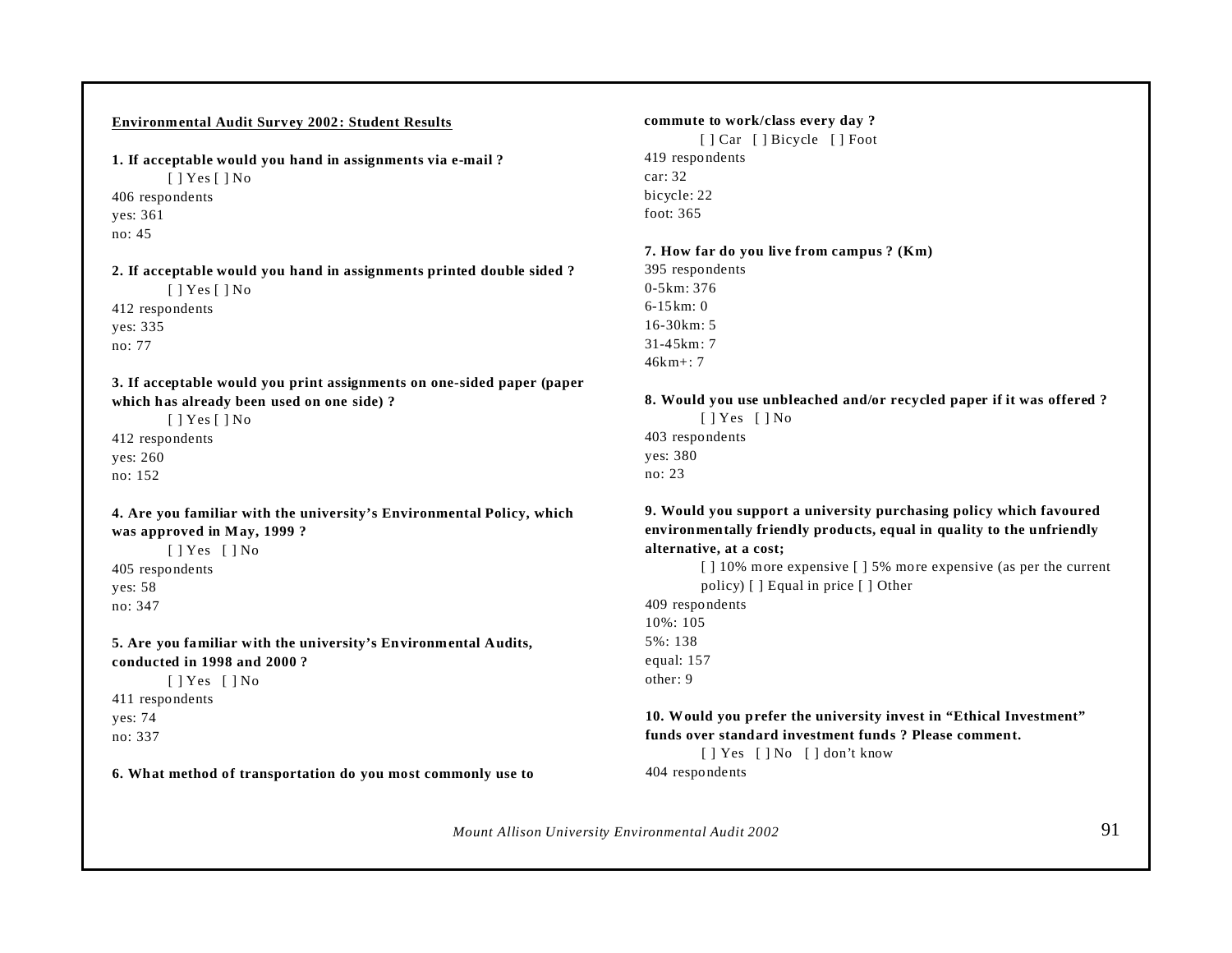**Environmental Audit Survey 2002: Student Results**

**1. If acceptable would you hand in assignments via e-mail ?**

[ ] Yes [ ] No

406 respondents
yes: 361
no: 45

**2. If acceptable would you hand in assignments printed double sided ?**

[ ] Yes [ ] No

412 respondents
yes: 335
no: 77

**3. If acceptable would you print assignments on one-sided paper (paper which has already been used on one side) ?**

[ ] Yes [ ] No

412 respondents
yes: 260
no: 152

**4. Are you familiar with the university's Environmental Policy, which was approved in May, 1999 ?**

[ ] Yes [ ] No

405 respondents
yes: 58
no: 347

**5. Are you familiar with the university's Environmental Audits, conducted in 1998 and 2000 ?**

[ ] Yes [ ] No

411 respondents
yes: 74
no: 337

**6. What method of transportation do you most commonly use to commute to work/class every day ?**

[ ] Car [ ] Bicycle [ ] Foot

419 respondents
car: 32
bicycle: 22
foot: 365

**7. How far do you live from campus ? (Km)**

395 respondents
0-5km: 376
6-15km: 0
16-30km: 5
31-45km: 7
46km+: 7

**8. Would you use unbleached and/or recycled paper if it was offered ?**

[ ] Yes [ ] No

403 respondents
yes: 380
no: 23

**9. Would you support a university purchasing policy which favoured environmentally friendly products, equal in quality to the unfriendly alternative, at a cost;**

[ ] 10% more expensive [ ] 5% more expensive (as per the current policy) [ ] Equal in price [ ] Other

409 respondents
10%: 105
5%: 138
equal: 157
other: 9

**10. Would you prefer the university invest in "Ethical Investment" funds over standard investment funds ? Please comment.**

[ ] Yes [ ] No [ ] don't know

404 respondents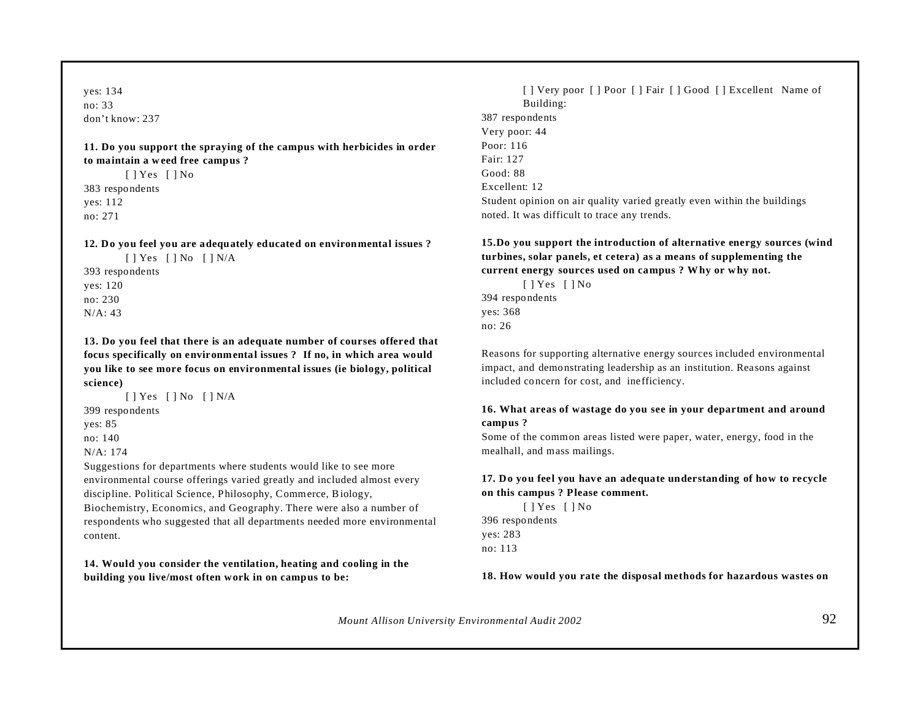yes: 134
no: 33
don't know: 237

**11. Do you support the spraying of the campus with herbicides in order to maintain a weed free campus ?**

[ ] Yes [ ] No

383 respondents
yes: 112
no: 271

**12. Do you feel you are adequately educated on environmental issues ?**

[ ] Yes [ ] No [ ] N/A

393 respondents
yes: 120
no: 230
N/A: 43

**13. Do you feel that there is an adequate number of courses offered that focus specifically on environmental issues ? If no, in which area would you like to see more focus on environmental issues (ie biology, political science)**

[ ] Yes [ ] No [ ] N/A

399 respondents
yes: 85
no: 140
N/A: 174

Suggestions for departments where students would like to see more environmental course offerings varied greatly and included almost every discipline. Political Science, Philosophy, Commerce, Biology, Biochemistry, Economics, and Geography. There were also a number of respondents who suggested that all departments needed more environmental content.

**14. Would you consider the ventilation, heating and cooling in the building you live/most often work in on campus to be:**

[ ] Very poor [ ] Poor [ ] Fair [ ] Good [ ] Excellent Name of Building:

387 respondents
Very poor: 44
Poor: 116
Fair: 127
Good: 88
Excellent: 12

Student opinion on air quality varied greatly even within the buildings noted. It was difficult to trace any trends.

**15.Do you support the introduction of alternative energy sources (wind turbines, solar panels, et cetera) as a means of supplementing the current energy sources used on campus ? Why or why not.**

[ ] Yes [ ] No

394 respondents
yes: 368
no: 26

Reasons for supporting alternative energy sources included environmental impact, and demonstrating leadership as an institution. Reasons against included concern for cost, and inefficiency.

**16. What areas of wastage do you see in your department and around campus ?**

Some of the common areas listed were paper, water, energy, food in the mealhall, and mass mailings.

**17. Do you feel you have an adequate understanding of how to recycle on this campus ? Please comment.**

[ ] Yes [ ] No

396 respondents
yes: 283
no: 113

**18. How would you rate the disposal methods for hazardous wastes on**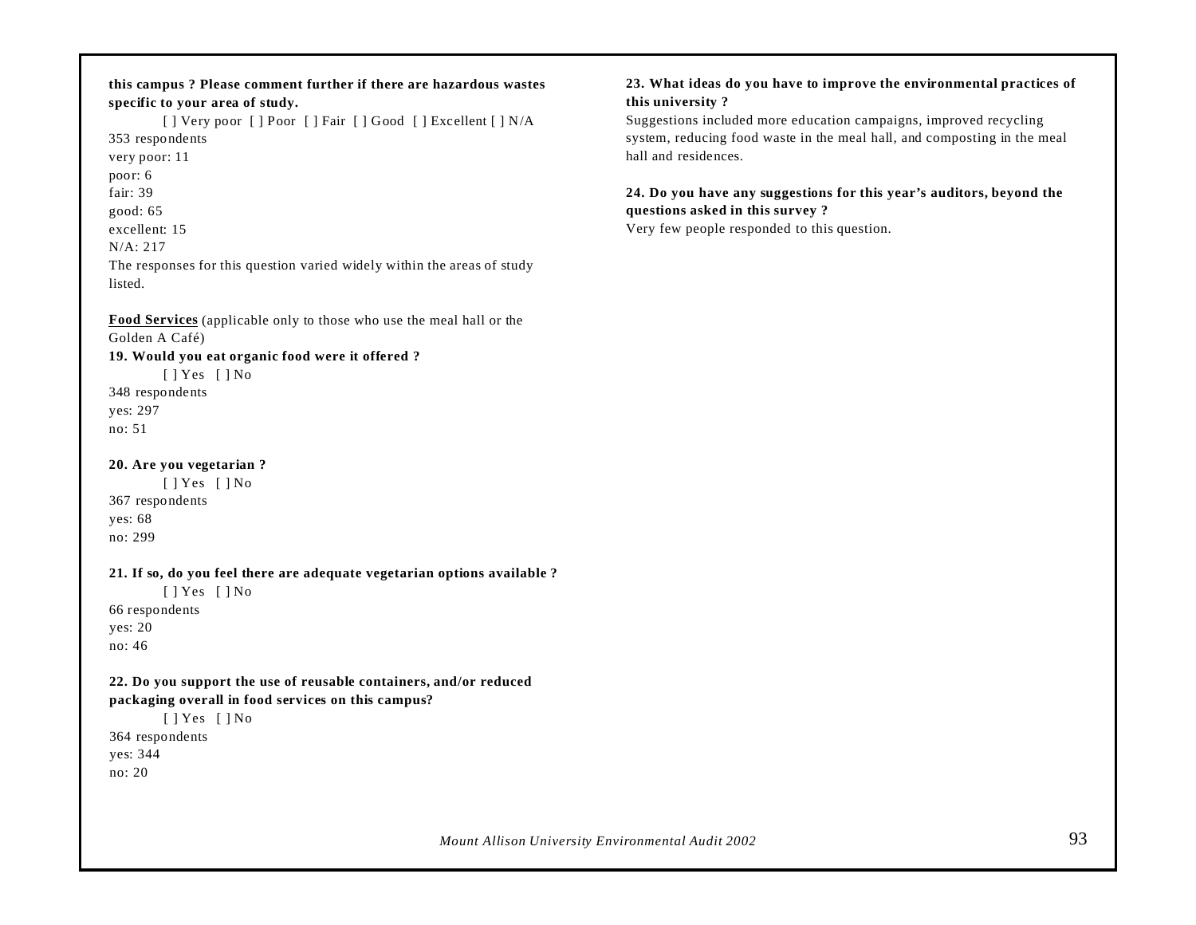**this campus ? Please comment further if there are hazardous wastes specific to your area of study.**

[ ] Very poor [ ] Poor [ ] Fair [ ] Good [ ] Excellent [ ] N/A

353 respondents
very poor: 11
poor: 6
fair: 39
good: 65
excellent: 15
N/A: 217

The responses for this question varied widely within the areas of study listed.

**Food Services** (applicable only to those who use the meal hall or the Golden A Café)

**19. Would you eat organic food were it offered ?**

[ ] Yes [ ] No

348 respondents
yes: 297
no: 51

**20. Are you vegetarian ?**

[ ] Yes [ ] No

367 respondents
yes: 68
no: 299

**21. If so, do you feel there are adequate vegetarian options available ?**

[ ] Yes [ ] No

66 respondents
yes: 20
no: 46

**22. Do you support the use of reusable containers, and/or reduced packaging overall in food services on this campus?**

[ ] Yes [ ] No

364 respondents
yes: 344
no: 20

**23. What ideas do you have to improve the environmental practices of this university ?**

Suggestions included more education campaigns, improved recycling system, reducing food waste in the meal hall, and composting in the meal hall and residences.

**24. Do you have any suggestions for this year's auditors, beyond the questions asked in this survey ?**

Very few people responded to this question.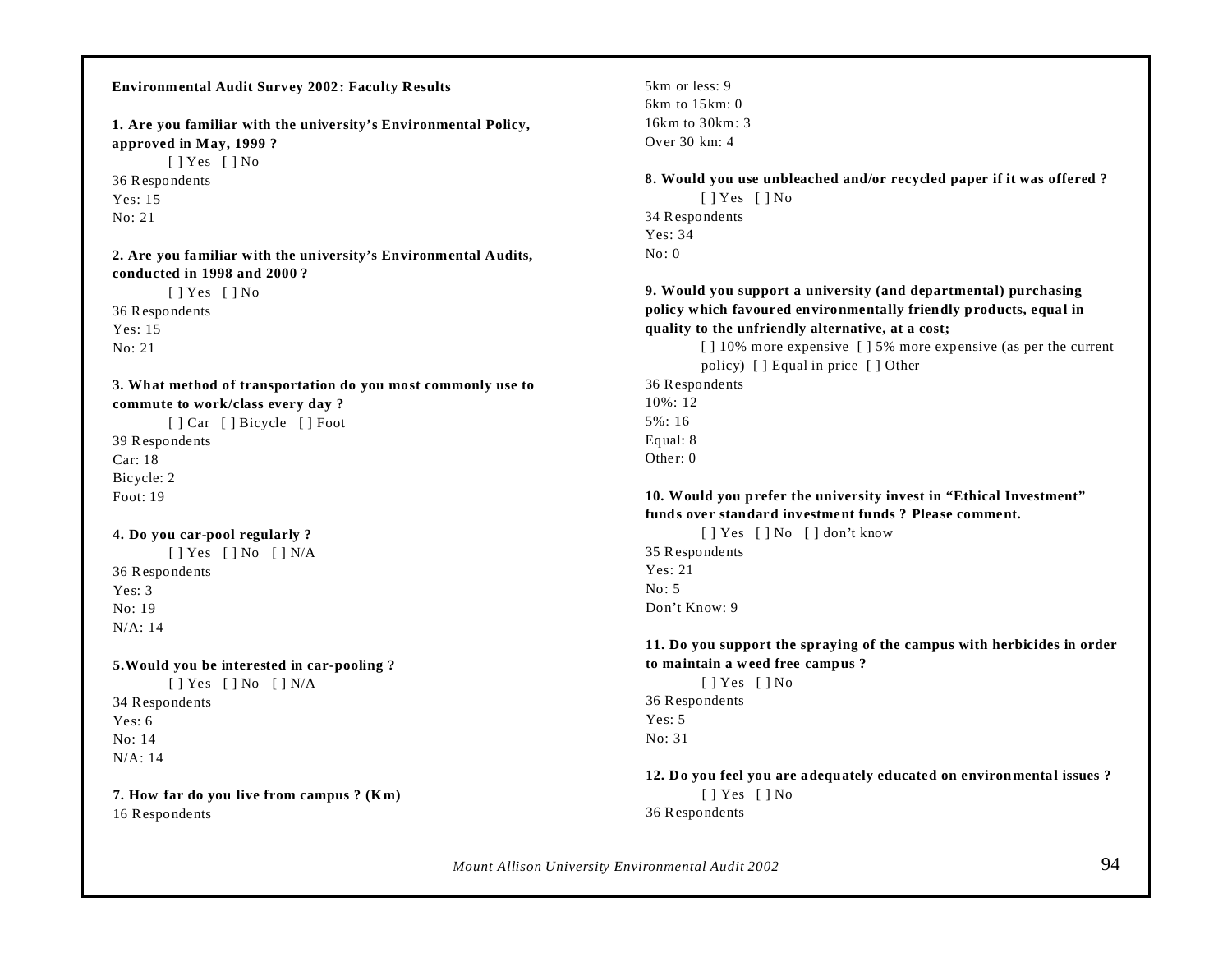**Environmental Audit Survey 2002: Faculty Results**

**1. Are you familiar with the university's Environmental Policy, approved in May, 1999 ?**

[ ] Yes [ ] No

36 Respondents
Yes: 15
No: 21

**2. Are you familiar with the university's Environmental Audits, conducted in 1998 and 2000 ?**

[ ] Yes [ ] No

36 Respondents
Yes: 15
No: 21

**3. What method of transportation do you most commonly use to commute to work/class every day ?**

[ ] Car [ ] Bicycle [ ] Foot

39 Respondents
Car: 18
Bicycle: 2
Foot: 19

**4. Do you car-pool regularly ?**

[ ] Yes [ ] No [ ] N/A

36 Respondents
Yes: 3
No: 19
N/A: 14

**5.Would you be interested in car-pooling ?**

[ ] Yes [ ] No [ ] N/A

34 Respondents
Yes: 6
No: 14
N/A: 14

**7. How far do you live from campus ? (Km)**

16 Respondents
5km or less: 9
6km to 15km: 0
16km to 30km: 3
Over 30 km: 4

**8. Would you use unbleached and/or recycled paper if it was offered ?**

[ ] Yes [ ] No

34 Respondents
Yes: 34
No: 0

**9. Would you support a university (and departmental) purchasing policy which favoured environmentally friendly products, equal in quality to the unfriendly alternative, at a cost;**

[ ] 10% more expensive [ ] 5% more expensive (as per the current policy) [ ] Equal in price [ ] Other

36 Respondents
10%: 12
5%: 16
Equal: 8
Other: 0

**10. Would you prefer the university invest in "Ethical Investment" funds over standard investment funds ? Please comment.**

[ ] Yes [ ] No [ ] don't know

35 Respondents
Yes: 21
No: 5
Don't Know: 9

**11. Do you support the spraying of the campus with herbicides in order to maintain a weed free campus ?**

[ ] Yes [ ] No

36 Respondents
Yes: 5
No: 31

**12. Do you feel you are adequately educated on environmental issues ?**

[ ] Yes [ ] No

36 Respondents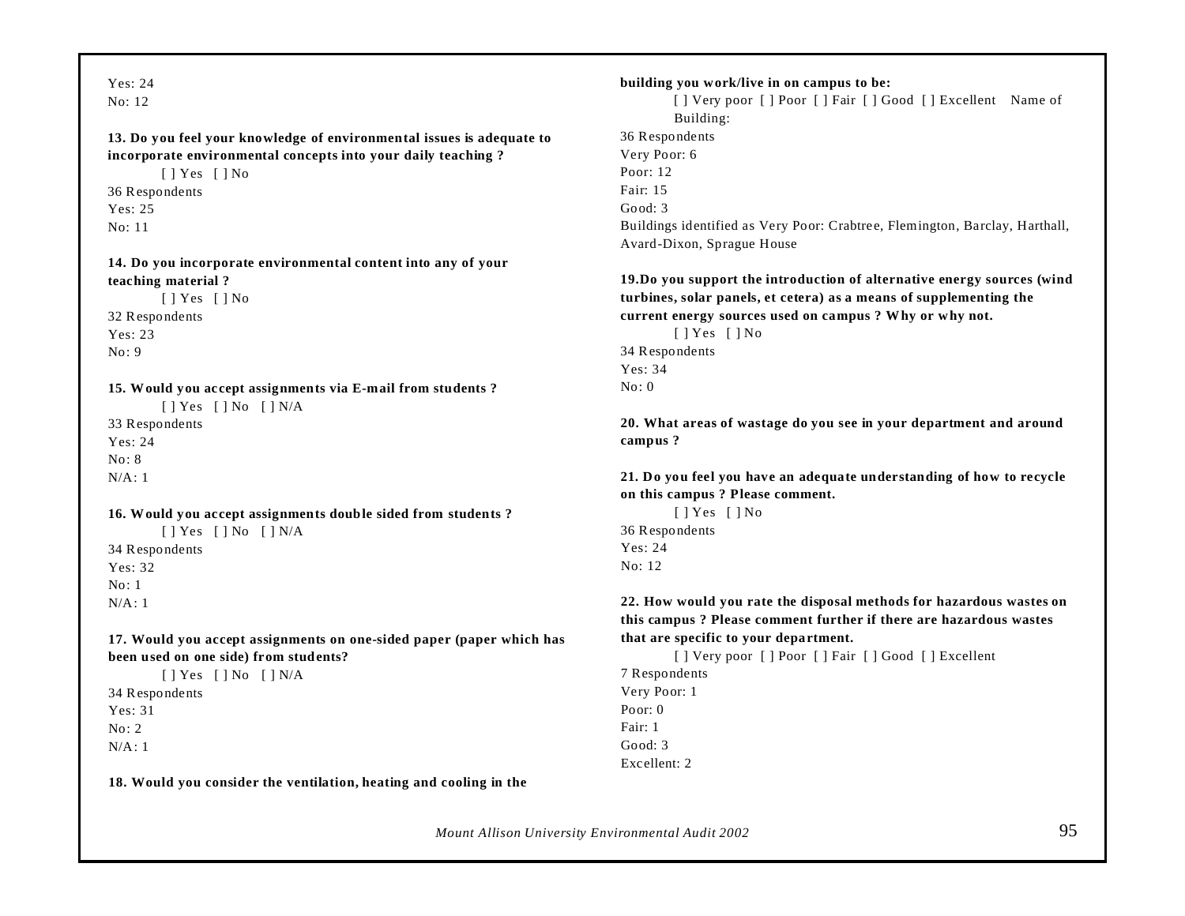Yes: 24
No: 12

**13. Do you feel your knowledge of environmental issues is adequate to incorporate environmental concepts into your daily teaching ?**

[ ] Yes [ ] No

36 Respondents
Yes: 25
No: 11

**14. Do you incorporate environmental content into any of your teaching material ?**

[ ] Yes [ ] No

32 Respondents
Yes: 23
No: 9

**15. Would you accept assignments via E-mail from students ?**

[ ] Yes [ ] No [ ] N/A

33 Respondents
Yes: 24
No: 8
N/A: 1

**16. Would you accept assignments double sided from students ?**

[ ] Yes [ ] No [ ] N/A

34 Respondents
Yes: 32
No: 1
N/A: 1

**17. Would you accept assignments on one-sided paper (paper which has been used on one side) from students?**

[ ] Yes [ ] No [ ] N/A

34 Respondents
Yes: 31
No: 2
N/A: 1

**18. Would you consider the ventilation, heating and cooling in the building you work/live in on campus to be:**

[ ] Very poor [ ] Poor [ ] Fair [ ] Good [ ] Excellent Name of Building:

36 Respondents
Very Poor: 6
Poor: 12
Fair: 15
Good: 3
Buildings identified as Very Poor: Crabtree, Flemington, Barclay, Harthall, Avard-Dixon, Sprague House

**19.Do you support the introduction of alternative energy sources (wind turbines, solar panels, et cetera) as a means of supplementing the current energy sources used on campus ? Why or why not.**

[ ] Yes [ ] No

34 Respondents
Yes: 34
No: 0

**20. What areas of wastage do you see in your department and around campus ?**

**21. Do you feel you have an adequate understanding of how to recycle on this campus ? Please comment.**

[ ] Yes [ ] No

36 Respondents
Yes: 24
No: 12

**22. How would you rate the disposal methods for hazardous wastes on this campus ? Please comment further if there are hazardous wastes that are specific to your department.**

[ ] Very poor [ ] Poor [ ] Fair [ ] Good [ ] Excellent

7 Respondents
Very Poor: 1
Poor: 0
Fair: 1
Good: 3
Excellent: 2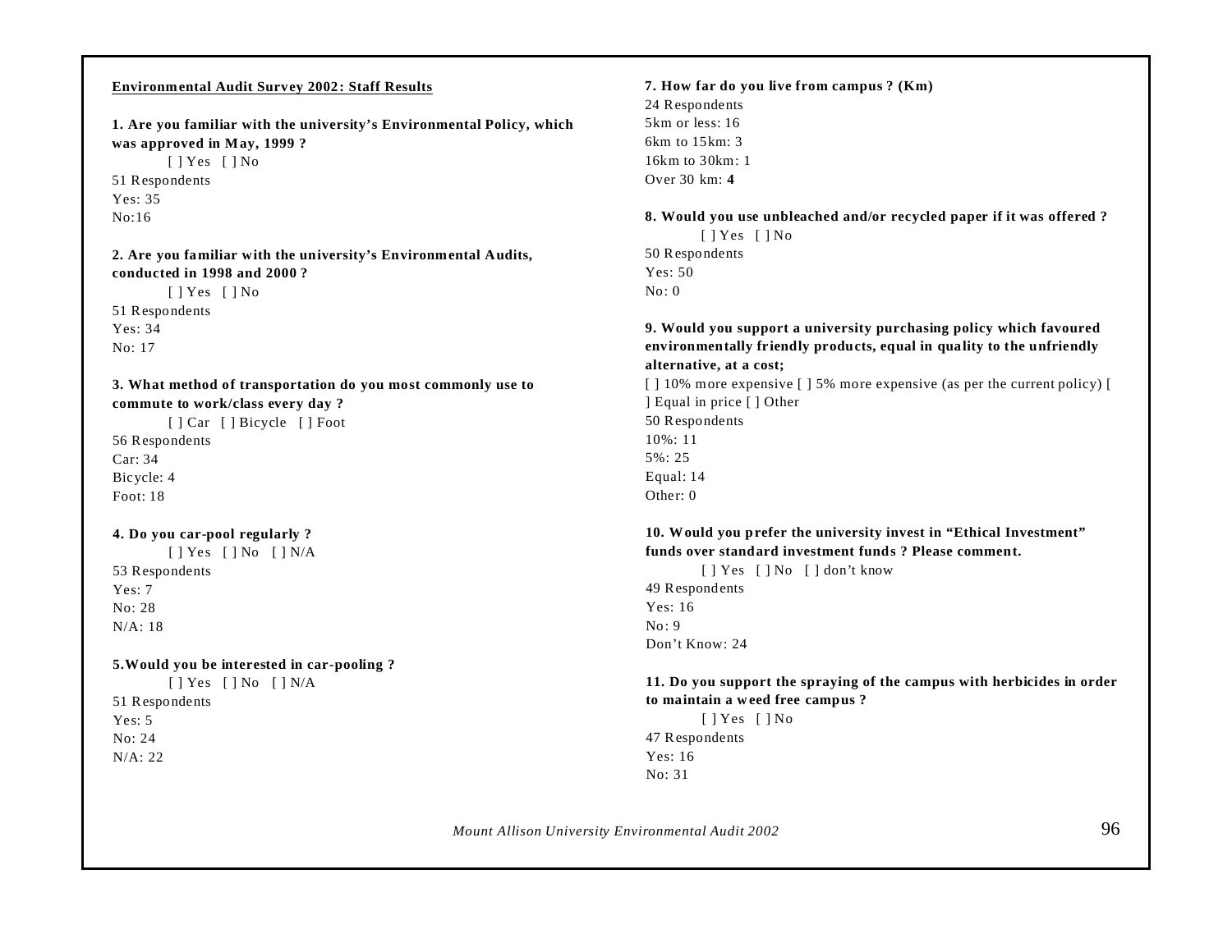**Environmental Audit Survey 2002: Staff Results**

**1. Are you familiar with the university's Environmental Policy, which was approved in May, 1999 ?**

[ ] Yes [ ] No

51 Respondents
Yes: 35
No:16

**2. Are you familiar with the university's Environmental Audits, conducted in 1998 and 2000 ?**

[ ] Yes [ ] No

51 Respondents
Yes: 34
No: 17

**3. What method of transportation do you most commonly use to commute to work/class every day ?**

[ ] Car [ ] Bicycle [ ] Foot

56 Respondents
Car: 34
Bicycle: 4
Foot: 18

**4. Do you car-pool regularly ?**

[ ] Yes [ ] No [ ] N/A

53 Respondents
Yes: 7
No: 28
N/A: 18

**5.Would you be interested in car-pooling ?**

[ ] Yes [ ] No [ ] N/A

51 Respondents
Yes: 5
No: 24
N/A: 22

**7. How far do you live from campus ? (Km)**

24 Respondents
5km or less: 16
6km to 15km: 3
16km to 30km: 1
Over 30 km: **4**

**8. Would you use unbleached and/or recycled paper if it was offered ?**

[ ] Yes [ ] No

50 Respondents
Yes: 50
No: 0

**9. Would you support a university purchasing policy which favoured environmentally friendly products, equal in quality to the unfriendly alternative, at a cost;**

[ ] 10% more expensive [ ] 5% more expensive (as per the current policy) [ ] Equal in price [ ] Other

50 Respondents
10%: 11
5%: 25
Equal: 14
Other: 0

**10. Would you prefer the university invest in "Ethical Investment" funds over standard investment funds ? Please comment.**

[ ] Yes [ ] No [ ] don't know

49 Respondents
Yes: 16
No: 9
Don't Know: 24

**11. Do you support the spraying of the campus with herbicides in order to maintain a weed free campus ?**

[ ] Yes [ ] No

47 Respondents
Yes: 16
No: 31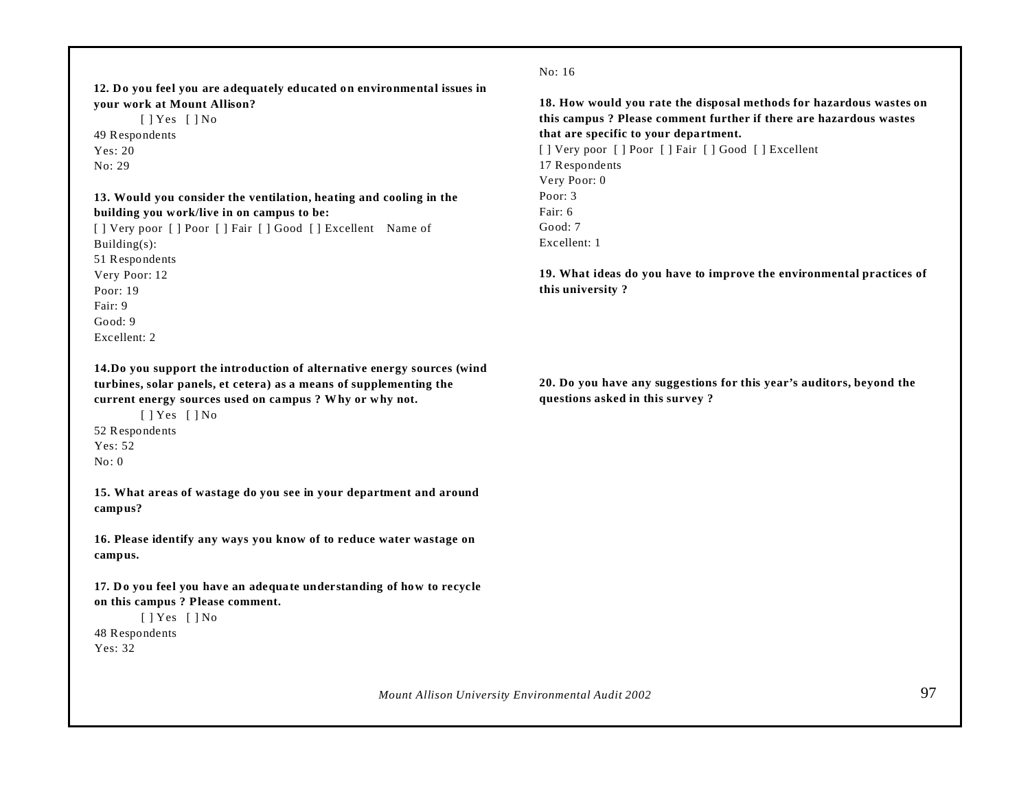**12. Do you feel you are adequately educated on environmental issues in your work at Mount Allison?**

[ ] Yes [ ] No

49 Respondents
Yes: 20
No: 29

**13. Would you consider the ventilation, heating and cooling in the building you work/live in on campus to be:**

[ ] Very poor [ ] Poor [ ] Fair [ ] Good [ ] Excellent Name of Building(s):

51 Respondents
Very Poor: 12
Poor: 19
Fair: 9
Good: 9
Excellent: 2

**14.Do you support the introduction of alternative energy sources (wind turbines, solar panels, et cetera) as a means of supplementing the current energy sources used on campus ? Why or why not.**

[ ] Yes [ ] No

52 Respondents
Yes: 52
No: 0

**15. What areas of wastage do you see in your department and around campus?**

**16. Please identify any ways you know of to reduce water wastage on campus.**

**17. Do you feel you have an adequate understanding of how to recycle on this campus ? Please comment.**

[ ] Yes [ ] No

48 Respondents
Yes: 32
No: 16

**18. How would you rate the disposal methods for hazardous wastes on this campus ? Please comment further if there are hazardous wastes that are specific to your department.**

[ ] Very poor [ ] Poor [ ] Fair [ ] Good [ ] Excellent

17 Respondents
Very Poor: 0
Poor: 3
Fair: 6
Good: 7
Excellent: 1

**19. What ideas do you have to improve the environmental practices of this university ?**

**20. Do you have any suggestions for this year's auditors, beyond the questions asked in this survey ?**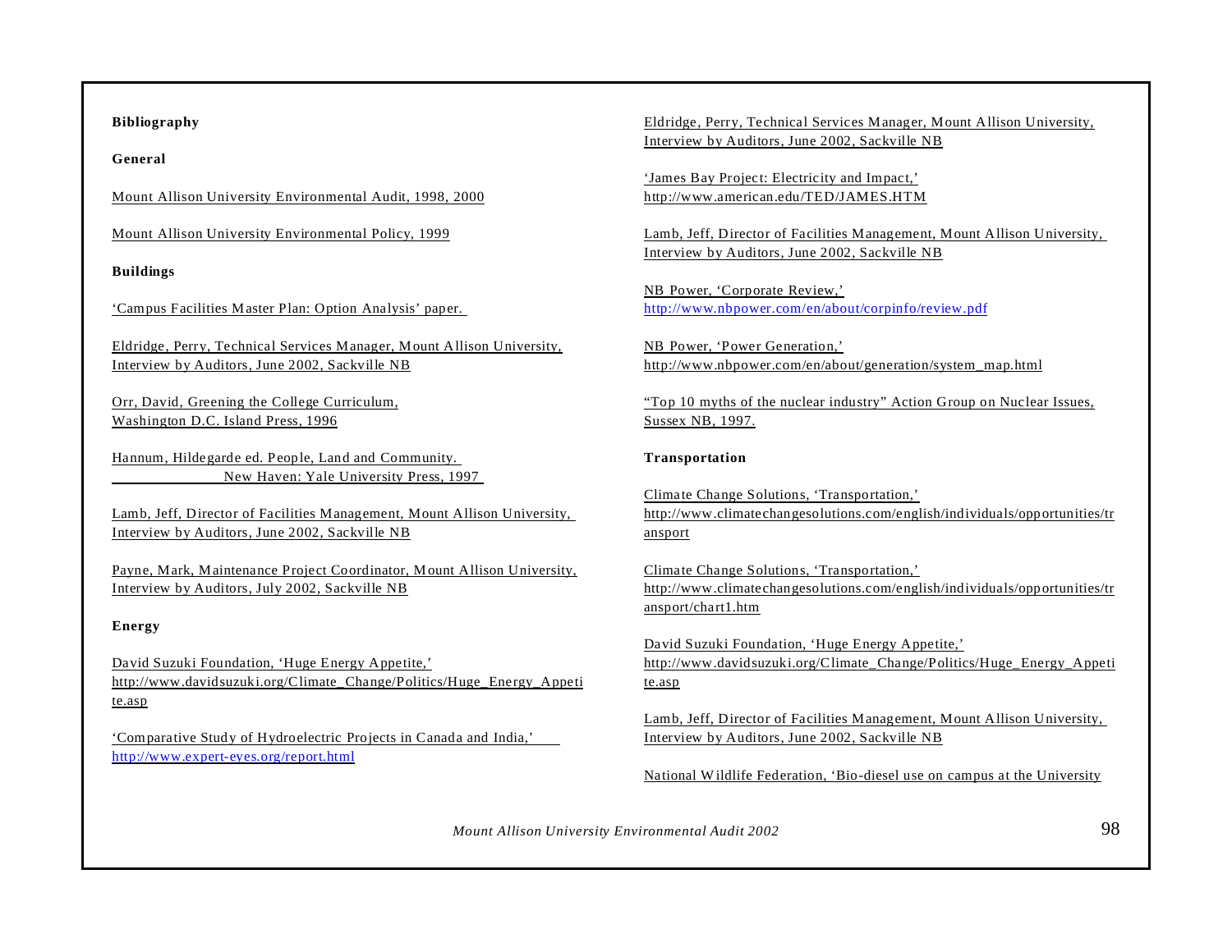**Bibliography**

**General**

Mount Allison University Environmental Audit, 1998, 2000

Mount Allison University Environmental Policy, 1999

**Buildings**

'Campus Facilities Master Plan: Option Analysis' paper.

Eldridge, Perry, Technical Services Manager, Mount Allison University, Interview by Auditors, June 2002, Sackville NB

Orr, David, Greening the College Curriculum, Washington D.C. Island Press, 1996

Hannum, Hildegarde ed. People, Land and Community. New Haven: Yale University Press, 1997

Lamb, Jeff, Director of Facilities Management, Mount Allison University, Interview by Auditors, June 2002, Sackville NB

Payne, Mark, Maintenance Project Coordinator, Mount Allison University, Interview by Auditors, July 2002, Sackville NB

**Energy**

David Suzuki Foundation, 'Huge Energy Appetite,' http://www.davidsuzuki.org/Climate_Change/Politics/Huge_Energy_Appetite.asp

'Comparative Study of Hydroelectric Projects in Canada and India,' http://www.expert-eyes.org/report.html

Eldridge, Perry, Technical Services Manager, Mount Allison University, Interview by Auditors, June 2002, Sackville NB

'James Bay Project: Electricity and Impact,' http://www.american.edu/TED/JAMES.HTM

Lamb, Jeff, Director of Facilities Management, Mount Allison University, Interview by Auditors, June 2002, Sackville NB

NB Power, 'Corporate Review,' http://www.nbpower.com/en/about/corpinfo/review.pdf

NB Power, 'Power Generation,' http://www.nbpower.com/en/about/generation/system_map.html

"Top 10 myths of the nuclear industry" Action Group on Nuclear Issues, Sussex NB, 1997.

**Transportation**

Climate Change Solutions, 'Transportation,' http://www.climatechangesolutions.com/english/individuals/opportunities/transport

Climate Change Solutions, 'Transportation,' http://www.climatechangesolutions.com/english/individuals/opportunities/transport/chart1.htm

David Suzuki Foundation, 'Huge Energy Appetite,' http://www.davidsuzuki.org/Climate_Change/Politics/Huge_Energy_Appetite.asp

Lamb, Jeff, Director of Facilities Management, Mount Allison University, Interview by Auditors, June 2002, Sackville NB

National Wildlife Federation, 'Bio-diesel use on campus at the University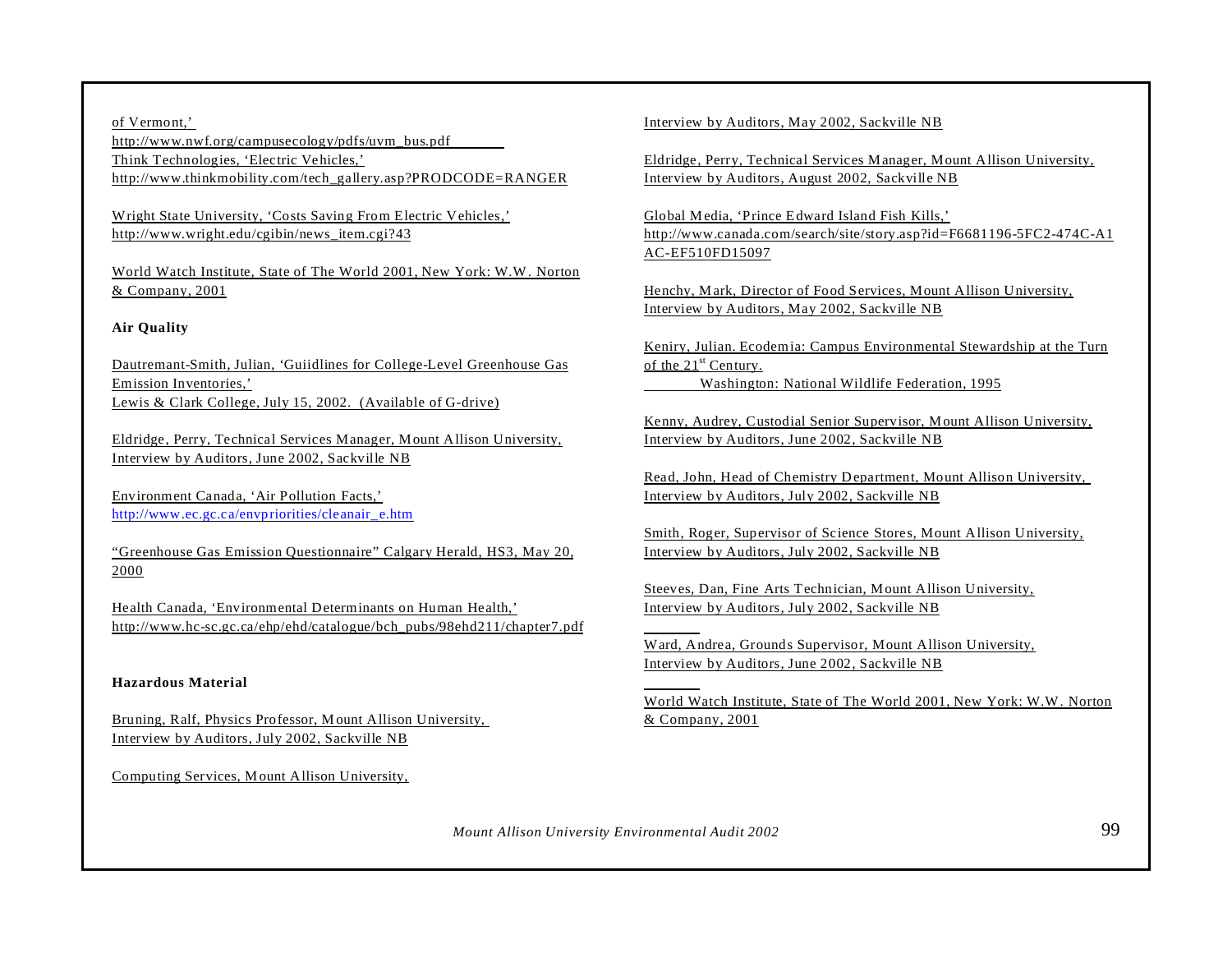of Vermont,'
http://www.nwf.org/campusecology/pdfs/uvm_bus.pdf
Think Technologies, 'Electric Vehicles,'
http://www.thinkmobility.com/tech_gallery.asp?PRODCODE=RANGER

Wright State University, 'Costs Saving From Electric Vehicles,'
http://www.wright.edu/cgibin/news_item.cgi?43

World Watch Institute, State of The World 2001, New York: W.W. Norton & Company, 2001

**Air Quality**

Dautremant-Smith, Julian, 'Guiidlines for College-Level Greenhouse Gas Emission Inventories,'
Lewis & Clark College, July 15, 2002. (Available of G-drive)

Eldridge, Perry, Technical Services Manager, Mount Allison University, Interview by Auditors, June 2002, Sackville NB

Environment Canada, 'Air Pollution Facts,'
http://www.ec.gc.ca/envpriorities/cleanair_e.htm

"Greenhouse Gas Emission Questionnaire" Calgary Herald, HS3, May 20, 2000

Health Canada, 'Environmental Determinants on Human Health,'
http://www.hc-sc.gc.ca/ehp/ehd/catalogue/bch_pubs/98ehd211/chapter7.pdf

**Hazardous Material**

Bruning, Ralf, Physics Professor, Mount Allison University, Interview by Auditors, July 2002, Sackville NB

Computing Services, Mount Allison University, Interview by Auditors, May 2002, Sackville NB

Eldridge, Perry, Technical Services Manager, Mount Allison University, Interview by Auditors, August 2002, Sackville NB

Global Media, 'Prince Edward Island Fish Kills,'
http://www.canada.com/search/site/story.asp?id=F6681196-5FC2-474C-A1AC-EF510FD15097

Henchy, Mark, Director of Food Services, Mount Allison University, Interview by Auditors, May 2002, Sackville NB

Keniry, Julian. Ecodemia: Campus Environmental Stewardship at the Turn of the 21st Century.
Washington: National Wildlife Federation, 1995

Kenny, Audrey, Custodial Senior Supervisor, Mount Allison University, Interview by Auditors, June 2002, Sackville NB

Read, John, Head of Chemistry Department, Mount Allison University, Interview by Auditors, July 2002, Sackville NB

Smith, Roger, Supervisor of Science Stores, Mount Allison University, Interview by Auditors, July 2002, Sackville NB

Steeves, Dan, Fine Arts Technician, Mount Allison University, Interview by Auditors, July 2002, Sackville NB

Ward, Andrea, Grounds Supervisor, Mount Allison University, Interview by Auditors, June 2002, Sackville NB

World Watch Institute, State of The World 2001, New York: W.W. Norton & Company, 2001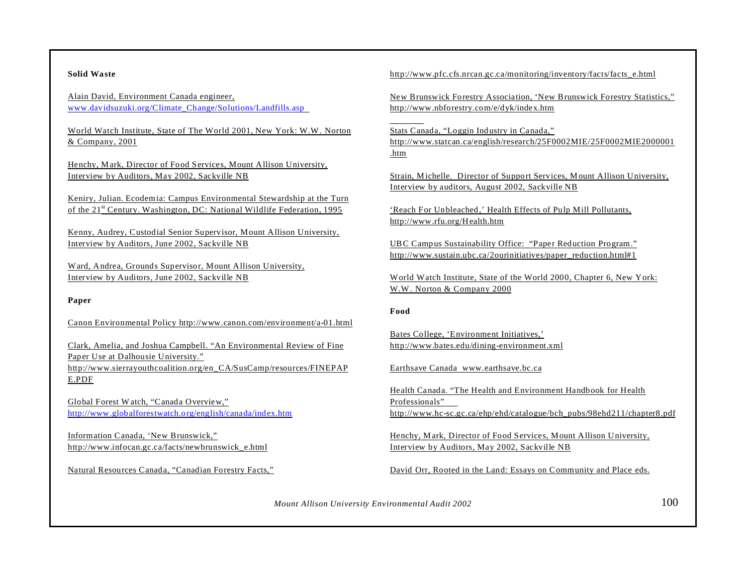**Solid Waste**

Alain David, Environment Canada engineer, www.davidsuzuki.org/Climate_Change/Solutions/Landfills.asp

World Watch Institute, State of The World 2001, New York: W.W. Norton & Company, 2001

Henchy, Mark, Director of Food Services, Mount Allison University, Interview by Auditors, May 2002, Sackville NB

Keniry, Julian. Ecodemia: Campus Environmental Stewardship at the Turn of the 21st Century. Washington, DC: National Wildlife Federation, 1995

Kenny, Audrey, Custodial Senior Supervisor, Mount Allison University, Interview by Auditors, June 2002, Sackville NB

Ward, Andrea, Grounds Supervisor, Mount Allison University, Interview by Auditors, June 2002, Sackville NB

**Paper**

Canon Environmental Policy http://www.canon.com/environment/a-01.html

Clark, Amelia, and Joshua Campbell. "An Environmental Review of Fine Paper Use at Dalhousie University." http://www.sierrayouthcoalition.org/en_CA/SusCamp/resources/FINEPAPE.PDF

Global Forest Watch, "Canada Overview," http://www.globalforestwatch.org/english/canada/index.htm

Information Canada, 'New Brunswick," http://www.infocan.gc.ca/facts/newbrunswick_e.html

Natural Resources Canada, "Canadian Forestry Facts," http://www.pfc.cfs.nrcan.gc.ca/monitoring/inventory/facts/facts_e.html

New Brunswick Forestry Association, 'New Brunswick Forestry Statistics," http://www.nbforestry.com/e/dyk/index.htm

Stats Canada, "Loggin Industry in Canada," http://www.statcan.ca/english/research/25F0002MIE/25F0002MIE2000001.htm

Strain, Michelle. Director of Support Services, Mount Allison University, Interview by auditors, August 2002, Sackville NB

'Reach For Unbleached,' Health Effects of Pulp Mill Pollutants, http://www.rfu.org/Health.htm

UBC Campus Sustainability Office: "Paper Reduction Program." http://www.sustain.ubc.ca/2ourinitiatives/paper_reduction.html#1

World Watch Institute, State of the World 2000, Chapter 6, New York: W.W. Norton & Company 2000

**Food**

Bates College, 'Environment Initiatives,' http://www.bates.edu/dining-environment.xml

Earthsave Canada www.earthsave.bc.ca

Health Canada. "The Health and Environment Handbook for Health Professionals" http://www.hc-sc.gc.ca/ehp/ehd/catalogue/bch_pubs/98ehd211/chapter8.pdf

Henchy, Mark, Director of Food Services, Mount Allison University, Interview by Auditors, May 2002, Sackville NB

David Orr, Rooted in the Land: Essays on Community and Place eds.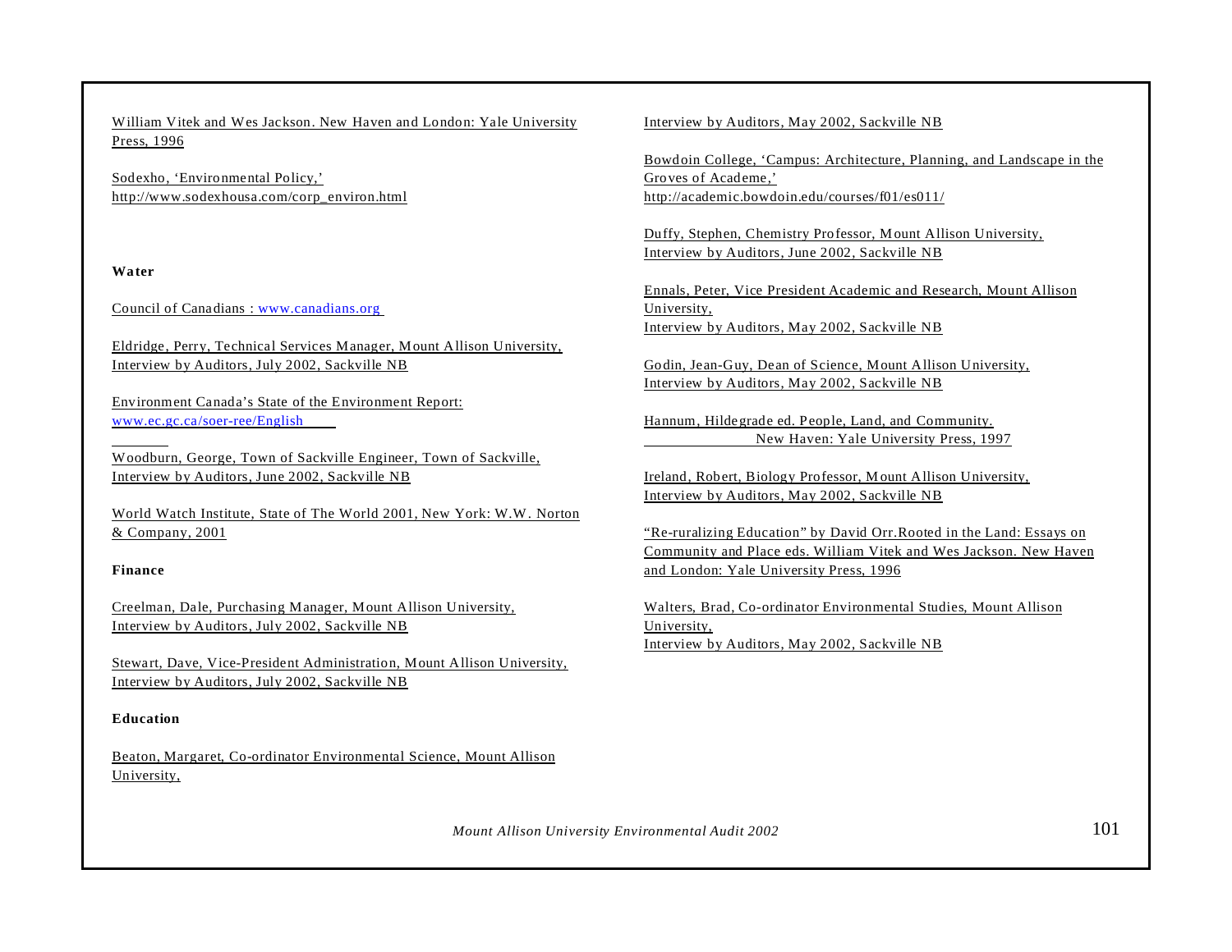William Vitek and Wes Jackson. New Haven and London: Yale University Press, 1996

Sodexho, 'Environmental Policy,' http://www.sodexhousa.com/corp_environ.html

**Water**

Council of Canadians : www.canadians.org

Eldridge, Perry, Technical Services Manager, Mount Allison University, Interview by Auditors, July 2002, Sackville NB

Environment Canada's State of the Environment Report: www.ec.gc.ca/soer-ree/English

Woodburn, George, Town of Sackville Engineer, Town of Sackville, Interview by Auditors, June 2002, Sackville NB

World Watch Institute, State of The World 2001, New York: W.W. Norton & Company, 2001

**Finance**

Creelman, Dale, Purchasing Manager, Mount Allison University, Interview by Auditors, July 2002, Sackville NB

Stewart, Dave, Vice-President Administration, Mount Allison University, Interview by Auditors, July 2002, Sackville NB

**Education**

Beaton, Margaret, Co-ordinator Environmental Science, Mount Allison University,
Interview by Auditors, May 2002, Sackville NB

Bowdoin College, 'Campus: Architecture, Planning, and Landscape in the Groves of Academe,' http://academic.bowdoin.edu/courses/f01/es011/

Duffy, Stephen, Chemistry Professor, Mount Allison University, Interview by Auditors, June 2002, Sackville NB

Ennals, Peter, Vice President Academic and Research, Mount Allison University,
Interview by Auditors, May 2002, Sackville NB

Godin, Jean-Guy, Dean of Science, Mount Allison University, Interview by Auditors, May 2002, Sackville NB

Hannum, Hildegrade ed. People, Land, and Community. New Haven: Yale University Press, 1997

Ireland, Robert, Biology Professor, Mount Allison University, Interview by Auditors, May 2002, Sackville NB

"Re-ruralizing Education" by David Orr.Rooted in the Land: Essays on Community and Place eds. William Vitek and Wes Jackson. New Haven and London: Yale University Press, 1996

Walters, Brad, Co-ordinator Environmental Studies, Mount Allison University,
Interview by Auditors, May 2002, Sackville NB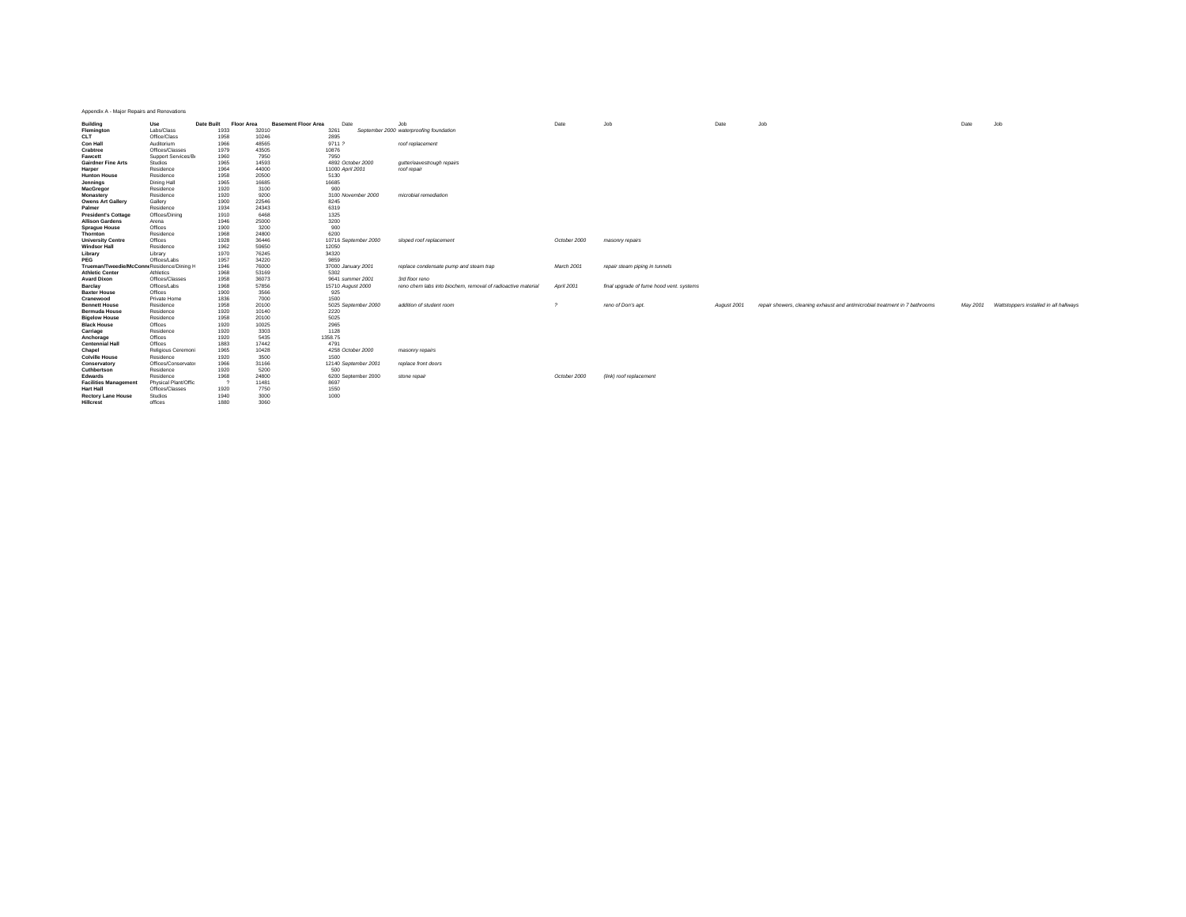Appendix A - Major Repairs and Renovations

| Building | Use | Date Built | Floor Area | Basement Floor Area | Date | Job | Date | Job | Date | Job | Date | Job |
|---|---|---|---|---|---|---|---|---|---|---|---|---|
| **Flemington** | Labs/Class | 1933 | 32010 | 3261 | September 2000 | waterproofing foundation | | | | | | |
| **CLT** | Office/Class | 1958 | 10246 | 2895 | | | | | | | | |
| **Con Hall** | Auditorium | 1966 | 48565 | 9711 | ? | roof replacement | | | | | | |
| **Crabtree** | Offices/Classes | 1979 | 43505 | 10876 | | | | | | | | |
| **Fawcett** | Support Services/Bo | 1960 | 7950 | 7950 | | | | | | | | |
| **Gairdner Fine Arts** | Studios | 1965 | 14593 | 4892 | October 2000 | gutter/eavestrough repairs | | | | | | |
| **Harper** | Residence | 1964 | 44000 | 11000 | April 2001 | roof repair | | | | | | |
| **Hunton House** | Residence | 1958 | 20500 | 5130 | | | | | | | | |
| **Jennings** | Dining Hall | 1965 | 16685 | 16685 | | | | | | | | |
| **MacGregor** | Residence | 1920 | 3100 | 900 | | | | | | | | |
| **Monastery** | Residence | 1920 | 9200 | 3100 | November 2000 | microbial remediation | | | | | | |
| **Owens Art Gallery** | Gallery | 1900 | 22546 | 8245 | | | | | | | | |
| **Palmer** | Residence | 1934 | 24343 | 6319 | | | | | | | | |
| **President's Cottage** | Offices/Dining | 1910 | 6468 | 1325 | | | | | | | | |
| **Allison Gardens** | Arena | 1946 | 25000 | 3200 | | | | | | | | |
| **Sprague House** | Offices | 1900 | 3200 | 900 | | | | | | | | |
| **Thornton** | Residence | 1968 | 24800 | 6200 | | | | | | | | |
| **University Centre** | Offices | 1928 | 36446 | 10716 | September 2000 | sloped roof replacement | October 2000 | masonry repairs | | | | |
| **Windsor Hall** | Residence | 1962 | 59650 | 12050 | | | | | | | | |
| **Library** | Library | 1970 | 76245 | 34320 | | | | | | | | |
| **PEG** | Offices/Labs | 1957 | 34220 | 9859 | | | | | | | | |
| **Trueman/Tweedie/McConn** | Residence/Dining H | 1946 | 76000 | 37000 | January 2001 | replace condensate pump and steam trap | March 2001 | repair steam piping in tunnels | | | | |
| **Athletic Center** | Athletics | 1968 | 53169 | 5302 | | | | | | | | |
| **Avard Dixon** | Offices/Classes | 1958 | 36073 | 9641 | summer 2001 | 3rd floor reno | | | | | | |
| **Barclay** | Offices/Labs | 1968 | 57856 | 15710 | August 2000 | reno chem labs into biochem, removal of radioactive material | April 2001 | final upgrade of fume hood vent. systems | | | | |
| **Baxter House** | Offices | 1900 | 3566 | 925 | | | | | | | | |
| **Cranewood** | Private Home | 1836 | 7000 | 1500 | | | | | | | | |
| **Bennett House** | Residence | 1958 | 20100 | 5025 | September 2000 | addition of student room | ? | reno of Don's apt. | August 2001 | repair showers, cleaning exhaust and antimicrobial treatment in 7 bathrooms | May 2001 | Wattstoppers installed in all hallways |
| **Bermuda House** | Residence | 1920 | 10140 | 2220 | | | | | | | | |
| **Bigelow House** | Residence | 1958 | 20100 | 5025 | | | | | | | | |
| **Black House** | Offices | 1920 | 10025 | 2965 | | | | | | | | |
| **Carriage** | Residence | 1920 | 3303 | 1128 | | | | | | | | |
| **Anchorage** | Offices | 1920 | 5435 | 1358.75 | | | | | | | | |
| **Centennial Hall** | Offices | 1883 | 17442 | 4791 | | | | | | | | |
| **Chapel** | Religious Ceremoni | 1965 | 10428 | 4258 | October 2000 | masonry repairs | | | | | | |
| **Colville House** | Residence | 1920 | 3500 | 1500 | | | | | | | | |
| **Conservatory** | Offices/Conservator | 1966 | 31166 | 12140 | September 2001 | replace front doors | | | | | | |
| **Cuthbertson** | Residence | 1920 | 5200 | 500 | | | | | | | | |
| **Edwards** | Residence | 1968 | 24800 | 6200 | September 2000 | stone repair | October 2000 | (link) roof replacement | | | | |
| **Facilities Management** | Physical Plant/Offic | ? | 11481 | 8697 | | | | | | | | |
| **Hart Hall** | Offices/Classes | 1920 | 7750 | 1550 | | | | | | | | |
| **Rectory Lane House** | Studios | 1940 | 3000 | 1000 | | | | | | | | |
| **Hillcrest** | offices | 1880 | 3060 | | | | | | | | | |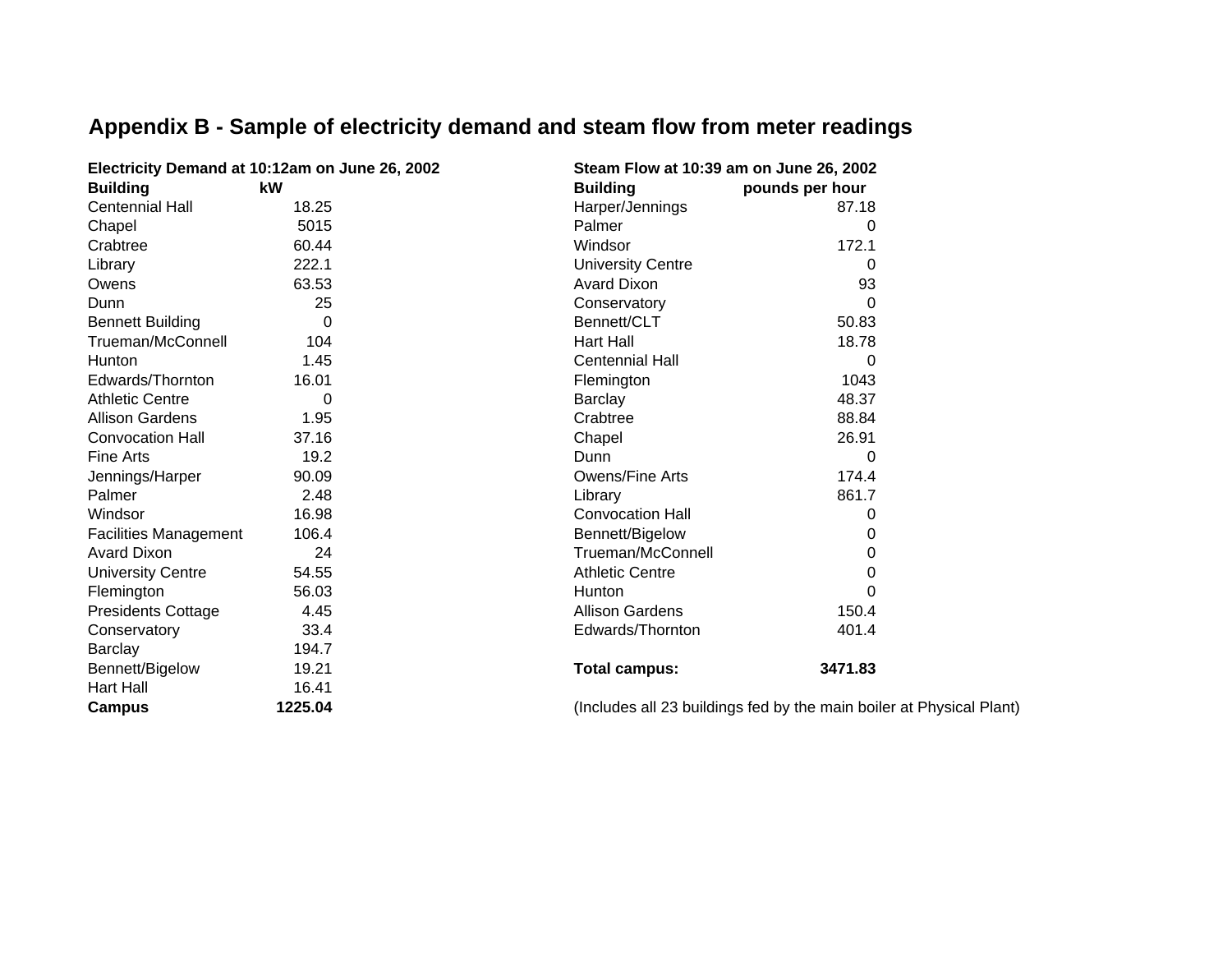# Appendix B - Sample of electricity demand and steam flow from meter readings

**Electricity Demand at 10:12am on June 26, 2002**

| **Building** | **kW** |
|---|---|
| Centennial Hall | 18.25 |
| Chapel | 5015 |
| Crabtree | 60.44 |
| Library | 222.1 |
| Owens | 63.53 |
| Dunn | 25 |
| Bennett Building | 0 |
| Trueman/McConnell | 104 |
| Hunton | 1.45 |
| Edwards/Thornton | 16.01 |
| Athletic Centre | 0 |
| Allison Gardens | 1.95 |
| Convocation Hall | 37.16 |
| Fine Arts | 19.2 |
| Jennings/Harper | 90.09 |
| Palmer | 2.48 |
| Windsor | 16.98 |
| Facilities Management | 106.4 |
| Avard Dixon | 24 |
| University Centre | 54.55 |
| Flemington | 56.03 |
| Presidents Cottage | 4.45 |
| Conservatory | 33.4 |
| Barclay | 194.7 |
| Bennett/Bigelow | 19.21 |
| Hart Hall | 16.41 |
| **Campus** | **1225.04** |

**Steam Flow at 10:39 am on June 26, 2002**

| **Building** | **pounds per hour** |
|---|---|
| Harper/Jennings | 87.18 |
| Palmer | 0 |
| Windsor | 172.1 |
| University Centre | 0 |
| Avard Dixon | 93 |
| Conservatory | 0 |
| Bennett/CLT | 50.83 |
| Hart Hall | 18.78 |
| Centennial Hall | 0 |
| Flemington | 1043 |
| Barclay | 48.37 |
| Crabtree | 88.84 |
| Chapel | 26.91 |
| Dunn | 0 |
| Owens/Fine Arts | 174.4 |
| Library | 861.7 |
| Convocation Hall | 0 |
| Bennett/Bigelow | 0 |
| Trueman/McConnell | 0 |
| Athletic Centre | 0 |
| Hunton | 0 |
| Allison Gardens | 150.4 |
| Edwards/Thornton | 401.4 |
| **Total campus:** | **3471.83** |

(Includes all 23 buildings fed by the main boiler at Physical Plant)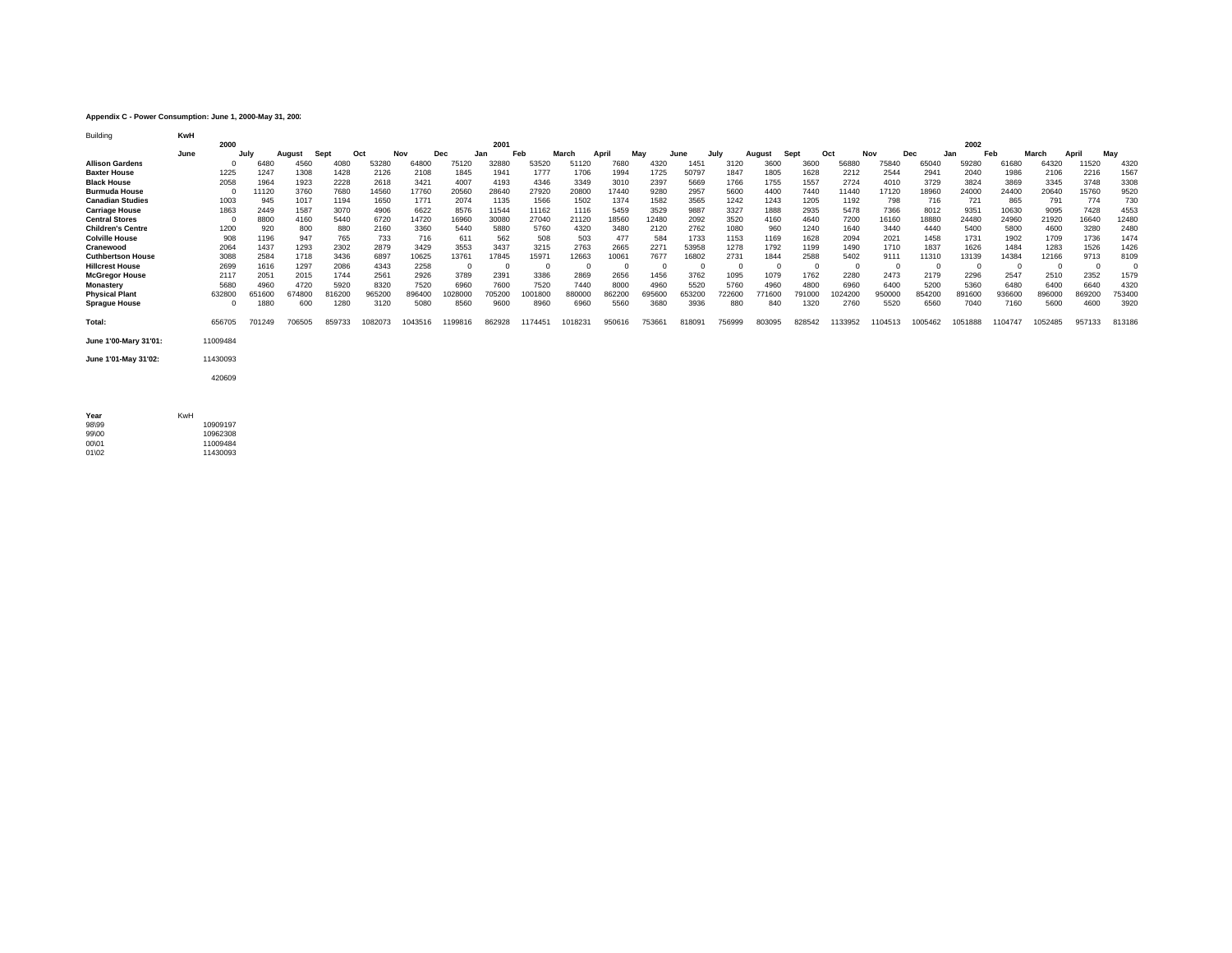**Appendix C - Power Consumption: June 1, 2000-May 31, 2002**

| Building | KwH | | | | | | | | | | | | | | | | | | | | | | | |
|---|---|---|---|---|---|---|---|---|---|---|---|---|---|---|---|---|---|---|---|---|---|---|---|---|
| | 2000 | | | | | | | 2001 | | | | | | | | | | | | | 2002 | | | |
| | June | July | August | Sept | Oct | Nov | Dec | Jan | Feb | March | April | May | June | July | August | Sept | Oct | Nov | Dec | Jan | Feb | March | April | May |
| **Allison Gardens** | 0 | 6480 | 4560 | 4080 | 53280 | 64800 | 75120 | 32880 | 53520 | 51120 | 7680 | 4320 | 1451 | 3120 | 3600 | 3600 | 56880 | 75840 | 65040 | 59280 | 61680 | 64320 | 11520 | 4320 |
| **Baxter House** | 1225 | 1247 | 1308 | 1428 | 2126 | 2108 | 1845 | 1941 | 1777 | 1706 | 1994 | 1725 | 50797 | 1847 | 1805 | 1628 | 2212 | 2544 | 2941 | 2040 | 1986 | 2106 | 2216 | 1567 |
| **Black House** | 2058 | 1964 | 1923 | 2228 | 2618 | 3421 | 4007 | 4193 | 4346 | 3349 | 3010 | 2397 | 5669 | 1766 | 1755 | 1557 | 2724 | 4010 | 3729 | 3824 | 3869 | 3345 | 3748 | 3308 |
| **Burmuda House** | 0 | 11120 | 3760 | 7680 | 14560 | 17760 | 20560 | 28640 | 27920 | 20800 | 17440 | 9280 | 2957 | 5600 | 4400 | 7440 | 11440 | 17120 | 18960 | 24000 | 24400 | 20640 | 15760 | 9520 |
| **Canadian Studies** | 1003 | 945 | 1017 | 1194 | 1650 | 1771 | 2074 | 1135 | 1566 | 1502 | 1374 | 1582 | 3565 | 1242 | 1243 | 1205 | 1192 | 798 | 716 | 721 | 865 | 791 | 774 | 730 |
| **Carriage House** | 1863 | 2449 | 1587 | 3070 | 4906 | 6622 | 8576 | 11544 | 11162 | 1116 | 5459 | 3529 | 9887 | 3327 | 1888 | 2935 | 5478 | 7366 | 8012 | 9351 | 10630 | 9095 | 7428 | 4553 |
| **Central Stores** | 0 | 8800 | 4160 | 5440 | 6720 | 14720 | 16960 | 30080 | 27040 | 21120 | 18560 | 12480 | 2092 | 3520 | 4160 | 4640 | 7200 | 16160 | 18880 | 24480 | 24960 | 21920 | 16640 | 12480 |
| **Children's Centre** | 1200 | 920 | 800 | 880 | 2160 | 3360 | 5440 | 5880 | 5760 | 4320 | 3480 | 2120 | 2762 | 1080 | 960 | 1240 | 1640 | 3440 | 4440 | 5400 | 5800 | 4600 | 3280 | 2480 |
| **Colville House** | 908 | 1196 | 947 | 765 | 733 | 716 | 611 | 562 | 508 | 503 | 477 | 584 | 1733 | 1153 | 1169 | 1628 | 2094 | 2021 | 1458 | 1731 | 1902 | 1709 | 1736 | 1474 |
| **Cranewood** | 2064 | 1437 | 1293 | 2302 | 2879 | 3429 | 3553 | 3437 | 3215 | 2763 | 2665 | 2271 | 53958 | 1278 | 1792 | 1199 | 1490 | 1710 | 1837 | 1626 | 1484 | 1283 | 1526 | 1426 |
| **Cuthbertson House** | 3088 | 2584 | 1718 | 3436 | 6897 | 10625 | 13761 | 17845 | 15971 | 12663 | 10061 | 7677 | 16802 | 2731 | 1844 | 2588 | 5402 | 9111 | 11310 | 13139 | 14384 | 12166 | 9713 | 8109 |
| **Hillcrest House** | 2699 | 1616 | 1297 | 2086 | 4343 | 2258 | 0 | 0 | 0 | 0 | 0 | 0 | 0 | 0 | 0 | 0 | 0 | 0 | 0 | 0 | 0 | 0 | 0 | 0 |
| **McGregor House** | 2117 | 2051 | 2015 | 1744 | 2561 | 2926 | 3789 | 2391 | 3386 | 2869 | 2656 | 1456 | 3762 | 1095 | 1079 | 1762 | 2280 | 2473 | 2179 | 2296 | 2547 | 2510 | 2352 | 1579 |
| **Monastery** | 5680 | 4960 | 4720 | 5920 | 8320 | 7520 | 6960 | 7600 | 7520 | 7440 | 8000 | 4960 | 5520 | 5760 | 4960 | 4800 | 6960 | 6400 | 5200 | 5360 | 6480 | 6400 | 6640 | 4320 |
| **Physical Plant** | 632800 | 651600 | 674800 | 816200 | 965200 | 896400 | 1028000 | 705200 | 1001800 | 880000 | 862200 | 695600 | 653200 | 722600 | 771600 | 791000 | 1024200 | 950000 | 854200 | 891600 | 936600 | 896000 | 869200 | 753400 |
| **Sprague House** | 0 | 1880 | 600 | 1280 | 3120 | 5080 | 8560 | 9600 | 8960 | 6960 | 5560 | 3680 | 3936 | 880 | 840 | 1320 | 2760 | 5520 | 6560 | 7040 | 7160 | 5600 | 4600 | 3920 |
| **Total:** | 656705 | 701249 | 706505 | 859733 | 1082073 | 1043516 | 1199816 | 862928 | 1174451 | 1018231 | 950616 | 753661 | 818091 | 756999 | 803095 | 828542 | 1133952 | 1104513 | 1005462 | 1051888 | 1104747 | 1052485 | 957133 | 813186 |

**June 1'00-Mary 31'01:** 11009484

**June 1'01-May 31'02:** 11430093

420609

| Year | KwH |
|---|---|
| 98\99 | 10909197 |
| 99\00 | 10962308 |
| 00\01 | 11009484 |
| 01\02 | 11430093 |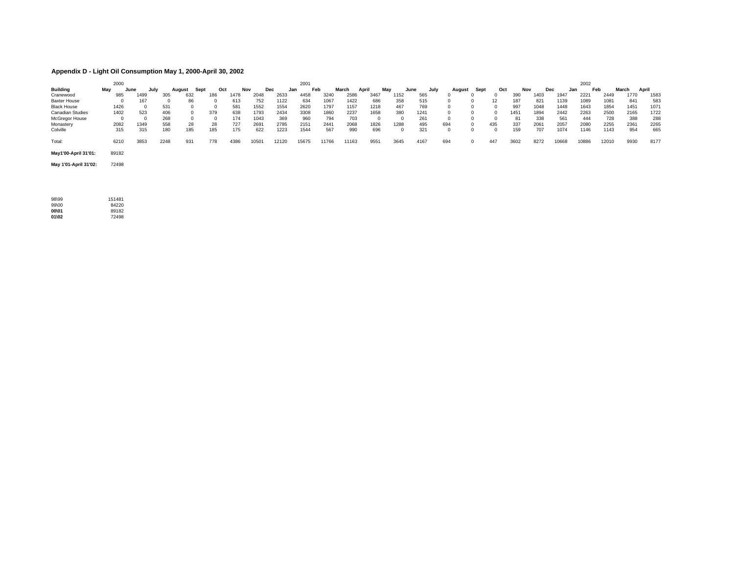### Appendix D - Light Oil Consumption May 1, 2000-April 30, 2002

| | 2000 | | | | | | | | 2001 | | | | | | | | | | | | 2002 | | | |
|---|---|---|---|---|---|---|---|---|---|---|---|---|---|---|---|---|---|---|---|---|---|---|---|---|
| **Building** | **May** | **June** | **July** | **August** | **Sept** | **Oct** | **Nov** | **Dec** | **Jan** | **Feb** | **March** | **April** | **May** | **June** | **July** | **August** | **Sept** | **Oct** | **Nov** | **Dec** | **Jan** | **Feb** | **March** | **April** |
| Cranewood | 985 | 1499 | 305 | 632 | 186 | 1478 | 2048 | 2633 | 4458 | 3240 | 2586 | 3467 | 1152 | 565 | 0 | 0 | 0 | 390 | 1403 | 1947 | 2221 | 2449 | 1770 | 1583 |
| Baxter House | 0 | 167 | 0 | 86 | 0 | 613 | 752 | 1122 | 634 | 1067 | 1422 | 686 | 358 | 515 | 0 | 0 | 12 | 187 | 821 | 1139 | 1089 | 1081 | 841 | 583 |
| Black House | 1426 | 0 | 531 | 0 | 0 | 581 | 1552 | 1554 | 2620 | 1797 | 1157 | 1218 | 467 | 769 | 0 | 0 | 0 | 997 | 1048 | 1448 | 1643 | 1854 | 1451 | 1071 |
| Canadian Studies | 1402 | 523 | 406 | 0 | 379 | 638 | 1793 | 2434 | 3308 | 1860 | 2237 | 1658 | 380 | 1241 | 0 | 0 | 0 | 1451 | 1894 | 2442 | 2263 | 2500 | 2165 | 1722 |
| McGregor House | 0 | 0 | 268 | 0 | 0 | 174 | 1043 | 369 | 960 | 794 | 703 | 0 | 0 | 261 | 0 | 0 | 0 | 81 | 338 | 561 | 444 | 728 | 388 | 288 |
| Monastery | 2082 | 1349 | 558 | 28 | 28 | 727 | 2691 | 2785 | 2151 | 2441 | 2068 | 1826 | 1288 | 495 | 694 | 0 | 435 | 337 | 2061 | 2057 | 2080 | 2255 | 2361 | 2265 |
| Colville | 315 | 315 | 180 | 185 | 185 | 175 | 622 | 1223 | 1544 | 567 | 990 | 696 | 0 | 321 | 0 | 0 | 0 | 159 | 707 | 1074 | 1146 | 1143 | 954 | 665 |
| Total: | 6210 | 3853 | 2248 | 931 | 778 | 4386 | 10501 | 12120 | 15675 | 11766 | 11163 | 9551 | 3645 | 4167 | 694 | 0 | 447 | 3602 | 8272 | 10668 | 10886 | 12010 | 9930 | 8177 |

| | |
|---|---|
| **May1'00-April 31'01:** | 89182 |
| **May 1'01-April 31'02:** | 72498 |

| | |
|---|---|
| 98\99 | 151481 |
| 99\00 | 84220 |
| **00\01** | 89182 |
| **01\02** | 72498 |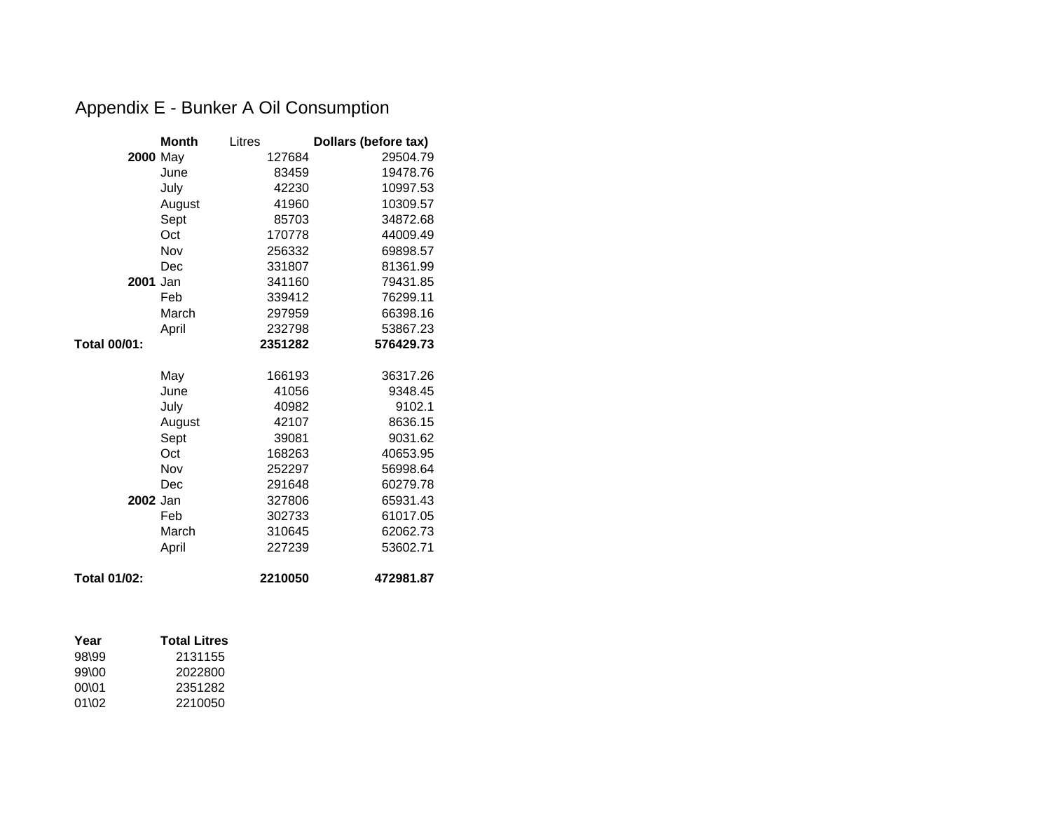# Appendix E - Bunker A Oil Consumption

| | Month | Litres | Dollars (before tax) |
|---|---|---|---|
| **2000** | May | 127684 | 29504.79 |
| | June | 83459 | 19478.76 |
| | July | 42230 | 10997.53 |
| | August | 41960 | 10309.57 |
| | Sept | 85703 | 34872.68 |
| | Oct | 170778 | 44009.49 |
| | Nov | 256332 | 69898.57 |
| | Dec | 331807 | 81361.99 |
| **2001** | Jan | 341160 | 79431.85 |
| | Feb | 339412 | 76299.11 |
| | March | 297959 | 66398.16 |
| | April | 232798 | 53867.23 |
| **Total 00/01:** | | **2351282** | **576429.73** |
| | May | 166193 | 36317.26 |
| | June | 41056 | 9348.45 |
| | July | 40982 | 9102.1 |
| | August | 42107 | 8636.15 |
| | Sept | 39081 | 9031.62 |
| | Oct | 168263 | 40653.95 |
| | Nov | 252297 | 56998.64 |
| | Dec | 291648 | 60279.78 |
| **2002** | Jan | 327806 | 65931.43 |
| | Feb | 302733 | 61017.05 |
| | March | 310645 | 62062.73 |
| | April | 227239 | 53602.71 |
| **Total 01/02:** | | **2210050** | **472981.87** |

| **Year** | **Total Litres** |
|---|---|
| 98\99 | 2131155 |
| 99\00 | 2022800 |
| 00\01 | 2351282 |
| 01\02 | 2210050 |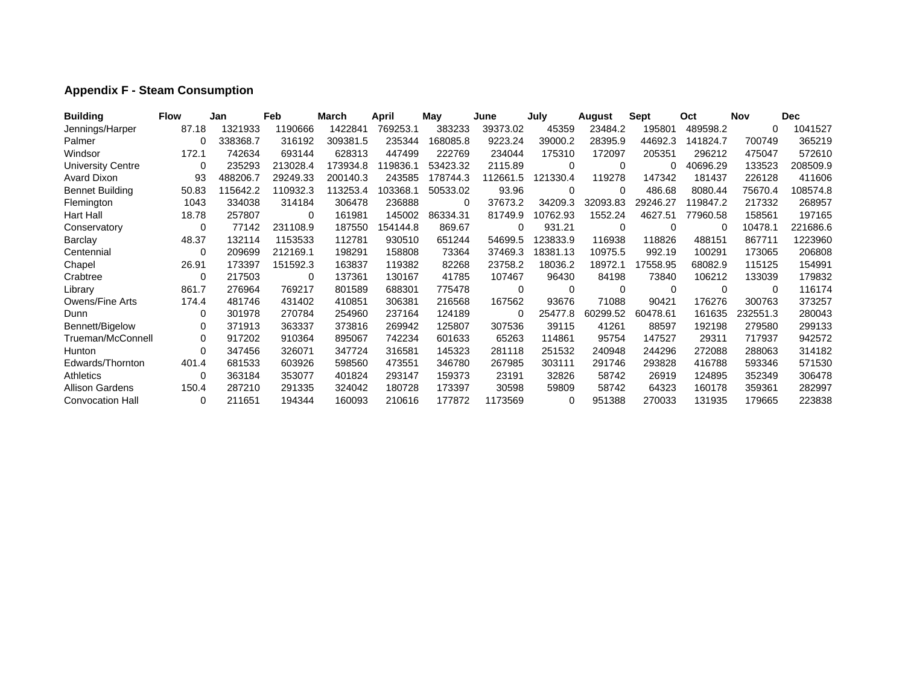**Appendix F - Steam Consumption**

| Building | Flow | Jan | Feb | March | April | May | June | July | August | Sept | Oct | Nov | Dec |
|---|---|---|---|---|---|---|---|---|---|---|---|---|---|
| Jennings/Harper | 87.18 | 1321933 | 1190666 | 1422841 | 769253.1 | 383233 | 39373.02 | 45359 | 23484.2 | 195801 | 489598.2 | 0 | 1041527 |
| Palmer | 0 | 338368.7 | 316192 | 309381.5 | 235344 | 168085.8 | 9223.24 | 39000.2 | 28395.9 | 44692.3 | 141824.7 | 700749 | 365219 |
| Windsor | 172.1 | 742634 | 693144 | 628313 | 447499 | 222769 | 234044 | 175310 | 172097 | 205351 | 296212 | 475047 | 572610 |
| University Centre | 0 | 235293 | 213028.4 | 173934.8 | 119836.1 | 53423.32 | 2115.89 | 0 | 0 | 0 | 40696.29 | 133523 | 208509.9 |
| Avard Dixon | 93 | 488206.7 | 29249.33 | 200140.3 | 243585 | 178744.3 | 112661.5 | 121330.4 | 119278 | 147342 | 181437 | 226128 | 411606 |
| Bennet Building | 50.83 | 115642.2 | 110932.3 | 113253.4 | 103368.1 | 50533.02 | 93.96 | 0 | 0 | 486.68 | 8080.44 | 75670.4 | 108574.8 |
| Flemington | 1043 | 334038 | 314184 | 306478 | 236888 | 0 | 37673.2 | 34209.3 | 32093.83 | 29246.27 | 119847.2 | 217332 | 268957 |
| Hart Hall | 18.78 | 257807 | 0 | 161981 | 145002 | 86334.31 | 81749.9 | 10762.93 | 1552.24 | 4627.51 | 77960.58 | 158561 | 197165 |
| Conservatory | 0 | 77142 | 231108.9 | 187550 | 154144.8 | 869.67 | 0 | 931.21 | 0 | 0 | 0 | 10478.1 | 221686.6 |
| Barclay | 48.37 | 132114 | 1153533 | 112781 | 930510 | 651244 | 54699.5 | 123833.9 | 116938 | 118826 | 488151 | 867711 | 1223960 |
| Centennial | 0 | 209699 | 212169.1 | 198291 | 158808 | 73364 | 37469.3 | 18381.13 | 10975.5 | 992.19 | 100291 | 173065 | 206808 |
| Chapel | 26.91 | 173397 | 151592.3 | 163837 | 119382 | 82268 | 23758.2 | 18036.2 | 18972.1 | 17558.95 | 68082.9 | 115125 | 154991 |
| Crabtree | 0 | 217503 | 0 | 137361 | 130167 | 41785 | 107467 | 96430 | 84198 | 73840 | 106212 | 133039 | 179832 |
| Library | 861.7 | 276964 | 769217 | 801589 | 688301 | 775478 | 0 | 0 | 0 | 0 | 0 | 0 | 116174 |
| Owens/Fine Arts | 174.4 | 481746 | 431402 | 410851 | 306381 | 216568 | 167562 | 93676 | 71088 | 90421 | 176276 | 300763 | 373257 |
| Dunn | 0 | 301978 | 270784 | 254960 | 237164 | 124189 | 0 | 25477.8 | 60299.52 | 60478.61 | 161635 | 232551.3 | 280043 |
| Bennett/Bigelow | 0 | 371913 | 363337 | 373816 | 269942 | 125807 | 307536 | 39115 | 41261 | 88597 | 192198 | 279580 | 299133 |
| Trueman/McConnell | 0 | 917202 | 910364 | 895067 | 742234 | 601633 | 65263 | 114861 | 95754 | 147527 | 29311 | 717937 | 942572 |
| Hunton | 0 | 347456 | 326071 | 347724 | 316581 | 145323 | 281118 | 251532 | 240948 | 244296 | 272088 | 288063 | 314182 |
| Edwards/Thornton | 401.4 | 681533 | 603926 | 598560 | 473551 | 346780 | 267985 | 303111 | 291746 | 293828 | 416788 | 593346 | 571530 |
| Athletics | 0 | 363184 | 353077 | 401824 | 293147 | 159373 | 23191 | 32826 | 58742 | 26919 | 124895 | 352349 | 306478 |
| Allison Gardens | 150.4 | 287210 | 291335 | 324042 | 180728 | 173397 | 30598 | 59809 | 58742 | 64323 | 160178 | 359361 | 282997 |
| Convocation Hall | 0 | 211651 | 194344 | 160093 | 210616 | 177872 | 1173569 | 0 | 951388 | 270033 | 131935 | 179665 | 223838 |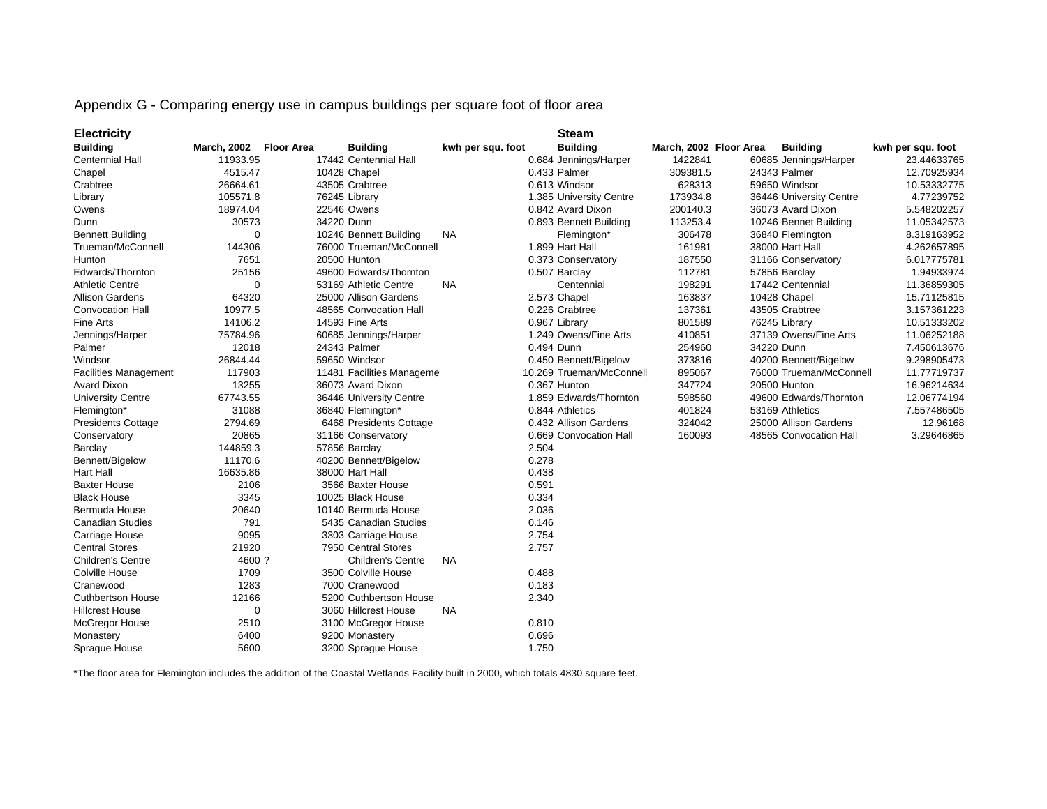# Appendix G - Comparing energy use in campus buildings per square foot of floor area

**Electricity**

| Building | March, 2002 | Floor Area | Building | kwh per squ. foot |
|---|---|---|---|---|
| Centennial Hall | 11933.95 | 17442 | Centennial Hall | 0.684 |
| Chapel | 4515.47 | 10428 | Chapel | 0.433 |
| Crabtree | 26664.61 | 43505 | Crabtree | 0.613 |
| Library | 105571.8 | 76245 | Library | 1.385 |
| Owens | 18974.04 | 22546 | Owens | 0.842 |
| Dunn | 30573 | 34220 | Dunn | 0.893 |
| Bennett Building | 0 | 10246 | Bennett Building | NA |
| Trueman/McConnell | 144306 | 76000 | Trueman/McConnell | 1.899 |
| Hunton | 7651 | 20500 | Hunton | 0.373 |
| Edwards/Thornton | 25156 | 49600 | Edwards/Thornton | 0.507 |
| Athletic Centre | 0 | 53169 | Athletic Centre | NA |
| Allison Gardens | 64320 | 25000 | Allison Gardens | 2.573 |
| Convocation Hall | 10977.5 | 48565 | Convocation Hall | 0.226 |
| Fine Arts | 14106.2 | 14593 | Fine Arts | 0.967 |
| Jennings/Harper | 75784.96 | 60685 | Jennings/Harper | 1.249 |
| Palmer | 12018 | 24343 | Palmer | 0.494 |
| Windsor | 26844.44 | 59650 | Windsor | 0.450 |
| Facilities Management | 117903 | 11481 | Facilities Manageme | 10.269 |
| Avard Dixon | 13255 | 36073 | Avard Dixon | 0.367 |
| University Centre | 67743.55 | 36446 | University Centre | 1.859 |
| Flemington* | 31088 | 36840 | Flemington* | 0.844 |
| Presidents Cottage | 2794.69 | 6468 | Presidents Cottage | 0.432 |
| Conservatory | 20865 | 31166 | Conservatory | 0.669 |
| Barclay | 144859.3 | 57856 | Barclay | 2.504 |
| Bennett/Bigelow | 11170.6 | 40200 | Bennett/Bigelow | 0.278 |
| Hart Hall | 16635.86 | 38000 | Hart Hall | 0.438 |
| Baxter House | 2106 | 3566 | Baxter House | 0.591 |
| Black House | 3345 | 10025 | Black House | 0.334 |
| Bermuda House | 20640 | 10140 | Bermuda House | 2.036 |
| Canadian Studies | 791 | 5435 | Canadian Studies | 0.146 |
| Carriage House | 9095 | 3303 | Carriage House | 2.754 |
| Central Stores | 21920 | 7950 | Central Stores | 2.757 |
| Children's Centre | 4600 ? | | Children's Centre | NA |
| Colville House | 1709 | 3500 | Colville House | 0.488 |
| Cranewood | 1283 | 7000 | Cranewood | 0.183 |
| Cuthbertson House | 12166 | 5200 | Cuthbertson House | 2.340 |
| Hillcrest House | 0 | 3060 | Hillcrest House | NA |
| McGregor House | 2510 | 3100 | McGregor House | 0.810 |
| Monastery | 6400 | 9200 | Monastery | 0.696 |
| Sprague House | 5600 | 3200 | Sprague House | 1.750 |

**Steam**

| Building | March, 2002 | Floor Area | Building | kwh per squ. foot |
|---|---|---|---|---|
| Jennings/Harper | 1422841 | 60685 | Jennings/Harper | 23.44633765 |
| Palmer | 309381.5 | 24343 | Palmer | 12.70925934 |
| Windsor | 628313 | 59650 | Windsor | 10.53332775 |
| University Centre | 173934.8 | 36446 | University Centre | 4.77239752 |
| Avard Dixon | 200140.3 | 36073 | Avard Dixon | 5.548202257 |
| Bennett Building | 113253.4 | 10246 | Bennet Building | 11.05342573 |
| Flemington* | 306478 | 36840 | Flemington | 8.319163952 |
| Hart Hall | 161981 | 38000 | Hart Hall | 4.262657895 |
| Conservatory | 187550 | 31166 | Conservatory | 6.017775781 |
| Barclay | 112781 | 57856 | Barclay | 1.94933974 |
| Centennial | 198291 | 17442 | Centennial | 11.36859305 |
| Chapel | 163837 | 10428 | Chapel | 15.71125815 |
| Crabtree | 137361 | 43505 | Crabtree | 3.157361223 |
| Library | 801589 | 76245 | Library | 10.51333202 |
| Owens/Fine Arts | 410851 | 37139 | Owens/Fine Arts | 11.06252188 |
| Dunn | 254960 | 34220 | Dunn | 7.450613676 |
| Bennett/Bigelow | 373816 | 40200 | Bennett/Bigelow | 9.298905473 |
| Trueman/McConnell | 895067 | 76000 | Trueman/McConnell | 11.77719737 |
| Hunton | 347724 | 20500 | Hunton | 16.96214634 |
| Edwards/Thornton | 598560 | 49600 | Edwards/Thornton | 12.06774194 |
| Athletics | 401824 | 53169 | Athletics | 7.557486505 |
| Allison Gardens | 324042 | 25000 | Allison Gardens | 12.96168 |
| Convocation Hall | 160093 | 48565 | Convocation Hall | 3.29646865 |

*The floor area for Flemington includes the addition of the Coastal Wetlands Facility built in 2000, which totals 4830 square feet.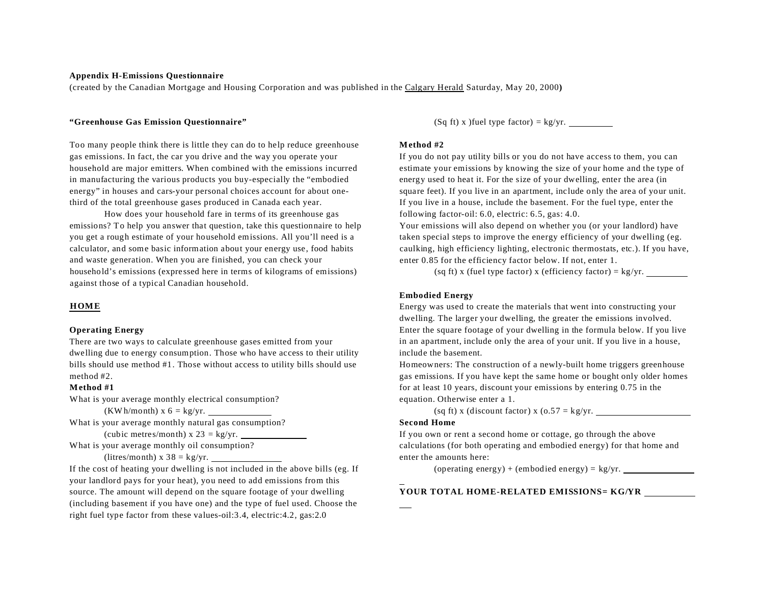**Appendix H-Emissions Questionnaire**

(created by the Canadian Mortgage and Housing Corporation and was published in the Calgary Herald Saturday, May 20, 2000**)**

**"Greenhouse Gas Emission Questionnaire"**

Too many people think there is little they can do to help reduce greenhouse gas emissions. In fact, the car you drive and the way you operate your household are major emitters. When combined with the emissions incurred in manufacturing the various products you buy-especially the "embodied energy" in houses and cars-your personal choices account for about one-third of the total greenhouse gases produced in Canada each year.

How does your household fare in terms of its greenhouse gas emissions? To help you answer that question, take this questionnaire to help you get a rough estimate of your household emissions. All you'll need is a calculator, and some basic information about your energy use, food habits and waste generation. When you are finished, you can check your household's emissions (expressed here in terms of kilograms of emissions) against those of a typical Canadian household.

## HOME

### Operating Energy

There are two ways to calculate greenhouse gases emitted from your dwelling due to energy consumption. Those who have access to their utility bills should use method #1. Those without access to utility bills should use method #2.

**Method #1**

What is your average monthly electrical consumption?

(KWh/month) x 6 = kg/yr. ____________

What is your average monthly natural gas consumption?

(cubic metres/month) x 23 = kg/yr. ____________

What is your average monthly oil consumption?

(litres/month) x 38 = kg/yr. ____________

If the cost of heating your dwelling is not included in the above bills (eg. If your landlord pays for your heat), you need to add emissions from this source. The amount will depend on the square footage of your dwelling (including basement if you have one) and the type of fuel used. Choose the right fuel type factor from these values-oil:3.4, electric:4.2, gas:2.0

(Sq ft) x )fuel type factor) = kg/yr. ____________

**Method #2**

If you do not pay utility bills or you do not have access to them, you can estimate your emissions by knowing the size of your home and the type of energy used to heat it. For the size of your dwelling, enter the area (in square feet). If you live in an apartment, include only the area of your unit. If you live in a house, include the basement. For the fuel type, enter the following factor-oil: 6.0, electric: 6.5, gas: 4.0.

Your emissions will also depend on whether you (or your landlord) have taken special steps to improve the energy efficiency of your dwelling (eg. caulking, high efficiency lighting, electronic thermostats, etc.). If you have, enter 0.85 for the efficiency factor below. If not, enter 1.

(sq ft) x (fuel type factor) x (efficiency factor) = kg/yr. ____________

### Embodied Energy

Energy was used to create the materials that went into constructing your dwelling. The larger your dwelling, the greater the emissions involved. Enter the square footage of your dwelling in the formula below. If you live in an apartment, include only the area of your unit. If you live in a house, include the basement.

Homeowners: The construction of a newly-built home triggers greenhouse gas emissions. If you have kept the same home or bought only older homes for at least 10 years, discount your emissions by entering 0.75 in the equation. Otherwise enter a 1.

(sq ft) x (discount factor) x (o.57 = kg/yr. ____________

**Second Home**

If you own or rent a second home or cottage, go through the above calculations (for both operating and embodied energy) for that home and enter the amounts here:

(operating energy) + (embodied energy) = kg/yr. ____________

**YOUR TOTAL HOME-RELATED EMISSIONS= KG/YR** ____________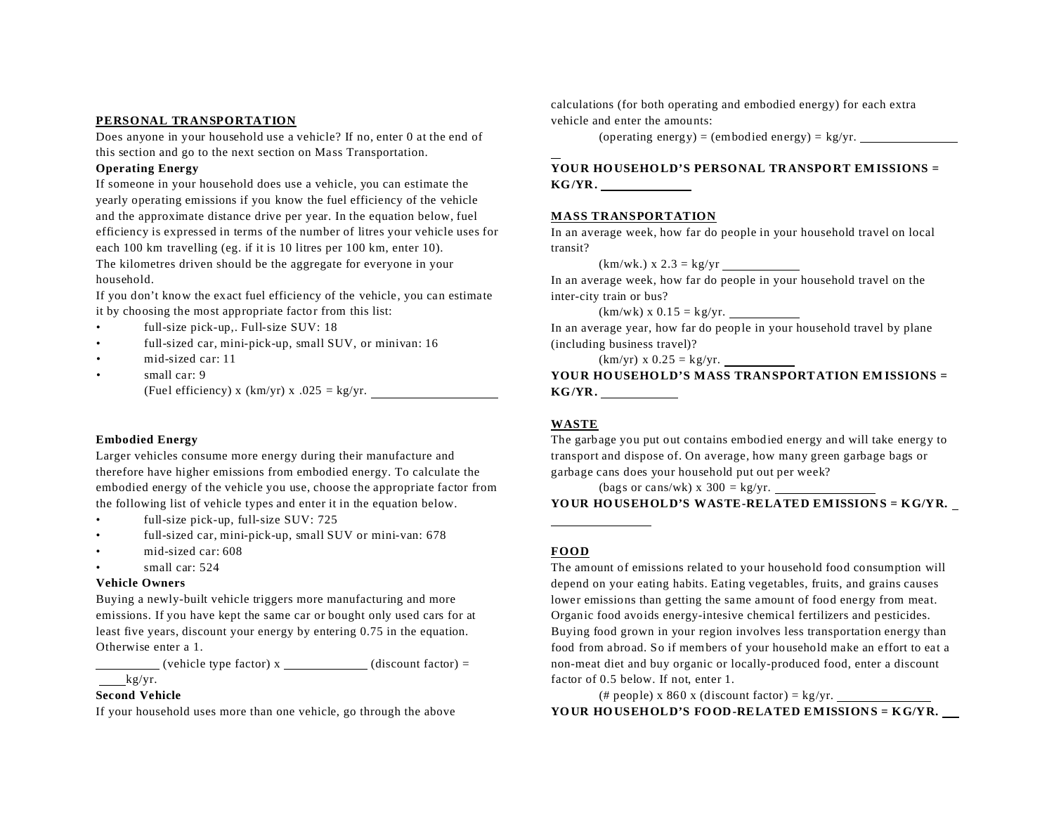**PERSONAL TRANSPORTATION**

Does anyone in your household use a vehicle? If no, enter 0 at the end of this section and go to the next section on Mass Transportation.

**Operating Energy**

If someone in your household does use a vehicle, you can estimate the yearly operating emissions if you know the fuel efficiency of the vehicle and the approximate distance drive per year. In the equation below, fuel efficiency is expressed in terms of the number of litres your vehicle uses for each 100 km travelling (eg. if it is 10 litres per 100 km, enter 10).
The kilometres driven should be the aggregate for everyone in your household.
If you don't know the exact fuel efficiency of the vehicle, you can estimate it by choosing the most appropriate factor from this list:

- full-size pick-up,. Full-size SUV: 18
- full-sized car, mini-pick-up, small SUV, or minivan: 16
- mid-sized car: 11
- small car: 9

(Fuel efficiency) x (km/yr) x .025 = kg/yr. ____________________

**Embodied Energy**

Larger vehicles consume more energy during their manufacture and therefore have higher emissions from embodied energy. To calculate the embodied energy of the vehicle you use, choose the appropriate factor from the following list of vehicle types and enter it in the equation below.

- full-size pick-up, full-size SUV: 725
- full-sized car, mini-pick-up, small SUV or mini-van: 678
- mid-sized car: 608
- small car: 524

**Vehicle Owners**

Buying a newly-built vehicle triggers more manufacturing and more emissions. If you have kept the same car or bought only used cars for at least five years, discount your energy by entering 0.75 in the equation. Otherwise enter a 1.

__________ (vehicle type factor) x _____________ (discount factor) = ____kg/yr.

**Second Vehicle**

If your household uses more than one vehicle, go through the above calculations (for both operating and embodied energy) for each extra vehicle and enter the amounts:

(operating energy) = (embodied energy) = kg/yr. ________________

**YOUR HOUSEHOLD'S PERSONAL TRANSPORT EMISSIONS = KG/YR.** ______________

**MASS TRANSPORTATION**

In an average week, how far do people in your household travel on local transit?

(km/wk.) x 2.3 = kg/yr ____________

In an average week, how far do people in your household travel on the inter-city train or bus?

(km/wk) x 0.15 = kg/yr. ___________

In an average year, how far do people in your household travel by plane (including business travel)?

(km/yr) x 0.25 = kg/yr. ___________

**YOUR HOUSEHOLD'S MASS TRANSPORTATION EMISSIONS = KG/YR.** ____________

**WASTE**

The garbage you put out contains embodied energy and will take energy to transport and dispose of. On average, how many green garbage bags or garbage cans does your household put out per week?

(bags or cans/wk) x 300 = kg/yr. ________________

**YOUR HOUSEHOLD'S WASTE-RELATED EMISSIONS = KG/YR.** ________________

**FOOD**

The amount of emissions related to your household food consumption will depend on your eating habits. Eating vegetables, fruits, and grains causes lower emissions than getting the same amount of food energy from meat. Organic food avoids energy-intesive chemical fertilizers and pesticides. Buying food grown in your region involves less transportation energy than food from abroad. So if members of your household make an effort to eat a non-meat diet and buy organic or locally-produced food, enter a discount factor of 0.5 below. If not, enter 1.

(# people) x 860 x (discount factor) = kg/yr. _______________

**YOUR HOUSEHOLD'S FOOD-RELATED EMISSIONS = KG/YR.** ___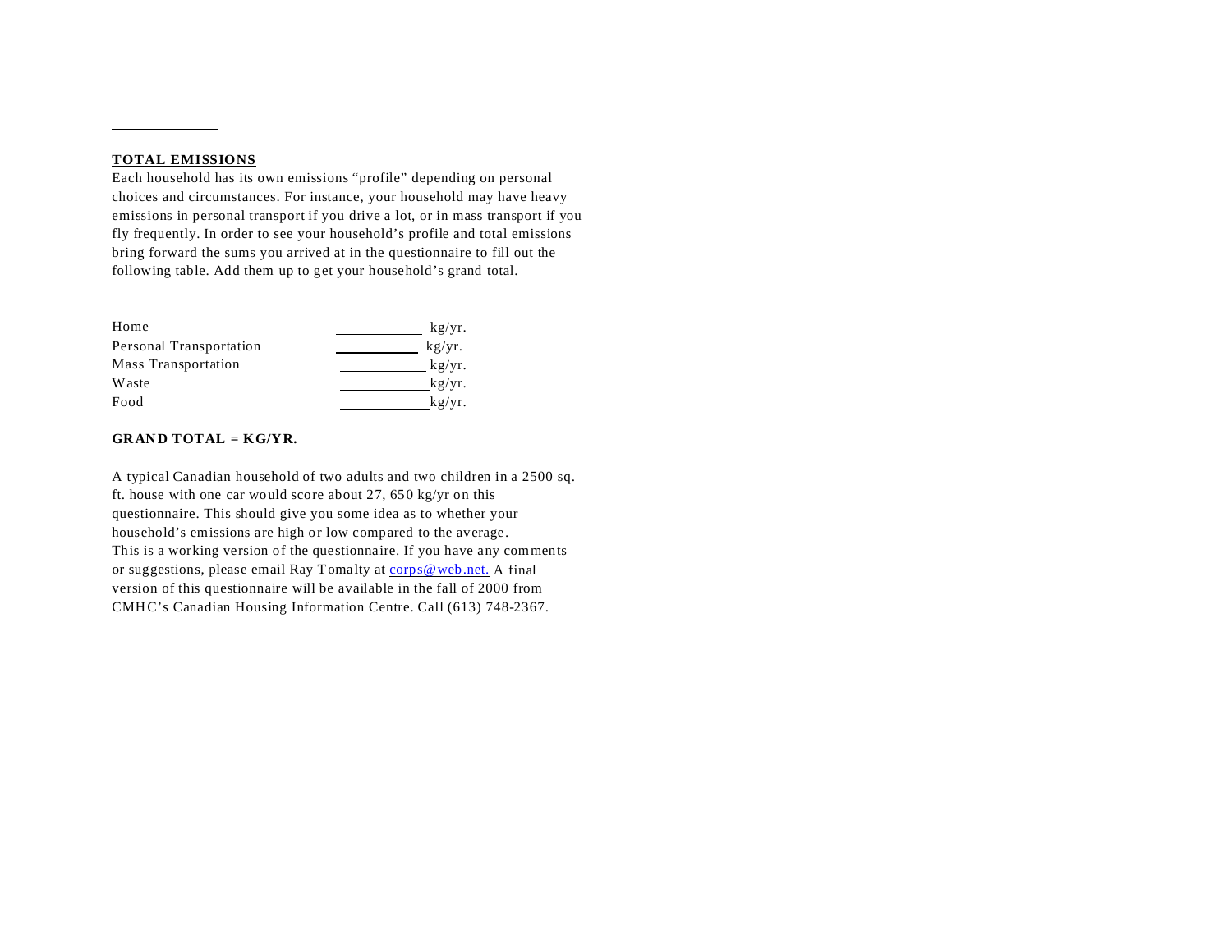**TOTAL EMISSIONS**

Each household has its own emissions "profile" depending on personal choices and circumstances. For instance, your household may have heavy emissions in personal transport if you drive a lot, or in mass transport if you fly frequently. In order to see your household's profile and total emissions bring forward the sums you arrived at in the questionnaire to fill out the following table. Add them up to get your household's grand total.

| | |
|---|---|
| Home | ___________ kg/yr. |
| Personal Transportation | ___________ kg/yr. |
| Mass Transportation | ___________ kg/yr. |
| Waste | ___________ kg/yr. |
| Food | ___________ kg/yr. |

**GRAND TOTAL = KG/YR.** ______________

A typical Canadian household of two adults and two children in a 2500 sq. ft. house with one car would score about 27, 650 kg/yr on this questionnaire. This should give you some idea as to whether your household's emissions are high or low compared to the average.

This is a working version of the questionnaire. If you have any comments or suggestions, please email Ray Tomalty at corps@web.net. A final version of this questionnaire will be available in the fall of 2000 from CMHC's Canadian Housing Information Centre. Call (613) 748-2367.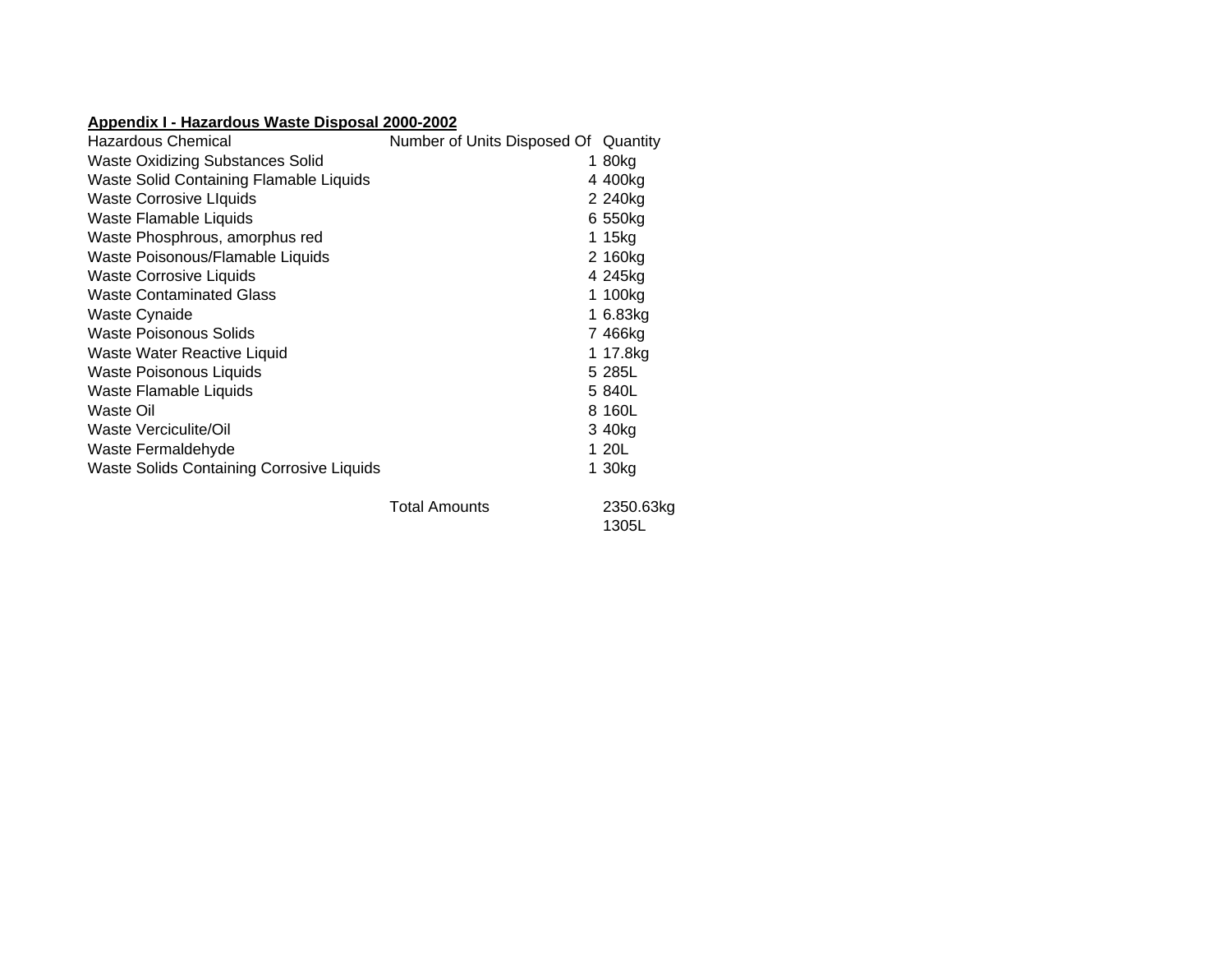**Appendix I - Hazardous Waste Disposal 2000-2002**

| Hazardous Chemical | Number of Units Disposed Of | Quantity |
|---|---|---|
| Waste Oxidizing Substances Solid | 1 | 80kg |
| Waste Solid Containing Flamable Liquids | 4 | 400kg |
| Waste Corrosive LIquids | 2 | 240kg |
| Waste Flamable Liquids | 6 | 550kg |
| Waste Phosphrous, amorphus red | 1 | 15kg |
| Waste Poisonous/Flamable Liquids | 2 | 160kg |
| Waste Corrosive Liquids | 4 | 245kg |
| Waste Contaminated Glass | 1 | 100kg |
| Waste Cynaide | 1 | 6.83kg |
| Waste Poisonous Solids | 7 | 466kg |
| Waste Water Reactive Liquid | 1 | 17.8kg |
| Waste Poisonous Liquids | 5 | 285L |
| Waste Flamable Liquids | 5 | 840L |
| Waste Oil | 8 | 160L |
| Waste Verciculite/Oil | 3 | 40kg |
| Waste Fermaldehyde | 1 | 20L |
| Waste Solids Containing Corrosive Liquids | 1 | 30kg |
| | Total Amounts | 2350.63kg |
| | | 1305L |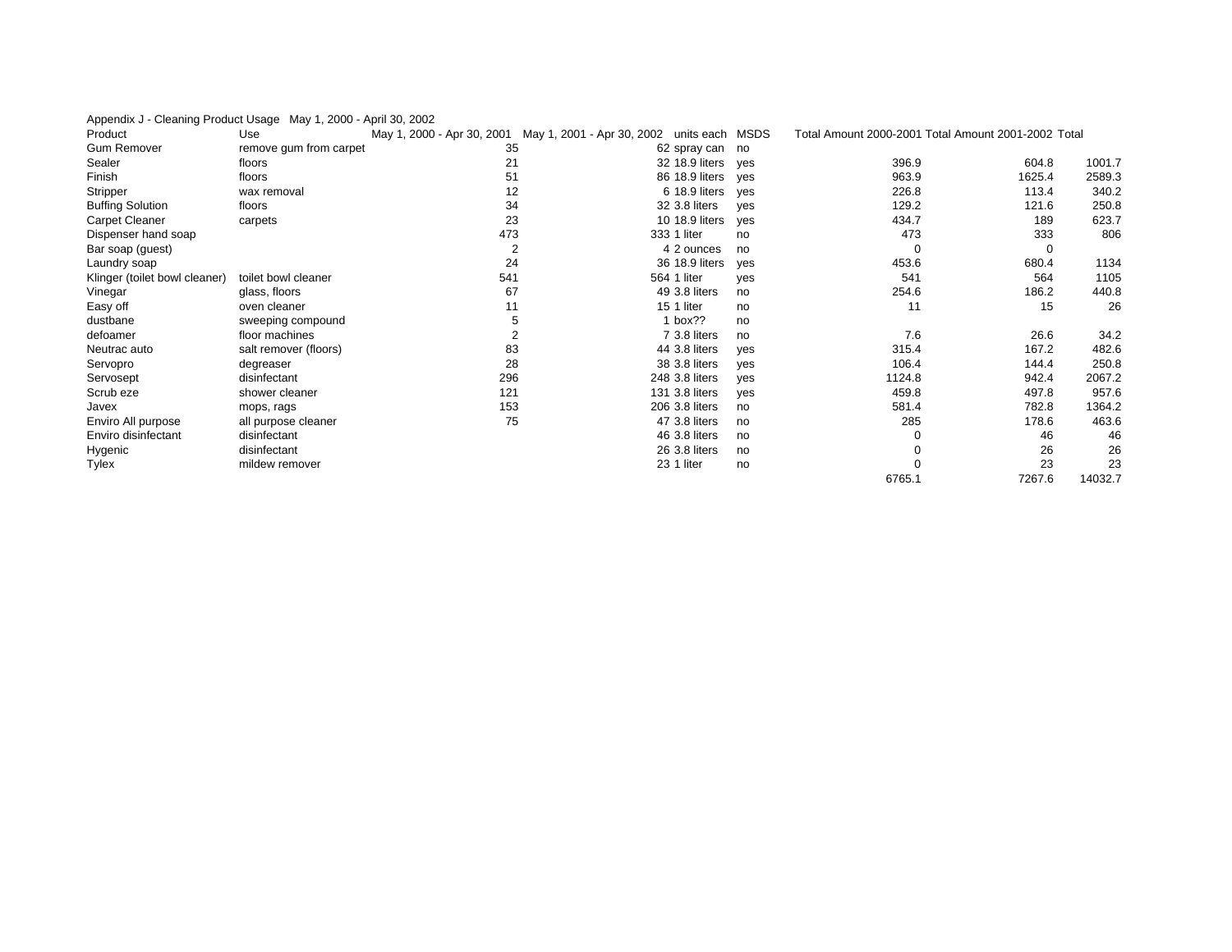Appendix J - Cleaning Product Usage May 1, 2000 - April 30, 2002

| Product | Use | May 1, 2000 - Apr 30, 2001 | May 1, 2001 - Apr 30, 2002 | units each | MSDS | Total Amount 2000-2001 | Total Amount 2001-2002 | Total |
|---|---|---|---|---|---|---|---|---|
| Gum Remover | remove gum from carpet | 35 | 62 | spray can | no | | | |
| Sealer | floors | 21 | 32 | 18.9 liters | yes | 396.9 | 604.8 | 1001.7 |
| Finish | floors | 51 | 86 | 18.9 liters | yes | 963.9 | 1625.4 | 2589.3 |
| Stripper | wax removal | 12 | 6 | 18.9 liters | yes | 226.8 | 113.4 | 340.2 |
| Buffing Solution | floors | 34 | 32 | 3.8 liters | yes | 129.2 | 121.6 | 250.8 |
| Carpet Cleaner | carpets | 23 | 10 | 18.9 liters | yes | 434.7 | 189 | 623.7 |
| Dispenser hand soap | | 473 | 333 | 1 liter | no | 473 | 333 | 806 |
| Bar soap (guest) | | 2 | 4 | 2 ounces | no | 0 | 0 | |
| Laundry soap | | 24 | 36 | 18.9 liters | yes | 453.6 | 680.4 | 1134 |
| Klinger (toilet bowl cleaner) | toilet bowl cleaner | 541 | 564 | 1 liter | yes | 541 | 564 | 1105 |
| Vinegar | glass, floors | 67 | 49 | 3.8 liters | no | 254.6 | 186.2 | 440.8 |
| Easy off | oven cleaner | 11 | 15 | 1 liter | no | 11 | 15 | 26 |
| dustbane | sweeping compound | 5 | 1 | box?? | no | | | |
| defoamer | floor machines | 2 | 7 | 3.8 liters | no | 7.6 | 26.6 | 34.2 |
| Neutrac auto | salt remover (floors) | 83 | 44 | 3.8 liters | yes | 315.4 | 167.2 | 482.6 |
| Servopro | degreaser | 28 | 38 | 3.8 liters | yes | 106.4 | 144.4 | 250.8 |
| Servosept | disinfectant | 296 | 248 | 3.8 liters | yes | 1124.8 | 942.4 | 2067.2 |
| Scrub eze | shower cleaner | 121 | 131 | 3.8 liters | yes | 459.8 | 497.8 | 957.6 |
| Javex | mops, rags | 153 | 206 | 3.8 liters | no | 581.4 | 782.8 | 1364.2 |
| Enviro All purpose | all purpose cleaner | 75 | 47 | 3.8 liters | no | 285 | 178.6 | 463.6 |
| Enviro disinfectant | disinfectant | | 46 | 3.8 liters | no | 0 | 46 | 46 |
| Hygenic | disinfectant | | 26 | 3.8 liters | no | 0 | 26 | 26 |
| Tylex | mildew remover | | 23 | 1 liter | no | 0 | 23 | 23 |
| | | | | | | 6765.1 | 7267.6 | 14032.7 |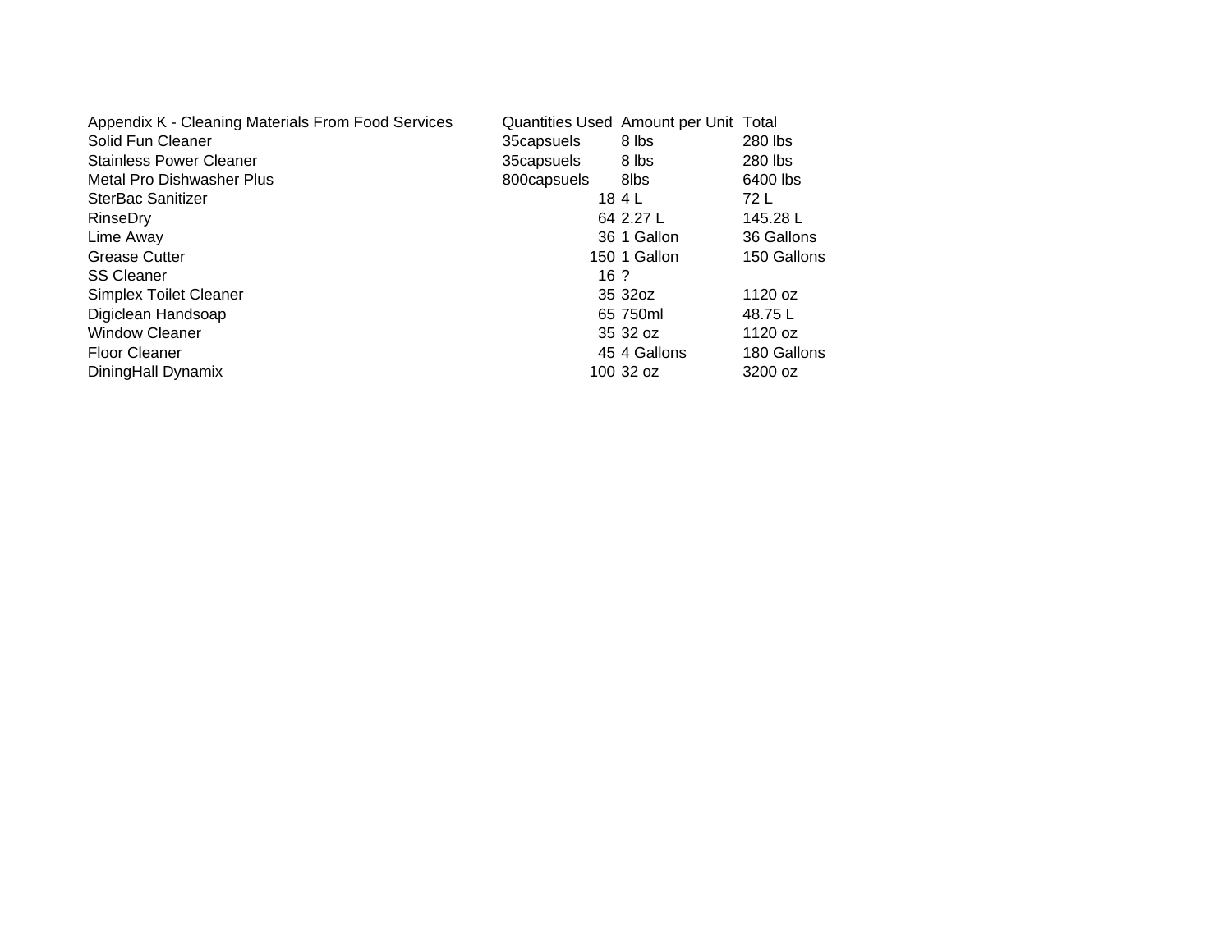| Appendix K - Cleaning Materials From Food Services | Quantities Used | Amount per Unit | Total |
|---|---|---|---|
| Solid Fun Cleaner | 35capsuels | 8 lbs | 280 lbs |
| Stainless Power Cleaner | 35capsuels | 8 lbs | 280 lbs |
| Metal Pro Dishwasher Plus | 800capsuels | 8lbs | 6400 lbs |
| SterBac Sanitizer | 18 | 4 L | 72 L |
| RinseDry | 64 | 2.27 L | 145.28 L |
| Lime Away | 36 | 1 Gallon | 36 Gallons |
| Grease Cutter | 150 | 1 Gallon | 150 Gallons |
| SS Cleaner | 16 | ? | |
| Simplex Toilet Cleaner | 35 | 32oz | 1120 oz |
| Digiclean Handsoap | 65 | 750ml | 48.75 L |
| Window Cleaner | 35 | 32 oz | 1120 oz |
| Floor Cleaner | 45 | 4 Gallons | 180 Gallons |
| DiningHall Dynamix | 100 | 32 oz | 3200 oz |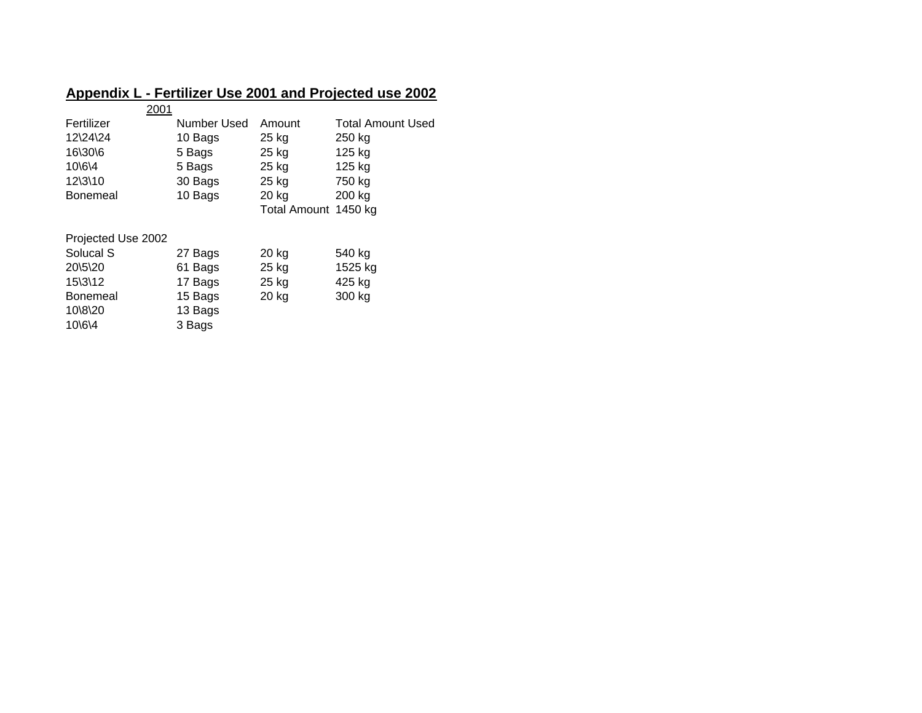## Appendix L - Fertilizer Use 2001 and Projected use 2002

2001

| Fertilizer | Number Used | Amount | Total Amount Used |
|---|---|---|---|
| 12\24\24 | 10 Bags | 25 kg | 250 kg |
| 16\30\6 | 5 Bags | 25 kg | 125 kg |
| 10\6\4 | 5 Bags | 25 kg | 125 kg |
| 12\3\10 | 30 Bags | 25 kg | 750 kg |
| Bonemeal | 10 Bags | 20 kg | 200 kg |
| | | Total Amount | 1450 kg |

Projected Use 2002

| Fertilizer | Number Used | Amount | Total Amount Used |
|---|---|---|---|
| Solucal S | 27 Bags | 20 kg | 540 kg |
| 20\5\20 | 61 Bags | 25 kg | 1525 kg |
| 15\3\12 | 17 Bags | 25 kg | 425 kg |
| Bonemeal | 15 Bags | 20 kg | 300 kg |
| 10\8\20 | 13 Bags | | |
| 10\6\4 | 3 Bags | | |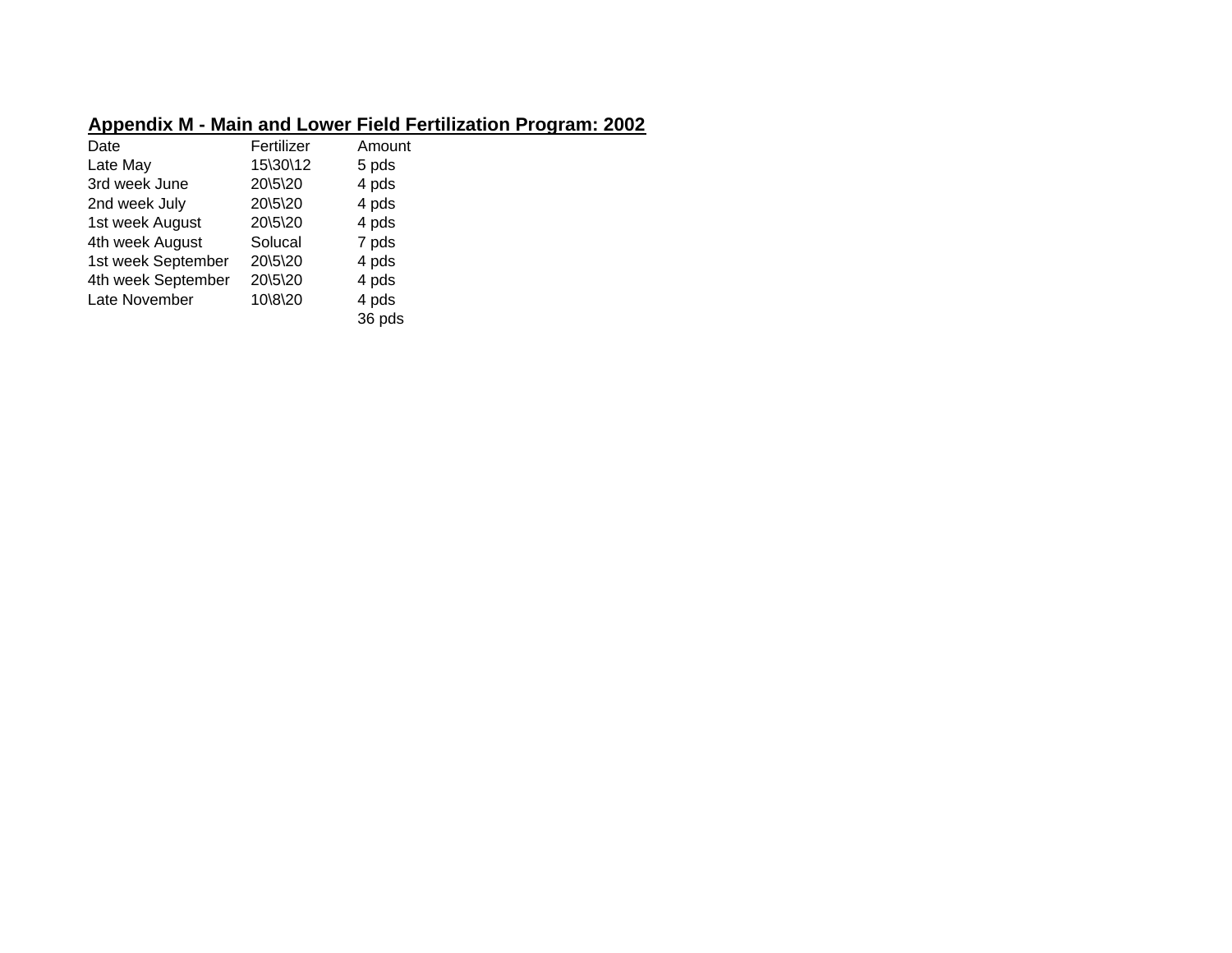**Appendix M - Main and Lower Field Fertilization Program: 2002**

| Date | Fertilizer | Amount |
|---|---|---|
| Late May | 15\30\12 | 5 pds |
| 3rd week June | 20\5\20 | 4 pds |
| 2nd week July | 20\5\20 | 4 pds |
| 1st week August | 20\5\20 | 4 pds |
| 4th week August | Solucal | 7 pds |
| 1st week September | 20\5\20 | 4 pds |
| 4th week September | 20\5\20 | 4 pds |
| Late November | 10\8\20 | 4 pds |
| | | 36 pds |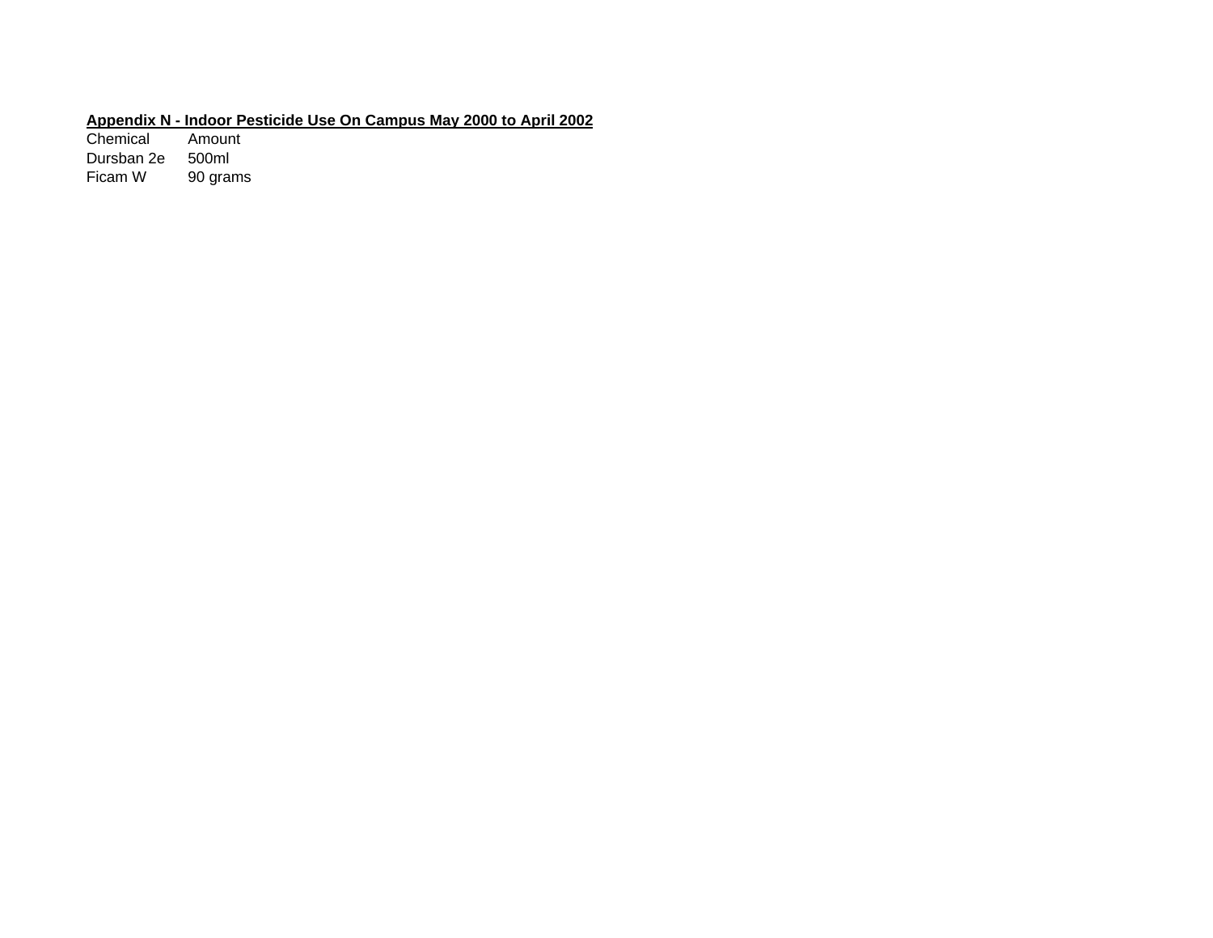**Appendix N - Indoor Pesticide Use On Campus May 2000 to April 2002**

| Chemical | Amount |
|---|---|
| Dursban 2e | 500ml |
| Ficam W | 90 grams |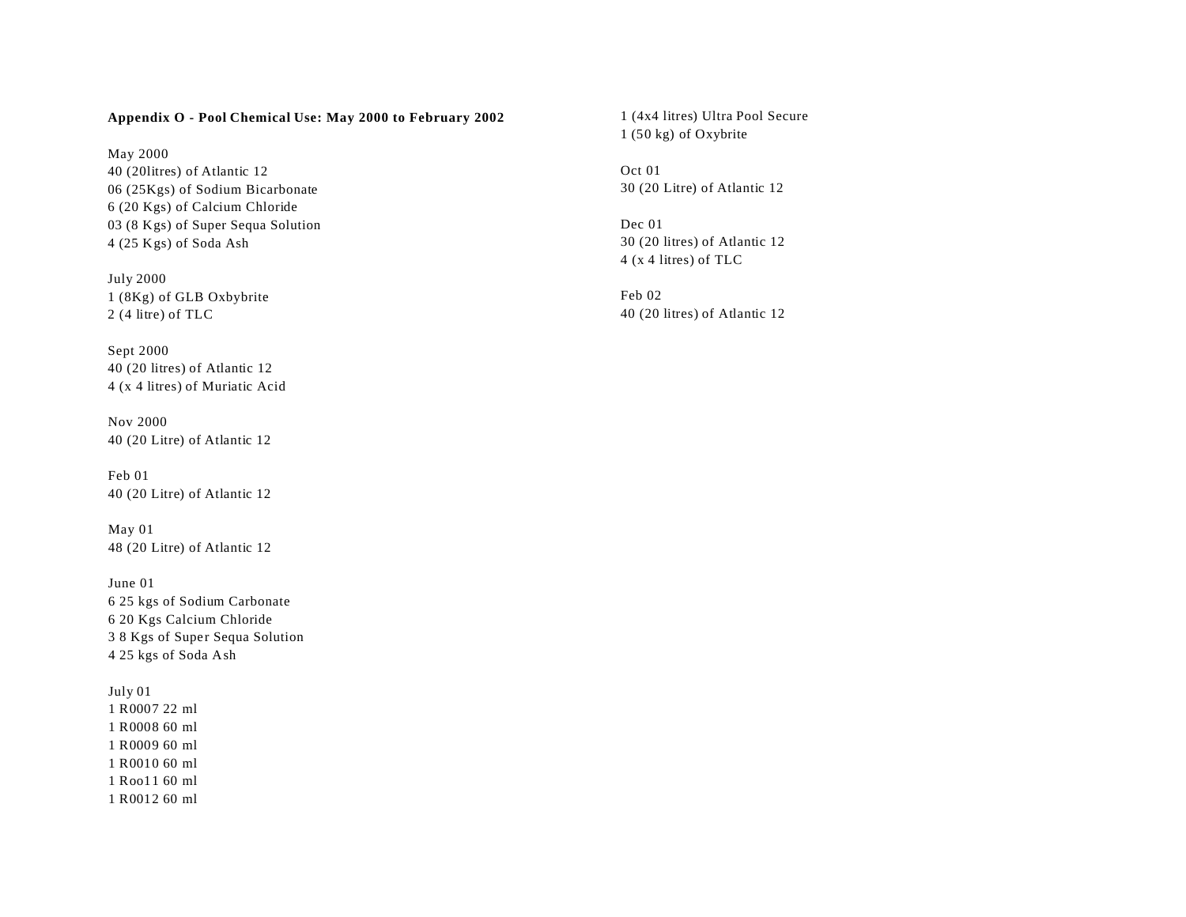**Appendix O - Pool Chemical Use: May 2000 to February 2002**

May 2000
40 (20litres) of Atlantic 12
06 (25Kgs) of Sodium Bicarbonate
6 (20 Kgs) of Calcium Chloride
03 (8 Kgs) of Super Sequa Solution
4 (25 Kgs) of Soda Ash

July 2000
1 (8Kg) of GLB Oxbybrite
2 (4 litre) of TLC

Sept 2000
40 (20 litres) of Atlantic 12
4 (x 4 litres) of Muriatic Acid

Nov 2000
40 (20 Litre) of Atlantic 12

Feb 01
40 (20 Litre) of Atlantic 12

May 01
48 (20 Litre) of Atlantic 12

June 01
6 25 kgs of Sodium Carbonate
6 20 Kgs Calcium Chloride
3 8 Kgs of Super Sequa Solution
4 25 kgs of Soda Ash

July 01
1 R0007 22 ml
1 R0008 60 ml
1 R0009 60 ml
1 R0010 60 ml
1 Roo11 60 ml
1 R0012 60 ml
1 (4x4 litres) Ultra Pool Secure
1 (50 kg) of Oxybrite

Oct 01
30 (20 Litre) of Atlantic 12

Dec 01
30 (20 litres) of Atlantic 12
4 (x 4 litres) of TLC

Feb 02
40 (20 litres) of Atlantic 12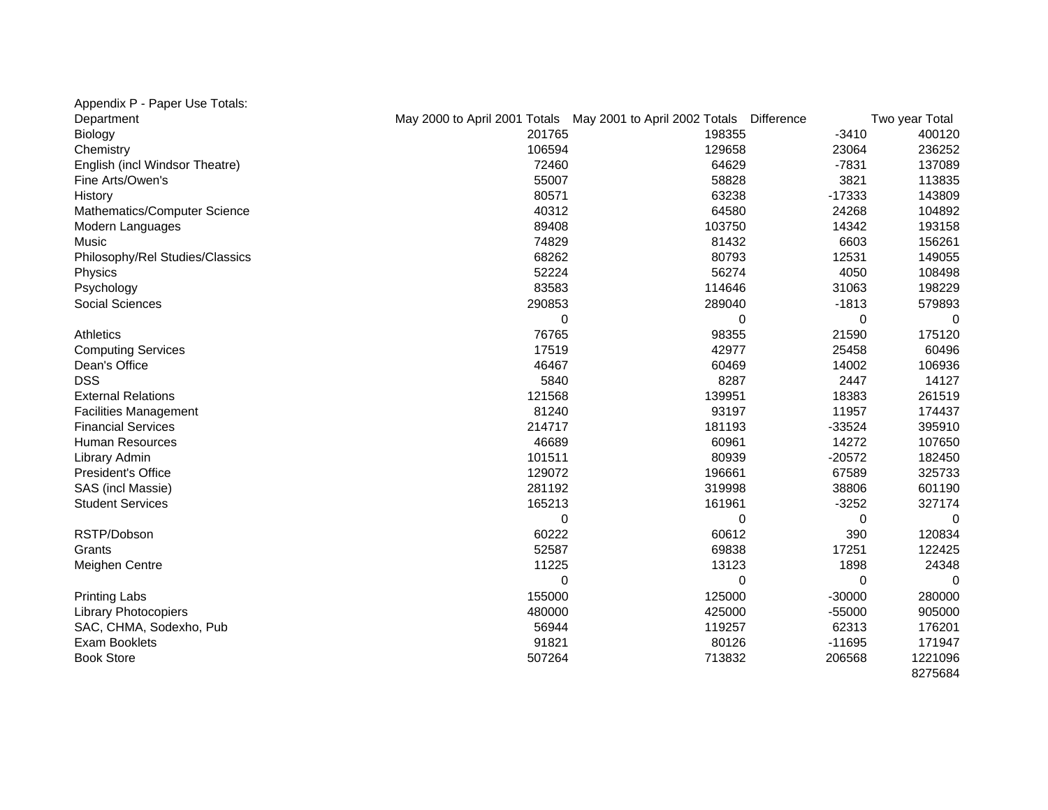Appendix P - Paper Use Totals:

| Department | May 2000 to April 2001 Totals | May 2001 to April 2002 Totals | Difference | Two year Total |
|---|---|---|---|---|
| Biology | 201765 | 198355 | -3410 | 400120 |
| Chemistry | 106594 | 129658 | 23064 | 236252 |
| English (incl Windsor Theatre) | 72460 | 64629 | -7831 | 137089 |
| Fine Arts/Owen's | 55007 | 58828 | 3821 | 113835 |
| History | 80571 | 63238 | -17333 | 143809 |
| Mathematics/Computer Science | 40312 | 64580 | 24268 | 104892 |
| Modern Languages | 89408 | 103750 | 14342 | 193158 |
| Music | 74829 | 81432 | 6603 | 156261 |
| Philosophy/Rel Studies/Classics | 68262 | 80793 | 12531 | 149055 |
| Physics | 52224 | 56274 | 4050 | 108498 |
| Psychology | 83583 | 114646 | 31063 | 198229 |
| Social Sciences | 290853 | 289040 | -1813 | 579893 |
| | 0 | 0 | 0 | 0 |
| Athletics | 76765 | 98355 | 21590 | 175120 |
| Computing Services | 17519 | 42977 | 25458 | 60496 |
| Dean's Office | 46467 | 60469 | 14002 | 106936 |
| DSS | 5840 | 8287 | 2447 | 14127 |
| External Relations | 121568 | 139951 | 18383 | 261519 |
| Facilities Management | 81240 | 93197 | 11957 | 174437 |
| Financial Services | 214717 | 181193 | -33524 | 395910 |
| Human Resources | 46689 | 60961 | 14272 | 107650 |
| Library Admin | 101511 | 80939 | -20572 | 182450 |
| President's Office | 129072 | 196661 | 67589 | 325733 |
| SAS (incl Massie) | 281192 | 319998 | 38806 | 601190 |
| Student Services | 165213 | 161961 | -3252 | 327174 |
| | 0 | 0 | 0 | 0 |
| RSTP/Dobson | 60222 | 60612 | 390 | 120834 |
| Grants | 52587 | 69838 | 17251 | 122425 |
| Meighen Centre | 11225 | 13123 | 1898 | 24348 |
| | 0 | 0 | 0 | 0 |
| Printing Labs | 155000 | 125000 | -30000 | 280000 |
| Library Photocopiers | 480000 | 425000 | -55000 | 905000 |
| SAC, CHMA, Sodexho, Pub | 56944 | 119257 | 62313 | 176201 |
| Exam Booklets | 91821 | 80126 | -11695 | 171947 |
| Book Store | 507264 | 713832 | 206568 | 1221096 |
| | | | | 8275684 |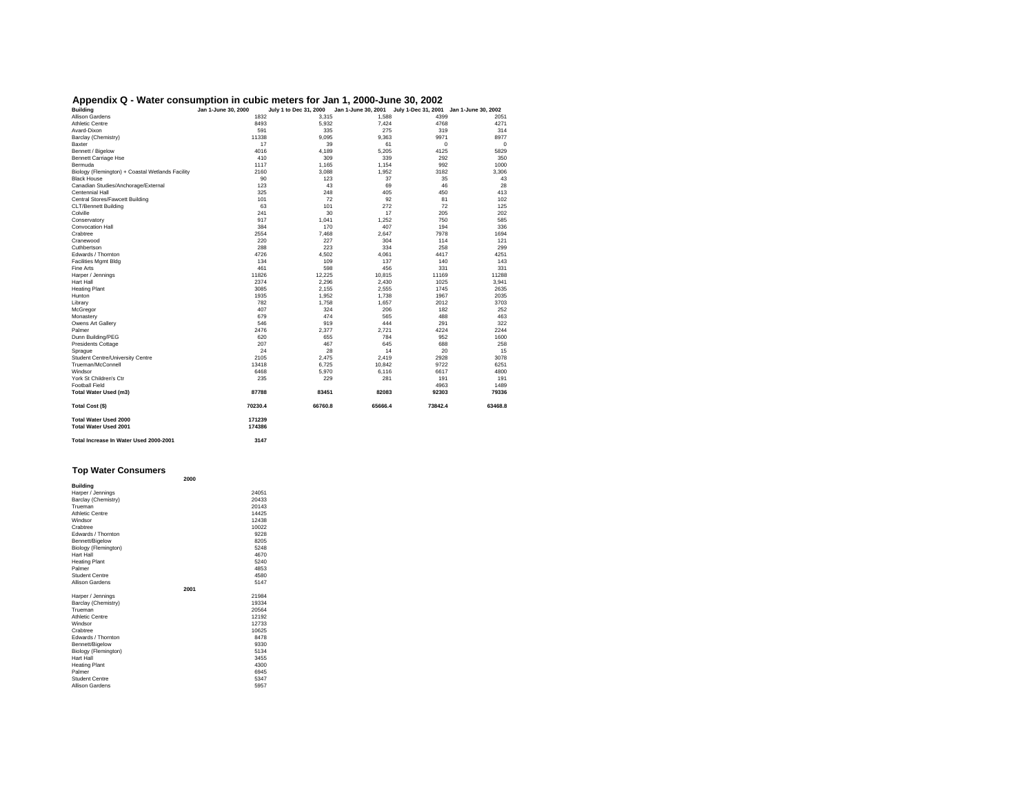## Appendix Q - Water consumption in cubic meters for Jan 1, 2000-June 30, 2002

| Building | Jan 1-June 30, 2000 | July 1 to Dec 31, 2000 | Jan 1-June 30, 2001 | July 1-Dec 31, 2001 | Jan 1-June 30, 2002 |
|---|---|---|---|---|---|
| Allison Gardens | 1832 | 3,315 | 1,588 | 4399 | 2051 |
| Athletic Centre | 8493 | 5,932 | 7,424 | 4768 | 4271 |
| Avard-Dixon | 591 | 335 | 275 | 319 | 314 |
| Barclay (Chemistry) | 11338 | 9,095 | 9,363 | 9971 | 8977 |
| Baxter | 17 | 39 | 61 | 0 | 0 |
| Bennett / Bigelow | 4016 | 4,189 | 5,205 | 4125 | 5829 |
| Bennett Carriage Hse | 410 | 309 | 339 | 292 | 350 |
| Bermuda | 1117 | 1,165 | 1,154 | 992 | 1000 |
| Biology (Flemington) + Coastal Wetlands Facility | 2160 | 3,088 | 1,952 | 3182 | 3,306 |
| Black House | 90 | 123 | 37 | 35 | 43 |
| Canadian Studies/Anchorage/External | 123 | 43 | 69 | 46 | 28 |
| Centennial Hall | 325 | 248 | 405 | 450 | 413 |
| Central Stores/Fawcett Building | 101 | 72 | 92 | 81 | 102 |
| CLT/Bennett Building | 63 | 101 | 272 | 72 | 125 |
| Colville | 241 | 30 | 17 | 205 | 202 |
| Conservatory | 917 | 1,041 | 1,252 | 750 | 585 |
| Convocation Hall | 384 | 170 | 407 | 194 | 336 |
| Crabtree | 2554 | 7,468 | 2,647 | 7978 | 1694 |
| Cranewood | 220 | 227 | 304 | 114 | 121 |
| Cuthbertson | 288 | 223 | 334 | 258 | 299 |
| Edwards / Thornton | 4726 | 4,502 | 4,061 | 4417 | 4251 |
| Facilities Mgmt Bldg | 134 | 109 | 137 | 140 | 143 |
| Fine Arts | 461 | 598 | 456 | 331 | 331 |
| Harper / Jennings | 11826 | 12,225 | 10,815 | 11169 | 11288 |
| Hart Hall | 2374 | 2,296 | 2,430 | 1025 | 3,941 |
| Heating Plant | 3085 | 2,155 | 2,555 | 1745 | 2635 |
| Hunton | 1935 | 1,952 | 1,738 | 1967 | 2035 |
| Library | 782 | 1,758 | 1,657 | 2012 | 3703 |
| McGregor | 407 | 324 | 206 | 182 | 252 |
| Monastery | 679 | 474 | 585 | 488 | 463 |
| Owens Art Gallery | 546 | 919 | 444 | 291 | 322 |
| Palmer | 2476 | 2,377 | 2,721 | 4224 | 2244 |
| Dunn Building/PEG | 620 | 655 | 784 | 952 | 1600 |
| Presidents Cottage | 207 | 467 | 645 | 688 | 258 |
| Sprague | 24 | 28 | 14 | 20 | 15 |
| Student Centre/University Centre | 2105 | 2,475 | 2,419 | 2928 | 3078 |
| Trueman/McConnell | 13418 | 6,725 | 10,842 | 9722 | 6251 |
| Windsor | 6468 | 5,970 | 6,116 | 6617 | 4800 |
| York St Children's Ctr | 235 | 229 | 281 | 191 | 191 |
| Football Field | | | | 4963 | 1489 |
| **Total Water Used (m3)** | **87788** | **83451** | **82083** | **92303** | **79336** |
| **Total Cost ($)** | **70230.4** | **66760.8** | **65666.4** | **73842.4** | **63468.8** |

**Total Water Used 2000** 171239
**Total Water Used 2001** 174386

**Total Increase In Water Used 2000-2001** 3147

## Top Water Consumers

| Building | |
|---|---|
| **2000** | |
| Harper / Jennings | 24051 |
| Barclay (Chemistry) | 20433 |
| Trueman | 20143 |
| Athletic Centre | 14425 |
| Windsor | 12438 |
| Crabtree | 10022 |
| Edwards / Thornton | 9228 |
| Bennett/Bigelow | 8205 |
| Biology (Flemington) | 5248 |
| Hart Hall | 4670 |
| Heating Plant | 5240 |
| Palmer | 4853 |
| Student Centre | 4580 |
| Allison Gardens | 5147 |
| **2001** | |
| Harper / Jennings | 21984 |
| Barclay (Chemistry) | 19334 |
| Trueman | 20564 |
| Athletic Centre | 12192 |
| Windsor | 12733 |
| Crabtree | 10625 |
| Edwards / Thornton | 8478 |
| Bennett/Bigelow | 9330 |
| Biology (Flemington) | 5134 |
| Hart Hall | 3455 |
| Heating Plant | 4300 |
| Palmer | 6945 |
| Student Centre | 5347 |
| Allison Gardens | 5957 |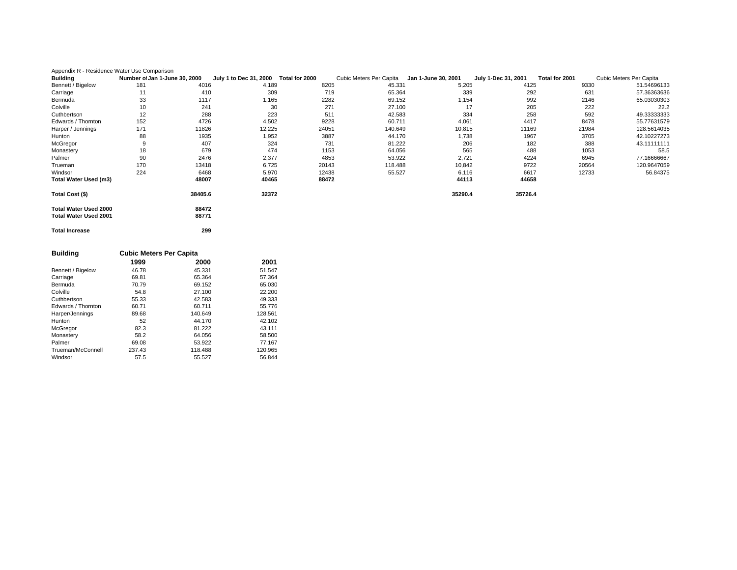Appendix R - Residence Water Use Comparison

| Building | Number of | Jan 1-June 30, 2000 | July 1 to Dec 31, 2000 | Total for 2000 | Cubic Meters Per Capita | Jan 1-June 30, 2001 | July 1-Dec 31, 2001 | Total for 2001 | Cubic Meters Per Capita |
|---|---|---|---|---|---|---|---|---|---|
| Bennett / Bigelow | 181 | 4016 | 4,189 | 8205 | 45.331 | 5,205 | 4125 | 9330 | 51.54696133 |
| Carriage | 11 | 410 | 309 | 719 | 65.364 | 339 | 292 | 631 | 57.36363636 |
| Bermuda | 33 | 1117 | 1,165 | 2282 | 69.152 | 1,154 | 992 | 2146 | 65.03030303 |
| Colville | 10 | 241 | 30 | 271 | 27.100 | 17 | 205 | 222 | 22.2 |
| Cuthbertson | 12 | 288 | 223 | 511 | 42.583 | 334 | 258 | 592 | 49.33333333 |
| Edwards / Thornton | 152 | 4726 | 4,502 | 9228 | 60.711 | 4,061 | 4417 | 8478 | 55.77631579 |
| Harper / Jennings | 171 | 11826 | 12,225 | 24051 | 140.649 | 10,815 | 11169 | 21984 | 128.5614035 |
| Hunton | 88 | 1935 | 1,952 | 3887 | 44.170 | 1,738 | 1967 | 3705 | 42.10227273 |
| McGregor | 9 | 407 | 324 | 731 | 81.222 | 206 | 182 | 388 | 43.11111111 |
| Monastery | 18 | 679 | 474 | 1153 | 64.056 | 565 | 488 | 1053 | 58.5 |
| Palmer | 90 | 2476 | 2,377 | 4853 | 53.922 | 2,721 | 4224 | 6945 | 77.16666667 |
| Trueman | 170 | 13418 | 6,725 | 20143 | 118.488 | 10,842 | 9722 | 20564 | 120.9647059 |
| Windsor | 224 | 6468 | 5,970 | 12438 | 55.527 | 6,116 | 6617 | 12733 | 56.84375 |
| **Total Water Used (m3)** | | **48007** | **40465** | **88472** | | **44113** | **44658** | | |
| **Total Cost ($)** | | **38405.6** | **32372** | | | **35290.4** | **35726.4** | | |

**Total Water Used 2000** **88472**
**Total Water Used 2001** **88771**

**Total Increase** **299**

| Building | Cubic Meters Per Capita | | |
|---|---|---|---|
| | **1999** | **2000** | **2001** |
| Bennett / Bigelow | 46.78 | 45.331 | 51.547 |
| Carriage | 69.81 | 65.364 | 57.364 |
| Bermuda | 70.79 | 69.152 | 65.030 |
| Colville | 54.8 | 27.100 | 22.200 |
| Cuthbertson | 55.33 | 42.583 | 49.333 |
| Edwards / Thornton | 60.71 | 60.711 | 55.776 |
| Harper/Jennings | 89.68 | 140.649 | 128.561 |
| Hunton | 52 | 44.170 | 42.102 |
| McGregor | 82.3 | 81.222 | 43.111 |
| Monastery | 58.2 | 64.056 | 58.500 |
| Palmer | 69.08 | 53.922 | 77.167 |
| Trueman/McConnell | 237.43 | 118.488 | 120.965 |
| Windsor | 57.5 | 55.527 | 56.844 |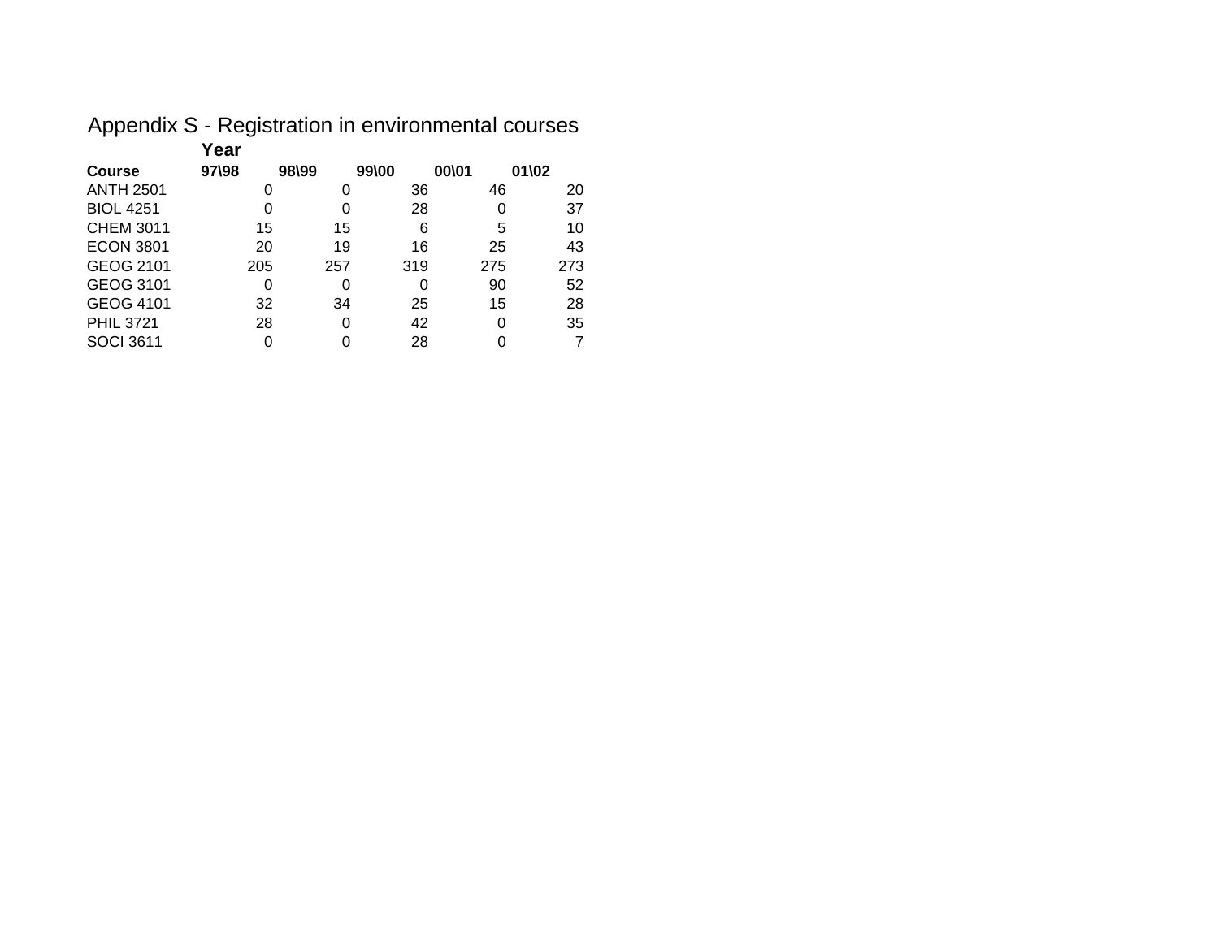# Appendix S - Registration in environmental courses

| | Year | | | | |
|---|---|---|---|---|---|
| **Course** | **97\98** | **98\99** | **99\00** | **00\01** | **01\02** |
| ANTH 2501 | 0 | 0 | 36 | 46 | 20 |
| BIOL 4251 | 0 | 0 | 28 | 0 | 37 |
| CHEM 3011 | 15 | 15 | 6 | 5 | 10 |
| ECON 3801 | 20 | 19 | 16 | 25 | 43 |
| GEOG 2101 | 205 | 257 | 319 | 275 | 273 |
| GEOG 3101 | 0 | 0 | 0 | 90 | 52 |
| GEOG 4101 | 32 | 34 | 25 | 15 | 28 |
| PHIL 3721 | 28 | 0 | 42 | 0 | 35 |
| SOCI 3611 | 0 | 0 | 28 | 0 | 7 |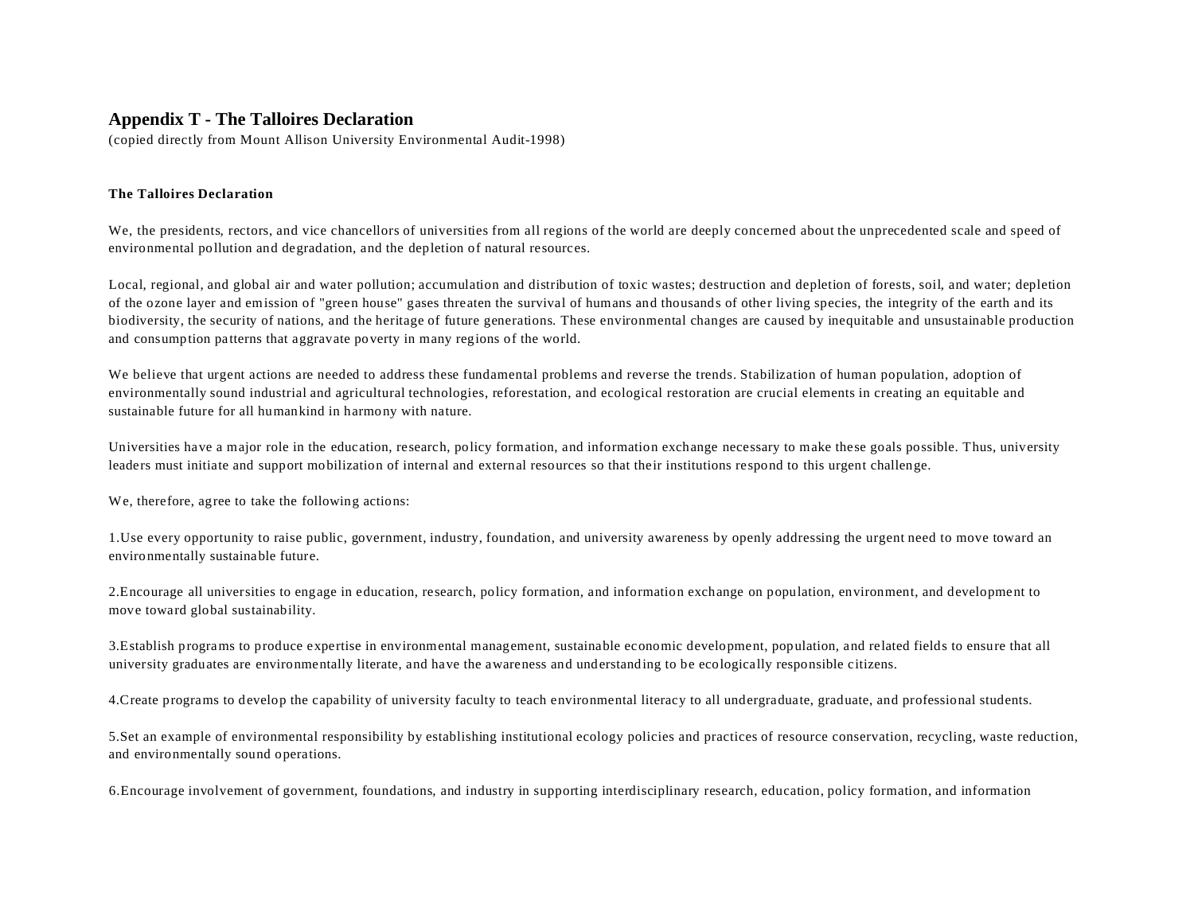## Appendix T - The Talloires Declaration

(copied directly from Mount Allison University Environmental Audit-1998)

**The Talloires Declaration**

We, the presidents, rectors, and vice chancellors of universities from all regions of the world are deeply concerned about the unprecedented scale and speed of environmental pollution and degradation, and the depletion of natural resources.

Local, regional, and global air and water pollution; accumulation and distribution of toxic wastes; destruction and depletion of forests, soil, and water; depletion of the ozone layer and emission of "green house" gases threaten the survival of humans and thousands of other living species, the integrity of the earth and its biodiversity, the security of nations, and the heritage of future generations. These environmental changes are caused by inequitable and unsustainable production and consumption patterns that aggravate poverty in many regions of the world.

We believe that urgent actions are needed to address these fundamental problems and reverse the trends. Stabilization of human population, adoption of environmentally sound industrial and agricultural technologies, reforestation, and ecological restoration are crucial elements in creating an equitable and sustainable future for all humankind in harmony with nature.

Universities have a major role in the education, research, policy formation, and information exchange necessary to make these goals possible. Thus, university leaders must initiate and support mobilization of internal and external resources so that their institutions respond to this urgent challenge.

We, therefore, agree to take the following actions:

1.Use every opportunity to raise public, government, industry, foundation, and university awareness by openly addressing the urgent need to move toward an environmentally sustainable future.

2.Encourage all universities to engage in education, research, policy formation, and information exchange on population, environment, and development to move toward global sustainability.

3.Establish programs to produce expertise in environmental management, sustainable economic development, population, and related fields to ensure that all university graduates are environmentally literate, and have the awareness and understanding to be ecologically responsible citizens.

4.Create programs to develop the capability of university faculty to teach environmental literacy to all undergraduate, graduate, and professional students.

5.Set an example of environmental responsibility by establishing institutional ecology policies and practices of resource conservation, recycling, waste reduction, and environmentally sound operations.

6.Encourage involvement of government, foundations, and industry in supporting interdisciplinary research, education, policy formation, and information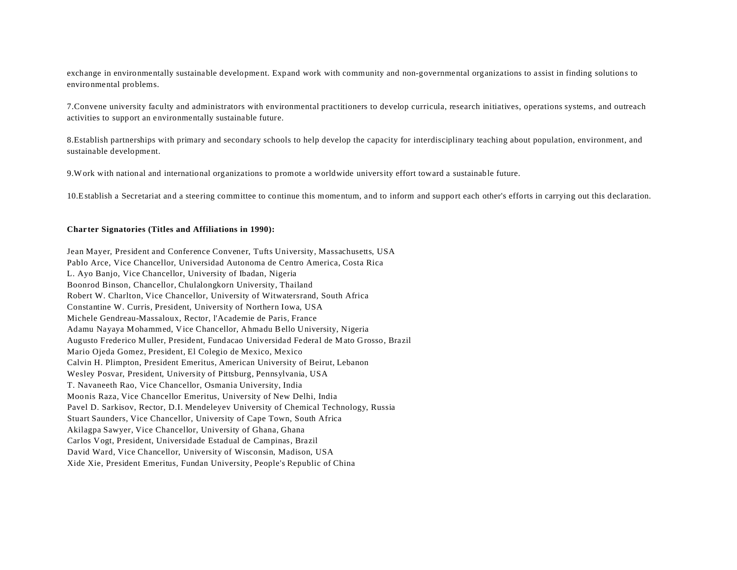exchange in environmentally sustainable development. Expand work with community and non-governmental organizations to assist in finding solutions to environmental problems.

7.Convene university faculty and administrators with environmental practitioners to develop curricula, research initiatives, operations systems, and outreach activities to support an environmentally sustainable future.

8.Establish partnerships with primary and secondary schools to help develop the capacity for interdisciplinary teaching about population, environment, and sustainable development.

9.Work with national and international organizations to promote a worldwide university effort toward a sustainable future.

10.Establish a Secretariat and a steering committee to continue this momentum, and to inform and support each other's efforts in carrying out this declaration.

**Charter Signatories (Titles and Affiliations in 1990):**

Jean Mayer, President and Conference Convener, Tufts University, Massachusetts, USA
Pablo Arce, Vice Chancellor, Universidad Autonoma de Centro America, Costa Rica
L. Ayo Banjo, Vice Chancellor, University of Ibadan, Nigeria
Boonrod Binson, Chancellor, Chulalongkorn University, Thailand
Robert W. Charlton, Vice Chancellor, University of Witwatersrand, South Africa
Constantine W. Curris, President, University of Northern Iowa, USA
Michele Gendreau-Massaloux, Rector, l'Academie de Paris, France
Adamu Nayaya Mohammed, Vice Chancellor, Ahmadu Bello University, Nigeria
Augusto Frederico Muller, President, Fundacao Universidad Federal de Mato Grosso, Brazil
Mario Ojeda Gomez, President, El Colegio de Mexico, Mexico
Calvin H. Plimpton, President Emeritus, American University of Beirut, Lebanon
Wesley Posvar, President, University of Pittsburg, Pennsylvania, USA
T. Navaneeth Rao, Vice Chancellor, Osmania University, India
Moonis Raza, Vice Chancellor Emeritus, University of New Delhi, India
Pavel D. Sarkisov, Rector, D.I. Mendeleyev University of Chemical Technology, Russia
Stuart Saunders, Vice Chancellor, University of Cape Town, South Africa
Akilagpa Sawyer, Vice Chancellor, University of Ghana, Ghana
Carlos Vogt, President, Universidade Estadual de Campinas, Brazil
David Ward, Vice Chancellor, University of Wisconsin, Madison, USA
Xide Xie, President Emeritus, Fundan University, People's Republic of China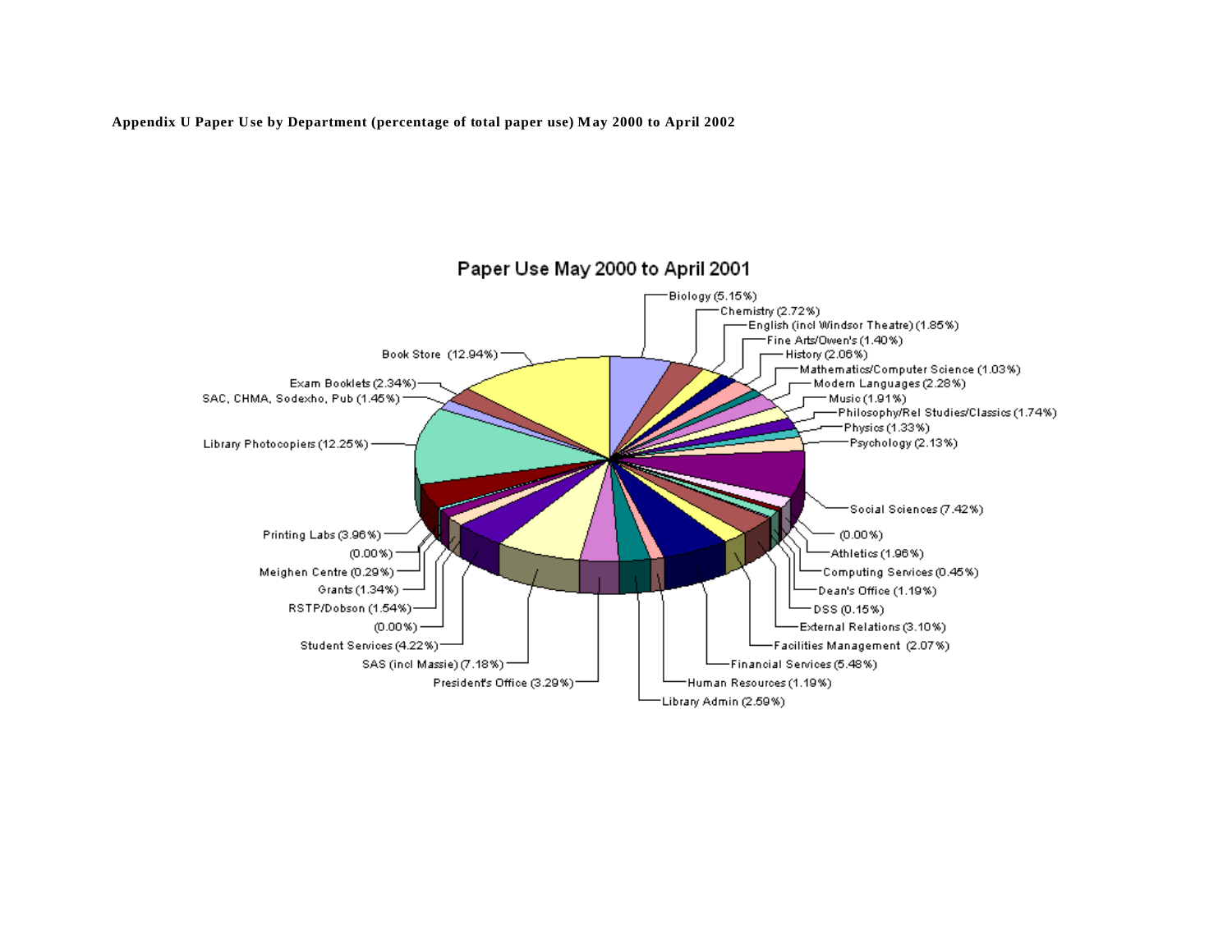**Appendix U Paper Use by Department (percentage of total paper use) May 2000 to April 2002**

## Paper Use May 2000 to April 2001

- Biology (5.15%)
- Chemistry (2.72%)
- English (incl Windsor Theatre) (1.85%)
- Fine Arts/Owen's (1.40%)
- History (2.06%)
- Mathematics/Computer Science (1.03%)
- Modern Languages (2.28%)
- Music (1.91%)
- Philosophy/Rel Studies/Classics (1.74%)
- Physics (1.33%)
- Psychology (2.13%)
- Social Sciences (7.42%)
- (0.00%)
- Athletics (1.96%)
- Computing Services (0.45%)
- Dean's Office (1.19%)
- DSS (0.15%)
- External Relations (3.10%)
- Facilities Management (2.07%)
- Financial Services (5.48%)
- Human Resources (1.19%)
- Library Admin (2.59%)
- President's Office (3.29%)
- SAS (incl Massie) (7.18%)
- Student Services (4.22%)
- (0.00%)
- RSTP/Dobson (1.54%)
- Grants (1.34%)
- Meighen Centre (0.29%)
- (0.00%)
- Printing Labs (3.96%)
- Library Photocopiers (12.25%)
- SAC, CHMA, Sodexho, Pub (1.45%)
- Exam Booklets (2.34%)
- Book Store (12.94%)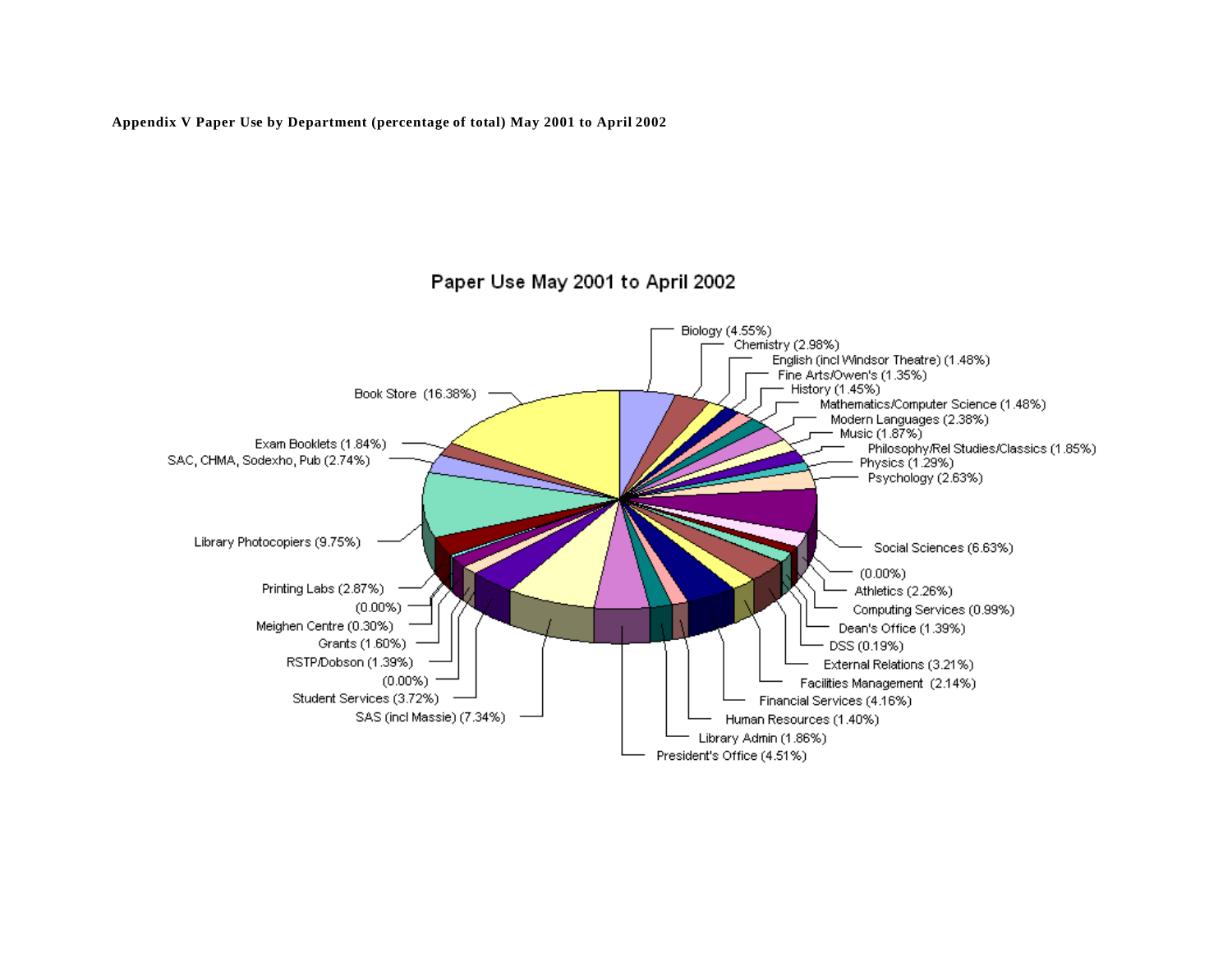**Appendix V Paper Use by Department (percentage of total) May 2001 to April 2002**

Paper Use May 2001 to April 2002

- Biology (4.55%)
- Chemistry (2.98%)
- English (incl Windsor Theatre) (1.48%)
- Fine Arts/Owen's (1.35%)
- History (1.45%)
- Mathematics/Computer Science (1.48%)
- Modern Languages (2.38%)
- Music (1.87%)
- Philosophy/Rel Studies/Classics (1.85%)
- Physics (1.29%)
- Psychology (2.63%)
- Social Sciences (6.63%)
- (0.00%)
- Athletics (2.26%)
- Computing Services (0.99%)
- Dean's Office (1.39%)
- DSS (0.19%)
- External Relations (3.21%)
- Facilities Management (2.14%)
- Financial Services (4.16%)
- Human Resources (1.40%)
- Library Admin (1.86%)
- President's Office (4.51%)
- SAS (incl Massie) (7.34%)
- Student Services (3.72%)
- (0.00%)
- RSTP/Dobson (1.39%)
- Grants (1.60%)
- Meighen Centre (0.30%)
- (0.00%)
- Printing Labs (2.87%)
- Library Photocopiers (9.75%)
- SAC, CHMA, Sodexho, Pub (2.74%)
- Exam Booklets (1.84%)
- Book Store (16.38%)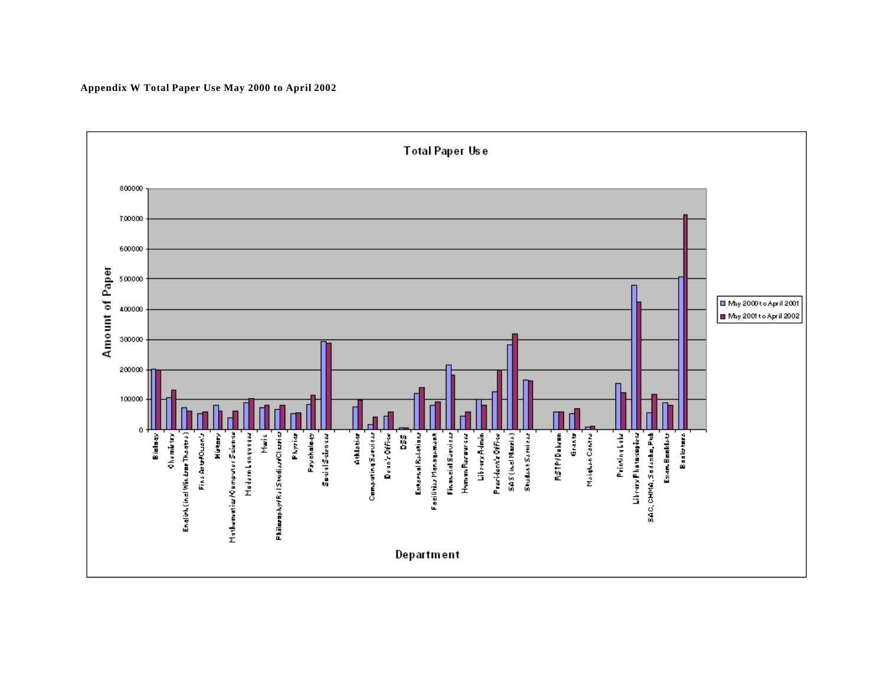**Appendix W Total Paper Use May 2000 to April 2002**

Total Paper Use

Amount of Paper

800000
700000
600000
500000
400000
300000
200000
100000
0

Biology
Chemistry
English (incl Windsor Theatre)
Fine Arts/Owen's
History
Mathematics/Computer Science
Modern Languages
Music
Philosophy/Rel Studies/Classics
Physics
Psychology
Social Science
Athletics
Computing Services
Dean's Office
DSS
External Relations
Facilities Management
Financial Services
Human Resources
Library Admin
President's Office
SAS (incl Meals)
Student Services
RSTP/Dobson
Grants
Meighen Centre
Printing Labs
Library Photocopiers
SAC, CHMA, Sodasha, Pub
Exam Booklets
Bookstore

Department

May 2000 to April 2001
May 2001 to April 2002